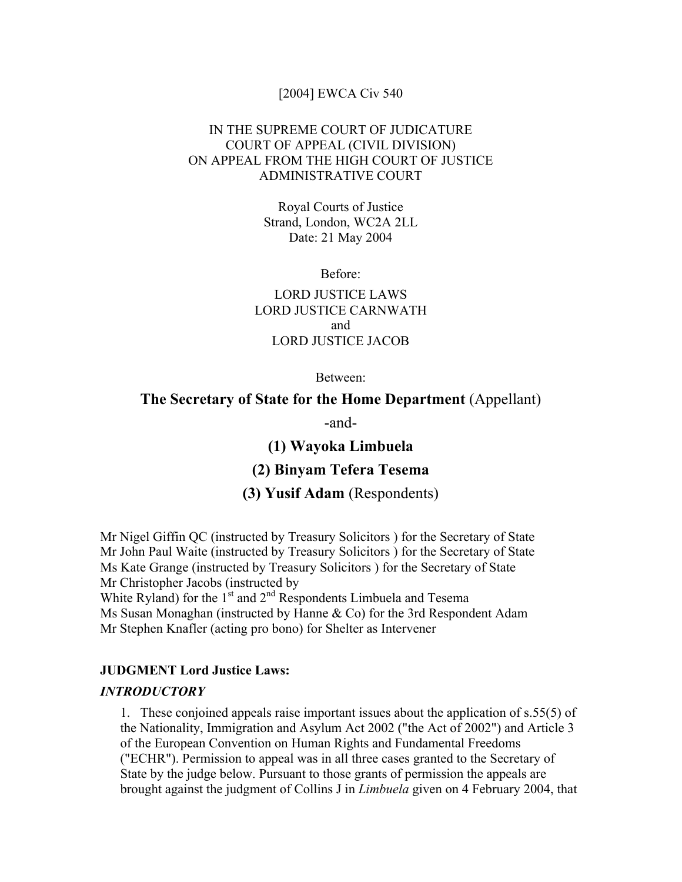[2004] EWCA Civ 540

IN THE SUPREME COURT OF JUDICATURE
COURT OF APPEAL (CIVIL DIVISION)
ON APPEAL FROM THE HIGH COURT OF JUSTICE
ADMINISTRATIVE COURT

Royal Courts of Justice
Strand, London, WC2A 2LL
Date: 21 May 2004

Before:

LORD JUSTICE LAWS
LORD JUSTICE CARNWATH
and
LORD JUSTICE JACOB

Between:

**The Secretary of State for the Home Department** (Appellant)

-and-

**(1) Wayoka Limbuela**

**(2) Binyam Tefera Tesema**

**(3) Yusif Adam** (Respondents)

Mr Nigel Giffin QC (instructed by Treasury Solicitors ) for the Secretary of State
Mr John Paul Waite (instructed by Treasury Solicitors ) for the Secretary of State
Ms Kate Grange (instructed by Treasury Solicitors ) for the Secretary of State
Mr Christopher Jacobs (instructed by
White Ryland) for the 1st and 2nd Respondents Limbuela and Tesema
Ms Susan Monaghan (instructed by Hanne & Co) for the 3rd Respondent Adam
Mr Stephen Knafler (acting pro bono) for Shelter as Intervener

**JUDGMENT Lord Justice Laws:**

***INTRODUCTORY***

1. These conjoined appeals raise important issues about the application of s.55(5) of the Nationality, Immigration and Asylum Act 2002 ("the Act of 2002") and Article 3 of the European Convention on Human Rights and Fundamental Freedoms ("ECHR"). Permission to appeal was in all three cases granted to the Secretary of State by the judge below. Pursuant to those grants of permission the appeals are brought against the judgment of Collins J in *Limbuela* given on 4 February 2004, that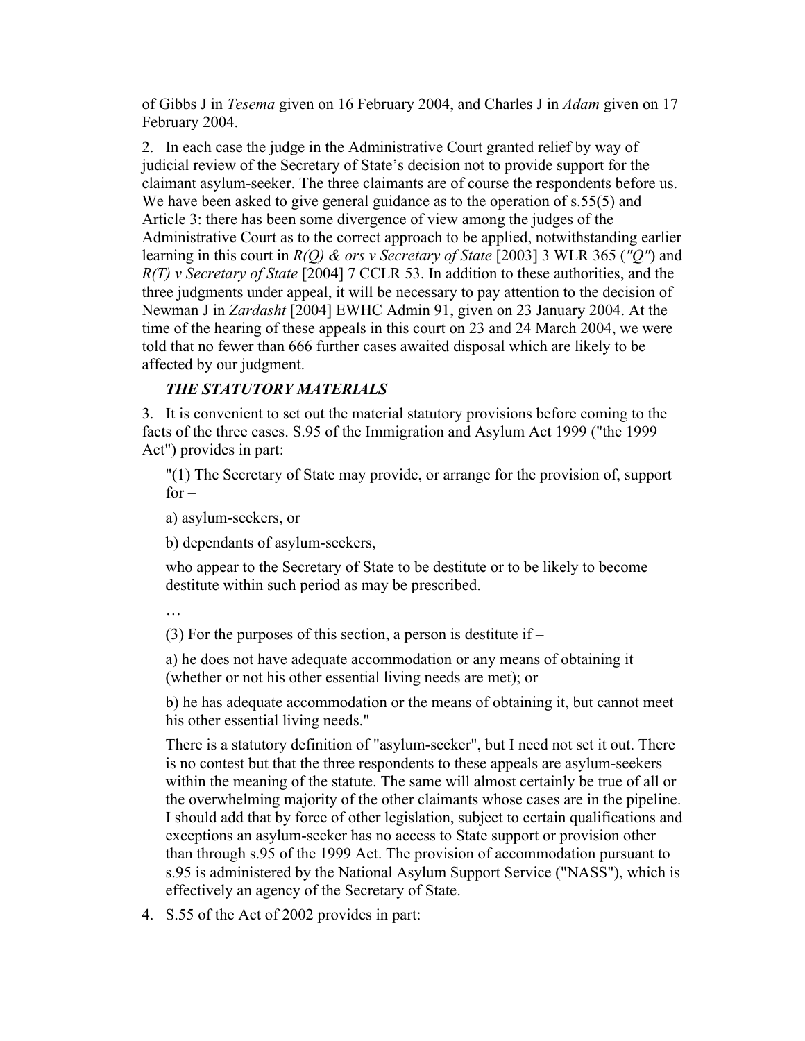of Gibbs J in *Tesema* given on 16 February 2004, and Charles J in *Adam* given on 17 February 2004.

2. In each case the judge in the Administrative Court granted relief by way of judicial review of the Secretary of State's decision not to provide support for the claimant asylum-seeker. The three claimants are of course the respondents before us. We have been asked to give general guidance as to the operation of s.55(5) and Article 3: there has been some divergence of view among the judges of the Administrative Court as to the correct approach to be applied, notwithstanding earlier learning in this court in *R(Q) & ors v Secretary of State* [2003] 3 WLR 365 (*"Q"*) and *R(T) v Secretary of State* [2004] 7 CCLR 53. In addition to these authorities, and the three judgments under appeal, it will be necessary to pay attention to the decision of Newman J in *Zardasht* [2004] EWHC Admin 91, given on 23 January 2004. At the time of the hearing of these appeals in this court on 23 and 24 March 2004, we were told that no fewer than 666 further cases awaited disposal which are likely to be affected by our judgment.

***THE STATUTORY MATERIALS***

3. It is convenient to set out the material statutory provisions before coming to the facts of the three cases. S.95 of the Immigration and Asylum Act 1999 ("the 1999 Act") provides in part:

> "(1) The Secretary of State may provide, or arrange for the provision of, support for –
>
> a) asylum-seekers, or
>
> b) dependants of asylum-seekers,
>
> who appear to the Secretary of State to be destitute or to be likely to become destitute within such period as may be prescribed.
>
> …
>
> (3) For the purposes of this section, a person is destitute if –
>
> a) he does not have adequate accommodation or any means of obtaining it (whether or not his other essential living needs are met); or
>
> b) he has adequate accommodation or the means of obtaining it, but cannot meet his other essential living needs."

There is a statutory definition of "asylum-seeker", but I need not set it out. There is no contest but that the three respondents to these appeals are asylum-seekers within the meaning of the statute. The same will almost certainly be true of all or the overwhelming majority of the other claimants whose cases are in the pipeline. I should add that by force of other legislation, subject to certain qualifications and exceptions an asylum-seeker has no access to State support or provision other than through s.95 of the 1999 Act. The provision of accommodation pursuant to s.95 is administered by the National Asylum Support Service ("NASS"), which is effectively an agency of the Secretary of State.

4. S.55 of the Act of 2002 provides in part: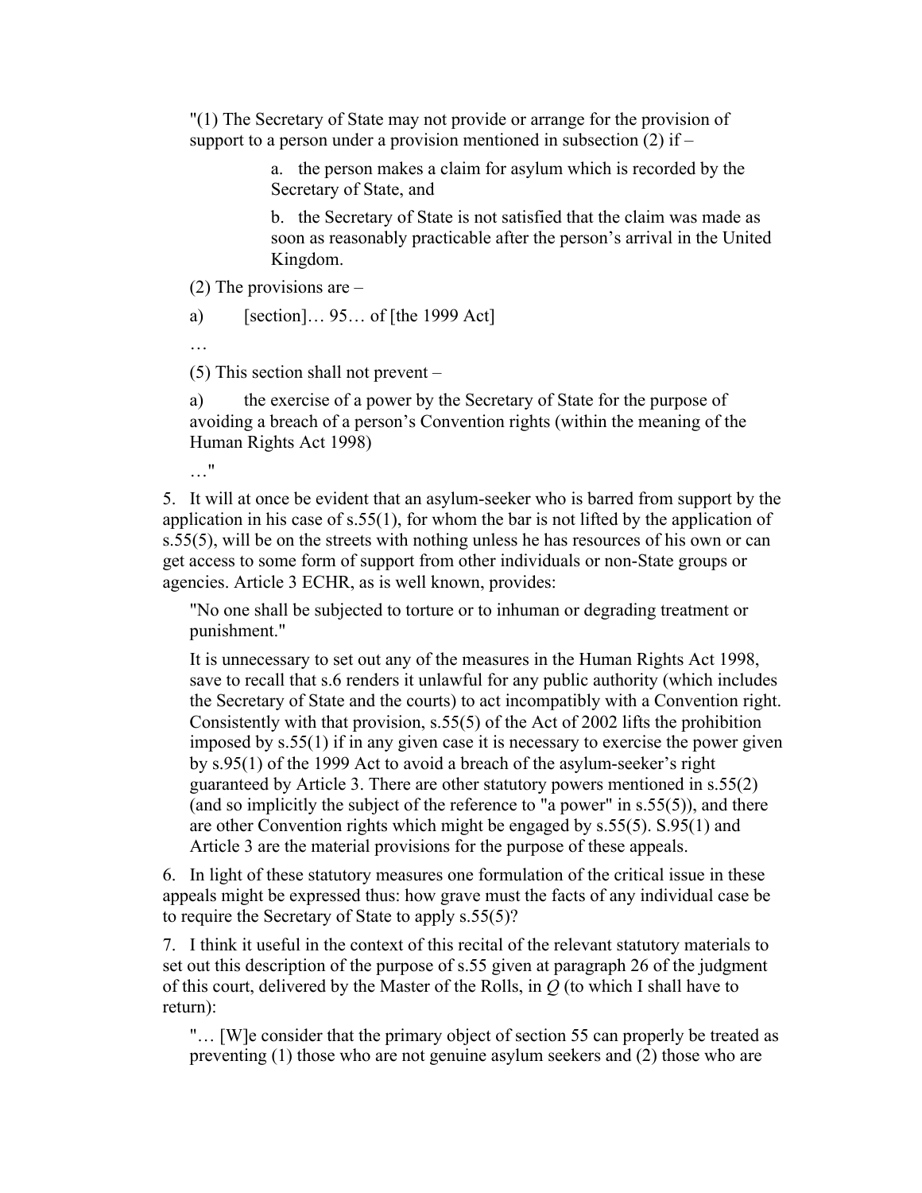"(1) The Secretary of State may not provide or arrange for the provision of support to a person under a provision mentioned in subsection (2) if –

> a. the person makes a claim for asylum which is recorded by the Secretary of State, and
>
> b. the Secretary of State is not satisfied that the claim was made as soon as reasonably practicable after the person's arrival in the United Kingdom.

(2) The provisions are –

a) [section]… 95… of [the 1999 Act]

…

(5) This section shall not prevent –

a) the exercise of a power by the Secretary of State for the purpose of avoiding a breach of a person's Convention rights (within the meaning of the Human Rights Act 1998)

…"

5. It will at once be evident that an asylum-seeker who is barred from support by the application in his case of s.55(1), for whom the bar is not lifted by the application of s.55(5), will be on the streets with nothing unless he has resources of his own or can get access to some form of support from other individuals or non-State groups or agencies. Article 3 ECHR, as is well known, provides:

> "No one shall be subjected to torture or to inhuman or degrading treatment or punishment."
>
> It is unnecessary to set out any of the measures in the Human Rights Act 1998, save to recall that s.6 renders it unlawful for any public authority (which includes the Secretary of State and the courts) to act incompatibly with a Convention right. Consistently with that provision, s.55(5) of the Act of 2002 lifts the prohibition imposed by s.55(1) if in any given case it is necessary to exercise the power given by s.95(1) of the 1999 Act to avoid a breach of the asylum-seeker's right guaranteed by Article 3. There are other statutory powers mentioned in s.55(2) (and so implicitly the subject of the reference to "a power" in s.55(5)), and there are other Convention rights which might be engaged by s.55(5). S.95(1) and Article 3 are the material provisions for the purpose of these appeals.

6. In light of these statutory measures one formulation of the critical issue in these appeals might be expressed thus: how grave must the facts of any individual case be to require the Secretary of State to apply s.55(5)?

7. I think it useful in the context of this recital of the relevant statutory materials to set out this description of the purpose of s.55 given at paragraph 26 of the judgment of this court, delivered by the Master of the Rolls, in *Q* (to which I shall have to return):

> "… [W]e consider that the primary object of section 55 can properly be treated as preventing (1) those who are not genuine asylum seekers and (2) those who are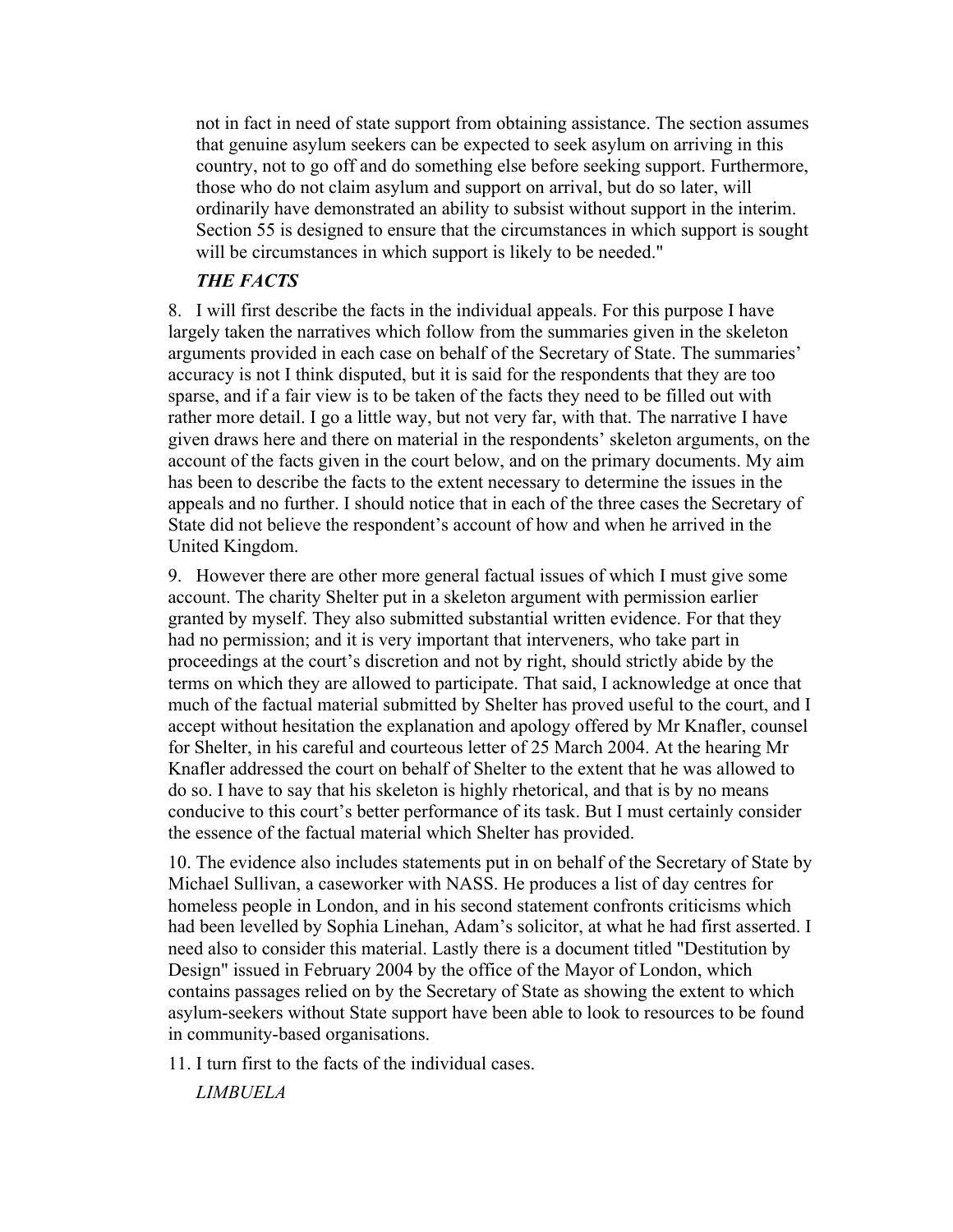not in fact in need of state support from obtaining assistance. The section assumes that genuine asylum seekers can be expected to seek asylum on arriving in this country, not to go off and do something else before seeking support. Furthermore, those who do not claim asylum and support on arrival, but do so later, will ordinarily have demonstrated an ability to subsist without support in the interim. Section 55 is designed to ensure that the circumstances in which support is sought will be circumstances in which support is likely to be needed."

***THE FACTS***

8. I will first describe the facts in the individual appeals. For this purpose I have largely taken the narratives which follow from the summaries given in the skeleton arguments provided in each case on behalf of the Secretary of State. The summaries' accuracy is not I think disputed, but it is said for the respondents that they are too sparse, and if a fair view is to be taken of the facts they need to be filled out with rather more detail. I go a little way, but not very far, with that. The narrative I have given draws here and there on material in the respondents' skeleton arguments, on the account of the facts given in the court below, and on the primary documents. My aim has been to describe the facts to the extent necessary to determine the issues in the appeals and no further. I should notice that in each of the three cases the Secretary of State did not believe the respondent's account of how and when he arrived in the United Kingdom.

9. However there are other more general factual issues of which I must give some account. The charity Shelter put in a skeleton argument with permission earlier granted by myself. They also submitted substantial written evidence. For that they had no permission; and it is very important that interveners, who take part in proceedings at the court's discretion and not by right, should strictly abide by the terms on which they are allowed to participate. That said, I acknowledge at once that much of the factual material submitted by Shelter has proved useful to the court, and I accept without hesitation the explanation and apology offered by Mr Knafler, counsel for Shelter, in his careful and courteous letter of 25 March 2004. At the hearing Mr Knafler addressed the court on behalf of Shelter to the extent that he was allowed to do so. I have to say that his skeleton is highly rhetorical, and that is by no means conducive to this court's better performance of its task. But I must certainly consider the essence of the factual material which Shelter has provided.

10. The evidence also includes statements put in on behalf of the Secretary of State by Michael Sullivan, a caseworker with NASS. He produces a list of day centres for homeless people in London, and in his second statement confronts criticisms which had been levelled by Sophia Linehan, Adam's solicitor, at what he had first asserted. I need also to consider this material. Lastly there is a document titled "Destitution by Design" issued in February 2004 by the office of the Mayor of London, which contains passages relied on by the Secretary of State as showing the extent to which asylum-seekers without State support have been able to look to resources to be found in community-based organisations.

11. I turn first to the facts of the individual cases.

*LIMBUELA*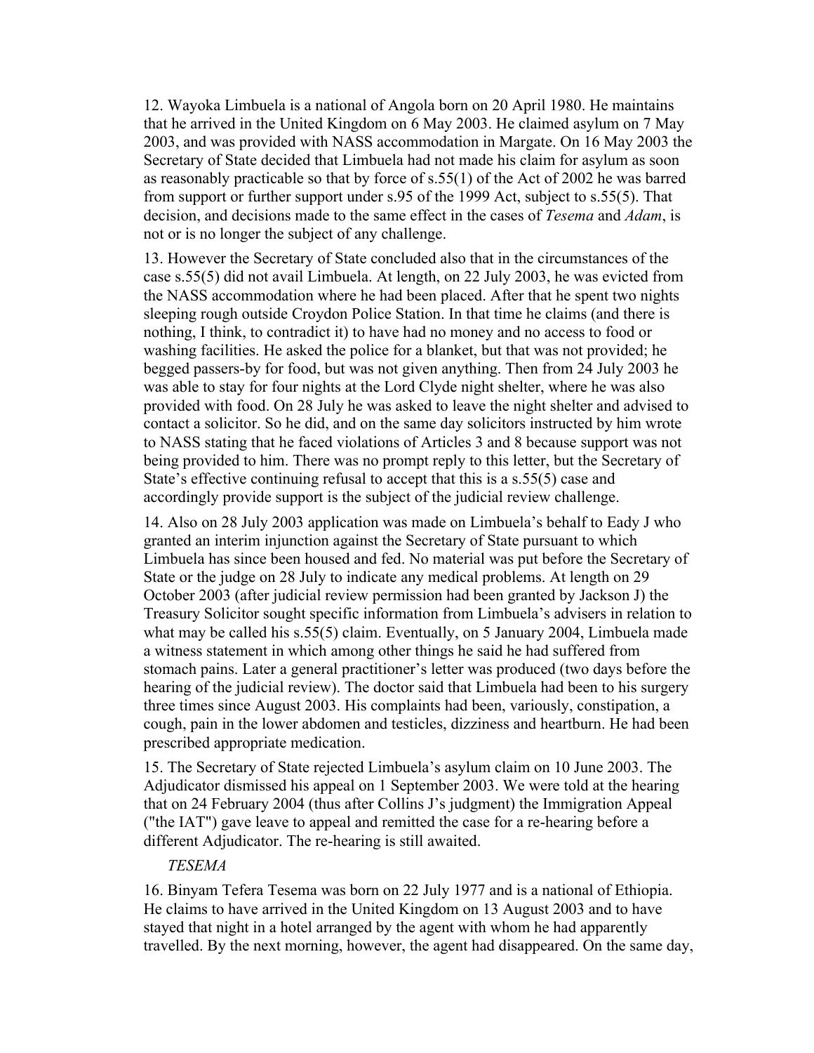12. Wayoka Limbuela is a national of Angola born on 20 April 1980. He maintains that he arrived in the United Kingdom on 6 May 2003. He claimed asylum on 7 May 2003, and was provided with NASS accommodation in Margate. On 16 May 2003 the Secretary of State decided that Limbuela had not made his claim for asylum as soon as reasonably practicable so that by force of s.55(1) of the Act of 2002 he was barred from support or further support under s.95 of the 1999 Act, subject to s.55(5). That decision, and decisions made to the same effect in the cases of *Tesema* and *Adam*, is not or is no longer the subject of any challenge.

13. However the Secretary of State concluded also that in the circumstances of the case s.55(5) did not avail Limbuela. At length, on 22 July 2003, he was evicted from the NASS accommodation where he had been placed. After that he spent two nights sleeping rough outside Croydon Police Station. In that time he claims (and there is nothing, I think, to contradict it) to have had no money and no access to food or washing facilities. He asked the police for a blanket, but that was not provided; he begged passers-by for food, but was not given anything. Then from 24 July 2003 he was able to stay for four nights at the Lord Clyde night shelter, where he was also provided with food. On 28 July he was asked to leave the night shelter and advised to contact a solicitor. So he did, and on the same day solicitors instructed by him wrote to NASS stating that he faced violations of Articles 3 and 8 because support was not being provided to him. There was no prompt reply to this letter, but the Secretary of State's effective continuing refusal to accept that this is a s.55(5) case and accordingly provide support is the subject of the judicial review challenge.

14. Also on 28 July 2003 application was made on Limbuela's behalf to Eady J who granted an interim injunction against the Secretary of State pursuant to which Limbuela has since been housed and fed. No material was put before the Secretary of State or the judge on 28 July to indicate any medical problems. At length on 29 October 2003 (after judicial review permission had been granted by Jackson J) the Treasury Solicitor sought specific information from Limbuela's advisers in relation to what may be called his s.55(5) claim. Eventually, on 5 January 2004, Limbuela made a witness statement in which among other things he said he had suffered from stomach pains. Later a general practitioner's letter was produced (two days before the hearing of the judicial review). The doctor said that Limbuela had been to his surgery three times since August 2003. His complaints had been, variously, constipation, a cough, pain in the lower abdomen and testicles, dizziness and heartburn. He had been prescribed appropriate medication.

15. The Secretary of State rejected Limbuela's asylum claim on 10 June 2003. The Adjudicator dismissed his appeal on 1 September 2003. We were told at the hearing that on 24 February 2004 (thus after Collins J's judgment) the Immigration Appeal ("the IAT") gave leave to appeal and remitted the case for a re-hearing before a different Adjudicator. The re-hearing is still awaited.

*TESEMA*

16. Binyam Tefera Tesema was born on 22 July 1977 and is a national of Ethiopia. He claims to have arrived in the United Kingdom on 13 August 2003 and to have stayed that night in a hotel arranged by the agent with whom he had apparently travelled. By the next morning, however, the agent had disappeared. On the same day,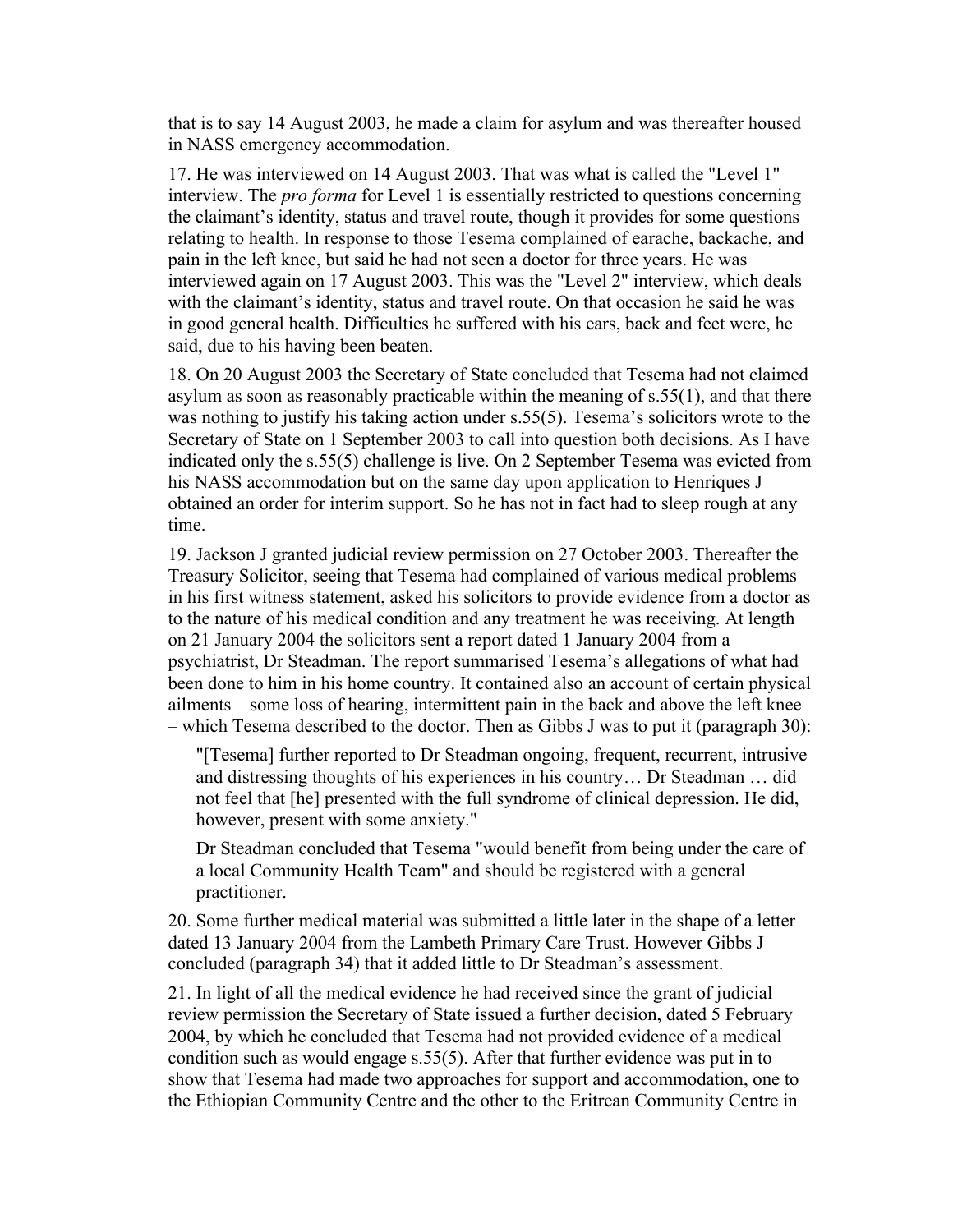that is to say 14 August 2003, he made a claim for asylum and was thereafter housed in NASS emergency accommodation.

17. He was interviewed on 14 August 2003. That was what is called the "Level 1" interview. The *pro forma* for Level 1 is essentially restricted to questions concerning the claimant's identity, status and travel route, though it provides for some questions relating to health. In response to those Tesema complained of earache, backache, and pain in the left knee, but said he had not seen a doctor for three years. He was interviewed again on 17 August 2003. This was the "Level 2" interview, which deals with the claimant's identity, status and travel route. On that occasion he said he was in good general health. Difficulties he suffered with his ears, back and feet were, he said, due to his having been beaten.

18. On 20 August 2003 the Secretary of State concluded that Tesema had not claimed asylum as soon as reasonably practicable within the meaning of s.55(1), and that there was nothing to justify his taking action under s.55(5). Tesema's solicitors wrote to the Secretary of State on 1 September 2003 to call into question both decisions. As I have indicated only the s.55(5) challenge is live. On 2 September Tesema was evicted from his NASS accommodation but on the same day upon application to Henriques J obtained an order for interim support. So he has not in fact had to sleep rough at any time.

19. Jackson J granted judicial review permission on 27 October 2003. Thereafter the Treasury Solicitor, seeing that Tesema had complained of various medical problems in his first witness statement, asked his solicitors to provide evidence from a doctor as to the nature of his medical condition and any treatment he was receiving. At length on 21 January 2004 the solicitors sent a report dated 1 January 2004 from a psychiatrist, Dr Steadman. The report summarised Tesema's allegations of what had been done to him in his home country. It contained also an account of certain physical ailments – some loss of hearing, intermittent pain in the back and above the left knee – which Tesema described to the doctor. Then as Gibbs J was to put it (paragraph 30):

> "[Tesema] further reported to Dr Steadman ongoing, frequent, recurrent, intrusive and distressing thoughts of his experiences in his country… Dr Steadman … did not feel that [he] presented with the full syndrome of clinical depression. He did, however, present with some anxiety."
>
> Dr Steadman concluded that Tesema "would benefit from being under the care of a local Community Health Team" and should be registered with a general practitioner.

20. Some further medical material was submitted a little later in the shape of a letter dated 13 January 2004 from the Lambeth Primary Care Trust. However Gibbs J concluded (paragraph 34) that it added little to Dr Steadman's assessment.

21. In light of all the medical evidence he had received since the grant of judicial review permission the Secretary of State issued a further decision, dated 5 February 2004, by which he concluded that Tesema had not provided evidence of a medical condition such as would engage s.55(5). After that further evidence was put in to show that Tesema had made two approaches for support and accommodation, one to the Ethiopian Community Centre and the other to the Eritrean Community Centre in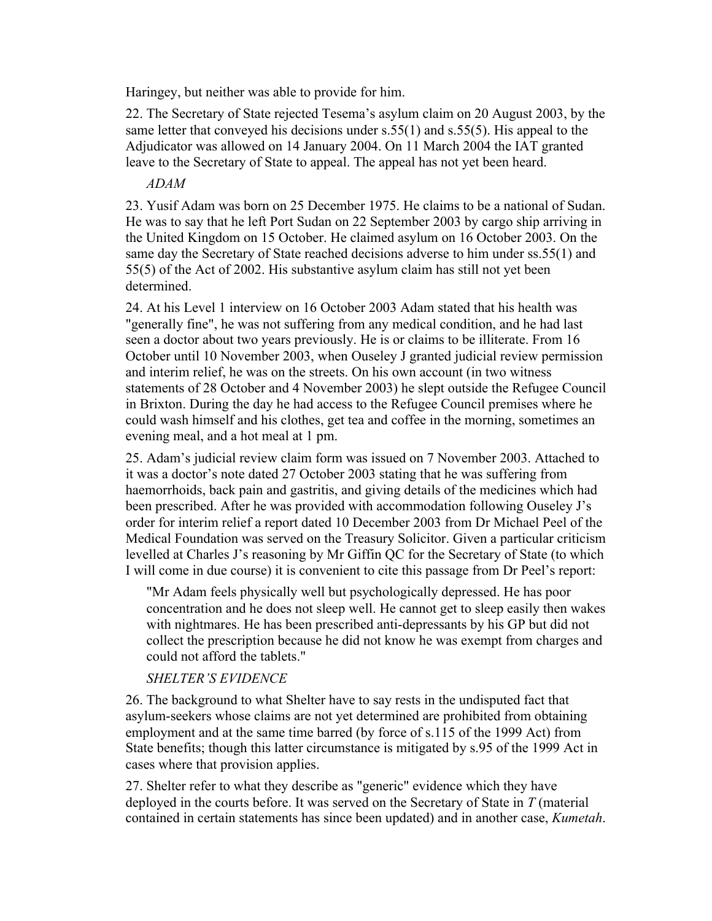Haringey, but neither was able to provide for him.

22. The Secretary of State rejected Tesema's asylum claim on 20 August 2003, by the same letter that conveyed his decisions under s.55(1) and s.55(5). His appeal to the Adjudicator was allowed on 14 January 2004. On 11 March 2004 the IAT granted leave to the Secretary of State to appeal. The appeal has not yet been heard.

*ADAM*

23. Yusif Adam was born on 25 December 1975. He claims to be a national of Sudan. He was to say that he left Port Sudan on 22 September 2003 by cargo ship arriving in the United Kingdom on 15 October. He claimed asylum on 16 October 2003. On the same day the Secretary of State reached decisions adverse to him under ss.55(1) and 55(5) of the Act of 2002. His substantive asylum claim has still not yet been determined.

24. At his Level 1 interview on 16 October 2003 Adam stated that his health was "generally fine", he was not suffering from any medical condition, and he had last seen a doctor about two years previously. He is or claims to be illiterate. From 16 October until 10 November 2003, when Ouseley J granted judicial review permission and interim relief, he was on the streets. On his own account (in two witness statements of 28 October and 4 November 2003) he slept outside the Refugee Council in Brixton. During the day he had access to the Refugee Council premises where he could wash himself and his clothes, get tea and coffee in the morning, sometimes an evening meal, and a hot meal at 1 pm.

25. Adam's judicial review claim form was issued on 7 November 2003. Attached to it was a doctor's note dated 27 October 2003 stating that he was suffering from haemorrhoids, back pain and gastritis, and giving details of the medicines which had been prescribed. After he was provided with accommodation following Ouseley J's order for interim relief a report dated 10 December 2003 from Dr Michael Peel of the Medical Foundation was served on the Treasury Solicitor. Given a particular criticism levelled at Charles J's reasoning by Mr Giffin QC for the Secretary of State (to which I will come in due course) it is convenient to cite this passage from Dr Peel's report:

> "Mr Adam feels physically well but psychologically depressed. He has poor concentration and he does not sleep well. He cannot get to sleep easily then wakes with nightmares. He has been prescribed anti-depressants by his GP but did not collect the prescription because he did not know he was exempt from charges and could not afford the tablets."

*SHELTER'S EVIDENCE*

26. The background to what Shelter have to say rests in the undisputed fact that asylum-seekers whose claims are not yet determined are prohibited from obtaining employment and at the same time barred (by force of s.115 of the 1999 Act) from State benefits; though this latter circumstance is mitigated by s.95 of the 1999 Act in cases where that provision applies.

27. Shelter refer to what they describe as "generic" evidence which they have deployed in the courts before. It was served on the Secretary of State in *T* (material contained in certain statements has since been updated) and in another case, *Kumetah*.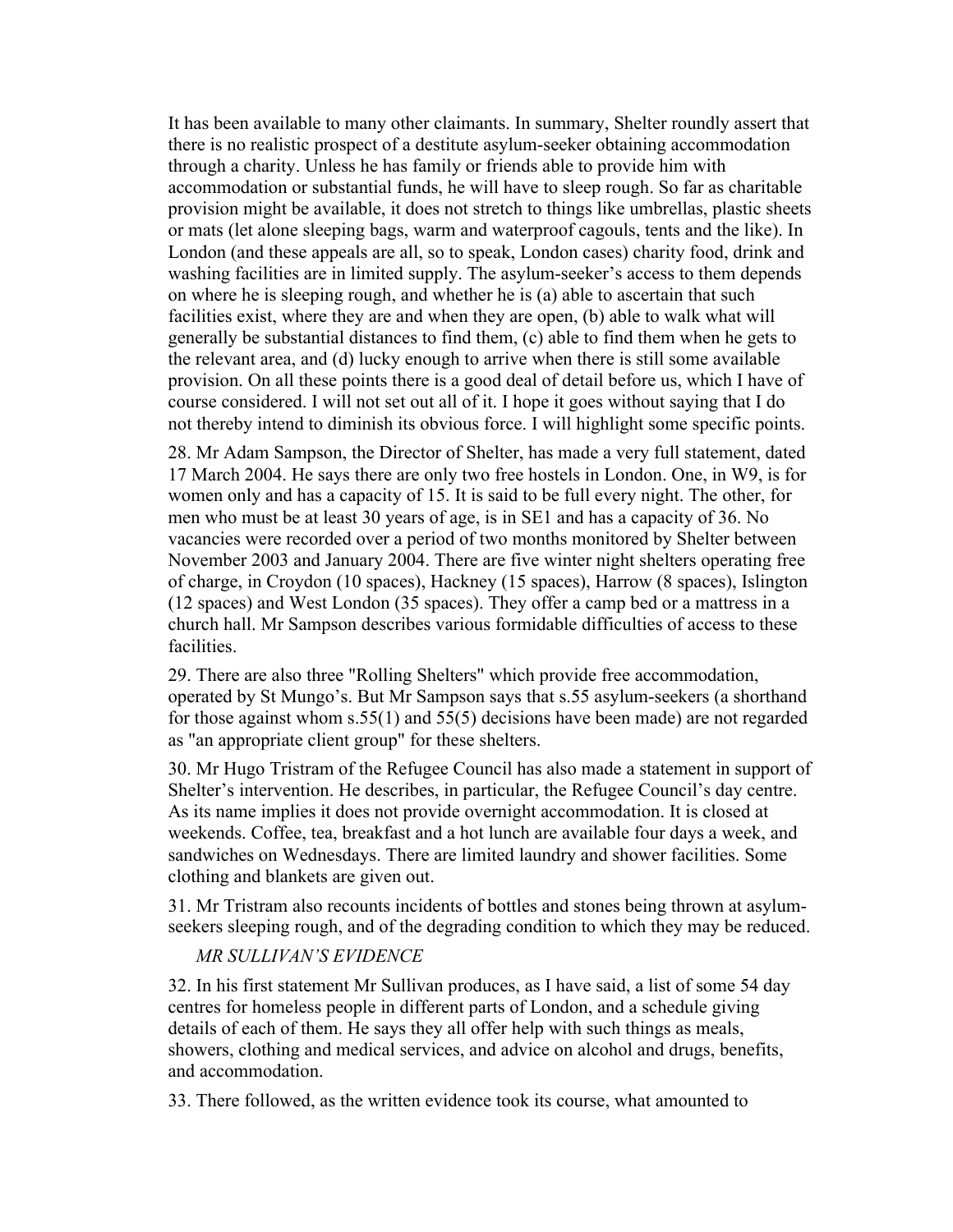It has been available to many other claimants. In summary, Shelter roundly assert that there is no realistic prospect of a destitute asylum-seeker obtaining accommodation through a charity. Unless he has family or friends able to provide him with accommodation or substantial funds, he will have to sleep rough. So far as charitable provision might be available, it does not stretch to things like umbrellas, plastic sheets or mats (let alone sleeping bags, warm and waterproof cagouls, tents and the like). In London (and these appeals are all, so to speak, London cases) charity food, drink and washing facilities are in limited supply. The asylum-seeker's access to them depends on where he is sleeping rough, and whether he is (a) able to ascertain that such facilities exist, where they are and when they are open, (b) able to walk what will generally be substantial distances to find them, (c) able to find them when he gets to the relevant area, and (d) lucky enough to arrive when there is still some available provision. On all these points there is a good deal of detail before us, which I have of course considered. I will not set out all of it. I hope it goes without saying that I do not thereby intend to diminish its obvious force. I will highlight some specific points.

28. Mr Adam Sampson, the Director of Shelter, has made a very full statement, dated 17 March 2004. He says there are only two free hostels in London. One, in W9, is for women only and has a capacity of 15. It is said to be full every night. The other, for men who must be at least 30 years of age, is in SE1 and has a capacity of 36. No vacancies were recorded over a period of two months monitored by Shelter between November 2003 and January 2004. There are five winter night shelters operating free of charge, in Croydon (10 spaces), Hackney (15 spaces), Harrow (8 spaces), Islington (12 spaces) and West London (35 spaces). They offer a camp bed or a mattress in a church hall. Mr Sampson describes various formidable difficulties of access to these facilities.

29. There are also three "Rolling Shelters" which provide free accommodation, operated by St Mungo's. But Mr Sampson says that s.55 asylum-seekers (a shorthand for those against whom s.55(1) and 55(5) decisions have been made) are not regarded as "an appropriate client group" for these shelters.

30. Mr Hugo Tristram of the Refugee Council has also made a statement in support of Shelter's intervention. He describes, in particular, the Refugee Council's day centre. As its name implies it does not provide overnight accommodation. It is closed at weekends. Coffee, tea, breakfast and a hot lunch are available four days a week, and sandwiches on Wednesdays. There are limited laundry and shower facilities. Some clothing and blankets are given out.

31. Mr Tristram also recounts incidents of bottles and stones being thrown at asylum-seekers sleeping rough, and of the degrading condition to which they may be reduced.

*MR SULLIVAN'S EVIDENCE*

32. In his first statement Mr Sullivan produces, as I have said, a list of some 54 day centres for homeless people in different parts of London, and a schedule giving details of each of them. He says they all offer help with such things as meals, showers, clothing and medical services, and advice on alcohol and drugs, benefits, and accommodation.

33. There followed, as the written evidence took its course, what amounted to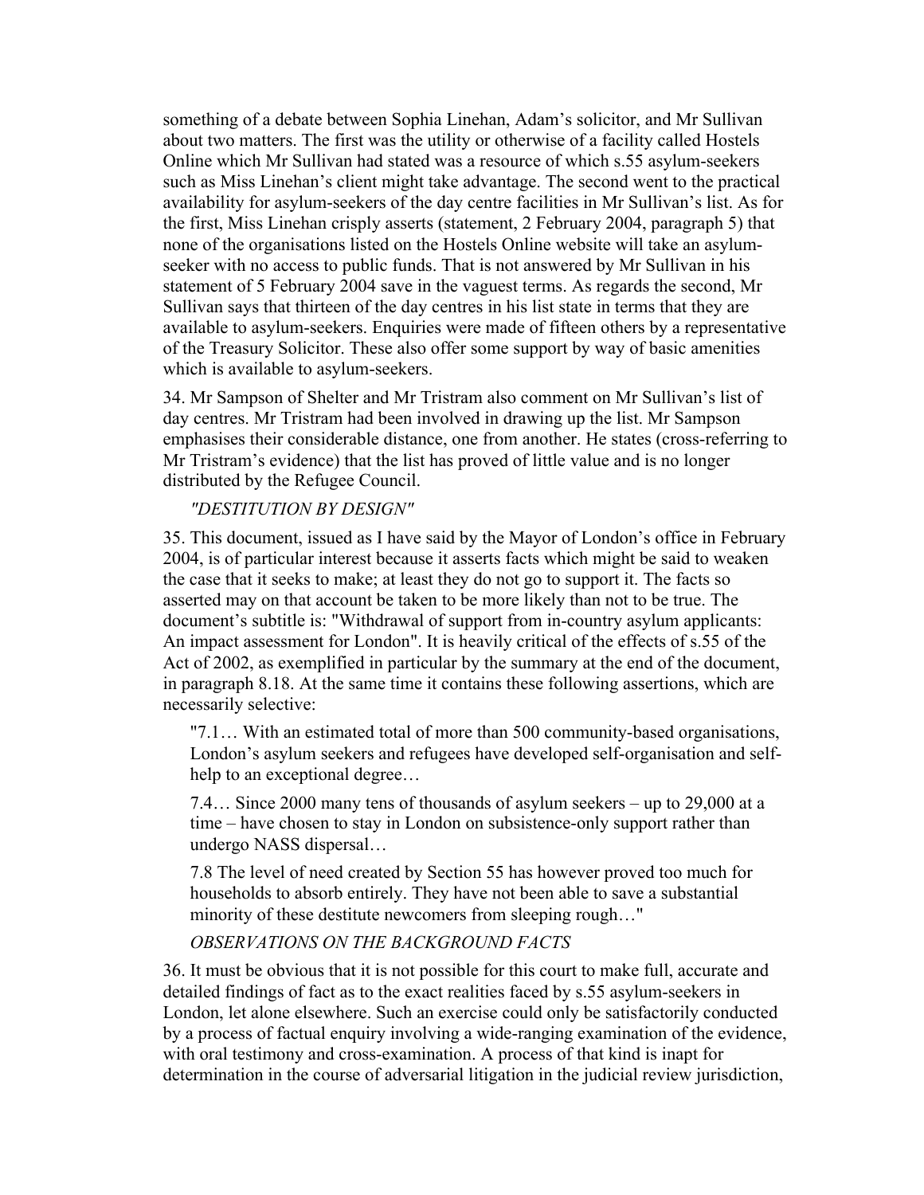something of a debate between Sophia Linehan, Adam's solicitor, and Mr Sullivan about two matters. The first was the utility or otherwise of a facility called Hostels Online which Mr Sullivan had stated was a resource of which s.55 asylum-seekers such as Miss Linehan's client might take advantage. The second went to the practical availability for asylum-seekers of the day centre facilities in Mr Sullivan's list. As for the first, Miss Linehan crisply asserts (statement, 2 February 2004, paragraph 5) that none of the organisations listed on the Hostels Online website will take an asylum-seeker with no access to public funds. That is not answered by Mr Sullivan in his statement of 5 February 2004 save in the vaguest terms. As regards the second, Mr Sullivan says that thirteen of the day centres in his list state in terms that they are available to asylum-seekers. Enquiries were made of fifteen others by a representative of the Treasury Solicitor. These also offer some support by way of basic amenities which is available to asylum-seekers.

34. Mr Sampson of Shelter and Mr Tristram also comment on Mr Sullivan's list of day centres. Mr Tristram had been involved in drawing up the list. Mr Sampson emphasises their considerable distance, one from another. He states (cross-referring to Mr Tristram's evidence) that the list has proved of little value and is no longer distributed by the Refugee Council.

*"DESTITUTION BY DESIGN"*

35. This document, issued as I have said by the Mayor of London's office in February 2004, is of particular interest because it asserts facts which might be said to weaken the case that it seeks to make; at least they do not go to support it. The facts so asserted may on that account be taken to be more likely than not to be true. The document's subtitle is: "Withdrawal of support from in-country asylum applicants: An impact assessment for London". It is heavily critical of the effects of s.55 of the Act of 2002, as exemplified in particular by the summary at the end of the document, in paragraph 8.18. At the same time it contains these following assertions, which are necessarily selective:

> "7.1… With an estimated total of more than 500 community-based organisations, London's asylum seekers and refugees have developed self-organisation and self-help to an exceptional degree…
>
> 7.4… Since 2000 many tens of thousands of asylum seekers – up to 29,000 at a time – have chosen to stay in London on subsistence-only support rather than undergo NASS dispersal…
>
> 7.8 The level of need created by Section 55 has however proved too much for households to absorb entirely. They have not been able to save a substantial minority of these destitute newcomers from sleeping rough…"

*OBSERVATIONS ON THE BACKGROUND FACTS*

36. It must be obvious that it is not possible for this court to make full, accurate and detailed findings of fact as to the exact realities faced by s.55 asylum-seekers in London, let alone elsewhere. Such an exercise could only be satisfactorily conducted by a process of factual enquiry involving a wide-ranging examination of the evidence, with oral testimony and cross-examination. A process of that kind is inapt for determination in the course of adversarial litigation in the judicial review jurisdiction,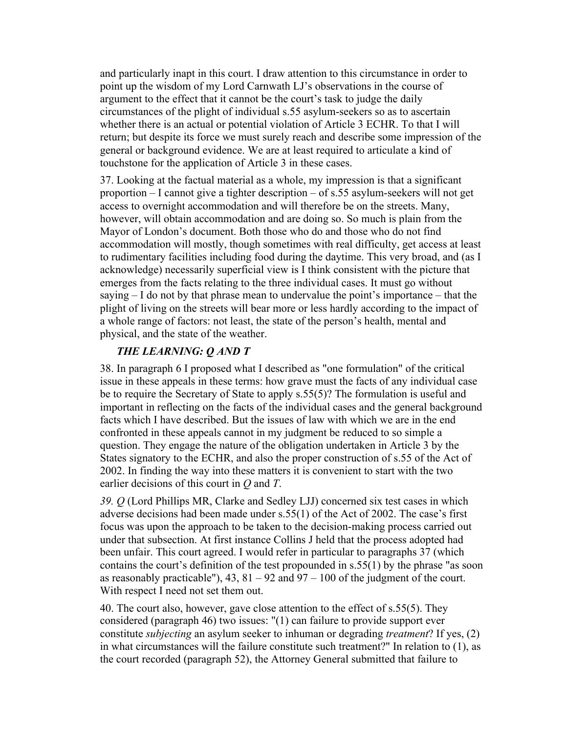and particularly inapt in this court. I draw attention to this circumstance in order to point up the wisdom of my Lord Carnwath LJ's observations in the course of argument to the effect that it cannot be the court's task to judge the daily circumstances of the plight of individual s.55 asylum-seekers so as to ascertain whether there is an actual or potential violation of Article 3 ECHR. To that I will return; but despite its force we must surely reach and describe some impression of the general or background evidence. We are at least required to articulate a kind of touchstone for the application of Article 3 in these cases.

37. Looking at the factual material as a whole, my impression is that a significant proportion – I cannot give a tighter description – of s.55 asylum-seekers will not get access to overnight accommodation and will therefore be on the streets. Many, however, will obtain accommodation and are doing so. So much is plain from the Mayor of London's document. Both those who do and those who do not find accommodation will mostly, though sometimes with real difficulty, get access at least to rudimentary facilities including food during the daytime. This very broad, and (as I acknowledge) necessarily superficial view is I think consistent with the picture that emerges from the facts relating to the three individual cases. It must go without saying – I do not by that phrase mean to undervalue the point's importance – that the plight of living on the streets will bear more or less hardly according to the impact of a whole range of factors: not least, the state of the person's health, mental and physical, and the state of the weather.

### *THE LEARNING: Q AND T*

38. In paragraph 6 I proposed what I described as "one formulation" of the critical issue in these appeals in these terms: how grave must the facts of any individual case be to require the Secretary of State to apply s.55(5)? The formulation is useful and important in reflecting on the facts of the individual cases and the general background facts which I have described. But the issues of law with which we are in the end confronted in these appeals cannot in my judgment be reduced to so simple a question. They engage the nature of the obligation undertaken in Article 3 by the States signatory to the ECHR, and also the proper construction of s.55 of the Act of 2002. In finding the way into these matters it is convenient to start with the two earlier decisions of this court in *Q* and *T*.

*39. Q* (Lord Phillips MR, Clarke and Sedley LJJ) concerned six test cases in which adverse decisions had been made under s.55(1) of the Act of 2002. The case's first focus was upon the approach to be taken to the decision-making process carried out under that subsection. At first instance Collins J held that the process adopted had been unfair. This court agreed. I would refer in particular to paragraphs 37 (which contains the court's definition of the test propounded in s.55(1) by the phrase "as soon as reasonably practicable"), 43, 81 – 92 and 97 – 100 of the judgment of the court. With respect I need not set them out.

40. The court also, however, gave close attention to the effect of s.55(5). They considered (paragraph 46) two issues: "(1) can failure to provide support ever constitute *subjecting* an asylum seeker to inhuman or degrading *treatment*? If yes, (2) in what circumstances will the failure constitute such treatment?" In relation to (1), as the court recorded (paragraph 52), the Attorney General submitted that failure to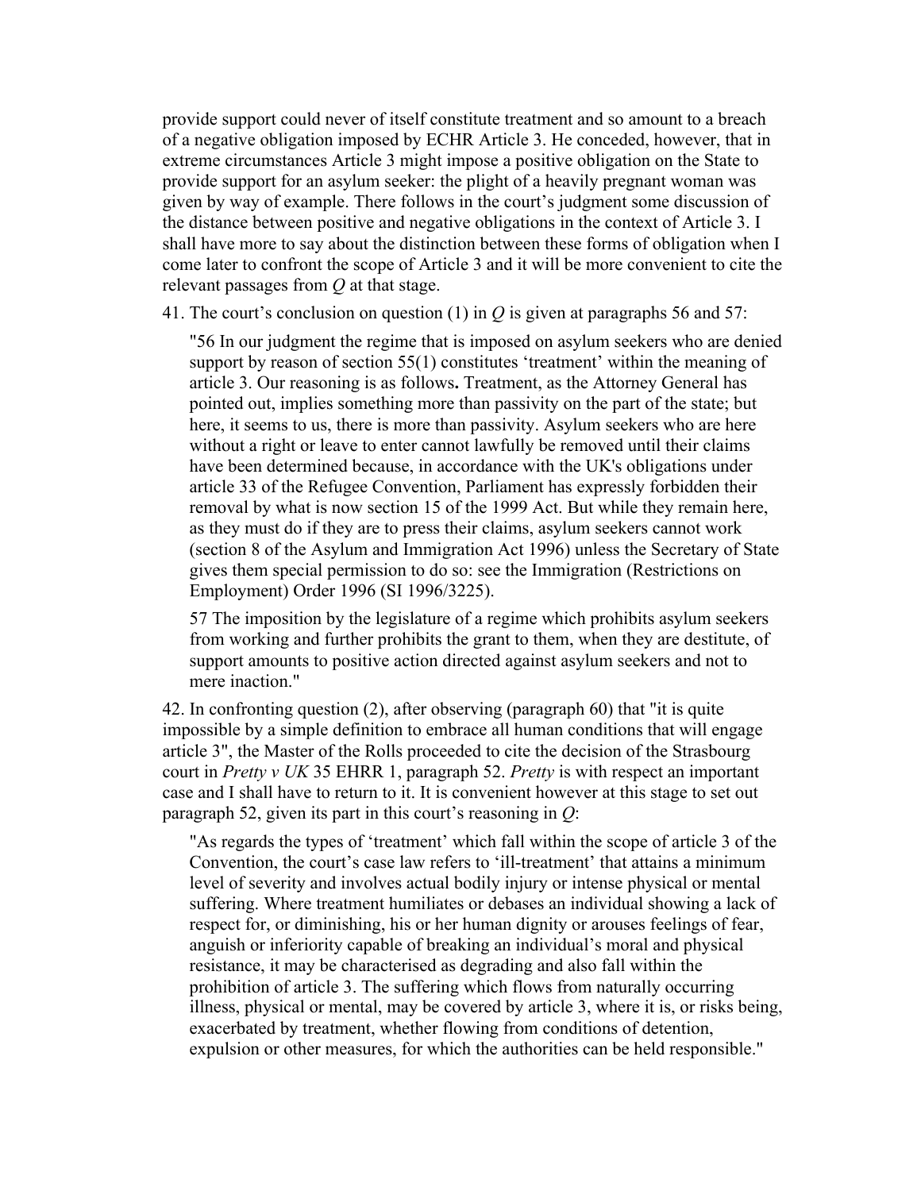provide support could never of itself constitute treatment and so amount to a breach of a negative obligation imposed by ECHR Article 3. He conceded, however, that in extreme circumstances Article 3 might impose a positive obligation on the State to provide support for an asylum seeker: the plight of a heavily pregnant woman was given by way of example. There follows in the court's judgment some discussion of the distance between positive and negative obligations in the context of Article 3. I shall have more to say about the distinction between these forms of obligation when I come later to confront the scope of Article 3 and it will be more convenient to cite the relevant passages from *Q* at that stage.

41. The court's conclusion on question (1) in *Q* is given at paragraphs 56 and 57:

> "56 In our judgment the regime that is imposed on asylum seekers who are denied support by reason of section 55(1) constitutes 'treatment' within the meaning of article 3. Our reasoning is as follows**.** Treatment, as the Attorney General has pointed out, implies something more than passivity on the part of the state; but here, it seems to us, there is more than passivity. Asylum seekers who are here without a right or leave to enter cannot lawfully be removed until their claims have been determined because, in accordance with the UK's obligations under article 33 of the Refugee Convention, Parliament has expressly forbidden their removal by what is now section 15 of the 1999 Act. But while they remain here, as they must do if they are to press their claims, asylum seekers cannot work (section 8 of the Asylum and Immigration Act 1996) unless the Secretary of State gives them special permission to do so: see the Immigration (Restrictions on Employment) Order 1996 (SI 1996/3225).
>
> 57 The imposition by the legislature of a regime which prohibits asylum seekers from working and further prohibits the grant to them, when they are destitute, of support amounts to positive action directed against asylum seekers and not to mere inaction."

42. In confronting question (2), after observing (paragraph 60) that "it is quite impossible by a simple definition to embrace all human conditions that will engage article 3", the Master of the Rolls proceeded to cite the decision of the Strasbourg court in *Pretty v UK* 35 EHRR 1, paragraph 52. *Pretty* is with respect an important case and I shall have to return to it. It is convenient however at this stage to set out paragraph 52, given its part in this court's reasoning in *Q*:

> "As regards the types of 'treatment' which fall within the scope of article 3 of the Convention, the court's case law refers to 'ill-treatment' that attains a minimum level of severity and involves actual bodily injury or intense physical or mental suffering. Where treatment humiliates or debases an individual showing a lack of respect for, or diminishing, his or her human dignity or arouses feelings of fear, anguish or inferiority capable of breaking an individual's moral and physical resistance, it may be characterised as degrading and also fall within the prohibition of article 3. The suffering which flows from naturally occurring illness, physical or mental, may be covered by article 3, where it is, or risks being, exacerbated by treatment, whether flowing from conditions of detention, expulsion or other measures, for which the authorities can be held responsible."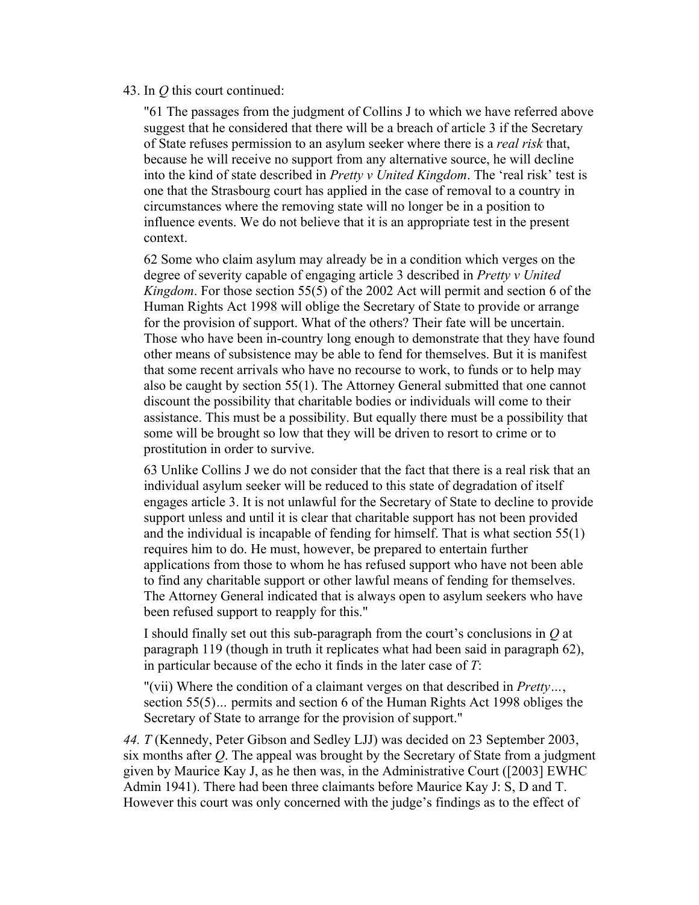43. In *Q* this court continued:

> "61 The passages from the judgment of Collins J to which we have referred above suggest that he considered that there will be a breach of article 3 if the Secretary of State refuses permission to an asylum seeker where there is a *real risk* that, because he will receive no support from any alternative source, he will decline into the kind of state described in *Pretty v United Kingdom*. The 'real risk' test is one that the Strasbourg court has applied in the case of removal to a country in circumstances where the removing state will no longer be in a position to influence events. We do not believe that it is an appropriate test in the present context.
>
> 62 Some who claim asylum may already be in a condition which verges on the degree of severity capable of engaging article 3 described in *Pretty v United Kingdom*. For those section 55(5) of the 2002 Act will permit and section 6 of the Human Rights Act 1998 will oblige the Secretary of State to provide or arrange for the provision of support. What of the others? Their fate will be uncertain. Those who have been in-country long enough to demonstrate that they have found other means of subsistence may be able to fend for themselves. But it is manifest that some recent arrivals who have no recourse to work, to funds or to help may also be caught by section 55(1). The Attorney General submitted that one cannot discount the possibility that charitable bodies or individuals will come to their assistance. This must be a possibility. But equally there must be a possibility that some will be brought so low that they will be driven to resort to crime or to prostitution in order to survive.
>
> 63 Unlike Collins J we do not consider that the fact that there is a real risk that an individual asylum seeker will be reduced to this state of degradation of itself engages article 3. It is not unlawful for the Secretary of State to decline to provide support unless and until it is clear that charitable support has not been provided and the individual is incapable of fending for himself. That is what section 55(1) requires him to do. He must, however, be prepared to entertain further applications from those to whom he has refused support who have not been able to find any charitable support or other lawful means of fending for themselves. The Attorney General indicated that is always open to asylum seekers who have been refused support to reapply for this."

I should finally set out this sub-paragraph from the court's conclusions in *Q* at paragraph 119 (though in truth it replicates what had been said in paragraph 62), in particular because of the echo it finds in the later case of *T*:

> "(vii) Where the condition of a claimant verges on that described in *Pretty…*, section 55(5)... permits and section 6 of the Human Rights Act 1998 obliges the Secretary of State to arrange for the provision of support."

*44. T* (Kennedy, Peter Gibson and Sedley LJJ) was decided on 23 September 2003, six months after *Q*. The appeal was brought by the Secretary of State from a judgment given by Maurice Kay J, as he then was, in the Administrative Court ([2003] EWHC Admin 1941). There had been three claimants before Maurice Kay J: S, D and T. However this court was only concerned with the judge's findings as to the effect of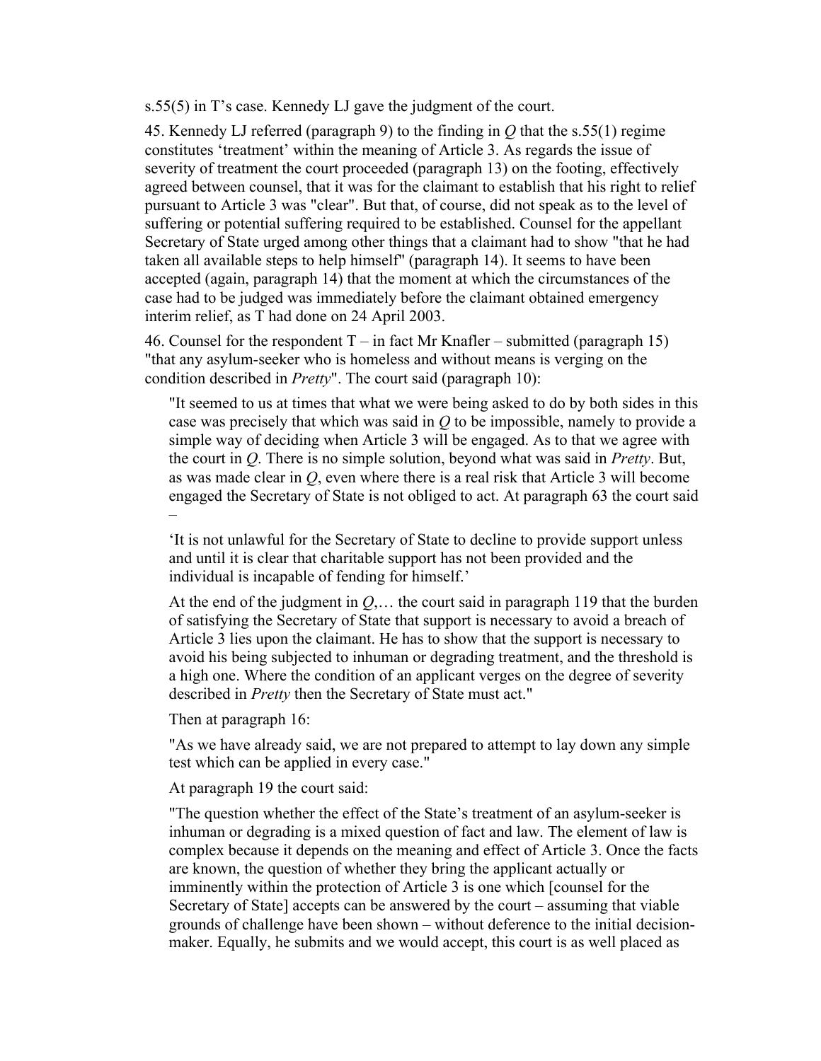s.55(5) in T's case. Kennedy LJ gave the judgment of the court.

45. Kennedy LJ referred (paragraph 9) to the finding in *Q* that the s.55(1) regime constitutes 'treatment' within the meaning of Article 3. As regards the issue of severity of treatment the court proceeded (paragraph 13) on the footing, effectively agreed between counsel, that it was for the claimant to establish that his right to relief pursuant to Article 3 was "clear". But that, of course, did not speak as to the level of suffering or potential suffering required to be established. Counsel for the appellant Secretary of State urged among other things that a claimant had to show "that he had taken all available steps to help himself" (paragraph 14). It seems to have been accepted (again, paragraph 14) that the moment at which the circumstances of the case had to be judged was immediately before the claimant obtained emergency interim relief, as T had done on 24 April 2003.

46. Counsel for the respondent T – in fact Mr Knafler – submitted (paragraph 15) "that any asylum-seeker who is homeless and without means is verging on the condition described in *Pretty*". The court said (paragraph 10):

> "It seemed to us at times that what we were being asked to do by both sides in this case was precisely that which was said in *Q* to be impossible, namely to provide a simple way of deciding when Article 3 will be engaged. As to that we agree with the court in *Q*. There is no simple solution, beyond what was said in *Pretty*. But, as was made clear in *Q*, even where there is a real risk that Article 3 will become engaged the Secretary of State is not obliged to act. At paragraph 63 the court said –
>
> 'It is not unlawful for the Secretary of State to decline to provide support unless and until it is clear that charitable support has not been provided and the individual is incapable of fending for himself.'
>
> At the end of the judgment in *Q*,… the court said in paragraph 119 that the burden of satisfying the Secretary of State that support is necessary to avoid a breach of Article 3 lies upon the claimant. He has to show that the support is necessary to avoid his being subjected to inhuman or degrading treatment, and the threshold is a high one. Where the condition of an applicant verges on the degree of severity described in *Pretty* then the Secretary of State must act."
>
> Then at paragraph 16:
>
> "As we have already said, we are not prepared to attempt to lay down any simple test which can be applied in every case."
>
> At paragraph 19 the court said:
>
> "The question whether the effect of the State's treatment of an asylum-seeker is inhuman or degrading is a mixed question of fact and law. The element of law is complex because it depends on the meaning and effect of Article 3. Once the facts are known, the question of whether they bring the applicant actually or imminently within the protection of Article 3 is one which [counsel for the Secretary of State] accepts can be answered by the court – assuming that viable grounds of challenge have been shown – without deference to the initial decision-maker. Equally, he submits and we would accept, this court is as well placed as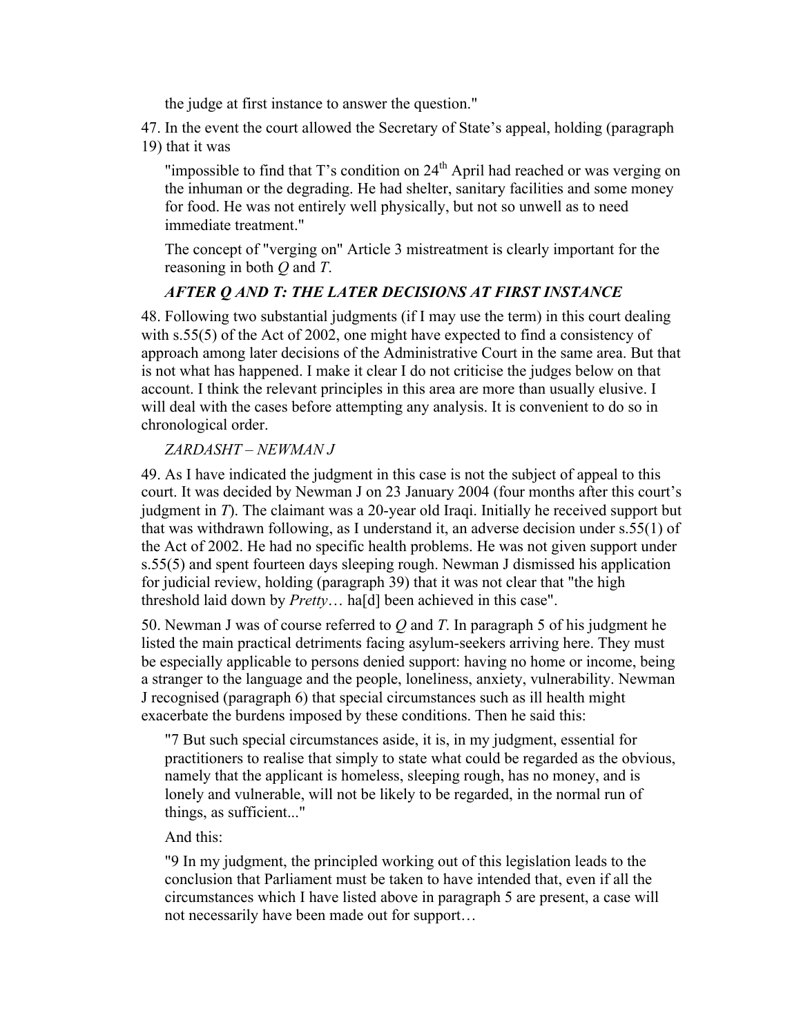the judge at first instance to answer the question."

47. In the event the court allowed the Secretary of State's appeal, holding (paragraph 19) that it was

> "impossible to find that T's condition on 24th April had reached or was verging on the inhuman or the degrading. He had shelter, sanitary facilities and some money for food. He was not entirely well physically, but not so unwell as to need immediate treatment."

The concept of "verging on" Article 3 mistreatment is clearly important for the reasoning in both *Q* and *T*.

### *AFTER Q AND T: THE LATER DECISIONS AT FIRST INSTANCE*

48. Following two substantial judgments (if I may use the term) in this court dealing with s.55(5) of the Act of 2002, one might have expected to find a consistency of approach among later decisions of the Administrative Court in the same area. But that is not what has happened. I make it clear I do not criticise the judges below on that account. I think the relevant principles in this area are more than usually elusive. I will deal with the cases before attempting any analysis. It is convenient to do so in chronological order.

*ZARDASHT – NEWMAN J*

49. As I have indicated the judgment in this case is not the subject of appeal to this court. It was decided by Newman J on 23 January 2004 (four months after this court's judgment in *T*). The claimant was a 20-year old Iraqi. Initially he received support but that was withdrawn following, as I understand it, an adverse decision under s.55(1) of the Act of 2002. He had no specific health problems. He was not given support under s.55(5) and spent fourteen days sleeping rough. Newman J dismissed his application for judicial review, holding (paragraph 39) that it was not clear that "the high threshold laid down by *Pretty*… ha[d] been achieved in this case".

50. Newman J was of course referred to *Q* and *T*. In paragraph 5 of his judgment he listed the main practical detriments facing asylum-seekers arriving here. They must be especially applicable to persons denied support: having no home or income, being a stranger to the language and the people, loneliness, anxiety, vulnerability. Newman J recognised (paragraph 6) that special circumstances such as ill health might exacerbate the burdens imposed by these conditions. Then he said this:

> "7 But such special circumstances aside, it is, in my judgment, essential for practitioners to realise that simply to state what could be regarded as the obvious, namely that the applicant is homeless, sleeping rough, has no money, and is lonely and vulnerable, will not be likely to be regarded, in the normal run of things, as sufficient..."

And this:

> "9 In my judgment, the principled working out of this legislation leads to the conclusion that Parliament must be taken to have intended that, even if all the circumstances which I have listed above in paragraph 5 are present, a case will not necessarily have been made out for support…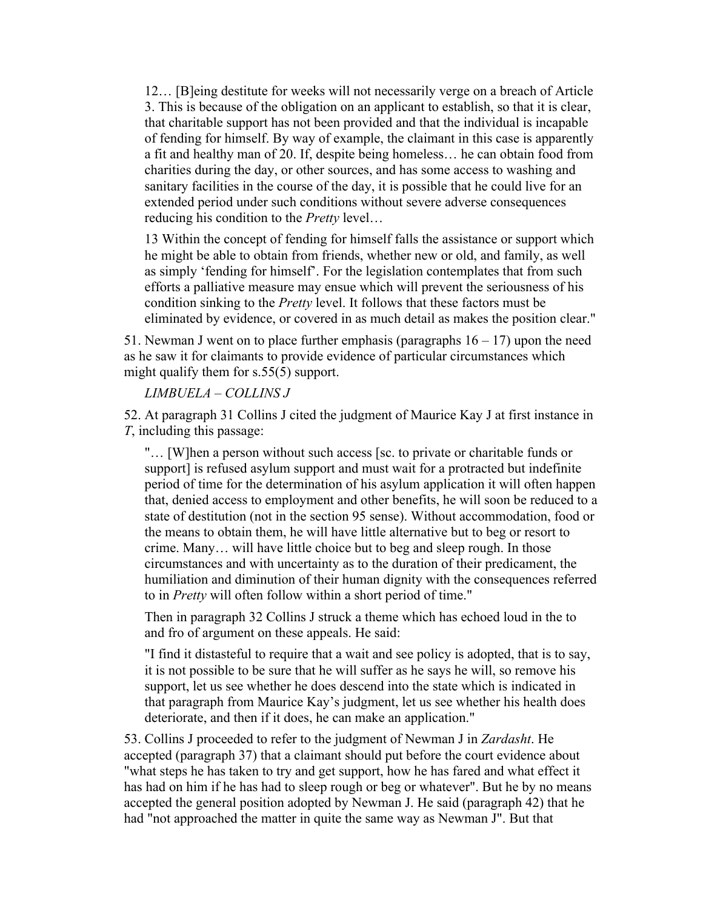> 12… [B]eing destitute for weeks will not necessarily verge on a breach of Article 3. This is because of the obligation on an applicant to establish, so that it is clear, that charitable support has not been provided and that the individual is incapable of fending for himself. By way of example, the claimant in this case is apparently a fit and healthy man of 20. If, despite being homeless… he can obtain food from charities during the day, or other sources, and has some access to washing and sanitary facilities in the course of the day, it is possible that he could live for an extended period under such conditions without severe adverse consequences reducing his condition to the *Pretty* level…
>
> 13 Within the concept of fending for himself falls the assistance or support which he might be able to obtain from friends, whether new or old, and family, as well as simply 'fending for himself'. For the legislation contemplates that from such efforts a palliative measure may ensue which will prevent the seriousness of his condition sinking to the *Pretty* level. It follows that these factors must be eliminated by evidence, or covered in as much detail as makes the position clear."

51. Newman J went on to place further emphasis (paragraphs 16 – 17) upon the need as he saw it for claimants to provide evidence of particular circumstances which might qualify them for s.55(5) support.

*LIMBUELA – COLLINS J*

52. At paragraph 31 Collins J cited the judgment of Maurice Kay J at first instance in *T*, including this passage:

> "… [W]hen a person without such access [sc. to private or charitable funds or support] is refused asylum support and must wait for a protracted but indefinite period of time for the determination of his asylum application it will often happen that, denied access to employment and other benefits, he will soon be reduced to a state of destitution (not in the section 95 sense). Without accommodation, food or the means to obtain them, he will have little alternative but to beg or resort to crime. Many… will have little choice but to beg and sleep rough. In those circumstances and with uncertainty as to the duration of their predicament, the humiliation and diminution of their human dignity with the consequences referred to in *Pretty* will often follow within a short period of time."

Then in paragraph 32 Collins J struck a theme which has echoed loud in the to and fro of argument on these appeals. He said:

> "I find it distasteful to require that a wait and see policy is adopted, that is to say, it is not possible to be sure that he will suffer as he says he will, so remove his support, let us see whether he does descend into the state which is indicated in that paragraph from Maurice Kay's judgment, let us see whether his health does deteriorate, and then if it does, he can make an application."

53. Collins J proceeded to refer to the judgment of Newman J in *Zardasht*. He accepted (paragraph 37) that a claimant should put before the court evidence about "what steps he has taken to try and get support, how he has fared and what effect it has had on him if he has had to sleep rough or beg or whatever". But he by no means accepted the general position adopted by Newman J. He said (paragraph 42) that he had "not approached the matter in quite the same way as Newman J". But that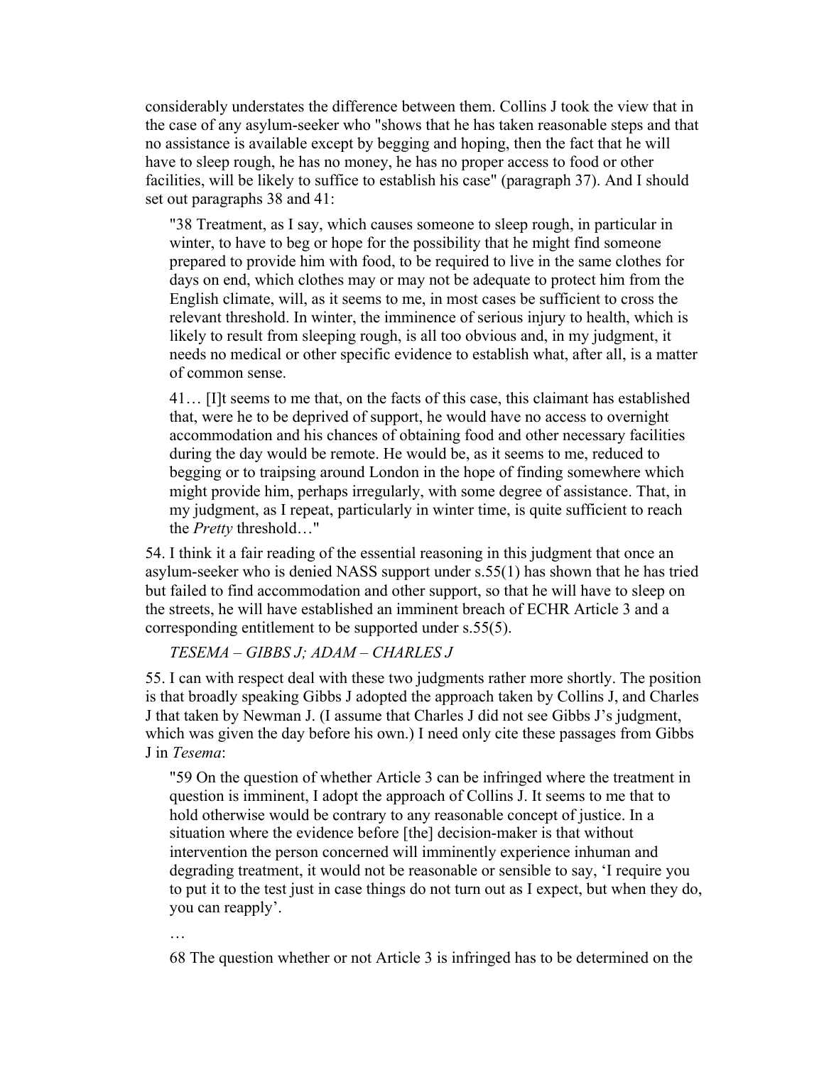considerably understates the difference between them. Collins J took the view that in the case of any asylum-seeker who "shows that he has taken reasonable steps and that no assistance is available except by begging and hoping, then the fact that he will have to sleep rough, he has no money, he has no proper access to food or other facilities, will be likely to suffice to establish his case" (paragraph 37). And I should set out paragraphs 38 and 41:

> "38 Treatment, as I say, which causes someone to sleep rough, in particular in winter, to have to beg or hope for the possibility that he might find someone prepared to provide him with food, to be required to live in the same clothes for days on end, which clothes may or may not be adequate to protect him from the English climate, will, as it seems to me, in most cases be sufficient to cross the relevant threshold. In winter, the imminence of serious injury to health, which is likely to result from sleeping rough, is all too obvious and, in my judgment, it needs no medical or other specific evidence to establish what, after all, is a matter of common sense.
>
> 41… [I]t seems to me that, on the facts of this case, this claimant has established that, were he to be deprived of support, he would have no access to overnight accommodation and his chances of obtaining food and other necessary facilities during the day would be remote. He would be, as it seems to me, reduced to begging or to traipsing around London in the hope of finding somewhere which might provide him, perhaps irregularly, with some degree of assistance. That, in my judgment, as I repeat, particularly in winter time, is quite sufficient to reach the *Pretty* threshold…"

54. I think it a fair reading of the essential reasoning in this judgment that once an asylum-seeker who is denied NASS support under s.55(1) has shown that he has tried but failed to find accommodation and other support, so that he will have to sleep on the streets, he will have established an imminent breach of ECHR Article 3 and a corresponding entitlement to be supported under s.55(5).

*TESEMA – GIBBS J; ADAM – CHARLES J*

55. I can with respect deal with these two judgments rather more shortly. The position is that broadly speaking Gibbs J adopted the approach taken by Collins J, and Charles J that taken by Newman J. (I assume that Charles J did not see Gibbs J's judgment, which was given the day before his own.) I need only cite these passages from Gibbs J in *Tesema*:

> "59 On the question of whether Article 3 can be infringed where the treatment in question is imminent, I adopt the approach of Collins J. It seems to me that to hold otherwise would be contrary to any reasonable concept of justice. In a situation where the evidence before [the] decision-maker is that without intervention the person concerned will imminently experience inhuman and degrading treatment, it would not be reasonable or sensible to say, 'I require you to put it to the test just in case things do not turn out as I expect, but when they do, you can reapply'.
>
> …
>
> 68 The question whether or not Article 3 is infringed has to be determined on the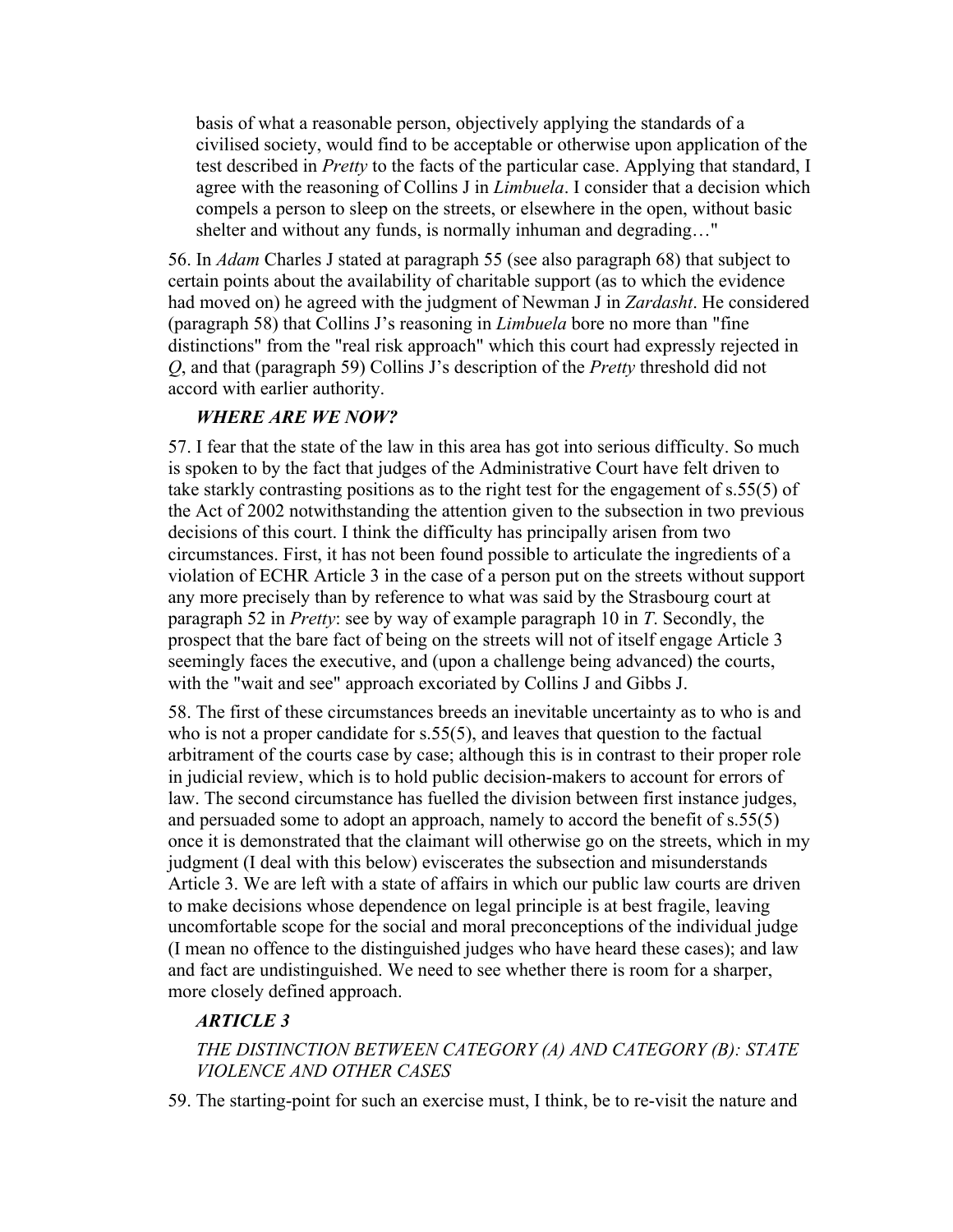> basis of what a reasonable person, objectively applying the standards of a civilised society, would find to be acceptable or otherwise upon application of the test described in *Pretty* to the facts of the particular case. Applying that standard, I agree with the reasoning of Collins J in *Limbuela*. I consider that a decision which compels a person to sleep on the streets, or elsewhere in the open, without basic shelter and without any funds, is normally inhuman and degrading…"

56. In *Adam* Charles J stated at paragraph 55 (see also paragraph 68) that subject to certain points about the availability of charitable support (as to which the evidence had moved on) he agreed with the judgment of Newman J in *Zardasht*. He considered (paragraph 58) that Collins J's reasoning in *Limbuela* bore no more than "fine distinctions" from the "real risk approach" which this court had expressly rejected in *Q*, and that (paragraph 59) Collins J's description of the *Pretty* threshold did not accord with earlier authority.

### *WHERE ARE WE NOW?*

57. I fear that the state of the law in this area has got into serious difficulty. So much is spoken to by the fact that judges of the Administrative Court have felt driven to take starkly contrasting positions as to the right test for the engagement of s.55(5) of the Act of 2002 notwithstanding the attention given to the subsection in two previous decisions of this court. I think the difficulty has principally arisen from two circumstances. First, it has not been found possible to articulate the ingredients of a violation of ECHR Article 3 in the case of a person put on the streets without support any more precisely than by reference to what was said by the Strasbourg court at paragraph 52 in *Pretty*: see by way of example paragraph 10 in *T*. Secondly, the prospect that the bare fact of being on the streets will not of itself engage Article 3 seemingly faces the executive, and (upon a challenge being advanced) the courts, with the "wait and see" approach excoriated by Collins J and Gibbs J.

58. The first of these circumstances breeds an inevitable uncertainty as to who is and who is not a proper candidate for s.55(5), and leaves that question to the factual arbitrament of the courts case by case; although this is in contrast to their proper role in judicial review, which is to hold public decision-makers to account for errors of law. The second circumstance has fuelled the division between first instance judges, and persuaded some to adopt an approach, namely to accord the benefit of s.55(5) once it is demonstrated that the claimant will otherwise go on the streets, which in my judgment (I deal with this below) eviscerates the subsection and misunderstands Article 3. We are left with a state of affairs in which our public law courts are driven to make decisions whose dependence on legal principle is at best fragile, leaving uncomfortable scope for the social and moral preconceptions of the individual judge (I mean no offence to the distinguished judges who have heard these cases); and law and fact are undistinguished. We need to see whether there is room for a sharper, more closely defined approach.

### *ARTICLE 3*

#### *THE DISTINCTION BETWEEN CATEGORY (A) AND CATEGORY (B): STATE VIOLENCE AND OTHER CASES*

59. The starting-point for such an exercise must, I think, be to re-visit the nature and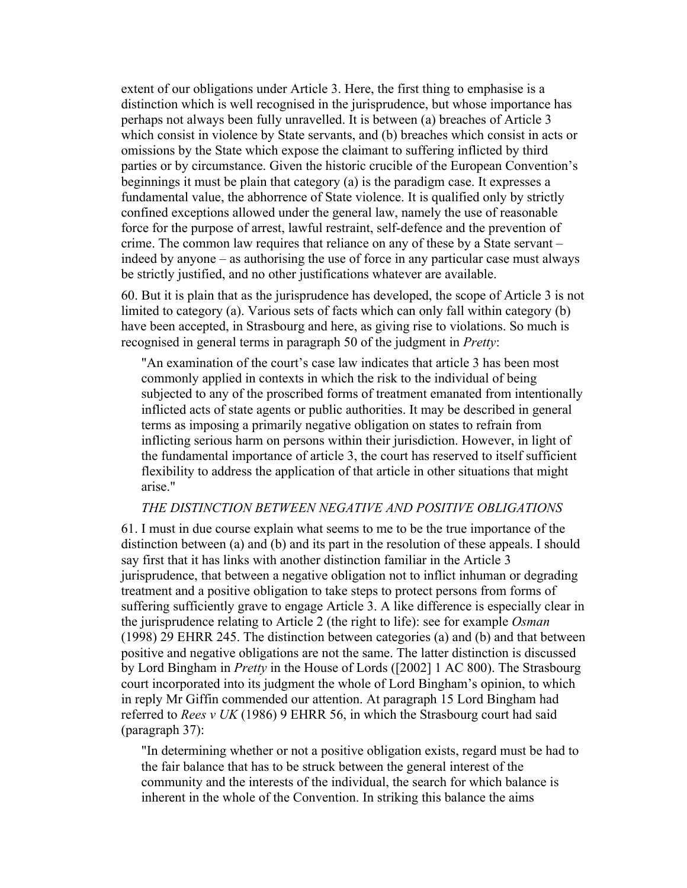extent of our obligations under Article 3. Here, the first thing to emphasise is a distinction which is well recognised in the jurisprudence, but whose importance has perhaps not always been fully unravelled. It is between (a) breaches of Article 3 which consist in violence by State servants, and (b) breaches which consist in acts or omissions by the State which expose the claimant to suffering inflicted by third parties or by circumstance. Given the historic crucible of the European Convention's beginnings it must be plain that category (a) is the paradigm case. It expresses a fundamental value, the abhorrence of State violence. It is qualified only by strictly confined exceptions allowed under the general law, namely the use of reasonable force for the purpose of arrest, lawful restraint, self-defence and the prevention of crime. The common law requires that reliance on any of these by a State servant – indeed by anyone – as authorising the use of force in any particular case must always be strictly justified, and no other justifications whatever are available.

60. But it is plain that as the jurisprudence has developed, the scope of Article 3 is not limited to category (a). Various sets of facts which can only fall within category (b) have been accepted, in Strasbourg and here, as giving rise to violations. So much is recognised in general terms in paragraph 50 of the judgment in *Pretty*:

> "An examination of the court's case law indicates that article 3 has been most commonly applied in contexts in which the risk to the individual of being subjected to any of the proscribed forms of treatment emanated from intentionally inflicted acts of state agents or public authorities. It may be described in general terms as imposing a primarily negative obligation on states to refrain from inflicting serious harm on persons within their jurisdiction. However, in light of the fundamental importance of article 3, the court has reserved to itself sufficient flexibility to address the application of that article in other situations that might arise."

*THE DISTINCTION BETWEEN NEGATIVE AND POSITIVE OBLIGATIONS*

61. I must in due course explain what seems to me to be the true importance of the distinction between (a) and (b) and its part in the resolution of these appeals. I should say first that it has links with another distinction familiar in the Article 3 jurisprudence, that between a negative obligation not to inflict inhuman or degrading treatment and a positive obligation to take steps to protect persons from forms of suffering sufficiently grave to engage Article 3. A like difference is especially clear in the jurisprudence relating to Article 2 (the right to life): see for example *Osman* (1998) 29 EHRR 245. The distinction between categories (a) and (b) and that between positive and negative obligations are not the same. The latter distinction is discussed by Lord Bingham in *Pretty* in the House of Lords ([2002] 1 AC 800). The Strasbourg court incorporated into its judgment the whole of Lord Bingham's opinion, to which in reply Mr Giffin commended our attention. At paragraph 15 Lord Bingham had referred to *Rees v UK* (1986) 9 EHRR 56, in which the Strasbourg court had said (paragraph 37):

> "In determining whether or not a positive obligation exists, regard must be had to the fair balance that has to be struck between the general interest of the community and the interests of the individual, the search for which balance is inherent in the whole of the Convention. In striking this balance the aims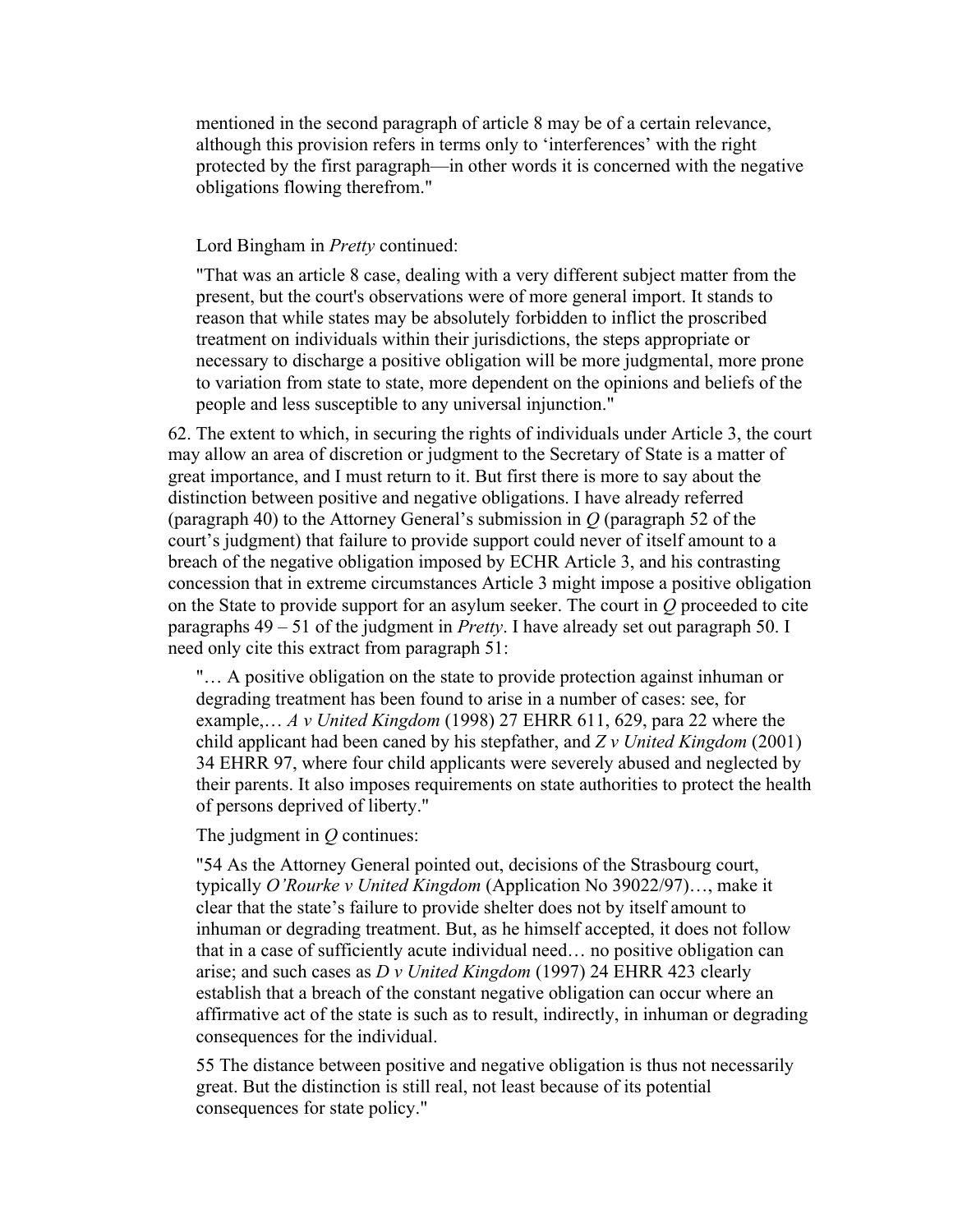> mentioned in the second paragraph of article 8 may be of a certain relevance, although this provision refers in terms only to 'interferences' with the right protected by the first paragraph—in other words it is concerned with the negative obligations flowing therefrom."

Lord Bingham in *Pretty* continued:

> "That was an article 8 case, dealing with a very different subject matter from the present, but the court's observations were of more general import. It stands to reason that while states may be absolutely forbidden to inflict the proscribed treatment on individuals within their jurisdictions, the steps appropriate or necessary to discharge a positive obligation will be more judgmental, more prone to variation from state to state, more dependent on the opinions and beliefs of the people and less susceptible to any universal injunction."

62. The extent to which, in securing the rights of individuals under Article 3, the court may allow an area of discretion or judgment to the Secretary of State is a matter of great importance, and I must return to it. But first there is more to say about the distinction between positive and negative obligations. I have already referred (paragraph 40) to the Attorney General's submission in *Q* (paragraph 52 of the court's judgment) that failure to provide support could never of itself amount to a breach of the negative obligation imposed by ECHR Article 3, and his contrasting concession that in extreme circumstances Article 3 might impose a positive obligation on the State to provide support for an asylum seeker. The court in *Q* proceeded to cite paragraphs 49 – 51 of the judgment in *Pretty*. I have already set out paragraph 50. I need only cite this extract from paragraph 51:

> "… A positive obligation on the state to provide protection against inhuman or degrading treatment has been found to arise in a number of cases: see, for example,… *A v United Kingdom* (1998) 27 EHRR 611, 629, para 22 where the child applicant had been caned by his stepfather, and *Z v United Kingdom* (2001) 34 EHRR 97, where four child applicants were severely abused and neglected by their parents. It also imposes requirements on state authorities to protect the health of persons deprived of liberty."

The judgment in *Q* continues:

> "54 As the Attorney General pointed out, decisions of the Strasbourg court, typically *O'Rourke v United Kingdom* (Application No 39022/97)…, make it clear that the state's failure to provide shelter does not by itself amount to inhuman or degrading treatment. But, as he himself accepted, it does not follow that in a case of sufficiently acute individual need… no positive obligation can arise; and such cases as *D v United Kingdom* (1997) 24 EHRR 423 clearly establish that a breach of the constant negative obligation can occur where an affirmative act of the state is such as to result, indirectly, in inhuman or degrading consequences for the individual.
>
> 55 The distance between positive and negative obligation is thus not necessarily great. But the distinction is still real, not least because of its potential consequences for state policy."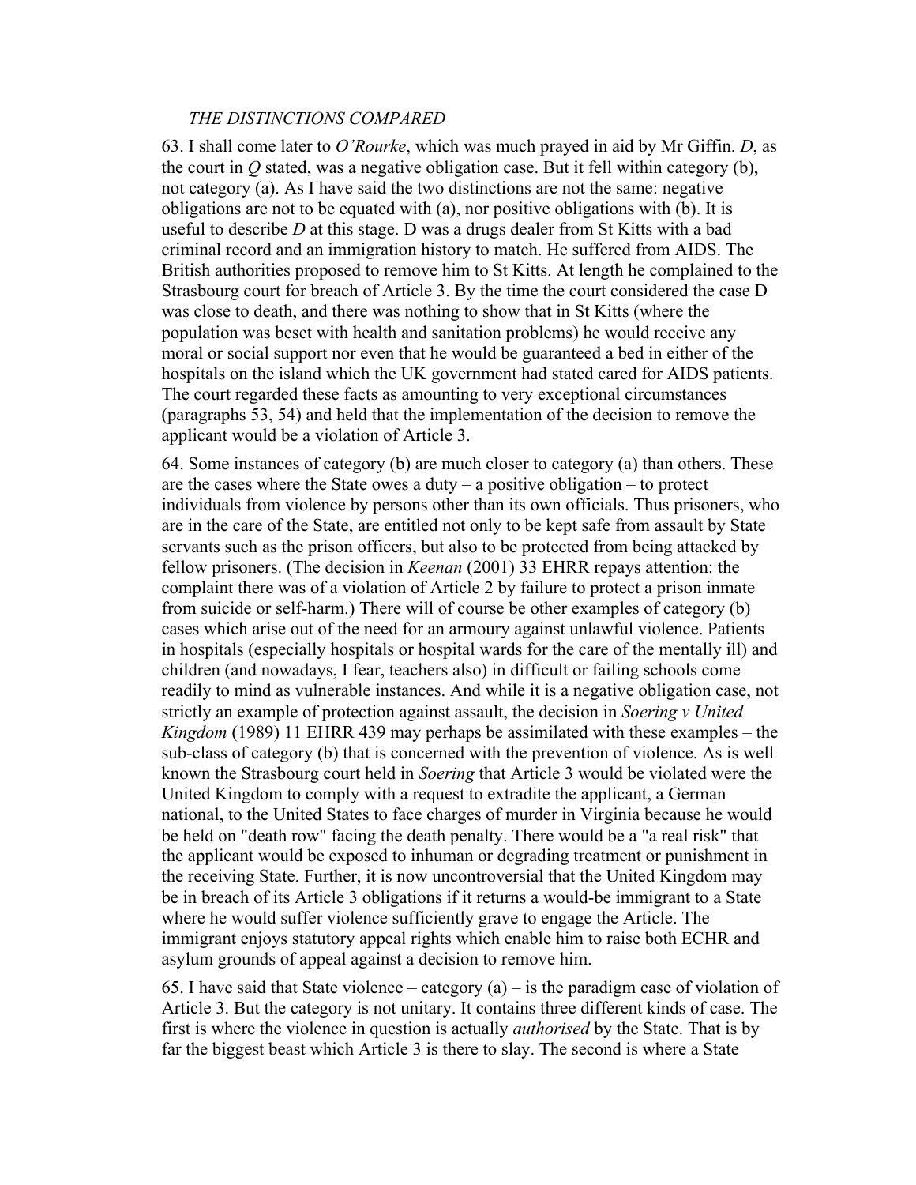*THE DISTINCTIONS COMPARED*

63. I shall come later to *O'Rourke*, which was much prayed in aid by Mr Giffin. *D*, as the court in *Q* stated, was a negative obligation case. But it fell within category (b), not category (a). As I have said the two distinctions are not the same: negative obligations are not to be equated with (a), nor positive obligations with (b). It is useful to describe *D* at this stage. D was a drugs dealer from St Kitts with a bad criminal record and an immigration history to match. He suffered from AIDS. The British authorities proposed to remove him to St Kitts. At length he complained to the Strasbourg court for breach of Article 3. By the time the court considered the case D was close to death, and there was nothing to show that in St Kitts (where the population was beset with health and sanitation problems) he would receive any moral or social support nor even that he would be guaranteed a bed in either of the hospitals on the island which the UK government had stated cared for AIDS patients. The court regarded these facts as amounting to very exceptional circumstances (paragraphs 53, 54) and held that the implementation of the decision to remove the applicant would be a violation of Article 3.

64. Some instances of category (b) are much closer to category (a) than others. These are the cases where the State owes a duty – a positive obligation – to protect individuals from violence by persons other than its own officials. Thus prisoners, who are in the care of the State, are entitled not only to be kept safe from assault by State servants such as the prison officers, but also to be protected from being attacked by fellow prisoners. (The decision in *Keenan* (2001) 33 EHRR repays attention: the complaint there was of a violation of Article 2 by failure to protect a prison inmate from suicide or self-harm.) There will of course be other examples of category (b) cases which arise out of the need for an armoury against unlawful violence. Patients in hospitals (especially hospitals or hospital wards for the care of the mentally ill) and children (and nowadays, I fear, teachers also) in difficult or failing schools come readily to mind as vulnerable instances. And while it is a negative obligation case, not strictly an example of protection against assault, the decision in *Soering v United Kingdom* (1989) 11 EHRR 439 may perhaps be assimilated with these examples – the sub-class of category (b) that is concerned with the prevention of violence. As is well known the Strasbourg court held in *Soering* that Article 3 would be violated were the United Kingdom to comply with a request to extradite the applicant, a German national, to the United States to face charges of murder in Virginia because he would be held on "death row" facing the death penalty. There would be a "a real risk" that the applicant would be exposed to inhuman or degrading treatment or punishment in the receiving State. Further, it is now uncontroversial that the United Kingdom may be in breach of its Article 3 obligations if it returns a would-be immigrant to a State where he would suffer violence sufficiently grave to engage the Article. The immigrant enjoys statutory appeal rights which enable him to raise both ECHR and asylum grounds of appeal against a decision to remove him.

65. I have said that State violence – category (a) – is the paradigm case of violation of Article 3. But the category is not unitary. It contains three different kinds of case. The first is where the violence in question is actually *authorised* by the State. That is by far the biggest beast which Article 3 is there to slay. The second is where a State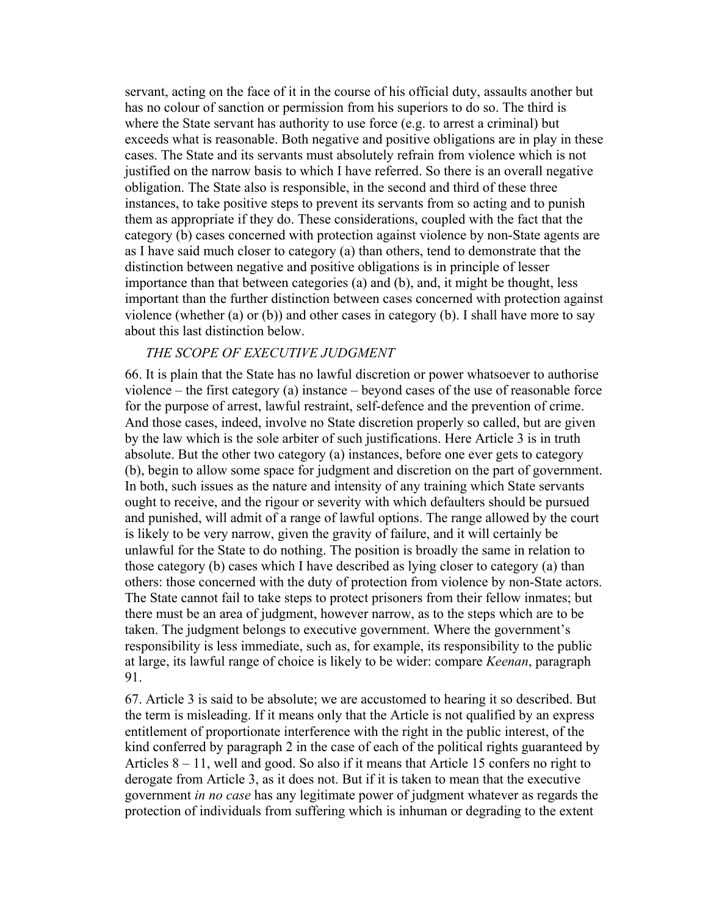servant, acting on the face of it in the course of his official duty, assaults another but has no colour of sanction or permission from his superiors to do so. The third is where the State servant has authority to use force (e.g. to arrest a criminal) but exceeds what is reasonable. Both negative and positive obligations are in play in these cases. The State and its servants must absolutely refrain from violence which is not justified on the narrow basis to which I have referred. So there is an overall negative obligation. The State also is responsible, in the second and third of these three instances, to take positive steps to prevent its servants from so acting and to punish them as appropriate if they do. These considerations, coupled with the fact that the category (b) cases concerned with protection against violence by non-State agents are as I have said much closer to category (a) than others, tend to demonstrate that the distinction between negative and positive obligations is in principle of lesser importance than that between categories (a) and (b), and, it might be thought, less important than the further distinction between cases concerned with protection against violence (whether (a) or (b)) and other cases in category (b). I shall have more to say about this last distinction below.

*THE SCOPE OF EXECUTIVE JUDGMENT*

66. It is plain that the State has no lawful discretion or power whatsoever to authorise violence – the first category (a) instance – beyond cases of the use of reasonable force for the purpose of arrest, lawful restraint, self-defence and the prevention of crime. And those cases, indeed, involve no State discretion properly so called, but are given by the law which is the sole arbiter of such justifications. Here Article 3 is in truth absolute. But the other two category (a) instances, before one ever gets to category (b), begin to allow some space for judgment and discretion on the part of government. In both, such issues as the nature and intensity of any training which State servants ought to receive, and the rigour or severity with which defaulters should be pursued and punished, will admit of a range of lawful options. The range allowed by the court is likely to be very narrow, given the gravity of failure, and it will certainly be unlawful for the State to do nothing. The position is broadly the same in relation to those category (b) cases which I have described as lying closer to category (a) than others: those concerned with the duty of protection from violence by non-State actors. The State cannot fail to take steps to protect prisoners from their fellow inmates; but there must be an area of judgment, however narrow, as to the steps which are to be taken. The judgment belongs to executive government. Where the government's responsibility is less immediate, such as, for example, its responsibility to the public at large, its lawful range of choice is likely to be wider: compare *Keenan*, paragraph 91.

67. Article 3 is said to be absolute; we are accustomed to hearing it so described. But the term is misleading. If it means only that the Article is not qualified by an express entitlement of proportionate interference with the right in the public interest, of the kind conferred by paragraph 2 in the case of each of the political rights guaranteed by Articles 8 – 11, well and good. So also if it means that Article 15 confers no right to derogate from Article 3, as it does not. But if it is taken to mean that the executive government *in no case* has any legitimate power of judgment whatever as regards the protection of individuals from suffering which is inhuman or degrading to the extent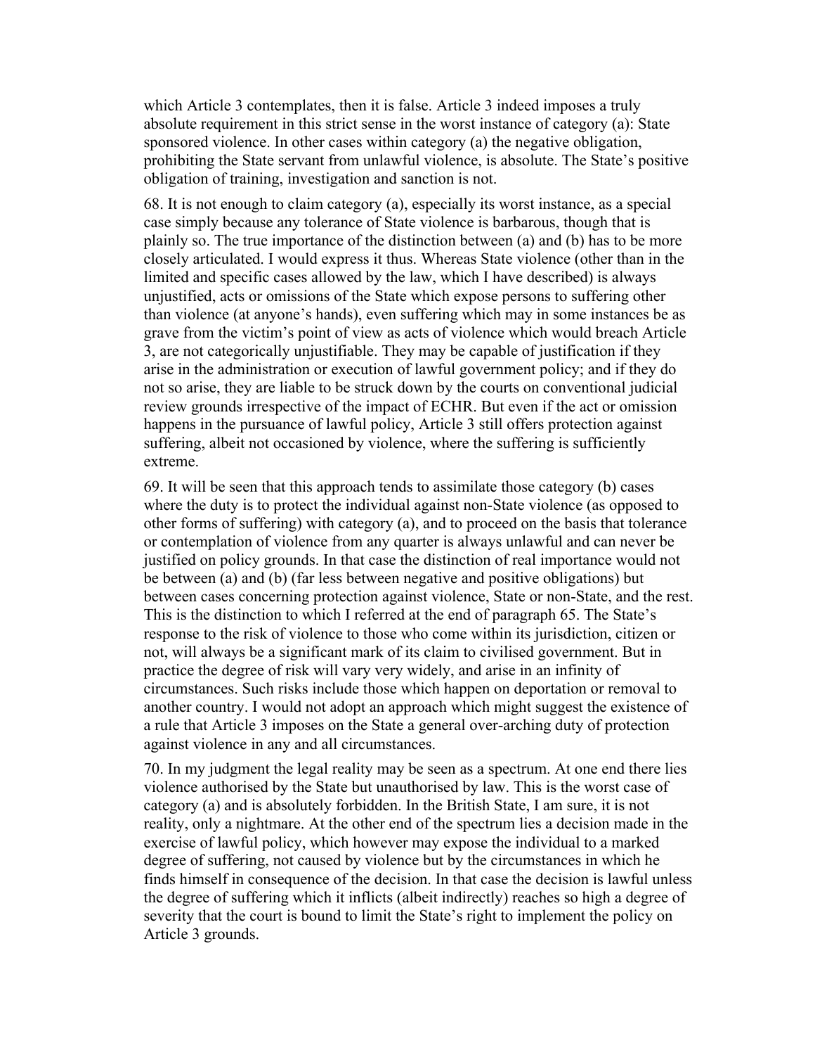which Article 3 contemplates, then it is false. Article 3 indeed imposes a truly absolute requirement in this strict sense in the worst instance of category (a): State sponsored violence. In other cases within category (a) the negative obligation, prohibiting the State servant from unlawful violence, is absolute. The State's positive obligation of training, investigation and sanction is not.

68. It is not enough to claim category (a), especially its worst instance, as a special case simply because any tolerance of State violence is barbarous, though that is plainly so. The true importance of the distinction between (a) and (b) has to be more closely articulated. I would express it thus. Whereas State violence (other than in the limited and specific cases allowed by the law, which I have described) is always unjustified, acts or omissions of the State which expose persons to suffering other than violence (at anyone's hands), even suffering which may in some instances be as grave from the victim's point of view as acts of violence which would breach Article 3, are not categorically unjustifiable. They may be capable of justification if they arise in the administration or execution of lawful government policy; and if they do not so arise, they are liable to be struck down by the courts on conventional judicial review grounds irrespective of the impact of ECHR. But even if the act or omission happens in the pursuance of lawful policy, Article 3 still offers protection against suffering, albeit not occasioned by violence, where the suffering is sufficiently extreme.

69. It will be seen that this approach tends to assimilate those category (b) cases where the duty is to protect the individual against non-State violence (as opposed to other forms of suffering) with category (a), and to proceed on the basis that tolerance or contemplation of violence from any quarter is always unlawful and can never be justified on policy grounds. In that case the distinction of real importance would not be between (a) and (b) (far less between negative and positive obligations) but between cases concerning protection against violence, State or non-State, and the rest. This is the distinction to which I referred at the end of paragraph 65. The State's response to the risk of violence to those who come within its jurisdiction, citizen or not, will always be a significant mark of its claim to civilised government. But in practice the degree of risk will vary very widely, and arise in an infinity of circumstances. Such risks include those which happen on deportation or removal to another country. I would not adopt an approach which might suggest the existence of a rule that Article 3 imposes on the State a general over-arching duty of protection against violence in any and all circumstances.

70. In my judgment the legal reality may be seen as a spectrum. At one end there lies violence authorised by the State but unauthorised by law. This is the worst case of category (a) and is absolutely forbidden. In the British State, I am sure, it is not reality, only a nightmare. At the other end of the spectrum lies a decision made in the exercise of lawful policy, which however may expose the individual to a marked degree of suffering, not caused by violence but by the circumstances in which he finds himself in consequence of the decision. In that case the decision is lawful unless the degree of suffering which it inflicts (albeit indirectly) reaches so high a degree of severity that the court is bound to limit the State's right to implement the policy on Article 3 grounds.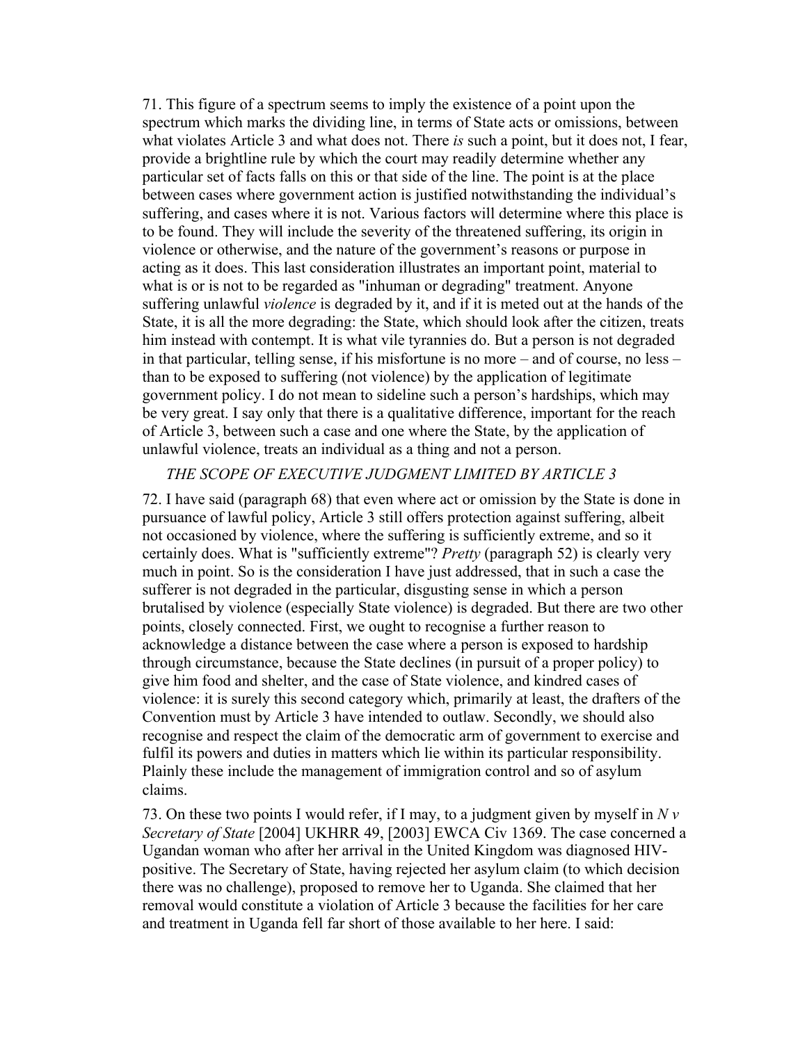71. This figure of a spectrum seems to imply the existence of a point upon the spectrum which marks the dividing line, in terms of State acts or omissions, between what violates Article 3 and what does not. There *is* such a point, but it does not, I fear, provide a brightline rule by which the court may readily determine whether any particular set of facts falls on this or that side of the line. The point is at the place between cases where government action is justified notwithstanding the individual's suffering, and cases where it is not. Various factors will determine where this place is to be found. They will include the severity of the threatened suffering, its origin in violence or otherwise, and the nature of the government's reasons or purpose in acting as it does. This last consideration illustrates an important point, material to what is or is not to be regarded as "inhuman or degrading" treatment. Anyone suffering unlawful *violence* is degraded by it, and if it is meted out at the hands of the State, it is all the more degrading: the State, which should look after the citizen, treats him instead with contempt. It is what vile tyrannies do. But a person is not degraded in that particular, telling sense, if his misfortune is no more – and of course, no less – than to be exposed to suffering (not violence) by the application of legitimate government policy. I do not mean to sideline such a person's hardships, which may be very great. I say only that there is a qualitative difference, important for the reach of Article 3, between such a case and one where the State, by the application of unlawful violence, treats an individual as a thing and not a person.

*THE SCOPE OF EXECUTIVE JUDGMENT LIMITED BY ARTICLE 3*

72. I have said (paragraph 68) that even where act or omission by the State is done in pursuance of lawful policy, Article 3 still offers protection against suffering, albeit not occasioned by violence, where the suffering is sufficiently extreme, and so it certainly does. What is "sufficiently extreme"? *Pretty* (paragraph 52) is clearly very much in point. So is the consideration I have just addressed, that in such a case the sufferer is not degraded in the particular, disgusting sense in which a person brutalised by violence (especially State violence) is degraded. But there are two other points, closely connected. First, we ought to recognise a further reason to acknowledge a distance between the case where a person is exposed to hardship through circumstance, because the State declines (in pursuit of a proper policy) to give him food and shelter, and the case of State violence, and kindred cases of violence: it is surely this second category which, primarily at least, the drafters of the Convention must by Article 3 have intended to outlaw. Secondly, we should also recognise and respect the claim of the democratic arm of government to exercise and fulfil its powers and duties in matters which lie within its particular responsibility. Plainly these include the management of immigration control and so of asylum claims.

73. On these two points I would refer, if I may, to a judgment given by myself in *N v Secretary of State* [2004] UKHRR 49, [2003] EWCA Civ 1369. The case concerned a Ugandan woman who after her arrival in the United Kingdom was diagnosed HIV-positive. The Secretary of State, having rejected her asylum claim (to which decision there was no challenge), proposed to remove her to Uganda. She claimed that her removal would constitute a violation of Article 3 because the facilities for her care and treatment in Uganda fell far short of those available to her here. I said: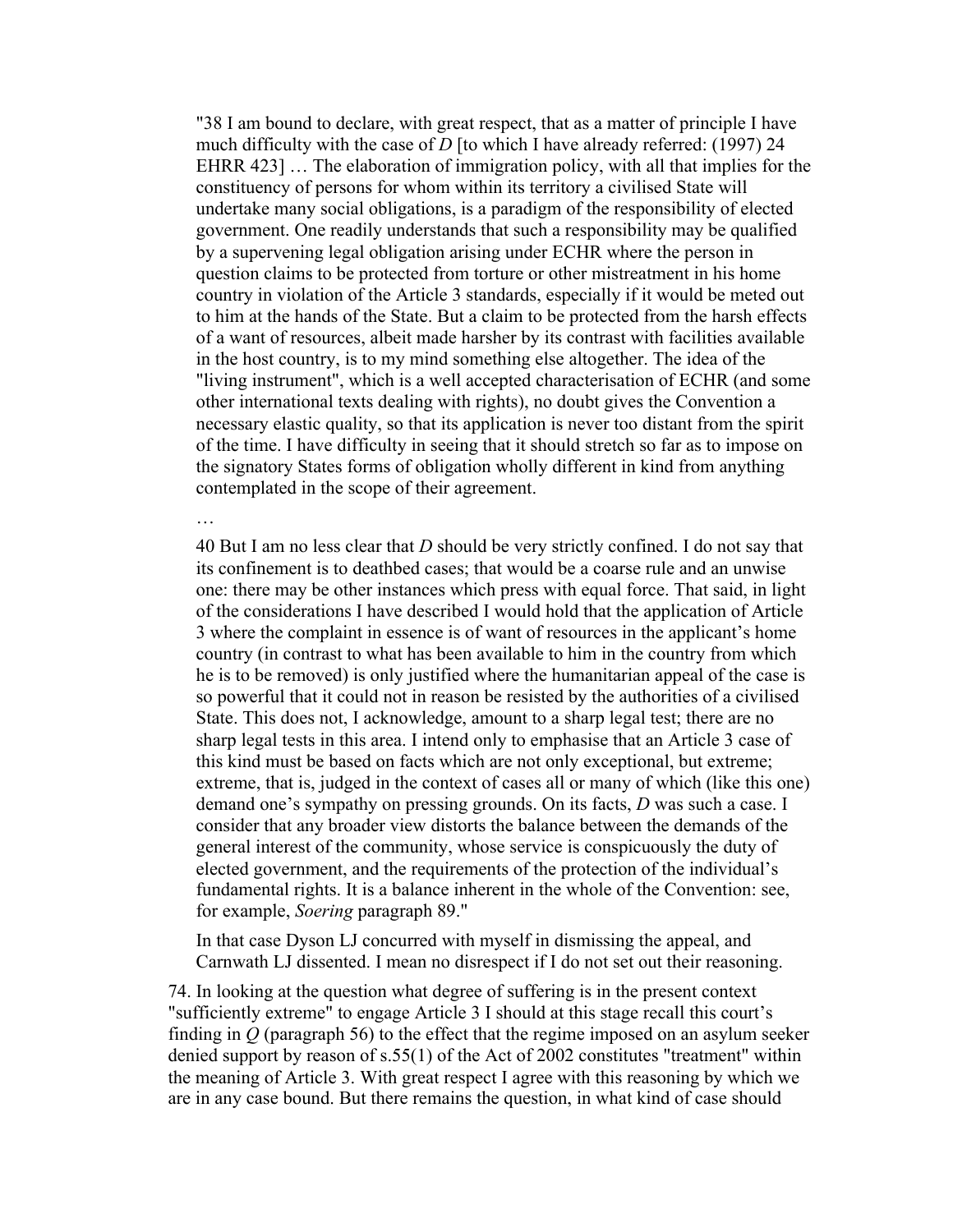> "38 I am bound to declare, with great respect, that as a matter of principle I have much difficulty with the case of *D* [to which I have already referred: (1997) 24 EHRR 423] … The elaboration of immigration policy, with all that implies for the constituency of persons for whom within its territory a civilised State will undertake many social obligations, is a paradigm of the responsibility of elected government. One readily understands that such a responsibility may be qualified by a supervening legal obligation arising under ECHR where the person in question claims to be protected from torture or other mistreatment in his home country in violation of the Article 3 standards, especially if it would be meted out to him at the hands of the State. But a claim to be protected from the harsh effects of a want of resources, albeit made harsher by its contrast with facilities available in the host country, is to my mind something else altogether. The idea of the "living instrument", which is a well accepted characterisation of ECHR (and some other international texts dealing with rights), no doubt gives the Convention a necessary elastic quality, so that its application is never too distant from the spirit of the time. I have difficulty in seeing that it should stretch so far as to impose on the signatory States forms of obligation wholly different in kind from anything contemplated in the scope of their agreement.
>
> …
>
> 40 But I am no less clear that *D* should be very strictly confined. I do not say that its confinement is to deathbed cases; that would be a coarse rule and an unwise one: there may be other instances which press with equal force. That said, in light of the considerations I have described I would hold that the application of Article 3 where the complaint in essence is of want of resources in the applicant's home country (in contrast to what has been available to him in the country from which he is to be removed) is only justified where the humanitarian appeal of the case is so powerful that it could not in reason be resisted by the authorities of a civilised State. This does not, I acknowledge, amount to a sharp legal test; there are no sharp legal tests in this area. I intend only to emphasise that an Article 3 case of this kind must be based on facts which are not only exceptional, but extreme; extreme, that is, judged in the context of cases all or many of which (like this one) demand one's sympathy on pressing grounds. On its facts, *D* was such a case. I consider that any broader view distorts the balance between the demands of the general interest of the community, whose service is conspicuously the duty of elected government, and the requirements of the protection of the individual's fundamental rights. It is a balance inherent in the whole of the Convention: see, for example, *Soering* paragraph 89."
>
> In that case Dyson LJ concurred with myself in dismissing the appeal, and Carnwath LJ dissented. I mean no disrespect if I do not set out their reasoning.

74. In looking at the question what degree of suffering is in the present context "sufficiently extreme" to engage Article 3 I should at this stage recall this court's finding in *Q* (paragraph 56) to the effect that the regime imposed on an asylum seeker denied support by reason of s.55(1) of the Act of 2002 constitutes "treatment" within the meaning of Article 3. With great respect I agree with this reasoning by which we are in any case bound. But there remains the question, in what kind of case should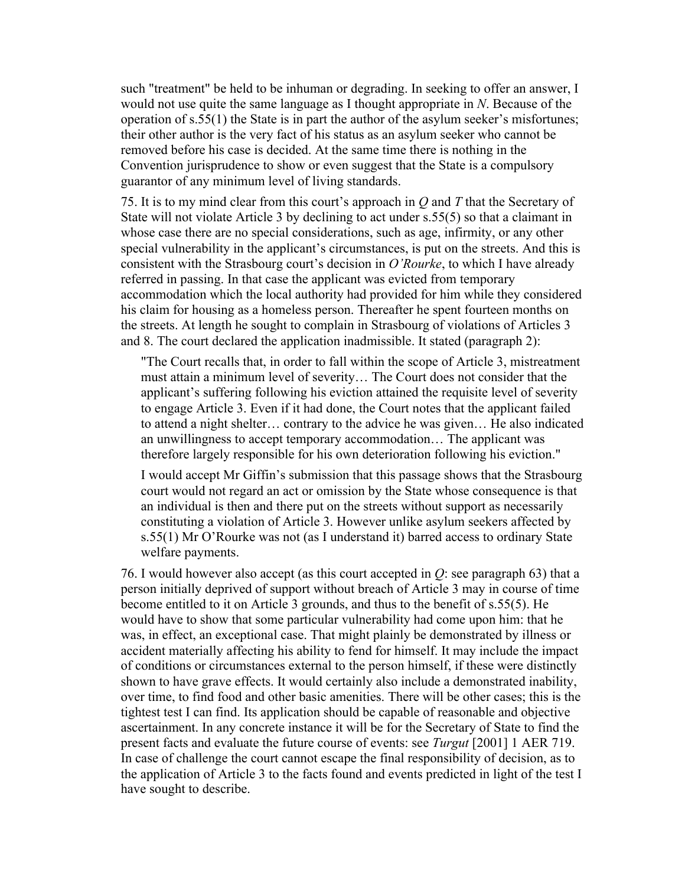such "treatment" be held to be inhuman or degrading. In seeking to offer an answer, I would not use quite the same language as I thought appropriate in *N*. Because of the operation of s.55(1) the State is in part the author of the asylum seeker's misfortunes; their other author is the very fact of his status as an asylum seeker who cannot be removed before his case is decided. At the same time there is nothing in the Convention jurisprudence to show or even suggest that the State is a compulsory guarantor of any minimum level of living standards.

75. It is to my mind clear from this court's approach in *Q* and *T* that the Secretary of State will not violate Article 3 by declining to act under s.55(5) so that a claimant in whose case there are no special considerations, such as age, infirmity, or any other special vulnerability in the applicant's circumstances, is put on the streets. And this is consistent with the Strasbourg court's decision in *O'Rourke*, to which I have already referred in passing. In that case the applicant was evicted from temporary accommodation which the local authority had provided for him while they considered his claim for housing as a homeless person. Thereafter he spent fourteen months on the streets. At length he sought to complain in Strasbourg of violations of Articles 3 and 8. The court declared the application inadmissible. It stated (paragraph 2):

> "The Court recalls that, in order to fall within the scope of Article 3, mistreatment must attain a minimum level of severity… The Court does not consider that the applicant's suffering following his eviction attained the requisite level of severity to engage Article 3. Even if it had done, the Court notes that the applicant failed to attend a night shelter… contrary to the advice he was given… He also indicated an unwillingness to accept temporary accommodation… The applicant was therefore largely responsible for his own deterioration following his eviction."

I would accept Mr Giffin's submission that this passage shows that the Strasbourg court would not regard an act or omission by the State whose consequence is that an individual is then and there put on the streets without support as necessarily constituting a violation of Article 3. However unlike asylum seekers affected by s.55(1) Mr O'Rourke was not (as I understand it) barred access to ordinary State welfare payments.

76. I would however also accept (as this court accepted in *Q*: see paragraph 63) that a person initially deprived of support without breach of Article 3 may in course of time become entitled to it on Article 3 grounds, and thus to the benefit of s.55(5). He would have to show that some particular vulnerability had come upon him: that he was, in effect, an exceptional case. That might plainly be demonstrated by illness or accident materially affecting his ability to fend for himself. It may include the impact of conditions or circumstances external to the person himself, if these were distinctly shown to have grave effects. It would certainly also include a demonstrated inability, over time, to find food and other basic amenities. There will be other cases; this is the tightest test I can find. Its application should be capable of reasonable and objective ascertainment. In any concrete instance it will be for the Secretary of State to find the present facts and evaluate the future course of events: see *Turgut* [2001] 1 AER 719. In case of challenge the court cannot escape the final responsibility of decision, as to the application of Article 3 to the facts found and events predicted in light of the test I have sought to describe.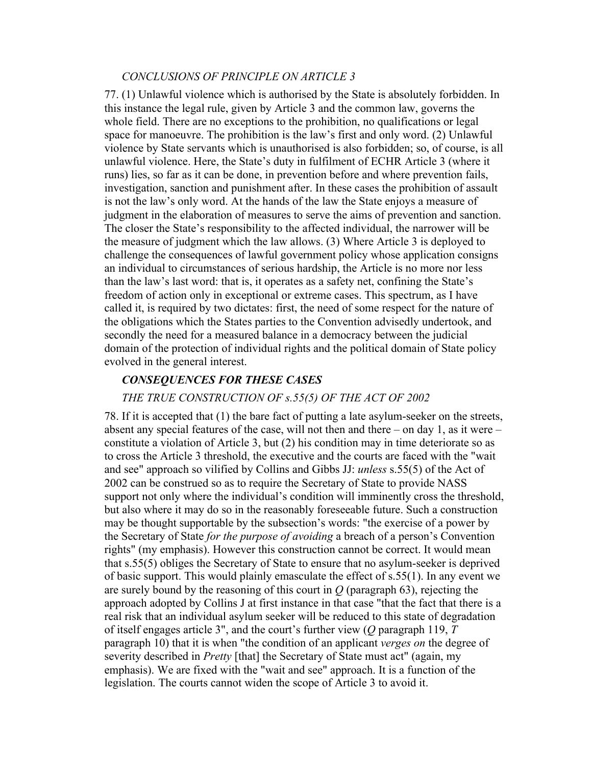### *CONCLUSIONS OF PRINCIPLE ON ARTICLE 3*

77. (1) Unlawful violence which is authorised by the State is absolutely forbidden. In this instance the legal rule, given by Article 3 and the common law, governs the whole field. There are no exceptions to the prohibition, no qualifications or legal space for manoeuvre. The prohibition is the law's first and only word. (2) Unlawful violence by State servants which is unauthorised is also forbidden; so, of course, is all unlawful violence. Here, the State's duty in fulfilment of ECHR Article 3 (where it runs) lies, so far as it can be done, in prevention before and where prevention fails, investigation, sanction and punishment after. In these cases the prohibition of assault is not the law's only word. At the hands of the law the State enjoys a measure of judgment in the elaboration of measures to serve the aims of prevention and sanction. The closer the State's responsibility to the affected individual, the narrower will be the measure of judgment which the law allows. (3) Where Article 3 is deployed to challenge the consequences of lawful government policy whose application consigns an individual to circumstances of serious hardship, the Article is no more nor less than the law's last word: that is, it operates as a safety net, confining the State's freedom of action only in exceptional or extreme cases. This spectrum, as I have called it, is required by two dictates: first, the need of some respect for the nature of the obligations which the States parties to the Convention advisedly undertook, and secondly the need for a measured balance in a democracy between the judicial domain of the protection of individual rights and the political domain of State policy evolved in the general interest.

### ***CONSEQUENCES FOR THESE CASES***

### *THE TRUE CONSTRUCTION OF s.55(5) OF THE ACT OF 2002*

78. If it is accepted that (1) the bare fact of putting a late asylum-seeker on the streets, absent any special features of the case, will not then and there – on day 1, as it were – constitute a violation of Article 3, but (2) his condition may in time deteriorate so as to cross the Article 3 threshold, the executive and the courts are faced with the "wait and see" approach so vilified by Collins and Gibbs JJ: *unless* s.55(5) of the Act of 2002 can be construed so as to require the Secretary of State to provide NASS support not only where the individual's condition will imminently cross the threshold, but also where it may do so in the reasonably foreseeable future. Such a construction may be thought supportable by the subsection's words: "the exercise of a power by the Secretary of State *for the purpose of avoiding* a breach of a person's Convention rights" (my emphasis). However this construction cannot be correct. It would mean that s.55(5) obliges the Secretary of State to ensure that no asylum-seeker is deprived of basic support. This would plainly emasculate the effect of s.55(1). In any event we are surely bound by the reasoning of this court in *Q* (paragraph 63), rejecting the approach adopted by Collins J at first instance in that case "that the fact that there is a real risk that an individual asylum seeker will be reduced to this state of degradation of itself engages article 3", and the court's further view (*Q* paragraph 119, *T* paragraph 10) that it is when "the condition of an applicant *verges on* the degree of severity described in *Pretty* [that] the Secretary of State must act" (again, my emphasis). We are fixed with the "wait and see" approach. It is a function of the legislation. The courts cannot widen the scope of Article 3 to avoid it.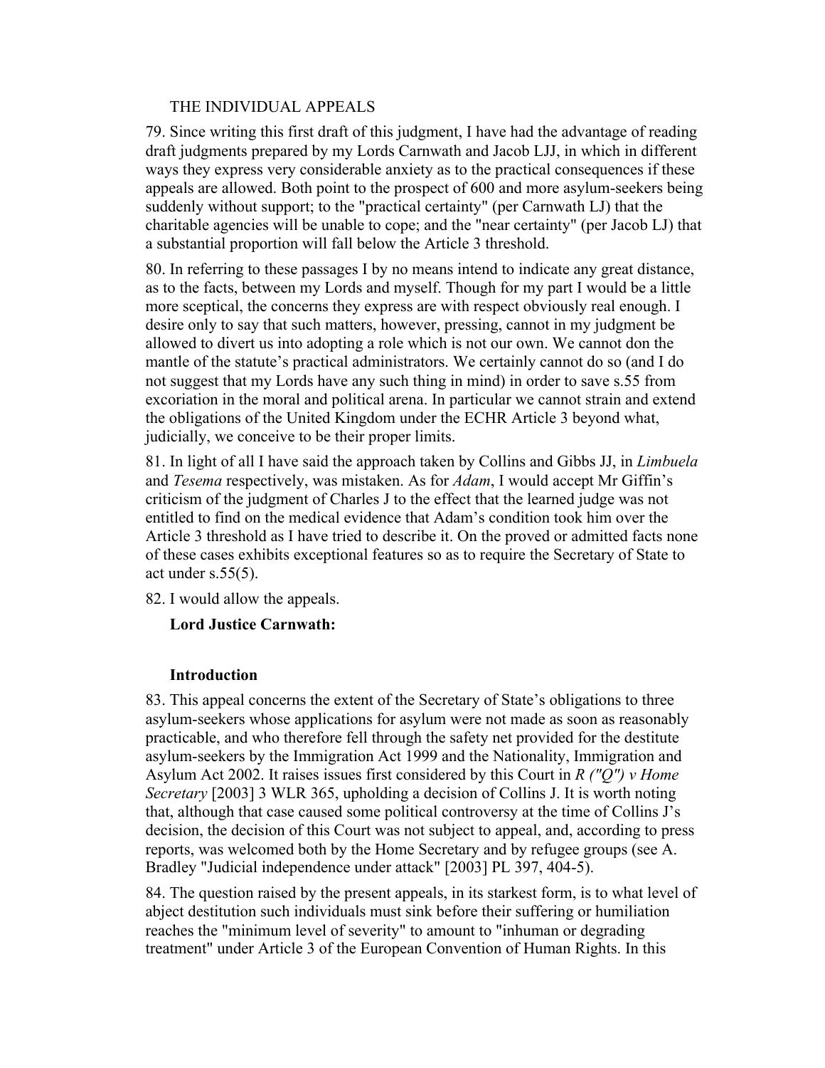THE INDIVIDUAL APPEALS

79. Since writing this first draft of this judgment, I have had the advantage of reading draft judgments prepared by my Lords Carnwath and Jacob LJJ, in which in different ways they express very considerable anxiety as to the practical consequences if these appeals are allowed. Both point to the prospect of 600 and more asylum-seekers being suddenly without support; to the "practical certainty" (per Carnwath LJ) that the charitable agencies will be unable to cope; and the "near certainty" (per Jacob LJ) that a substantial proportion will fall below the Article 3 threshold.

80. In referring to these passages I by no means intend to indicate any great distance, as to the facts, between my Lords and myself. Though for my part I would be a little more sceptical, the concerns they express are with respect obviously real enough. I desire only to say that such matters, however, pressing, cannot in my judgment be allowed to divert us into adopting a role which is not our own. We cannot don the mantle of the statute's practical administrators. We certainly cannot do so (and I do not suggest that my Lords have any such thing in mind) in order to save s.55 from excoriation in the moral and political arena. In particular we cannot strain and extend the obligations of the United Kingdom under the ECHR Article 3 beyond what, judicially, we conceive to be their proper limits.

81. In light of all I have said the approach taken by Collins and Gibbs JJ, in *Limbuela* and *Tesema* respectively, was mistaken. As for *Adam*, I would accept Mr Giffin's criticism of the judgment of Charles J to the effect that the learned judge was not entitled to find on the medical evidence that Adam's condition took him over the Article 3 threshold as I have tried to describe it. On the proved or admitted facts none of these cases exhibits exceptional features so as to require the Secretary of State to act under s.55(5).

82. I would allow the appeals.

**Lord Justice Carnwath:**

**Introduction**

83. This appeal concerns the extent of the Secretary of State's obligations to three asylum-seekers whose applications for asylum were not made as soon as reasonably practicable, and who therefore fell through the safety net provided for the destitute asylum-seekers by the Immigration Act 1999 and the Nationality, Immigration and Asylum Act 2002. It raises issues first considered by this Court in *R ("Q") v Home Secretary* [2003] 3 WLR 365, upholding a decision of Collins J. It is worth noting that, although that case caused some political controversy at the time of Collins J's decision, the decision of this Court was not subject to appeal, and, according to press reports, was welcomed both by the Home Secretary and by refugee groups (see A. Bradley "Judicial independence under attack" [2003] PL 397, 404-5).

84. The question raised by the present appeals, in its starkest form, is to what level of abject destitution such individuals must sink before their suffering or humiliation reaches the "minimum level of severity" to amount to "inhuman or degrading treatment" under Article 3 of the European Convention of Human Rights. In this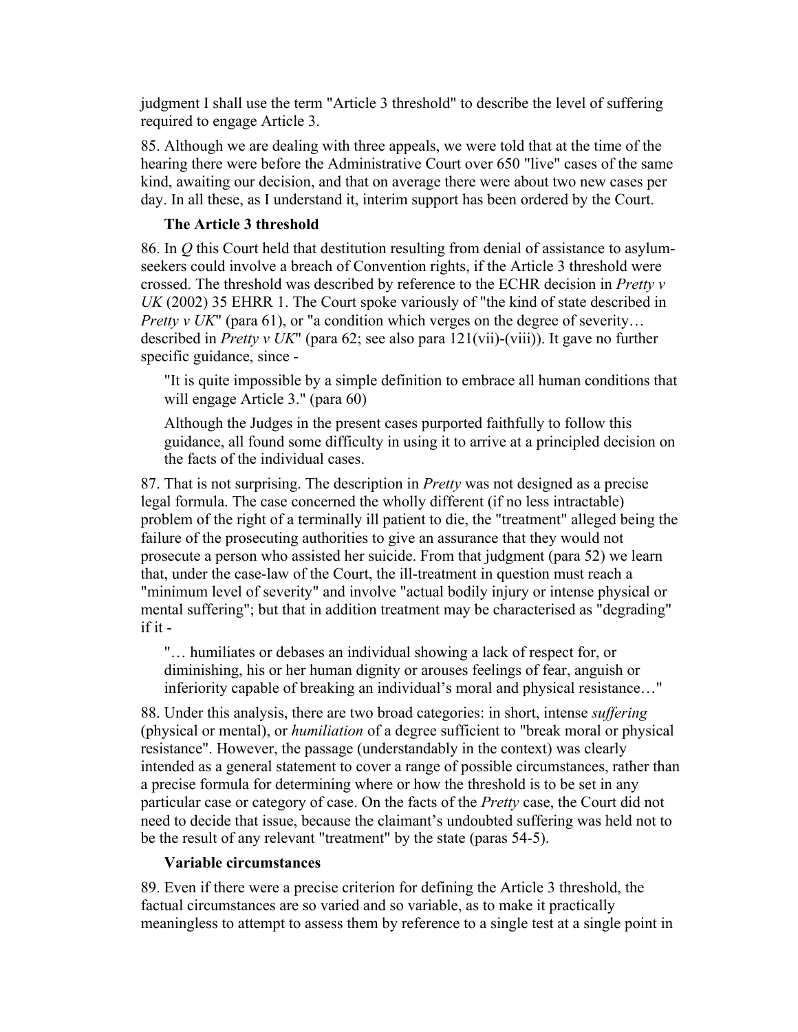judgment I shall use the term "Article 3 threshold" to describe the level of suffering required to engage Article 3.

85. Although we are dealing with three appeals, we were told that at the time of the hearing there were before the Administrative Court over 650 "live" cases of the same kind, awaiting our decision, and that on average there were about two new cases per day. In all these, as I understand it, interim support has been ordered by the Court.

**The Article 3 threshold**

86. In *Q* this Court held that destitution resulting from denial of assistance to asylum-seekers could involve a breach of Convention rights, if the Article 3 threshold were crossed. The threshold was described by reference to the ECHR decision in *Pretty v UK* (2002) 35 EHRR 1. The Court spoke variously of "the kind of state described in *Pretty v UK*" (para 61), or "a condition which verges on the degree of severity… described in *Pretty v UK*" (para 62; see also para 121(vii)-(viii)). It gave no further specific guidance, since -

> "It is quite impossible by a simple definition to embrace all human conditions that will engage Article 3." (para 60)
>
> Although the Judges in the present cases purported faithfully to follow this guidance, all found some difficulty in using it to arrive at a principled decision on the facts of the individual cases.

87. That is not surprising. The description in *Pretty* was not designed as a precise legal formula. The case concerned the wholly different (if no less intractable) problem of the right of a terminally ill patient to die, the "treatment" alleged being the failure of the prosecuting authorities to give an assurance that they would not prosecute a person who assisted her suicide. From that judgment (para 52) we learn that, under the case-law of the Court, the ill-treatment in question must reach a "minimum level of severity" and involve "actual bodily injury or intense physical or mental suffering"; but that in addition treatment may be characterised as "degrading" if it -

> "… humiliates or debases an individual showing a lack of respect for, or diminishing, his or her human dignity or arouses feelings of fear, anguish or inferiority capable of breaking an individual's moral and physical resistance…"

88. Under this analysis, there are two broad categories: in short, intense *suffering* (physical or mental), or *humiliation* of a degree sufficient to "break moral or physical resistance". However, the passage (understandably in the context) was clearly intended as a general statement to cover a range of possible circumstances, rather than a precise formula for determining where or how the threshold is to be set in any particular case or category of case. On the facts of the *Pretty* case, the Court did not need to decide that issue, because the claimant's undoubted suffering was held not to be the result of any relevant "treatment" by the state (paras 54-5).

**Variable circumstances**

89. Even if there were a precise criterion for defining the Article 3 threshold, the factual circumstances are so varied and so variable, as to make it practically meaningless to attempt to assess them by reference to a single test at a single point in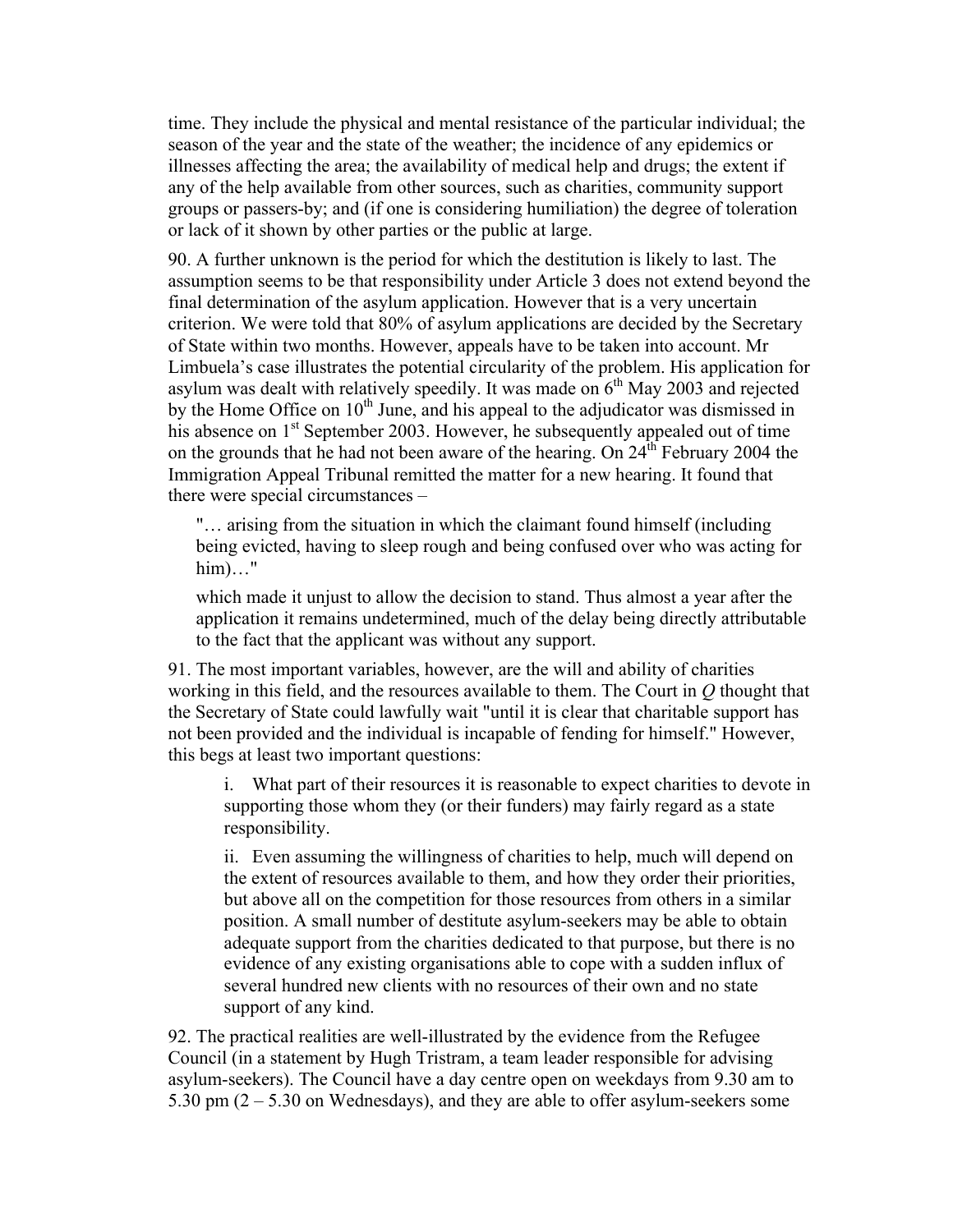time. They include the physical and mental resistance of the particular individual; the season of the year and the state of the weather; the incidence of any epidemics or illnesses affecting the area; the availability of medical help and drugs; the extent if any of the help available from other sources, such as charities, community support groups or passers-by; and (if one is considering humiliation) the degree of toleration or lack of it shown by other parties or the public at large.

90. A further unknown is the period for which the destitution is likely to last. The assumption seems to be that responsibility under Article 3 does not extend beyond the final determination of the asylum application. However that is a very uncertain criterion. We were told that 80% of asylum applications are decided by the Secretary of State within two months. However, appeals have to be taken into account. Mr Limbuela's case illustrates the potential circularity of the problem. His application for asylum was dealt with relatively speedily. It was made on 6th May 2003 and rejected by the Home Office on 10th June, and his appeal to the adjudicator was dismissed in his absence on 1st September 2003. However, he subsequently appealed out of time on the grounds that he had not been aware of the hearing. On 24th February 2004 the Immigration Appeal Tribunal remitted the matter for a new hearing. It found that there were special circumstances –

> "… arising from the situation in which the claimant found himself (including being evicted, having to sleep rough and being confused over who was acting for him)…"
>
> which made it unjust to allow the decision to stand. Thus almost a year after the application it remains undetermined, much of the delay being directly attributable to the fact that the applicant was without any support.

91. The most important variables, however, are the will and ability of charities working in this field, and the resources available to them. The Court in *Q* thought that the Secretary of State could lawfully wait "until it is clear that charitable support has not been provided and the individual is incapable of fending for himself." However, this begs at least two important questions:

> i. What part of their resources it is reasonable to expect charities to devote in supporting those whom they (or their funders) may fairly regard as a state responsibility.
>
> ii. Even assuming the willingness of charities to help, much will depend on the extent of resources available to them, and how they order their priorities, but above all on the competition for those resources from others in a similar position. A small number of destitute asylum-seekers may be able to obtain adequate support from the charities dedicated to that purpose, but there is no evidence of any existing organisations able to cope with a sudden influx of several hundred new clients with no resources of their own and no state support of any kind.

92. The practical realities are well-illustrated by the evidence from the Refugee Council (in a statement by Hugh Tristram, a team leader responsible for advising asylum-seekers). The Council have a day centre open on weekdays from 9.30 am to 5.30 pm (2 – 5.30 on Wednesdays), and they are able to offer asylum-seekers some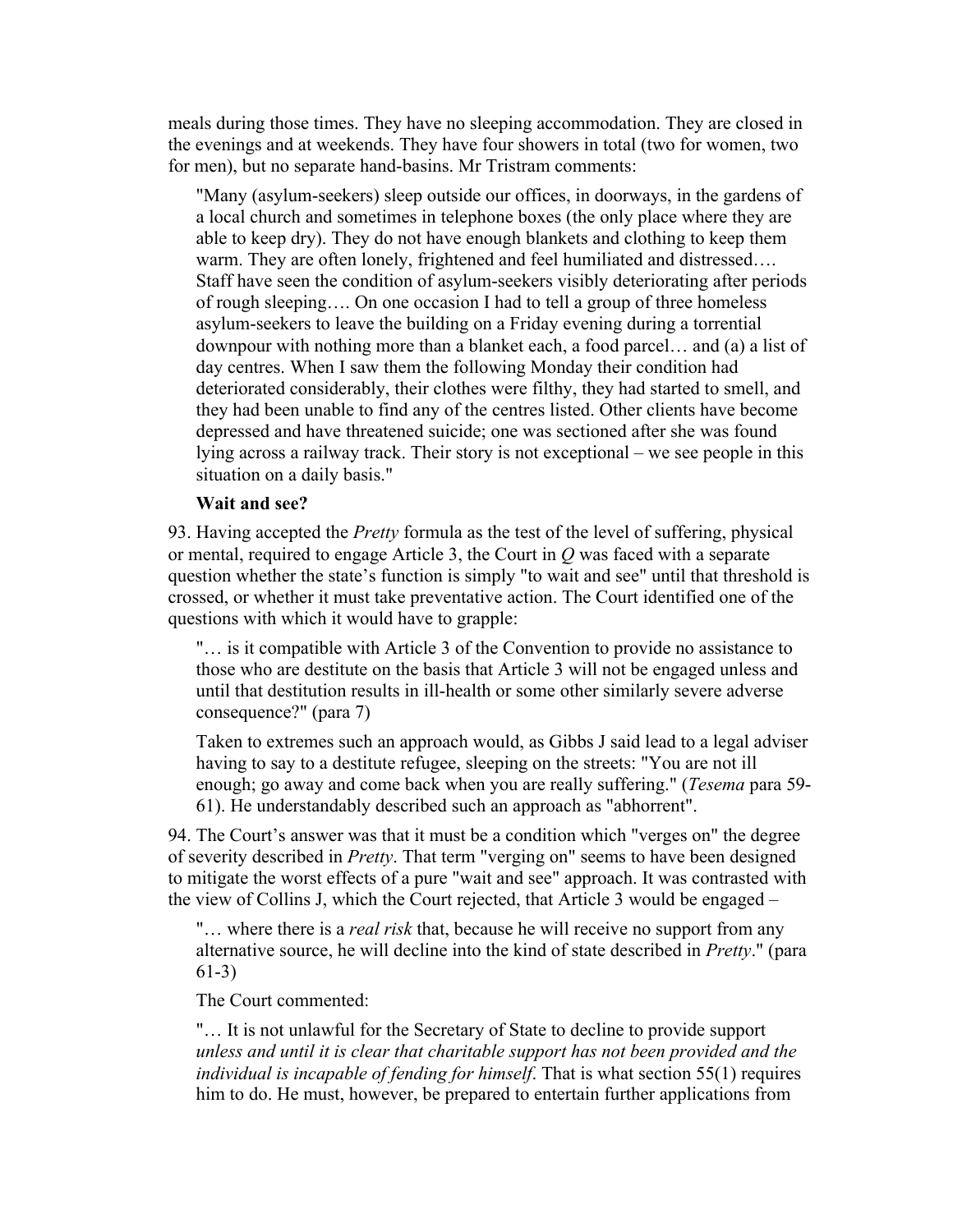meals during those times. They have no sleeping accommodation. They are closed in the evenings and at weekends. They have four showers in total (two for women, two for men), but no separate hand-basins. Mr Tristram comments:

> "Many (asylum-seekers) sleep outside our offices, in doorways, in the gardens of a local church and sometimes in telephone boxes (the only place where they are able to keep dry). They do not have enough blankets and clothing to keep them warm. They are often lonely, frightened and feel humiliated and distressed…. Staff have seen the condition of asylum-seekers visibly deteriorating after periods of rough sleeping…. On one occasion I had to tell a group of three homeless asylum-seekers to leave the building on a Friday evening during a torrential downpour with nothing more than a blanket each, a food parcel… and (a) a list of day centres. When I saw them the following Monday their condition had deteriorated considerably, their clothes were filthy, they had started to smell, and they had been unable to find any of the centres listed. Other clients have become depressed and have threatened suicide; one was sectioned after she was found lying across a railway track. Their story is not exceptional – we see people in this situation on a daily basis."

**Wait and see?**

93. Having accepted the *Pretty* formula as the test of the level of suffering, physical or mental, required to engage Article 3, the Court in *Q* was faced with a separate question whether the state's function is simply "to wait and see" until that threshold is crossed, or whether it must take preventative action. The Court identified one of the questions with which it would have to grapple:

> "… is it compatible with Article 3 of the Convention to provide no assistance to those who are destitute on the basis that Article 3 will not be engaged unless and until that destitution results in ill-health or some other similarly severe adverse consequence?" (para 7)
>
> Taken to extremes such an approach would, as Gibbs J said lead to a legal adviser having to say to a destitute refugee, sleeping on the streets: "You are not ill enough; go away and come back when you are really suffering." (*Tesema* para 59-61). He understandably described such an approach as "abhorrent".

94. The Court's answer was that it must be a condition which "verges on" the degree of severity described in *Pretty*. That term "verging on" seems to have been designed to mitigate the worst effects of a pure "wait and see" approach. It was contrasted with the view of Collins J, which the Court rejected, that Article 3 would be engaged –

> "… where there is a *real risk* that, because he will receive no support from any alternative source, he will decline into the kind of state described in *Pretty*." (para 61-3)
>
> The Court commented:
>
> "… It is not unlawful for the Secretary of State to decline to provide support *unless and until it is clear that charitable support has not been provided and the individual is incapable of fending for himself*. That is what section 55(1) requires him to do. He must, however, be prepared to entertain further applications from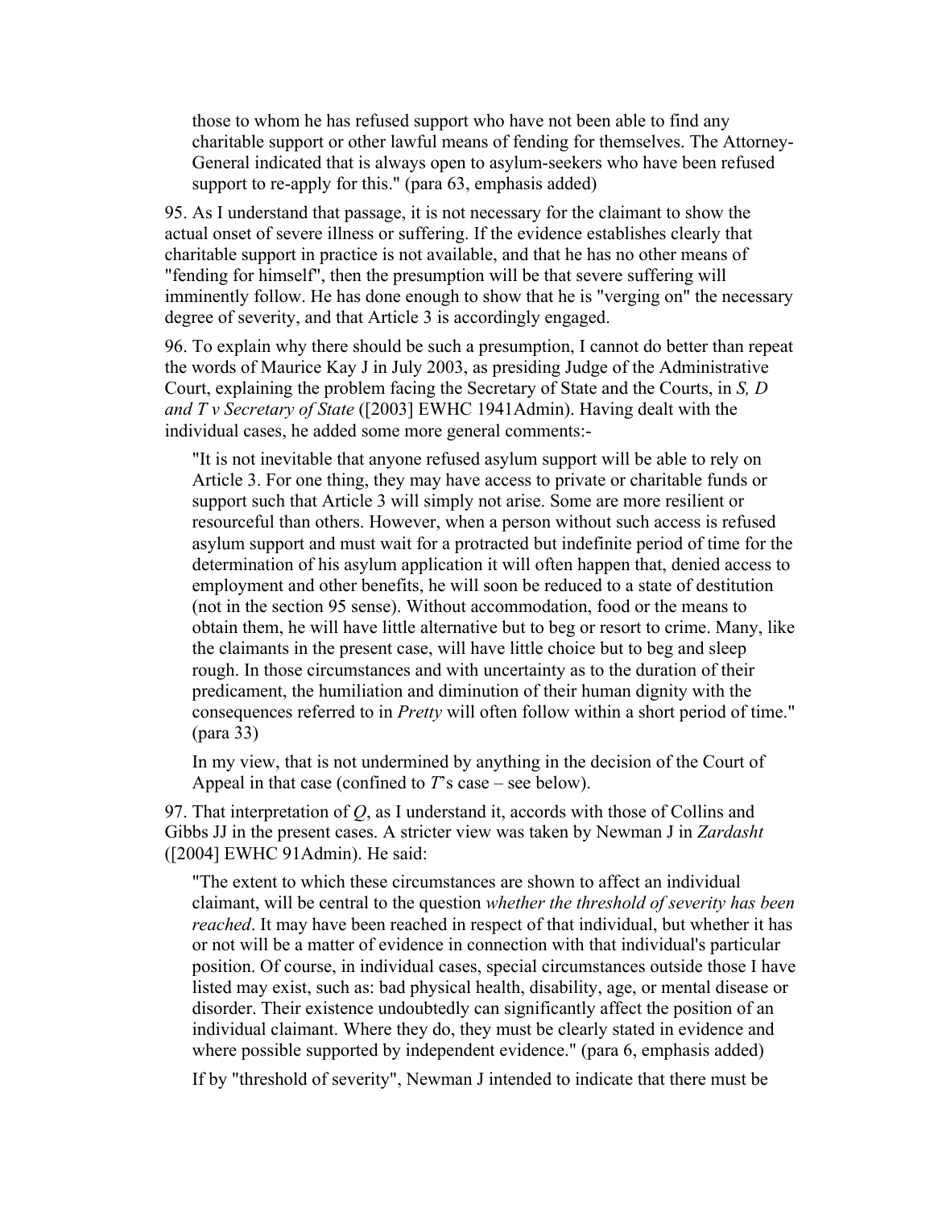those to whom he has refused support who have not been able to find any charitable support or other lawful means of fending for themselves. The Attorney-General indicated that is always open to asylum-seekers who have been refused support to re-apply for this." (para 63, emphasis added)

95. As I understand that passage, it is not necessary for the claimant to show the actual onset of severe illness or suffering. If the evidence establishes clearly that charitable support in practice is not available, and that he has no other means of "fending for himself", then the presumption will be that severe suffering will imminently follow. He has done enough to show that he is "verging on" the necessary degree of severity, and that Article 3 is accordingly engaged.

96. To explain why there should be such a presumption, I cannot do better than repeat the words of Maurice Kay J in July 2003, as presiding Judge of the Administrative Court, explaining the problem facing the Secretary of State and the Courts, in *S, D and T v Secretary of State* ([2003] EWHC 1941Admin). Having dealt with the individual cases, he added some more general comments:-

> "It is not inevitable that anyone refused asylum support will be able to rely on Article 3. For one thing, they may have access to private or charitable funds or support such that Article 3 will simply not arise. Some are more resilient or resourceful than others. However, when a person without such access is refused asylum support and must wait for a protracted but indefinite period of time for the determination of his asylum application it will often happen that, denied access to employment and other benefits, he will soon be reduced to a state of destitution (not in the section 95 sense). Without accommodation, food or the means to obtain them, he will have little alternative but to beg or resort to crime. Many, like the claimants in the present case, will have little choice but to beg and sleep rough. In those circumstances and with uncertainty as to the duration of their predicament, the humiliation and diminution of their human dignity with the consequences referred to in *Pretty* will often follow within a short period of time." (para 33)

In my view, that is not undermined by anything in the decision of the Court of Appeal in that case (confined to *T*'s case – see below).

97. That interpretation of *Q*, as I understand it, accords with those of Collins and Gibbs JJ in the present cases. A stricter view was taken by Newman J in *Zardasht* ([2004] EWHC 91Admin). He said:

> "The extent to which these circumstances are shown to affect an individual claimant, will be central to the question *whether the threshold of severity has been reached*. It may have been reached in respect of that individual, but whether it has or not will be a matter of evidence in connection with that individual's particular position. Of course, in individual cases, special circumstances outside those I have listed may exist, such as: bad physical health, disability, age, or mental disease or disorder. Their existence undoubtedly can significantly affect the position of an individual claimant. Where they do, they must be clearly stated in evidence and where possible supported by independent evidence." (para 6, emphasis added)

If by "threshold of severity", Newman J intended to indicate that there must be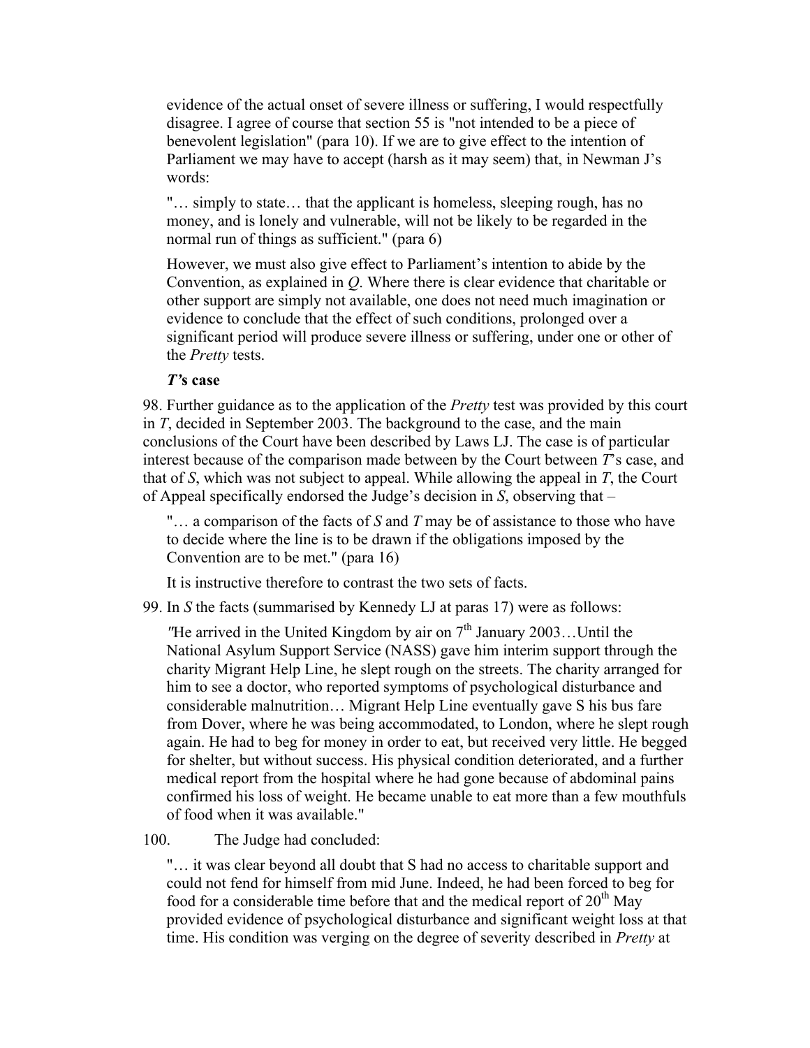evidence of the actual onset of severe illness or suffering, I would respectfully disagree. I agree of course that section 55 is "not intended to be a piece of benevolent legislation" (para 10). If we are to give effect to the intention of Parliament we may have to accept (harsh as it may seem) that, in Newman J's words:

> "… simply to state… that the applicant is homeless, sleeping rough, has no money, and is lonely and vulnerable, will not be likely to be regarded in the normal run of things as sufficient." (para 6)

However, we must also give effect to Parliament's intention to abide by the Convention, as explained in *Q*. Where there is clear evidence that charitable or other support are simply not available, one does not need much imagination or evidence to conclude that the effect of such conditions, prolonged over a significant period will produce severe illness or suffering, under one or other of the *Pretty* tests.

***T*'s case**

98. Further guidance as to the application of the *Pretty* test was provided by this court in *T*, decided in September 2003. The background to the case, and the main conclusions of the Court have been described by Laws LJ. The case is of particular interest because of the comparison made between by the Court between *T*'s case, and that of *S*, which was not subject to appeal. While allowing the appeal in *T*, the Court of Appeal specifically endorsed the Judge's decision in *S*, observing that –

> "… a comparison of the facts of *S* and *T* may be of assistance to those who have to decide where the line is to be drawn if the obligations imposed by the Convention are to be met." (para 16)

It is instructive therefore to contrast the two sets of facts.

99. In *S* the facts (summarised by Kennedy LJ at paras 17) were as follows:

> "He arrived in the United Kingdom by air on 7th January 2003…Until the National Asylum Support Service (NASS) gave him interim support through the charity Migrant Help Line, he slept rough on the streets. The charity arranged for him to see a doctor, who reported symptoms of psychological disturbance and considerable malnutrition… Migrant Help Line eventually gave S his bus fare from Dover, where he was being accommodated, to London, where he slept rough again. He had to beg for money in order to eat, but received very little. He begged for shelter, but without success. His physical condition deteriorated, and a further medical report from the hospital where he had gone because of abdominal pains confirmed his loss of weight. He became unable to eat more than a few mouthfuls of food when it was available."

100. The Judge had concluded:

> "… it was clear beyond all doubt that S had no access to charitable support and could not fend for himself from mid June. Indeed, he had been forced to beg for food for a considerable time before that and the medical report of 20th May provided evidence of psychological disturbance and significant weight loss at that time. His condition was verging on the degree of severity described in *Pretty* at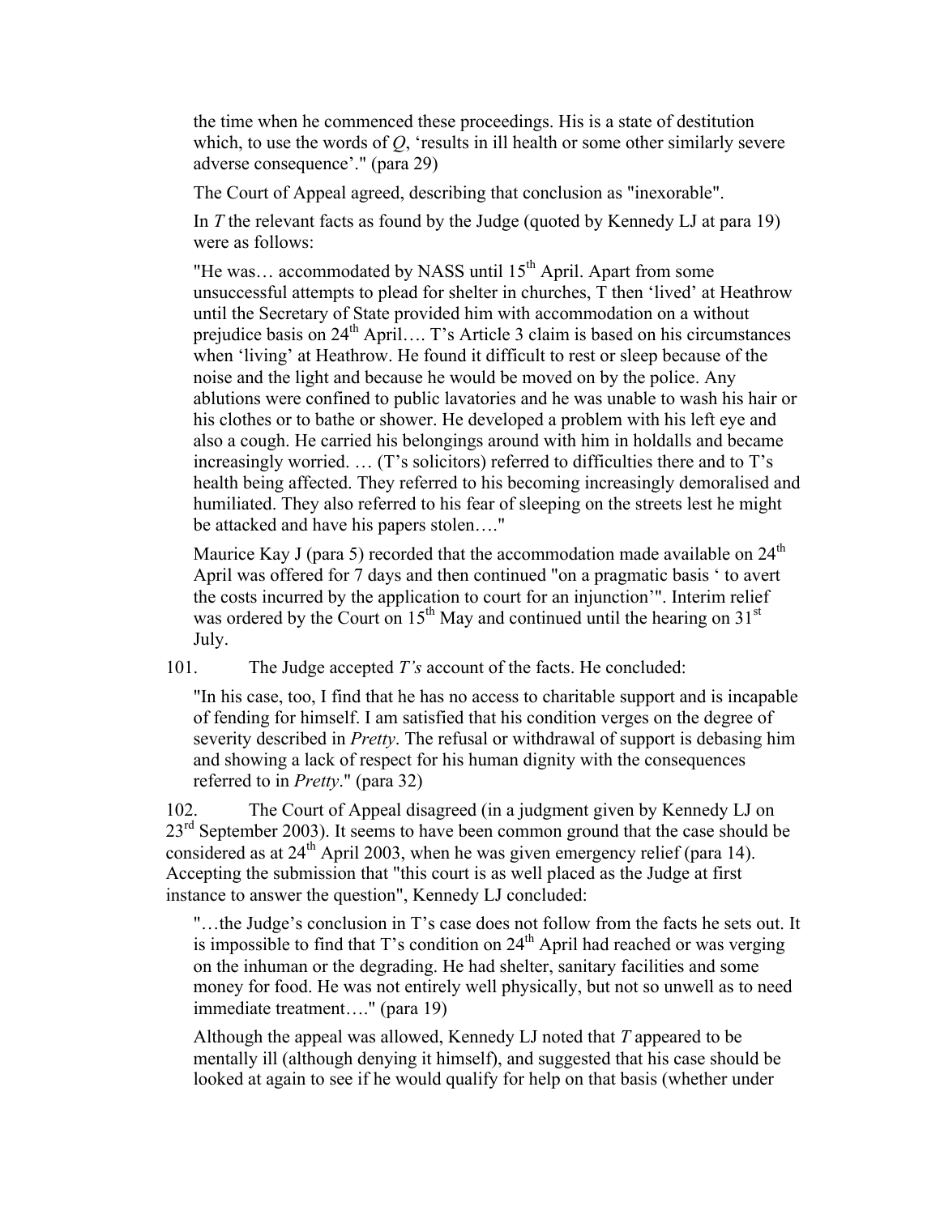the time when he commenced these proceedings. His is a state of destitution which, to use the words of *Q*, 'results in ill health or some other similarly severe adverse consequence'." (para 29)

The Court of Appeal agreed, describing that conclusion as "inexorable".

In *T* the relevant facts as found by the Judge (quoted by Kennedy LJ at para 19) were as follows:

"He was… accommodated by NASS until 15th April. Apart from some unsuccessful attempts to plead for shelter in churches, T then 'lived' at Heathrow until the Secretary of State provided him with accommodation on a without prejudice basis on 24th April…. T's Article 3 claim is based on his circumstances when 'living' at Heathrow. He found it difficult to rest or sleep because of the noise and the light and because he would be moved on by the police. Any ablutions were confined to public lavatories and he was unable to wash his hair or his clothes or to bathe or shower. He developed a problem with his left eye and also a cough. He carried his belongings around with him in holdalls and became increasingly worried. … (T's solicitors) referred to difficulties there and to T's health being affected. They referred to his becoming increasingly demoralised and humiliated. They also referred to his fear of sleeping on the streets lest he might be attacked and have his papers stolen…."

Maurice Kay J (para 5) recorded that the accommodation made available on 24th April was offered for 7 days and then continued "on a pragmatic basis ' to avert the costs incurred by the application to court for an injunction'". Interim relief was ordered by the Court on 15th May and continued until the hearing on 31st July.

101. The Judge accepted *T's* account of the facts. He concluded:

"In his case, too, I find that he has no access to charitable support and is incapable of fending for himself. I am satisfied that his condition verges on the degree of severity described in *Pretty*. The refusal or withdrawal of support is debasing him and showing a lack of respect for his human dignity with the consequences referred to in *Pretty*." (para 32)

102. The Court of Appeal disagreed (in a judgment given by Kennedy LJ on 23rd September 2003). It seems to have been common ground that the case should be considered as at 24th April 2003, when he was given emergency relief (para 14). Accepting the submission that "this court is as well placed as the Judge at first instance to answer the question", Kennedy LJ concluded:

"…the Judge's conclusion in T's case does not follow from the facts he sets out. It is impossible to find that T's condition on 24th April had reached or was verging on the inhuman or the degrading. He had shelter, sanitary facilities and some money for food. He was not entirely well physically, but not so unwell as to need immediate treatment…." (para 19)

Although the appeal was allowed, Kennedy LJ noted that *T* appeared to be mentally ill (although denying it himself), and suggested that his case should be looked at again to see if he would qualify for help on that basis (whether under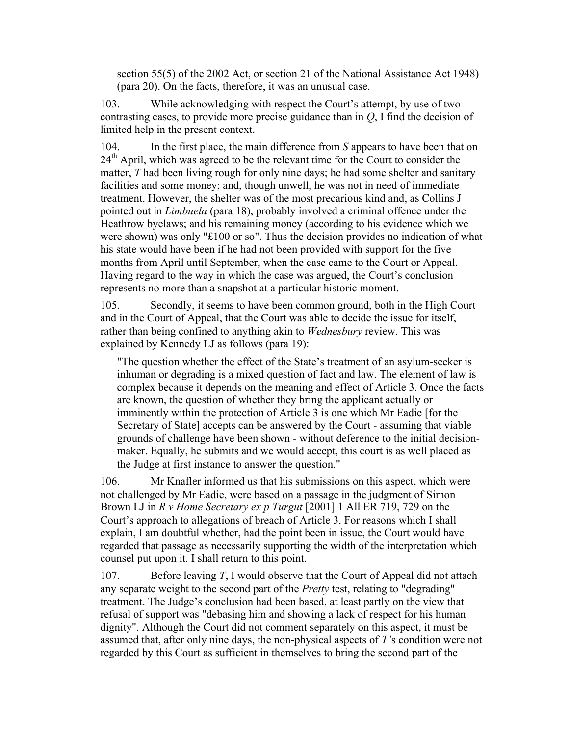section 55(5) of the 2002 Act, or section 21 of the National Assistance Act 1948) (para 20). On the facts, therefore, it was an unusual case.

103. While acknowledging with respect the Court's attempt, by use of two contrasting cases, to provide more precise guidance than in *Q*, I find the decision of limited help in the present context.

104. In the first place, the main difference from *S* appears to have been that on 24th April, which was agreed to be the relevant time for the Court to consider the matter, *T* had been living rough for only nine days; he had some shelter and sanitary facilities and some money; and, though unwell, he was not in need of immediate treatment. However, the shelter was of the most precarious kind and, as Collins J pointed out in *Limbuela* (para 18), probably involved a criminal offence under the Heathrow byelaws; and his remaining money (according to his evidence which we were shown) was only "£100 or so". Thus the decision provides no indication of what his state would have been if he had not been provided with support for the five months from April until September, when the case came to the Court or Appeal. Having regard to the way in which the case was argued, the Court's conclusion represents no more than a snapshot at a particular historic moment.

105. Secondly, it seems to have been common ground, both in the High Court and in the Court of Appeal, that the Court was able to decide the issue for itself, rather than being confined to anything akin to *Wednesbury* review. This was explained by Kennedy LJ as follows (para 19):

> "The question whether the effect of the State's treatment of an asylum-seeker is inhuman or degrading is a mixed question of fact and law. The element of law is complex because it depends on the meaning and effect of Article 3. Once the facts are known, the question of whether they bring the applicant actually or imminently within the protection of Article 3 is one which Mr Eadie [for the Secretary of State] accepts can be answered by the Court - assuming that viable grounds of challenge have been shown - without deference to the initial decision-maker. Equally, he submits and we would accept, this court is as well placed as the Judge at first instance to answer the question."

106. Mr Knafler informed us that his submissions on this aspect, which were not challenged by Mr Eadie, were based on a passage in the judgment of Simon Brown LJ in *R v Home Secretary ex p Turgut* [2001] 1 All ER 719, 729 on the Court's approach to allegations of breach of Article 3. For reasons which I shall explain, I am doubtful whether, had the point been in issue, the Court would have regarded that passage as necessarily supporting the width of the interpretation which counsel put upon it. I shall return to this point.

107. Before leaving *T*, I would observe that the Court of Appeal did not attach any separate weight to the second part of the *Pretty* test, relating to "degrading" treatment. The Judge's conclusion had been based, at least partly on the view that refusal of support was "debasing him and showing a lack of respect for his human dignity". Although the Court did not comment separately on this aspect, it must be assumed that, after only nine days, the non-physical aspects of *T'*s condition were not regarded by this Court as sufficient in themselves to bring the second part of the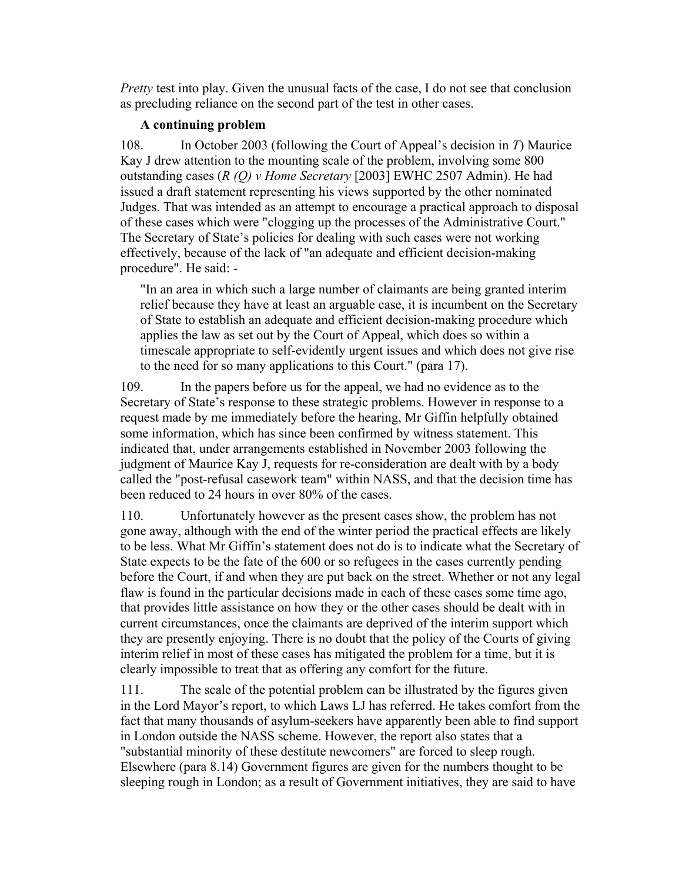*Pretty* test into play. Given the unusual facts of the case, I do not see that conclusion as precluding reliance on the second part of the test in other cases.

**A continuing problem**

108. In October 2003 (following the Court of Appeal's decision in *T*) Maurice Kay J drew attention to the mounting scale of the problem, involving some 800 outstanding cases (*R (Q) v Home Secretary* [2003] EWHC 2507 Admin). He had issued a draft statement representing his views supported by the other nominated Judges. That was intended as an attempt to encourage a practical approach to disposal of these cases which were "clogging up the processes of the Administrative Court." The Secretary of State's policies for dealing with such cases were not working effectively, because of the lack of "an adequate and efficient decision-making procedure". He said: -

> "In an area in which such a large number of claimants are being granted interim relief because they have at least an arguable case, it is incumbent on the Secretary of State to establish an adequate and efficient decision-making procedure which applies the law as set out by the Court of Appeal, which does so within a timescale appropriate to self-evidently urgent issues and which does not give rise to the need for so many applications to this Court." (para 17).

109. In the papers before us for the appeal, we had no evidence as to the Secretary of State's response to these strategic problems. However in response to a request made by me immediately before the hearing, Mr Giffin helpfully obtained some information, which has since been confirmed by witness statement. This indicated that, under arrangements established in November 2003 following the judgment of Maurice Kay J, requests for re-consideration are dealt with by a body called the "post-refusal casework team" within NASS, and that the decision time has been reduced to 24 hours in over 80% of the cases.

110. Unfortunately however as the present cases show, the problem has not gone away, although with the end of the winter period the practical effects are likely to be less. What Mr Giffin's statement does not do is to indicate what the Secretary of State expects to be the fate of the 600 or so refugees in the cases currently pending before the Court, if and when they are put back on the street. Whether or not any legal flaw is found in the particular decisions made in each of these cases some time ago, that provides little assistance on how they or the other cases should be dealt with in current circumstances, once the claimants are deprived of the interim support which they are presently enjoying. There is no doubt that the policy of the Courts of giving interim relief in most of these cases has mitigated the problem for a time, but it is clearly impossible to treat that as offering any comfort for the future.

111. The scale of the potential problem can be illustrated by the figures given in the Lord Mayor's report, to which Laws LJ has referred. He takes comfort from the fact that many thousands of asylum-seekers have apparently been able to find support in London outside the NASS scheme. However, the report also states that a "substantial minority of these destitute newcomers" are forced to sleep rough. Elsewhere (para 8.14) Government figures are given for the numbers thought to be sleeping rough in London; as a result of Government initiatives, they are said to have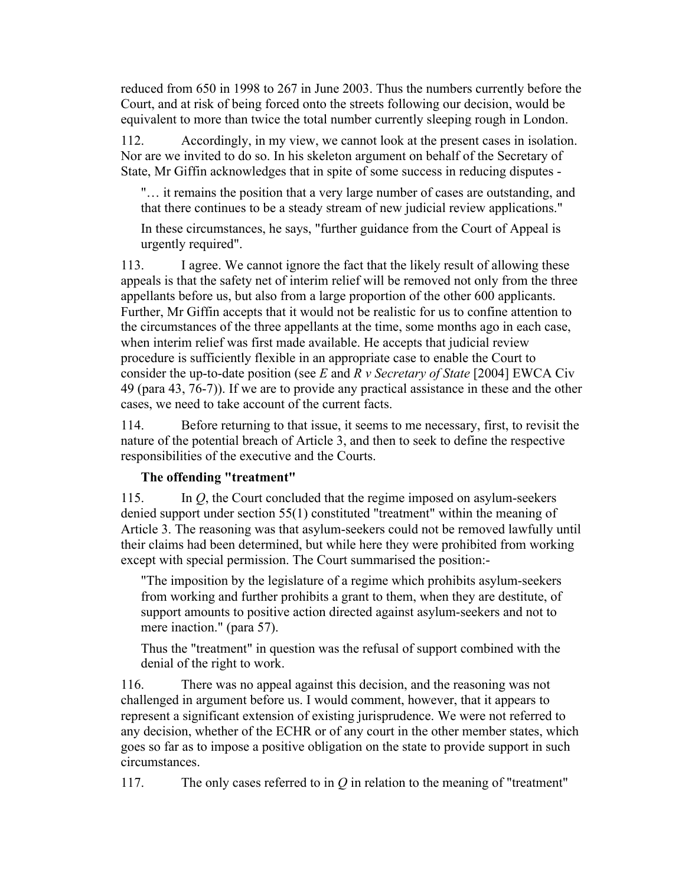reduced from 650 in 1998 to 267 in June 2003. Thus the numbers currently before the Court, and at risk of being forced onto the streets following our decision, would be equivalent to more than twice the total number currently sleeping rough in London.

112. Accordingly, in my view, we cannot look at the present cases in isolation. Nor are we invited to do so. In his skeleton argument on behalf of the Secretary of State, Mr Giffin acknowledges that in spite of some success in reducing disputes -

> "… it remains the position that a very large number of cases are outstanding, and that there continues to be a steady stream of new judicial review applications."
>
> In these circumstances, he says, "further guidance from the Court of Appeal is urgently required".

113. I agree. We cannot ignore the fact that the likely result of allowing these appeals is that the safety net of interim relief will be removed not only from the three appellants before us, but also from a large proportion of the other 600 applicants. Further, Mr Giffin accepts that it would not be realistic for us to confine attention to the circumstances of the three appellants at the time, some months ago in each case, when interim relief was first made available. He accepts that judicial review procedure is sufficiently flexible in an appropriate case to enable the Court to consider the up-to-date position (see *E* and *R v Secretary of State* [2004] EWCA Civ 49 (para 43, 76-7)). If we are to provide any practical assistance in these and the other cases, we need to take account of the current facts.

114. Before returning to that issue, it seems to me necessary, first, to revisit the nature of the potential breach of Article 3, and then to seek to define the respective responsibilities of the executive and the Courts.

**The offending "treatment"**

115. In *Q*, the Court concluded that the regime imposed on asylum-seekers denied support under section 55(1) constituted "treatment" within the meaning of Article 3. The reasoning was that asylum-seekers could not be removed lawfully until their claims had been determined, but while here they were prohibited from working except with special permission. The Court summarised the position:-

> "The imposition by the legislature of a regime which prohibits asylum-seekers from working and further prohibits a grant to them, when they are destitute, of support amounts to positive action directed against asylum-seekers and not to mere inaction." (para 57).
>
> Thus the "treatment" in question was the refusal of support combined with the denial of the right to work.

116. There was no appeal against this decision, and the reasoning was not challenged in argument before us. I would comment, however, that it appears to represent a significant extension of existing jurisprudence. We were not referred to any decision, whether of the ECHR or of any court in the other member states, which goes so far as to impose a positive obligation on the state to provide support in such circumstances.

117. The only cases referred to in *Q* in relation to the meaning of "treatment"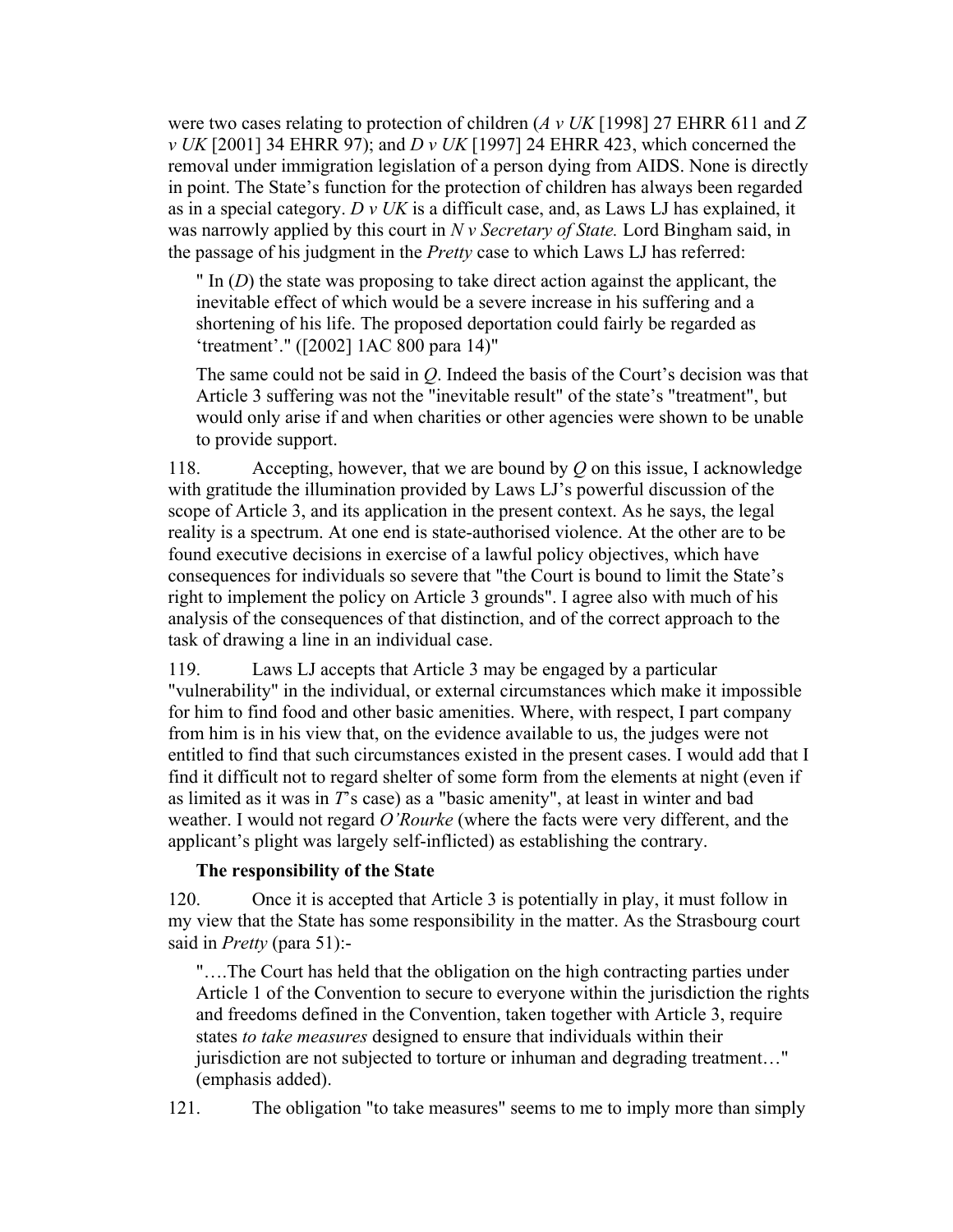were two cases relating to protection of children (*A v UK* [1998] 27 EHRR 611 and *Z v UK* [2001] 34 EHRR 97); and *D v UK* [1997] 24 EHRR 423, which concerned the removal under immigration legislation of a person dying from AIDS. None is directly in point. The State's function for the protection of children has always been regarded as in a special category. *D v UK* is a difficult case, and, as Laws LJ has explained, it was narrowly applied by this court in *N v Secretary of State.* Lord Bingham said, in the passage of his judgment in the *Pretty* case to which Laws LJ has referred:

> " In (*D*) the state was proposing to take direct action against the applicant, the inevitable effect of which would be a severe increase in his suffering and a shortening of his life. The proposed deportation could fairly be regarded as 'treatment'." ([2002] 1AC 800 para 14)"
>
> The same could not be said in *Q*. Indeed the basis of the Court's decision was that Article 3 suffering was not the "inevitable result" of the state's "treatment", but would only arise if and when charities or other agencies were shown to be unable to provide support.

118. Accepting, however, that we are bound by *Q* on this issue, I acknowledge with gratitude the illumination provided by Laws LJ's powerful discussion of the scope of Article 3, and its application in the present context. As he says, the legal reality is a spectrum. At one end is state-authorised violence. At the other are to be found executive decisions in exercise of a lawful policy objectives, which have consequences for individuals so severe that "the Court is bound to limit the State's right to implement the policy on Article 3 grounds". I agree also with much of his analysis of the consequences of that distinction, and of the correct approach to the task of drawing a line in an individual case.

119. Laws LJ accepts that Article 3 may be engaged by a particular "vulnerability" in the individual, or external circumstances which make it impossible for him to find food and other basic amenities. Where, with respect, I part company from him is in his view that, on the evidence available to us, the judges were not entitled to find that such circumstances existed in the present cases. I would add that I find it difficult not to regard shelter of some form from the elements at night (even if as limited as it was in *T*'s case) as a "basic amenity", at least in winter and bad weather. I would not regard *O'Rourke* (where the facts were very different, and the applicant's plight was largely self-inflicted) as establishing the contrary.

### The responsibility of the State

120. Once it is accepted that Article 3 is potentially in play, it must follow in my view that the State has some responsibility in the matter. As the Strasbourg court said in *Pretty* (para 51):-

> "….The Court has held that the obligation on the high contracting parties under Article 1 of the Convention to secure to everyone within the jurisdiction the rights and freedoms defined in the Convention, taken together with Article 3, require states *to take measures* designed to ensure that individuals within their jurisdiction are not subjected to torture or inhuman and degrading treatment…" (emphasis added).

121. The obligation "to take measures" seems to me to imply more than simply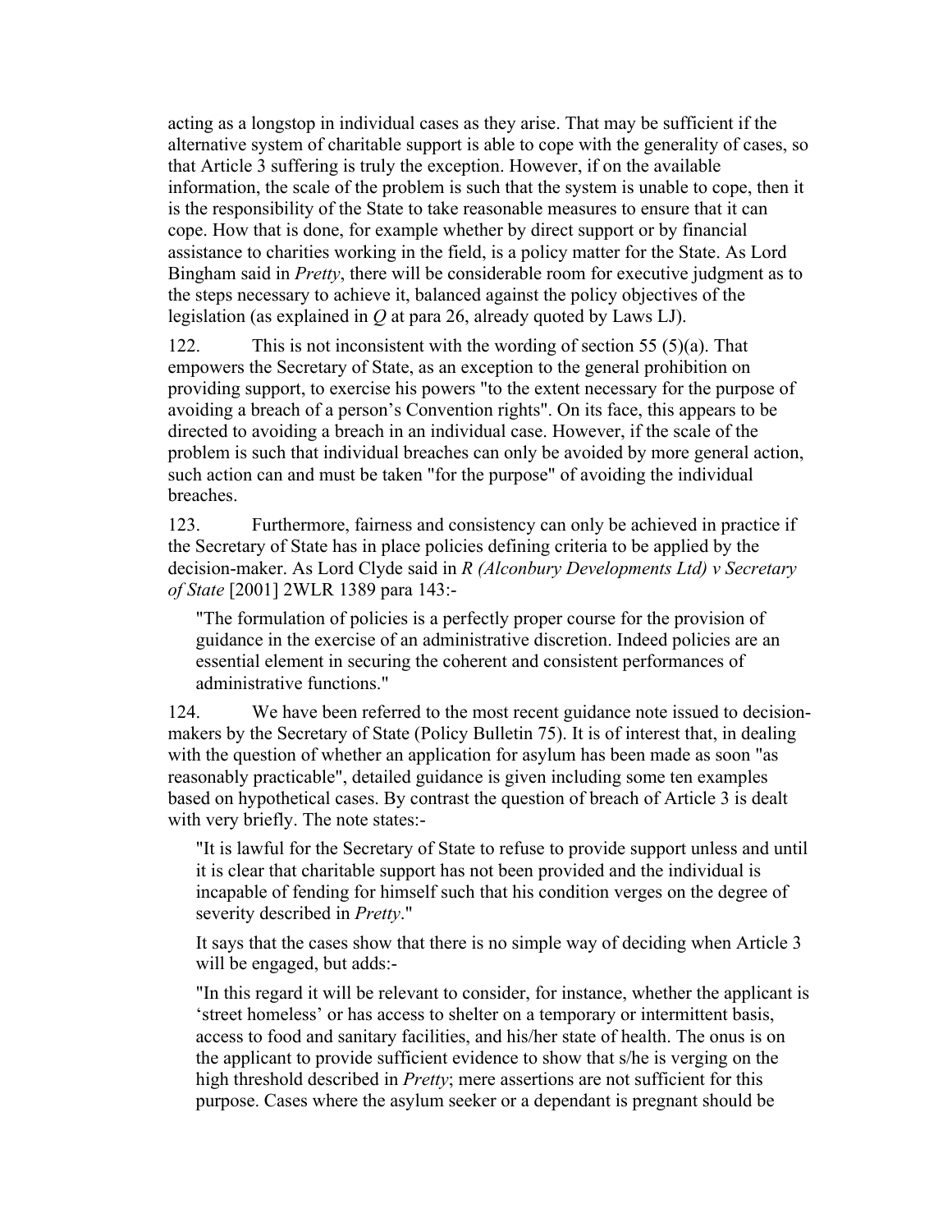acting as a longstop in individual cases as they arise. That may be sufficient if the alternative system of charitable support is able to cope with the generality of cases, so that Article 3 suffering is truly the exception. However, if on the available information, the scale of the problem is such that the system is unable to cope, then it is the responsibility of the State to take reasonable measures to ensure that it can cope. How that is done, for example whether by direct support or by financial assistance to charities working in the field, is a policy matter for the State. As Lord Bingham said in *Pretty*, there will be considerable room for executive judgment as to the steps necessary to achieve it, balanced against the policy objectives of the legislation (as explained in *Q* at para 26, already quoted by Laws LJ).

122. This is not inconsistent with the wording of section 55 (5)(a). That empowers the Secretary of State, as an exception to the general prohibition on providing support, to exercise his powers "to the extent necessary for the purpose of avoiding a breach of a person's Convention rights". On its face, this appears to be directed to avoiding a breach in an individual case. However, if the scale of the problem is such that individual breaches can only be avoided by more general action, such action can and must be taken "for the purpose" of avoiding the individual breaches.

123. Furthermore, fairness and consistency can only be achieved in practice if the Secretary of State has in place policies defining criteria to be applied by the decision-maker. As Lord Clyde said in *R (Alconbury Developments Ltd) v Secretary of State* [2001] 2WLR 1389 para 143:-

> "The formulation of policies is a perfectly proper course for the provision of guidance in the exercise of an administrative discretion. Indeed policies are an essential element in securing the coherent and consistent performances of administrative functions."

124. We have been referred to the most recent guidance note issued to decision-makers by the Secretary of State (Policy Bulletin 75). It is of interest that, in dealing with the question of whether an application for asylum has been made as soon "as reasonably practicable", detailed guidance is given including some ten examples based on hypothetical cases. By contrast the question of breach of Article 3 is dealt with very briefly. The note states:-

> "It is lawful for the Secretary of State to refuse to provide support unless and until it is clear that charitable support has not been provided and the individual is incapable of fending for himself such that his condition verges on the degree of severity described in *Pretty*."
>
> It says that the cases show that there is no simple way of deciding when Article 3 will be engaged, but adds:-
>
> "In this regard it will be relevant to consider, for instance, whether the applicant is 'street homeless' or has access to shelter on a temporary or intermittent basis, access to food and sanitary facilities, and his/her state of health. The onus is on the applicant to provide sufficient evidence to show that s/he is verging on the high threshold described in *Pretty*; mere assertions are not sufficient for this purpose. Cases where the asylum seeker or a dependant is pregnant should be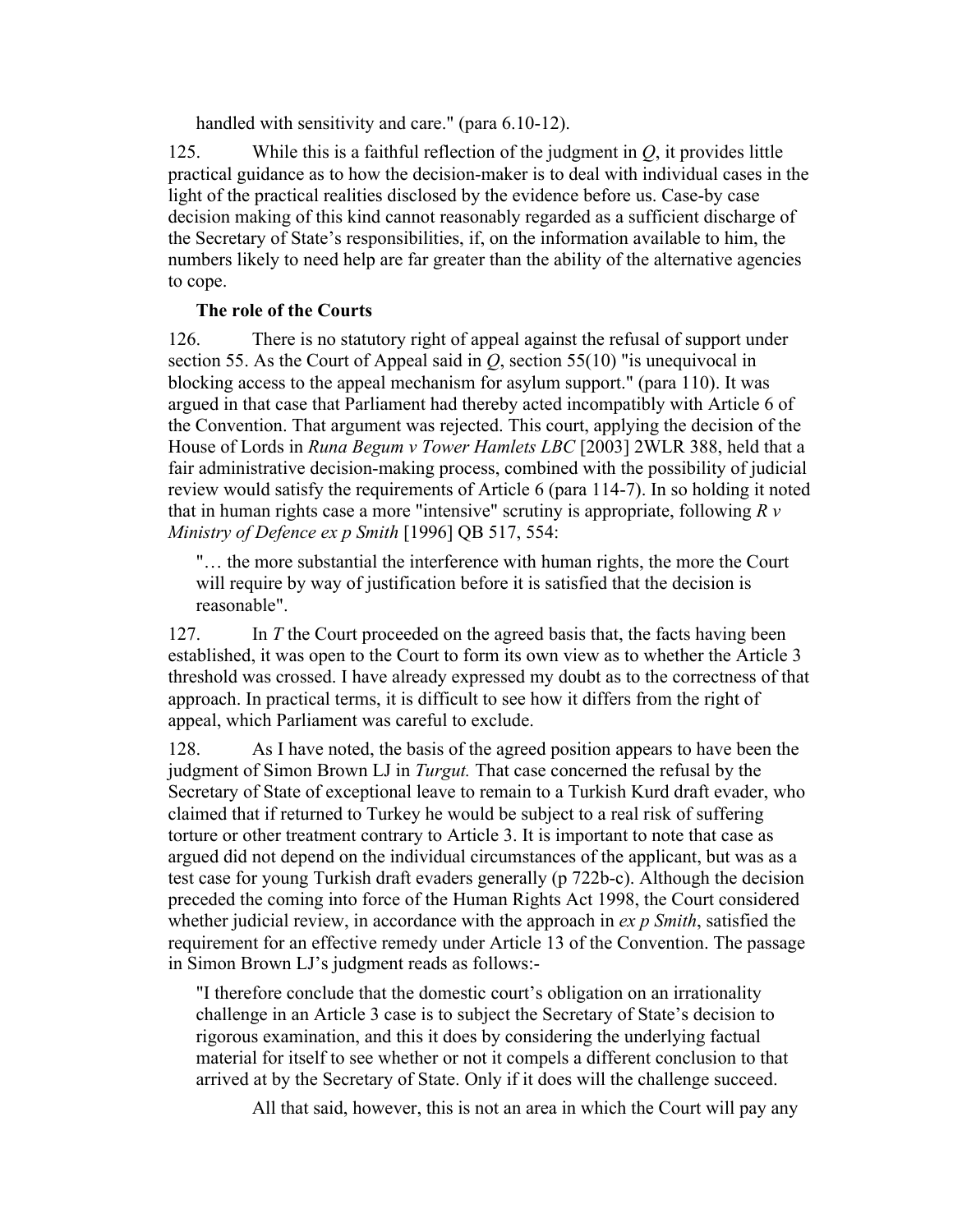handled with sensitivity and care." (para 6.10-12).

125. While this is a faithful reflection of the judgment in *Q*, it provides little practical guidance as to how the decision-maker is to deal with individual cases in the light of the practical realities disclosed by the evidence before us. Case-by case decision making of this kind cannot reasonably regarded as a sufficient discharge of the Secretary of State's responsibilities, if, on the information available to him, the numbers likely to need help are far greater than the ability of the alternative agencies to cope.

**The role of the Courts**

126. There is no statutory right of appeal against the refusal of support under section 55. As the Court of Appeal said in *Q*, section 55(10) "is unequivocal in blocking access to the appeal mechanism for asylum support." (para 110). It was argued in that case that Parliament had thereby acted incompatibly with Article 6 of the Convention. That argument was rejected. This court, applying the decision of the House of Lords in *Runa Begum v Tower Hamlets LBC* [2003] 2WLR 388, held that a fair administrative decision-making process, combined with the possibility of judicial review would satisfy the requirements of Article 6 (para 114-7). In so holding it noted that in human rights case a more "intensive" scrutiny is appropriate, following *R v Ministry of Defence ex p Smith* [1996] QB 517, 554:

> "… the more substantial the interference with human rights, the more the Court will require by way of justification before it is satisfied that the decision is reasonable".

127. In *T* the Court proceeded on the agreed basis that, the facts having been established, it was open to the Court to form its own view as to whether the Article 3 threshold was crossed. I have already expressed my doubt as to the correctness of that approach. In practical terms, it is difficult to see how it differs from the right of appeal, which Parliament was careful to exclude.

128. As I have noted, the basis of the agreed position appears to have been the judgment of Simon Brown LJ in *Turgut.* That case concerned the refusal by the Secretary of State of exceptional leave to remain to a Turkish Kurd draft evader, who claimed that if returned to Turkey he would be subject to a real risk of suffering torture or other treatment contrary to Article 3. It is important to note that case as argued did not depend on the individual circumstances of the applicant, but was as a test case for young Turkish draft evaders generally (p 722b-c). Although the decision preceded the coming into force of the Human Rights Act 1998, the Court considered whether judicial review, in accordance with the approach in *ex p Smith*, satisfied the requirement for an effective remedy under Article 13 of the Convention. The passage in Simon Brown LJ's judgment reads as follows:-

> "I therefore conclude that the domestic court's obligation on an irrationality challenge in an Article 3 case is to subject the Secretary of State's decision to rigorous examination, and this it does by considering the underlying factual material for itself to see whether or not it compels a different conclusion to that arrived at by the Secretary of State. Only if it does will the challenge succeed.
>
> All that said, however, this is not an area in which the Court will pay any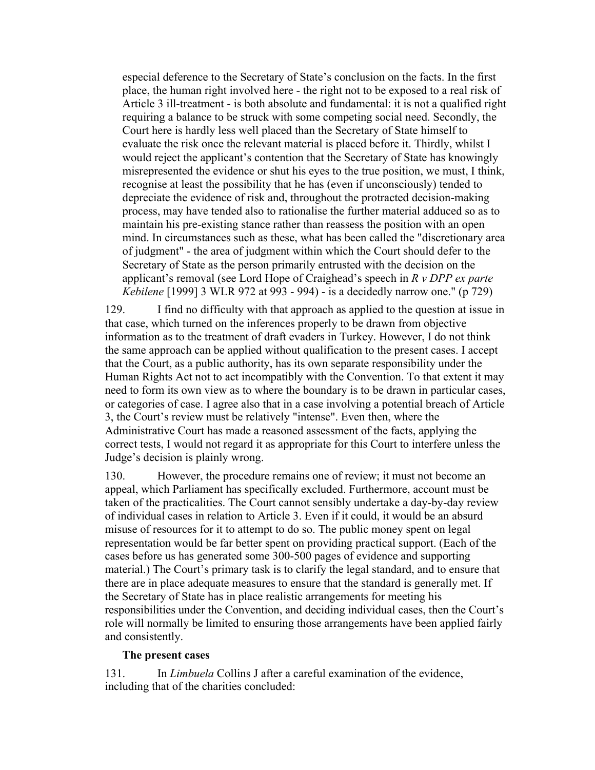> especial deference to the Secretary of State's conclusion on the facts. In the first place, the human right involved here - the right not to be exposed to a real risk of Article 3 ill-treatment - is both absolute and fundamental: it is not a qualified right requiring a balance to be struck with some competing social need. Secondly, the Court here is hardly less well placed than the Secretary of State himself to evaluate the risk once the relevant material is placed before it. Thirdly, whilst I would reject the applicant's contention that the Secretary of State has knowingly misrepresented the evidence or shut his eyes to the true position, we must, I think, recognise at least the possibility that he has (even if unconsciously) tended to depreciate the evidence of risk and, throughout the protracted decision-making process, may have tended also to rationalise the further material adduced so as to maintain his pre-existing stance rather than reassess the position with an open mind. In circumstances such as these, what has been called the "discretionary area of judgment" - the area of judgment within which the Court should defer to the Secretary of State as the person primarily entrusted with the decision on the applicant's removal (see Lord Hope of Craighead's speech in *R v DPP ex parte Kebilene* [1999] 3 WLR 972 at 993 - 994) - is a decidedly narrow one." (p 729)

129. I find no difficulty with that approach as applied to the question at issue in that case, which turned on the inferences properly to be drawn from objective information as to the treatment of draft evaders in Turkey. However, I do not think the same approach can be applied without qualification to the present cases. I accept that the Court, as a public authority, has its own separate responsibility under the Human Rights Act not to act incompatibly with the Convention. To that extent it may need to form its own view as to where the boundary is to be drawn in particular cases, or categories of case. I agree also that in a case involving a potential breach of Article 3, the Court's review must be relatively "intense". Even then, where the Administrative Court has made a reasoned assessment of the facts, applying the correct tests, I would not regard it as appropriate for this Court to interfere unless the Judge's decision is plainly wrong.

130. However, the procedure remains one of review; it must not become an appeal, which Parliament has specifically excluded. Furthermore, account must be taken of the practicalities. The Court cannot sensibly undertake a day-by-day review of individual cases in relation to Article 3. Even if it could, it would be an absurd misuse of resources for it to attempt to do so. The public money spent on legal representation would be far better spent on providing practical support. (Each of the cases before us has generated some 300-500 pages of evidence and supporting material.) The Court's primary task is to clarify the legal standard, and to ensure that there are in place adequate measures to ensure that the standard is generally met. If the Secretary of State has in place realistic arrangements for meeting his responsibilities under the Convention, and deciding individual cases, then the Court's role will normally be limited to ensuring those arrangements have been applied fairly and consistently.

**The present cases**

131. In *Limbuela* Collins J after a careful examination of the evidence, including that of the charities concluded: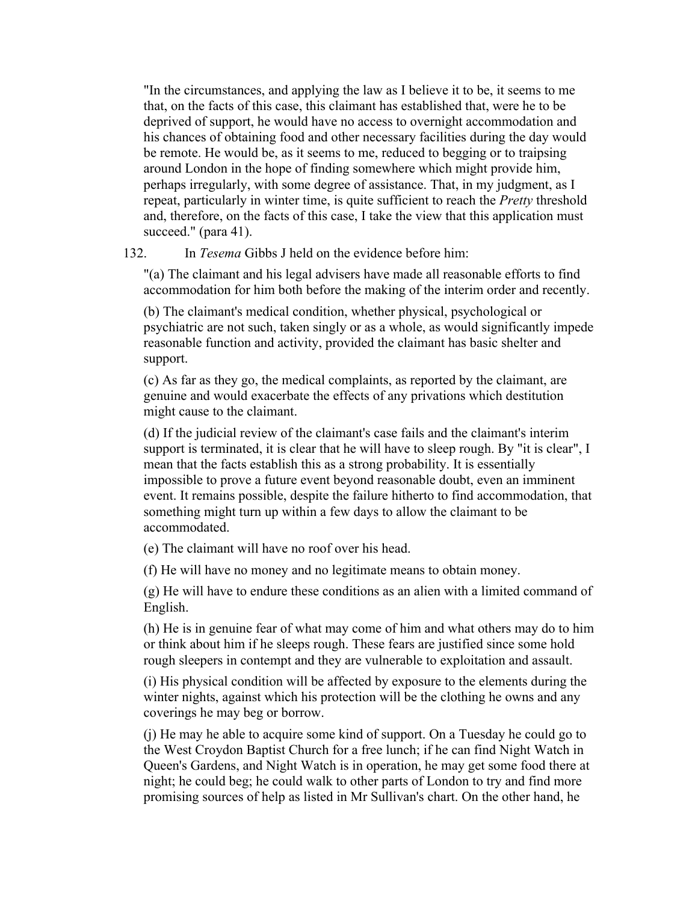"In the circumstances, and applying the law as I believe it to be, it seems to me that, on the facts of this case, this claimant has established that, were he to be deprived of support, he would have no access to overnight accommodation and his chances of obtaining food and other necessary facilities during the day would be remote. He would be, as it seems to me, reduced to begging or to traipsing around London in the hope of finding somewhere which might provide him, perhaps irregularly, with some degree of assistance. That, in my judgment, as I repeat, particularly in winter time, is quite sufficient to reach the *Pretty* threshold and, therefore, on the facts of this case, I take the view that this application must succeed." (para 41).

132. In *Tesema* Gibbs J held on the evidence before him:

"(a) The claimant and his legal advisers have made all reasonable efforts to find accommodation for him both before the making of the interim order and recently.

(b) The claimant's medical condition, whether physical, psychological or psychiatric are not such, taken singly or as a whole, as would significantly impede reasonable function and activity, provided the claimant has basic shelter and support.

(c) As far as they go, the medical complaints, as reported by the claimant, are genuine and would exacerbate the effects of any privations which destitution might cause to the claimant.

(d) If the judicial review of the claimant's case fails and the claimant's interim support is terminated, it is clear that he will have to sleep rough. By "it is clear", I mean that the facts establish this as a strong probability. It is essentially impossible to prove a future event beyond reasonable doubt, even an imminent event. It remains possible, despite the failure hitherto to find accommodation, that something might turn up within a few days to allow the claimant to be accommodated.

(e) The claimant will have no roof over his head.

(f) He will have no money and no legitimate means to obtain money.

(g) He will have to endure these conditions as an alien with a limited command of English.

(h) He is in genuine fear of what may come of him and what others may do to him or think about him if he sleeps rough. These fears are justified since some hold rough sleepers in contempt and they are vulnerable to exploitation and assault.

(i) His physical condition will be affected by exposure to the elements during the winter nights, against which his protection will be the clothing he owns and any coverings he may beg or borrow.

(j) He may he able to acquire some kind of support. On a Tuesday he could go to the West Croydon Baptist Church for a free lunch; if he can find Night Watch in Queen's Gardens, and Night Watch is in operation, he may get some food there at night; he could beg; he could walk to other parts of London to try and find more promising sources of help as listed in Mr Sullivan's chart. On the other hand, he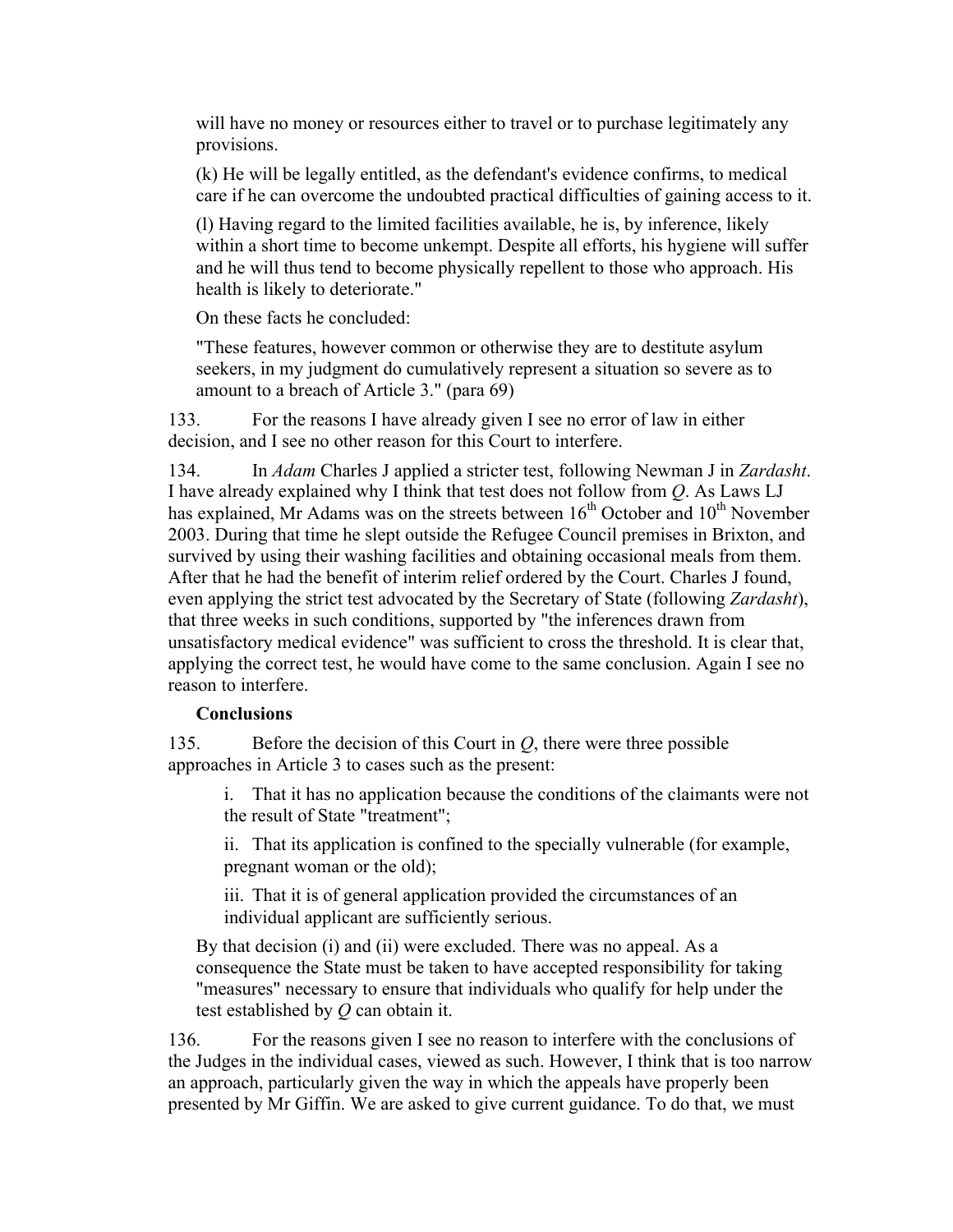will have no money or resources either to travel or to purchase legitimately any provisions.

(k) He will be legally entitled, as the defendant's evidence confirms, to medical care if he can overcome the undoubted practical difficulties of gaining access to it.

(l) Having regard to the limited facilities available, he is, by inference, likely within a short time to become unkempt. Despite all efforts, his hygiene will suffer and he will thus tend to become physically repellent to those who approach. His health is likely to deteriorate."

On these facts he concluded:

"These features, however common or otherwise they are to destitute asylum seekers, in my judgment do cumulatively represent a situation so severe as to amount to a breach of Article 3." (para 69)

133. For the reasons I have already given I see no error of law in either decision, and I see no other reason for this Court to interfere.

134. In *Adam* Charles J applied a stricter test, following Newman J in *Zardasht*. I have already explained why I think that test does not follow from *Q*. As Laws LJ has explained, Mr Adams was on the streets between 16th October and 10th November 2003. During that time he slept outside the Refugee Council premises in Brixton, and survived by using their washing facilities and obtaining occasional meals from them. After that he had the benefit of interim relief ordered by the Court. Charles J found, even applying the strict test advocated by the Secretary of State (following *Zardasht*), that three weeks in such conditions, supported by "the inferences drawn from unsatisfactory medical evidence" was sufficient to cross the threshold. It is clear that, applying the correct test, he would have come to the same conclusion. Again I see no reason to interfere.

**Conclusions**

135. Before the decision of this Court in *Q*, there were three possible approaches in Article 3 to cases such as the present:

i. That it has no application because the conditions of the claimants were not the result of State "treatment";

ii. That its application is confined to the specially vulnerable (for example, pregnant woman or the old);

iii. That it is of general application provided the circumstances of an individual applicant are sufficiently serious.

By that decision (i) and (ii) were excluded. There was no appeal. As a consequence the State must be taken to have accepted responsibility for taking "measures" necessary to ensure that individuals who qualify for help under the test established by *Q* can obtain it.

136. For the reasons given I see no reason to interfere with the conclusions of the Judges in the individual cases, viewed as such. However, I think that is too narrow an approach, particularly given the way in which the appeals have properly been presented by Mr Giffin. We are asked to give current guidance. To do that, we must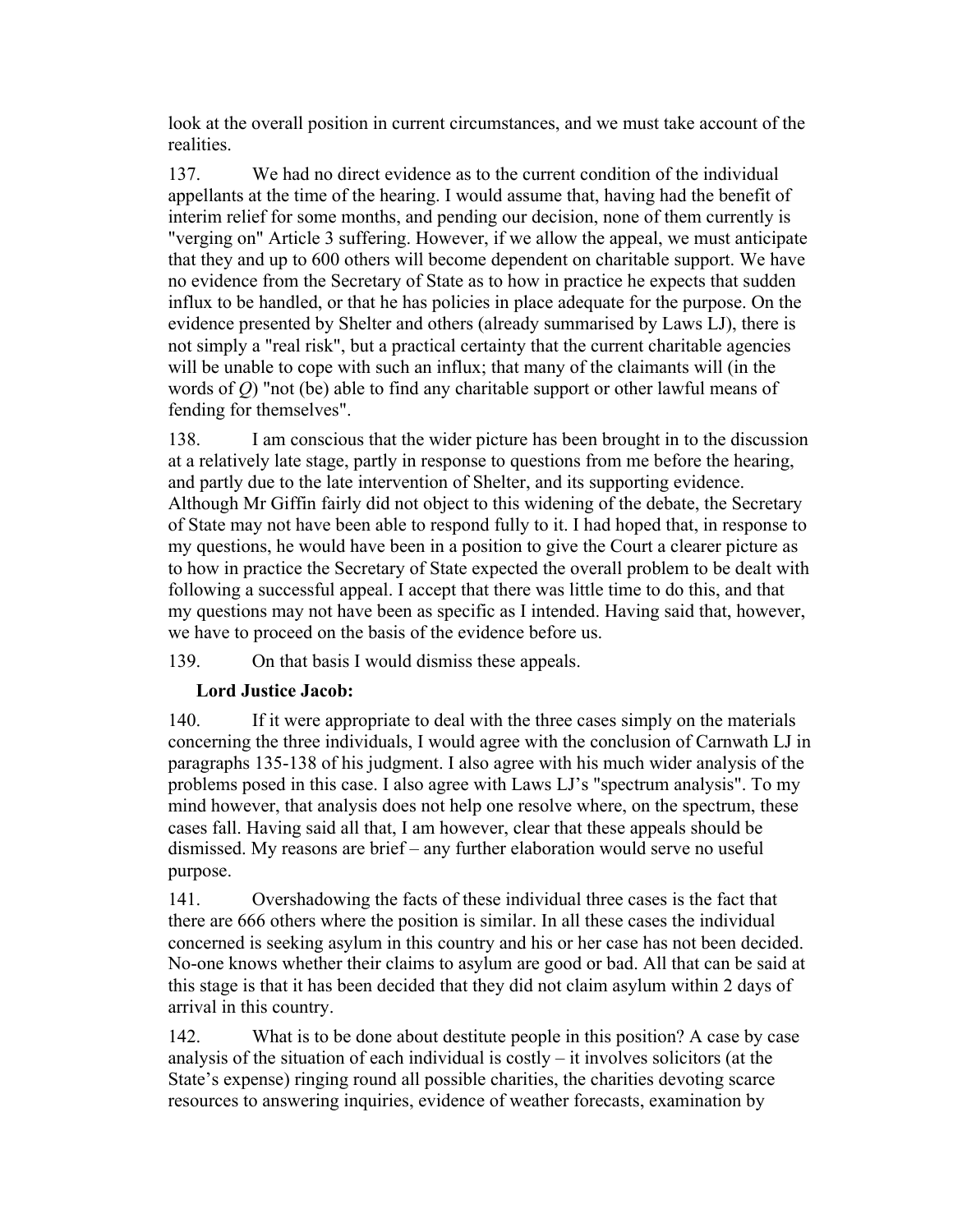look at the overall position in current circumstances, and we must take account of the realities.

137. We had no direct evidence as to the current condition of the individual appellants at the time of the hearing. I would assume that, having had the benefit of interim relief for some months, and pending our decision, none of them currently is "verging on" Article 3 suffering. However, if we allow the appeal, we must anticipate that they and up to 600 others will become dependent on charitable support. We have no evidence from the Secretary of State as to how in practice he expects that sudden influx to be handled, or that he has policies in place adequate for the purpose. On the evidence presented by Shelter and others (already summarised by Laws LJ), there is not simply a "real risk", but a practical certainty that the current charitable agencies will be unable to cope with such an influx; that many of the claimants will (in the words of *Q*) "not (be) able to find any charitable support or other lawful means of fending for themselves".

138. I am conscious that the wider picture has been brought in to the discussion at a relatively late stage, partly in response to questions from me before the hearing, and partly due to the late intervention of Shelter, and its supporting evidence. Although Mr Giffin fairly did not object to this widening of the debate, the Secretary of State may not have been able to respond fully to it. I had hoped that, in response to my questions, he would have been in a position to give the Court a clearer picture as to how in practice the Secretary of State expected the overall problem to be dealt with following a successful appeal. I accept that there was little time to do this, and that my questions may not have been as specific as I intended. Having said that, however, we have to proceed on the basis of the evidence before us.

139. On that basis I would dismiss these appeals.

**Lord Justice Jacob:**

140. If it were appropriate to deal with the three cases simply on the materials concerning the three individuals, I would agree with the conclusion of Carnwath LJ in paragraphs 135-138 of his judgment. I also agree with his much wider analysis of the problems posed in this case. I also agree with Laws LJ's "spectrum analysis". To my mind however, that analysis does not help one resolve where, on the spectrum, these cases fall. Having said all that, I am however, clear that these appeals should be dismissed. My reasons are brief – any further elaboration would serve no useful purpose.

141. Overshadowing the facts of these individual three cases is the fact that there are 666 others where the position is similar. In all these cases the individual concerned is seeking asylum in this country and his or her case has not been decided. No-one knows whether their claims to asylum are good or bad. All that can be said at this stage is that it has been decided that they did not claim asylum within 2 days of arrival in this country.

142. What is to be done about destitute people in this position? A case by case analysis of the situation of each individual is costly – it involves solicitors (at the State's expense) ringing round all possible charities, the charities devoting scarce resources to answering inquiries, evidence of weather forecasts, examination by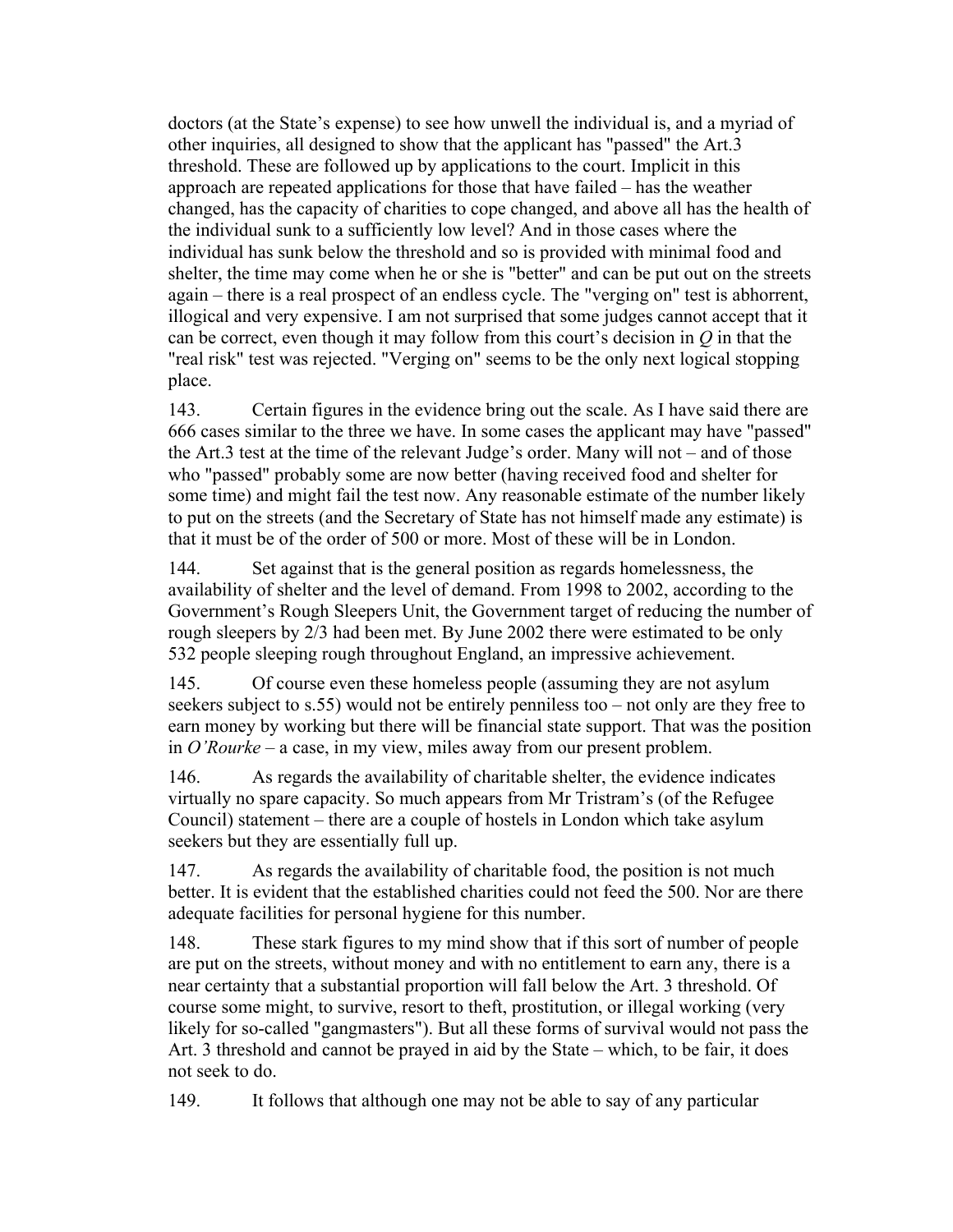doctors (at the State's expense) to see how unwell the individual is, and a myriad of other inquiries, all designed to show that the applicant has "passed" the Art.3 threshold. These are followed up by applications to the court. Implicit in this approach are repeated applications for those that have failed – has the weather changed, has the capacity of charities to cope changed, and above all has the health of the individual sunk to a sufficiently low level? And in those cases where the individual has sunk below the threshold and so is provided with minimal food and shelter, the time may come when he or she is "better" and can be put out on the streets again – there is a real prospect of an endless cycle. The "verging on" test is abhorrent, illogical and very expensive. I am not surprised that some judges cannot accept that it can be correct, even though it may follow from this court's decision in *Q* in that the "real risk" test was rejected. "Verging on" seems to be the only next logical stopping place.

143. Certain figures in the evidence bring out the scale. As I have said there are 666 cases similar to the three we have. In some cases the applicant may have "passed" the Art.3 test at the time of the relevant Judge's order. Many will not – and of those who "passed" probably some are now better (having received food and shelter for some time) and might fail the test now. Any reasonable estimate of the number likely to put on the streets (and the Secretary of State has not himself made any estimate) is that it must be of the order of 500 or more. Most of these will be in London.

144. Set against that is the general position as regards homelessness, the availability of shelter and the level of demand. From 1998 to 2002, according to the Government's Rough Sleepers Unit, the Government target of reducing the number of rough sleepers by 2/3 had been met. By June 2002 there were estimated to be only 532 people sleeping rough throughout England, an impressive achievement.

145. Of course even these homeless people (assuming they are not asylum seekers subject to s.55) would not be entirely penniless too – not only are they free to earn money by working but there will be financial state support. That was the position in *O'Rourke* – a case, in my view, miles away from our present problem.

146. As regards the availability of charitable shelter, the evidence indicates virtually no spare capacity. So much appears from Mr Tristram's (of the Refugee Council) statement – there are a couple of hostels in London which take asylum seekers but they are essentially full up.

147. As regards the availability of charitable food, the position is not much better. It is evident that the established charities could not feed the 500. Nor are there adequate facilities for personal hygiene for this number.

148. These stark figures to my mind show that if this sort of number of people are put on the streets, without money and with no entitlement to earn any, there is a near certainty that a substantial proportion will fall below the Art. 3 threshold. Of course some might, to survive, resort to theft, prostitution, or illegal working (very likely for so-called "gangmasters"). But all these forms of survival would not pass the Art. 3 threshold and cannot be prayed in aid by the State – which, to be fair, it does not seek to do.

149. It follows that although one may not be able to say of any particular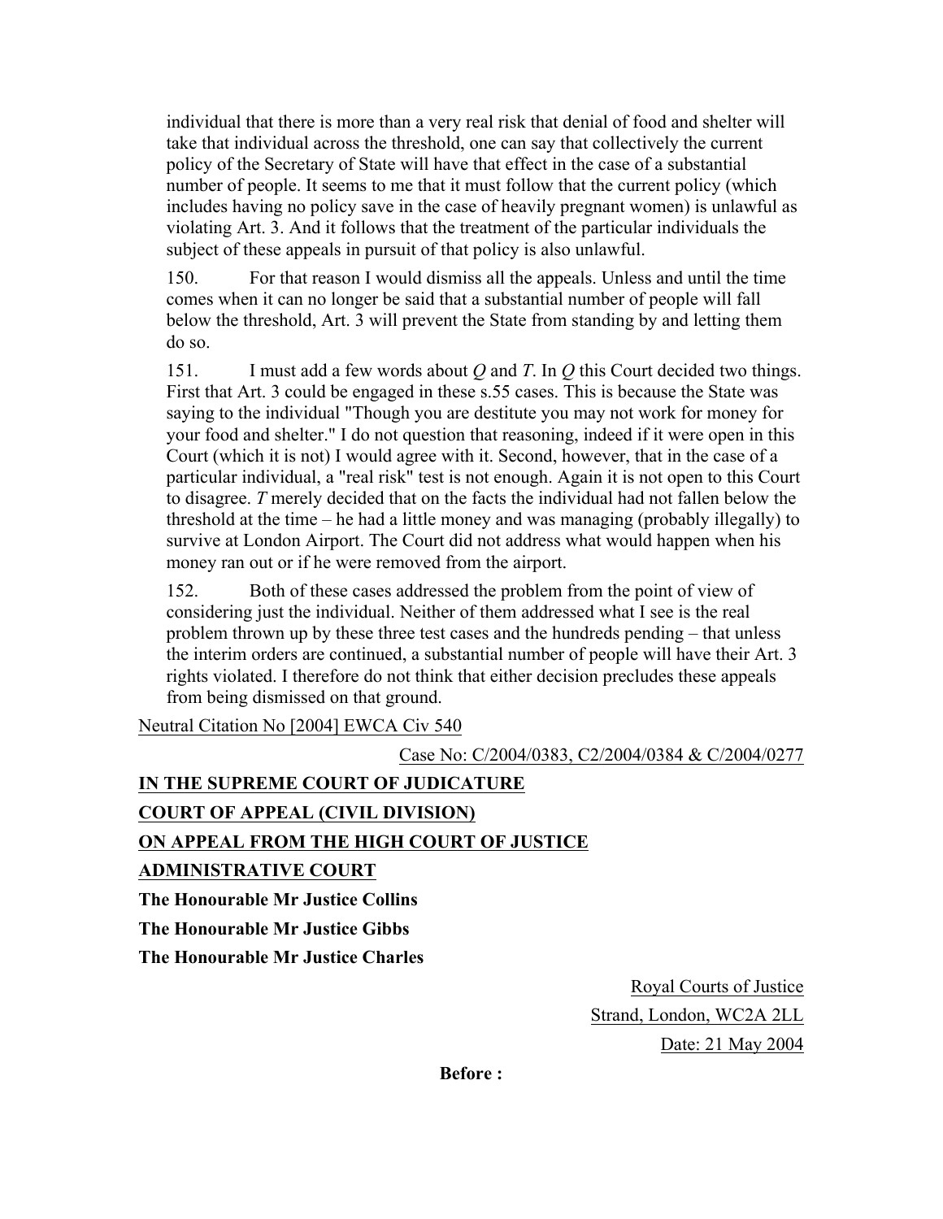individual that there is more than a very real risk that denial of food and shelter will take that individual across the threshold, one can say that collectively the current policy of the Secretary of State will have that effect in the case of a substantial number of people. It seems to me that it must follow that the current policy (which includes having no policy save in the case of heavily pregnant women) is unlawful as violating Art. 3. And it follows that the treatment of the particular individuals the subject of these appeals in pursuit of that policy is also unlawful.

150. For that reason I would dismiss all the appeals. Unless and until the time comes when it can no longer be said that a substantial number of people will fall below the threshold, Art. 3 will prevent the State from standing by and letting them do so.

151. I must add a few words about *Q* and *T*. In *Q* this Court decided two things. First that Art. 3 could be engaged in these s.55 cases. This is because the State was saying to the individual "Though you are destitute you may not work for money for your food and shelter." I do not question that reasoning, indeed if it were open in this Court (which it is not) I would agree with it. Second, however, that in the case of a particular individual, a "real risk" test is not enough. Again it is not open to this Court to disagree. *T* merely decided that on the facts the individual had not fallen below the threshold at the time – he had a little money and was managing (probably illegally) to survive at London Airport. The Court did not address what would happen when his money ran out or if he were removed from the airport.

152. Both of these cases addressed the problem from the point of view of considering just the individual. Neither of them addressed what I see is the real problem thrown up by these three test cases and the hundreds pending – that unless the interim orders are continued, a substantial number of people will have their Art. 3 rights violated. I therefore do not think that either decision precludes these appeals from being dismissed on that ground.

Neutral Citation No [2004] EWCA Civ 540

Case No: C/2004/0383, C2/2004/0384 & C/2004/0277

**IN THE SUPREME COURT OF JUDICATURE**

**COURT OF APPEAL (CIVIL DIVISION)**

**ON APPEAL FROM THE HIGH COURT OF JUSTICE**

**ADMINISTRATIVE COURT**

**The Honourable Mr Justice Collins**

**The Honourable Mr Justice Gibbs**

**The Honourable Mr Justice Charles**

Royal Courts of Justice

Strand, London, WC2A 2LL

Date: 21 May 2004

**Before :**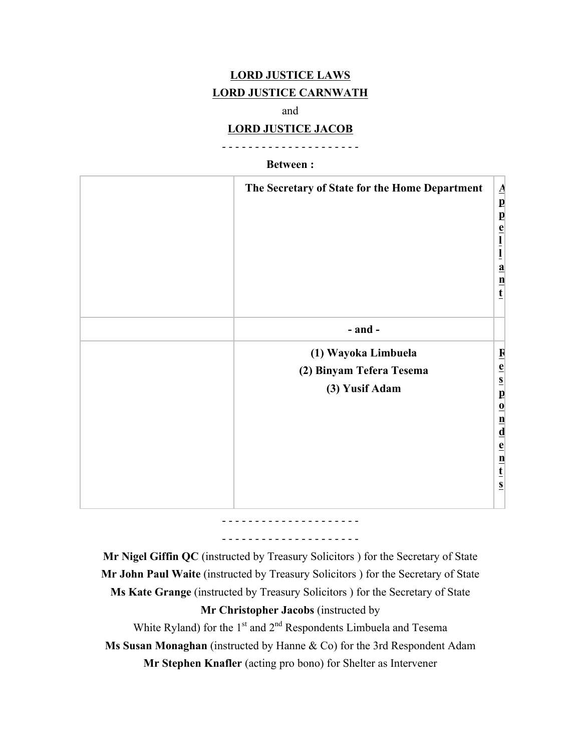**LORD JUSTICE LAWS**

**LORD JUSTICE CARNWATH**

and

**LORD JUSTICE JACOB**

- - - - - - - - - - - - - - - - - - - - -

**Between :**

| | | |
|---|---|---|
| | **The Secretary of State for the Home Department** | **Appellant** |
| | **- and -** | |
| | **(1) Wayoka Limbuela**<br>**(2) Binyam Tefera Tesema**<br>**(3) Yusif Adam** | **Respondents** |

- - - - - - - - - - - - - - - - - - - - -

- - - - - - - - - - - - - - - - - - - - -

**Mr Nigel Giffin QC** (instructed by Treasury Solicitors ) for the Secretary of State

**Mr John Paul Waite** (instructed by Treasury Solicitors ) for the Secretary of State

**Ms Kate Grange** (instructed by Treasury Solicitors ) for the Secretary of State

**Mr Christopher Jacobs** (instructed by White Ryland) for the 1st and 2nd Respondents Limbuela and Tesema

**Ms Susan Monaghan** (instructed by Hanne & Co) for the 3rd Respondent Adam

**Mr Stephen Knafler** (acting pro bono) for Shelter as Intervener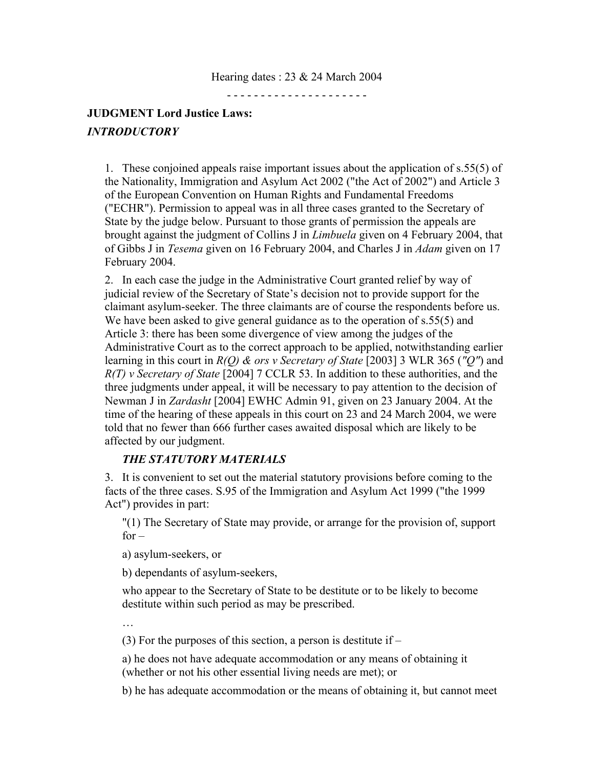Hearing dates : 23 & 24 March 2004

- - - - - - - - - - - - - - - - - - - - -

**JUDGMENT Lord Justice Laws:**

***INTRODUCTORY***

1. These conjoined appeals raise important issues about the application of s.55(5) of the Nationality, Immigration and Asylum Act 2002 ("the Act of 2002") and Article 3 of the European Convention on Human Rights and Fundamental Freedoms ("ECHR"). Permission to appeal was in all three cases granted to the Secretary of State by the judge below. Pursuant to those grants of permission the appeals are brought against the judgment of Collins J in *Limbuela* given on 4 February 2004, that of Gibbs J in *Tesema* given on 16 February 2004, and Charles J in *Adam* given on 17 February 2004.

2. In each case the judge in the Administrative Court granted relief by way of judicial review of the Secretary of State's decision not to provide support for the claimant asylum-seeker. The three claimants are of course the respondents before us. We have been asked to give general guidance as to the operation of s.55(5) and Article 3: there has been some divergence of view among the judges of the Administrative Court as to the correct approach to be applied, notwithstanding earlier learning in this court in *R(Q) & ors v Secretary of State* [2003] 3 WLR 365 (*"Q"*) and *R(T) v Secretary of State* [2004] 7 CCLR 53. In addition to these authorities, and the three judgments under appeal, it will be necessary to pay attention to the decision of Newman J in *Zardasht* [2004] EWHC Admin 91, given on 23 January 2004. At the time of the hearing of these appeals in this court on 23 and 24 March 2004, we were told that no fewer than 666 further cases awaited disposal which are likely to be affected by our judgment.

***THE STATUTORY MATERIALS***

3. It is convenient to set out the material statutory provisions before coming to the facts of the three cases. S.95 of the Immigration and Asylum Act 1999 ("the 1999 Act") provides in part:

"(1) The Secretary of State may provide, or arrange for the provision of, support for –

a) asylum-seekers, or

b) dependants of asylum-seekers,

who appear to the Secretary of State to be destitute or to be likely to become destitute within such period as may be prescribed.

…

(3) For the purposes of this section, a person is destitute if –

a) he does not have adequate accommodation or any means of obtaining it (whether or not his other essential living needs are met); or

b) he has adequate accommodation or the means of obtaining it, but cannot meet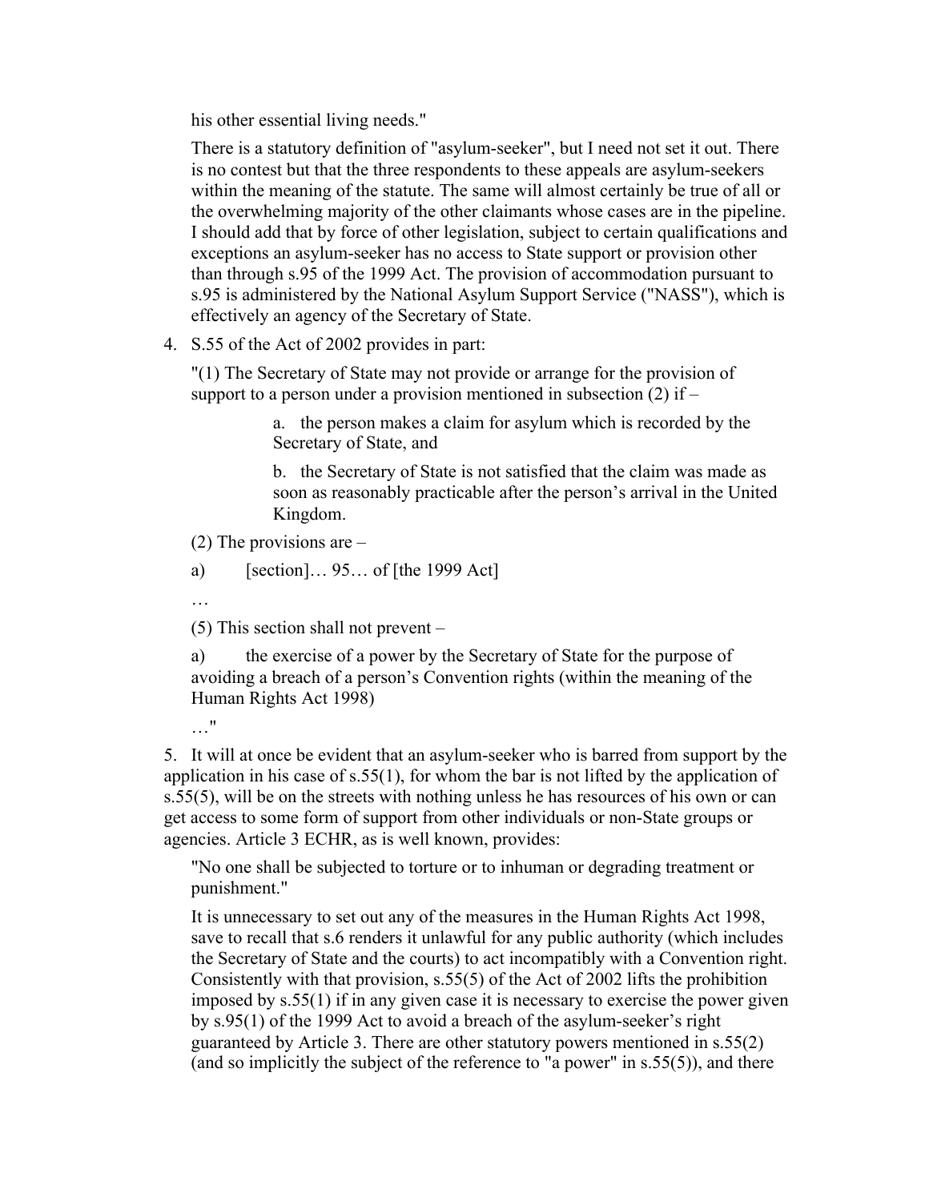his other essential living needs."

There is a statutory definition of "asylum-seeker", but I need not set it out. There is no contest but that the three respondents to these appeals are asylum-seekers within the meaning of the statute. The same will almost certainly be true of all or the overwhelming majority of the other claimants whose cases are in the pipeline. I should add that by force of other legislation, subject to certain qualifications and exceptions an asylum-seeker has no access to State support or provision other than through s.95 of the 1999 Act. The provision of accommodation pursuant to s.95 is administered by the National Asylum Support Service ("NASS"), which is effectively an agency of the Secretary of State.

4. S.55 of the Act of 2002 provides in part:

"(1) The Secretary of State may not provide or arrange for the provision of support to a person under a provision mentioned in subsection (2) if –

> a. the person makes a claim for asylum which is recorded by the Secretary of State, and
>
> b. the Secretary of State is not satisfied that the claim was made as soon as reasonably practicable after the person's arrival in the United Kingdom.

(2) The provisions are –

a) [section]… 95… of [the 1999 Act]

…

(5) This section shall not prevent –

a) the exercise of a power by the Secretary of State for the purpose of avoiding a breach of a person's Convention rights (within the meaning of the Human Rights Act 1998)

…"

5. It will at once be evident that an asylum-seeker who is barred from support by the application in his case of s.55(1), for whom the bar is not lifted by the application of s.55(5), will be on the streets with nothing unless he has resources of his own or can get access to some form of support from other individuals or non-State groups or agencies. Article 3 ECHR, as is well known, provides:

"No one shall be subjected to torture or to inhuman or degrading treatment or punishment."

It is unnecessary to set out any of the measures in the Human Rights Act 1998, save to recall that s.6 renders it unlawful for any public authority (which includes the Secretary of State and the courts) to act incompatibly with a Convention right. Consistently with that provision, s.55(5) of the Act of 2002 lifts the prohibition imposed by s.55(1) if in any given case it is necessary to exercise the power given by s.95(1) of the 1999 Act to avoid a breach of the asylum-seeker's right guaranteed by Article 3. There are other statutory powers mentioned in s.55(2) (and so implicitly the subject of the reference to "a power" in s.55(5)), and there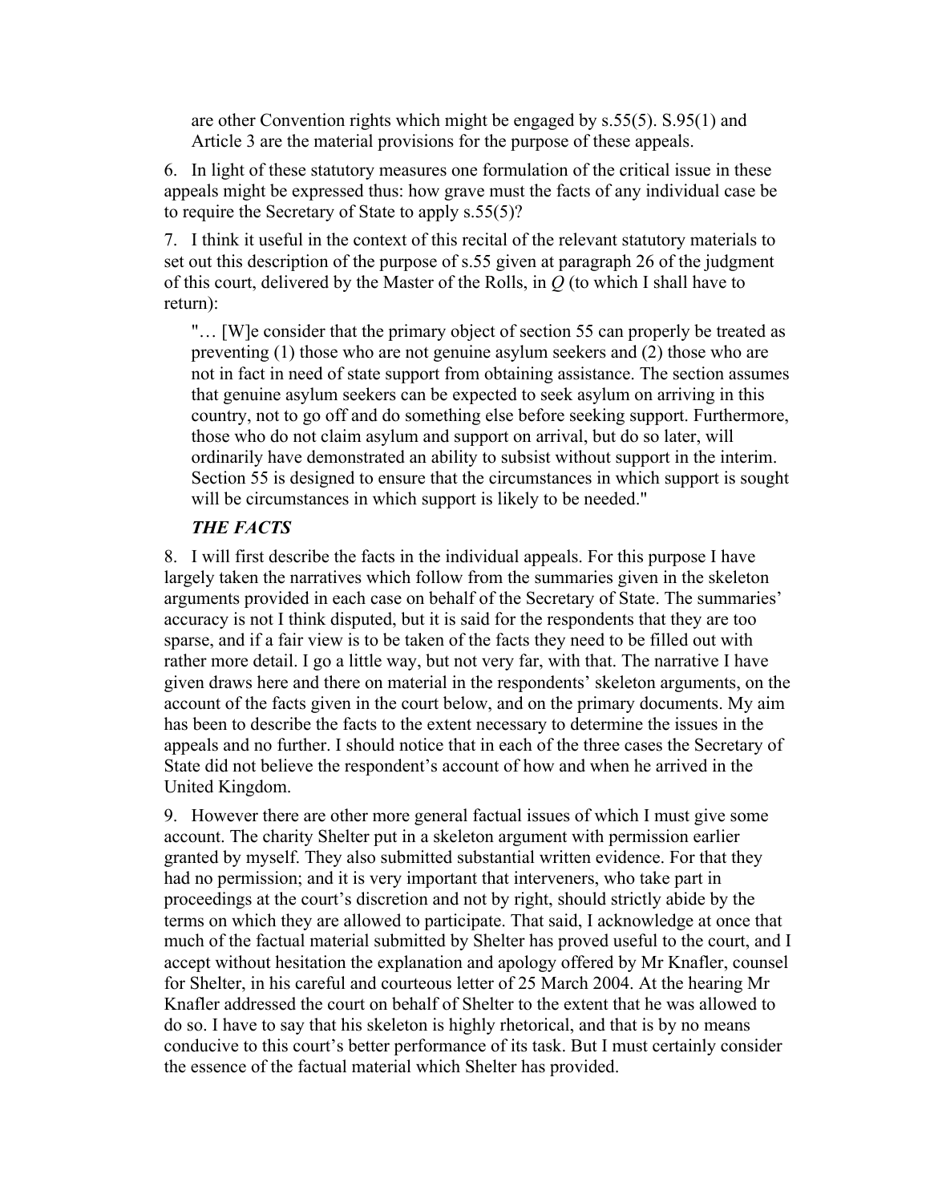are other Convention rights which might be engaged by s.55(5). S.95(1) and Article 3 are the material provisions for the purpose of these appeals.

6. In light of these statutory measures one formulation of the critical issue in these appeals might be expressed thus: how grave must the facts of any individual case be to require the Secretary of State to apply s.55(5)?

7. I think it useful in the context of this recital of the relevant statutory materials to set out this description of the purpose of s.55 given at paragraph 26 of the judgment of this court, delivered by the Master of the Rolls, in *Q* (to which I shall have to return):

> "… [W]e consider that the primary object of section 55 can properly be treated as preventing (1) those who are not genuine asylum seekers and (2) those who are not in fact in need of state support from obtaining assistance. The section assumes that genuine asylum seekers can be expected to seek asylum on arriving in this country, not to go off and do something else before seeking support. Furthermore, those who do not claim asylum and support on arrival, but do so later, will ordinarily have demonstrated an ability to subsist without support in the interim. Section 55 is designed to ensure that the circumstances in which support is sought will be circumstances in which support is likely to be needed."

### *THE FACTS*

8. I will first describe the facts in the individual appeals. For this purpose I have largely taken the narratives which follow from the summaries given in the skeleton arguments provided in each case on behalf of the Secretary of State. The summaries' accuracy is not I think disputed, but it is said for the respondents that they are too sparse, and if a fair view is to be taken of the facts they need to be filled out with rather more detail. I go a little way, but not very far, with that. The narrative I have given draws here and there on material in the respondents' skeleton arguments, on the account of the facts given in the court below, and on the primary documents. My aim has been to describe the facts to the extent necessary to determine the issues in the appeals and no further. I should notice that in each of the three cases the Secretary of State did not believe the respondent's account of how and when he arrived in the United Kingdom.

9. However there are other more general factual issues of which I must give some account. The charity Shelter put in a skeleton argument with permission earlier granted by myself. They also submitted substantial written evidence. For that they had no permission; and it is very important that interveners, who take part in proceedings at the court's discretion and not by right, should strictly abide by the terms on which they are allowed to participate. That said, I acknowledge at once that much of the factual material submitted by Shelter has proved useful to the court, and I accept without hesitation the explanation and apology offered by Mr Knafler, counsel for Shelter, in his careful and courteous letter of 25 March 2004. At the hearing Mr Knafler addressed the court on behalf of Shelter to the extent that he was allowed to do so. I have to say that his skeleton is highly rhetorical, and that is by no means conducive to this court's better performance of its task. But I must certainly consider the essence of the factual material which Shelter has provided.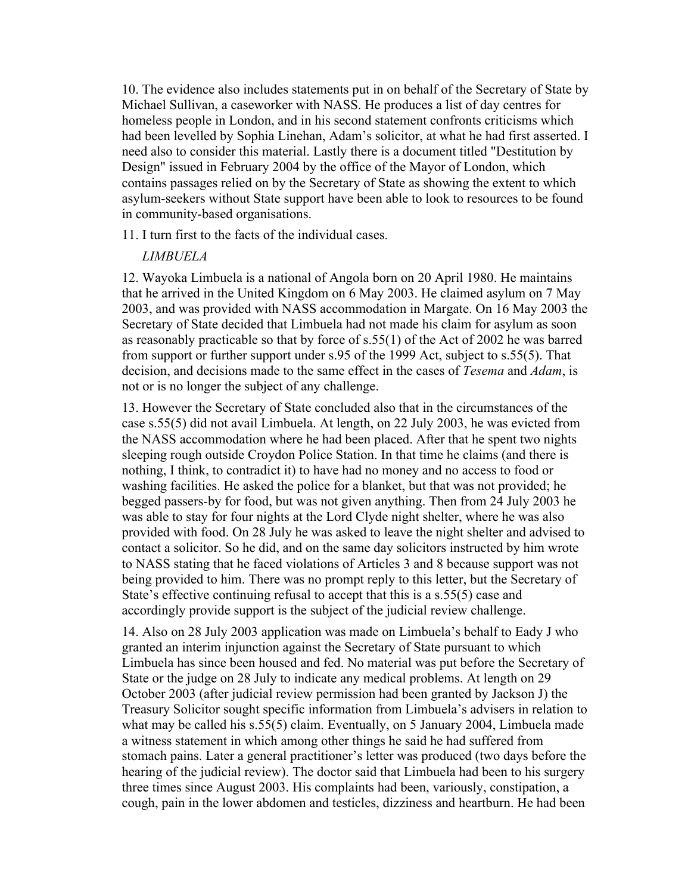10. The evidence also includes statements put in on behalf of the Secretary of State by Michael Sullivan, a caseworker with NASS. He produces a list of day centres for homeless people in London, and in his second statement confronts criticisms which had been levelled by Sophia Linehan, Adam's solicitor, at what he had first asserted. I need also to consider this material. Lastly there is a document titled "Destitution by Design" issued in February 2004 by the office of the Mayor of London, which contains passages relied on by the Secretary of State as showing the extent to which asylum-seekers without State support have been able to look to resources to be found in community-based organisations.

11. I turn first to the facts of the individual cases.

*LIMBUELA*

12. Wayoka Limbuela is a national of Angola born on 20 April 1980. He maintains that he arrived in the United Kingdom on 6 May 2003. He claimed asylum on 7 May 2003, and was provided with NASS accommodation in Margate. On 16 May 2003 the Secretary of State decided that Limbuela had not made his claim for asylum as soon as reasonably practicable so that by force of s.55(1) of the Act of 2002 he was barred from support or further support under s.95 of the 1999 Act, subject to s.55(5). That decision, and decisions made to the same effect in the cases of *Tesema* and *Adam*, is not or is no longer the subject of any challenge.

13. However the Secretary of State concluded also that in the circumstances of the case s.55(5) did not avail Limbuela. At length, on 22 July 2003, he was evicted from the NASS accommodation where he had been placed. After that he spent two nights sleeping rough outside Croydon Police Station. In that time he claims (and there is nothing, I think, to contradict it) to have had no money and no access to food or washing facilities. He asked the police for a blanket, but that was not provided; he begged passers-by for food, but was not given anything. Then from 24 July 2003 he was able to stay for four nights at the Lord Clyde night shelter, where he was also provided with food. On 28 July he was asked to leave the night shelter and advised to contact a solicitor. So he did, and on the same day solicitors instructed by him wrote to NASS stating that he faced violations of Articles 3 and 8 because support was not being provided to him. There was no prompt reply to this letter, but the Secretary of State's effective continuing refusal to accept that this is a s.55(5) case and accordingly provide support is the subject of the judicial review challenge.

14. Also on 28 July 2003 application was made on Limbuela's behalf to Eady J who granted an interim injunction against the Secretary of State pursuant to which Limbuela has since been housed and fed. No material was put before the Secretary of State or the judge on 28 July to indicate any medical problems. At length on 29 October 2003 (after judicial review permission had been granted by Jackson J) the Treasury Solicitor sought specific information from Limbuela's advisers in relation to what may be called his s.55(5) claim. Eventually, on 5 January 2004, Limbuela made a witness statement in which among other things he said he had suffered from stomach pains. Later a general practitioner's letter was produced (two days before the hearing of the judicial review). The doctor said that Limbuela had been to his surgery three times since August 2003. His complaints had been, variously, constipation, a cough, pain in the lower abdomen and testicles, dizziness and heartburn. He had been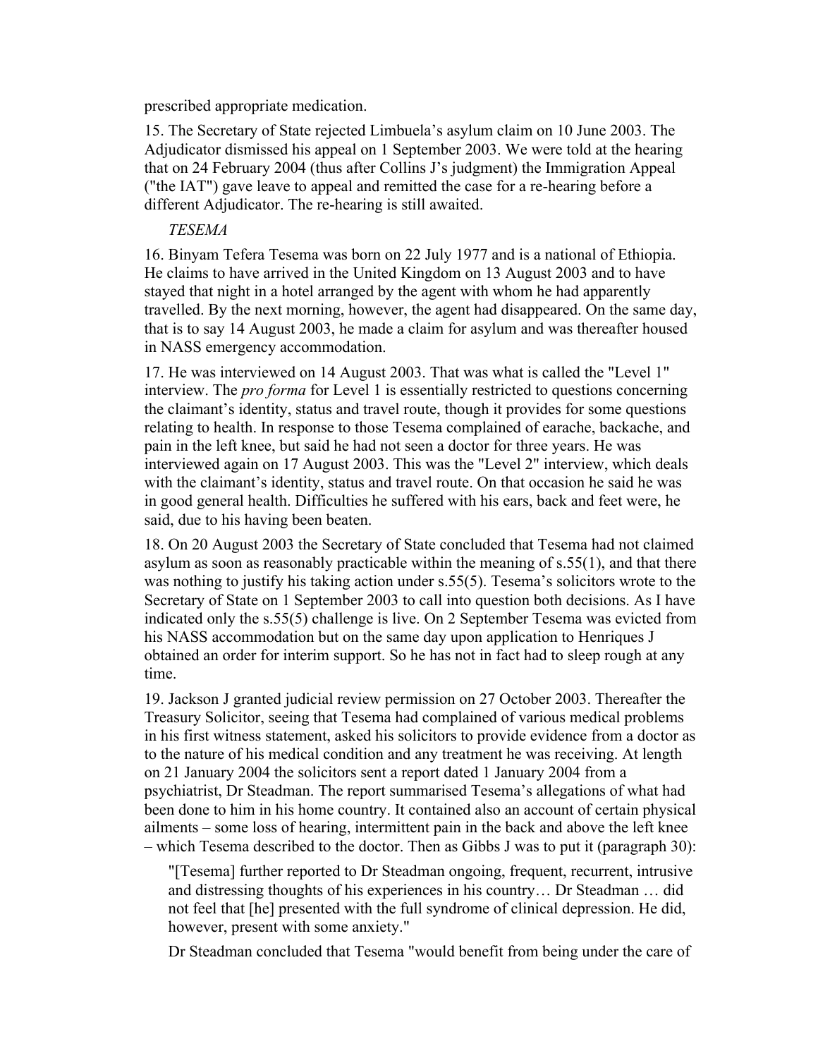prescribed appropriate medication.

15. The Secretary of State rejected Limbuela's asylum claim on 10 June 2003. The Adjudicator dismissed his appeal on 1 September 2003. We were told at the hearing that on 24 February 2004 (thus after Collins J's judgment) the Immigration Appeal ("the IAT") gave leave to appeal and remitted the case for a re-hearing before a different Adjudicator. The re-hearing is still awaited.

*TESEMA*

16. Binyam Tefera Tesema was born on 22 July 1977 and is a national of Ethiopia. He claims to have arrived in the United Kingdom on 13 August 2003 and to have stayed that night in a hotel arranged by the agent with whom he had apparently travelled. By the next morning, however, the agent had disappeared. On the same day, that is to say 14 August 2003, he made a claim for asylum and was thereafter housed in NASS emergency accommodation.

17. He was interviewed on 14 August 2003. That was what is called the "Level 1" interview. The *pro forma* for Level 1 is essentially restricted to questions concerning the claimant's identity, status and travel route, though it provides for some questions relating to health. In response to those Tesema complained of earache, backache, and pain in the left knee, but said he had not seen a doctor for three years. He was interviewed again on 17 August 2003. This was the "Level 2" interview, which deals with the claimant's identity, status and travel route. On that occasion he said he was in good general health. Difficulties he suffered with his ears, back and feet were, he said, due to his having been beaten.

18. On 20 August 2003 the Secretary of State concluded that Tesema had not claimed asylum as soon as reasonably practicable within the meaning of s.55(1), and that there was nothing to justify his taking action under s.55(5). Tesema's solicitors wrote to the Secretary of State on 1 September 2003 to call into question both decisions. As I have indicated only the s.55(5) challenge is live. On 2 September Tesema was evicted from his NASS accommodation but on the same day upon application to Henriques J obtained an order for interim support. So he has not in fact had to sleep rough at any time.

19. Jackson J granted judicial review permission on 27 October 2003. Thereafter the Treasury Solicitor, seeing that Tesema had complained of various medical problems in his first witness statement, asked his solicitors to provide evidence from a doctor as to the nature of his medical condition and any treatment he was receiving. At length on 21 January 2004 the solicitors sent a report dated 1 January 2004 from a psychiatrist, Dr Steadman. The report summarised Tesema's allegations of what had been done to him in his home country. It contained also an account of certain physical ailments – some loss of hearing, intermittent pain in the back and above the left knee – which Tesema described to the doctor. Then as Gibbs J was to put it (paragraph 30):

> "[Tesema] further reported to Dr Steadman ongoing, frequent, recurrent, intrusive and distressing thoughts of his experiences in his country… Dr Steadman … did not feel that [he] presented with the full syndrome of clinical depression. He did, however, present with some anxiety."

Dr Steadman concluded that Tesema "would benefit from being under the care of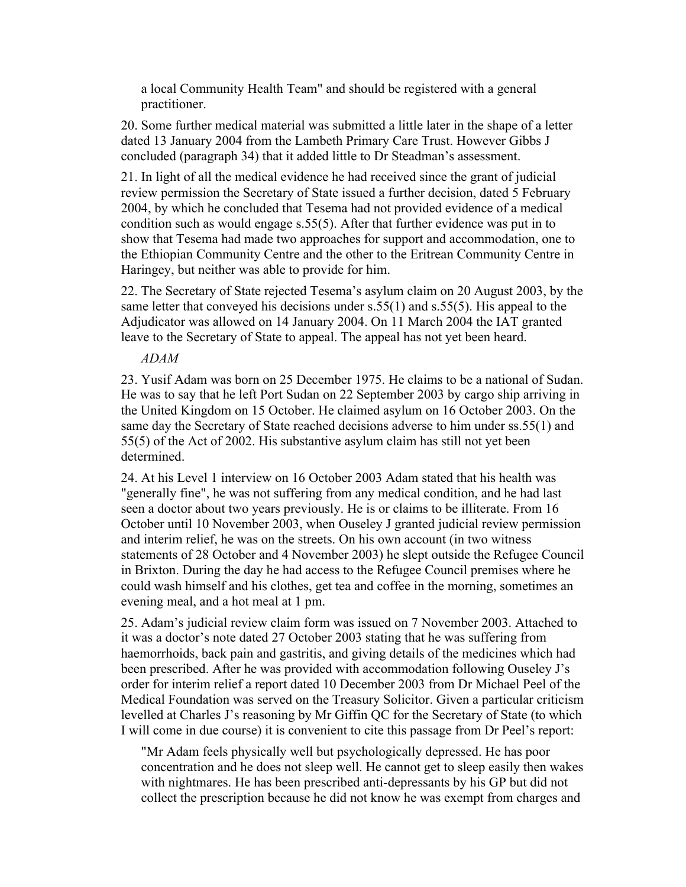a local Community Health Team" and should be registered with a general practitioner.

20. Some further medical material was submitted a little later in the shape of a letter dated 13 January 2004 from the Lambeth Primary Care Trust. However Gibbs J concluded (paragraph 34) that it added little to Dr Steadman's assessment.

21. In light of all the medical evidence he had received since the grant of judicial review permission the Secretary of State issued a further decision, dated 5 February 2004, by which he concluded that Tesema had not provided evidence of a medical condition such as would engage s.55(5). After that further evidence was put in to show that Tesema had made two approaches for support and accommodation, one to the Ethiopian Community Centre and the other to the Eritrean Community Centre in Haringey, but neither was able to provide for him.

22. The Secretary of State rejected Tesema's asylum claim on 20 August 2003, by the same letter that conveyed his decisions under s.55(1) and s.55(5). His appeal to the Adjudicator was allowed on 14 January 2004. On 11 March 2004 the IAT granted leave to the Secretary of State to appeal. The appeal has not yet been heard.

*ADAM*

23. Yusif Adam was born on 25 December 1975. He claims to be a national of Sudan. He was to say that he left Port Sudan on 22 September 2003 by cargo ship arriving in the United Kingdom on 15 October. He claimed asylum on 16 October 2003. On the same day the Secretary of State reached decisions adverse to him under ss.55(1) and 55(5) of the Act of 2002. His substantive asylum claim has still not yet been determined.

24. At his Level 1 interview on 16 October 2003 Adam stated that his health was "generally fine", he was not suffering from any medical condition, and he had last seen a doctor about two years previously. He is or claims to be illiterate. From 16 October until 10 November 2003, when Ouseley J granted judicial review permission and interim relief, he was on the streets. On his own account (in two witness statements of 28 October and 4 November 2003) he slept outside the Refugee Council in Brixton. During the day he had access to the Refugee Council premises where he could wash himself and his clothes, get tea and coffee in the morning, sometimes an evening meal, and a hot meal at 1 pm.

25. Adam's judicial review claim form was issued on 7 November 2003. Attached to it was a doctor's note dated 27 October 2003 stating that he was suffering from haemorrhoids, back pain and gastritis, and giving details of the medicines which had been prescribed. After he was provided with accommodation following Ouseley J's order for interim relief a report dated 10 December 2003 from Dr Michael Peel of the Medical Foundation was served on the Treasury Solicitor. Given a particular criticism levelled at Charles J's reasoning by Mr Giffin QC for the Secretary of State (to which I will come in due course) it is convenient to cite this passage from Dr Peel's report:

> "Mr Adam feels physically well but psychologically depressed. He has poor concentration and he does not sleep well. He cannot get to sleep easily then wakes with nightmares. He has been prescribed anti-depressants by his GP but did not collect the prescription because he did not know he was exempt from charges and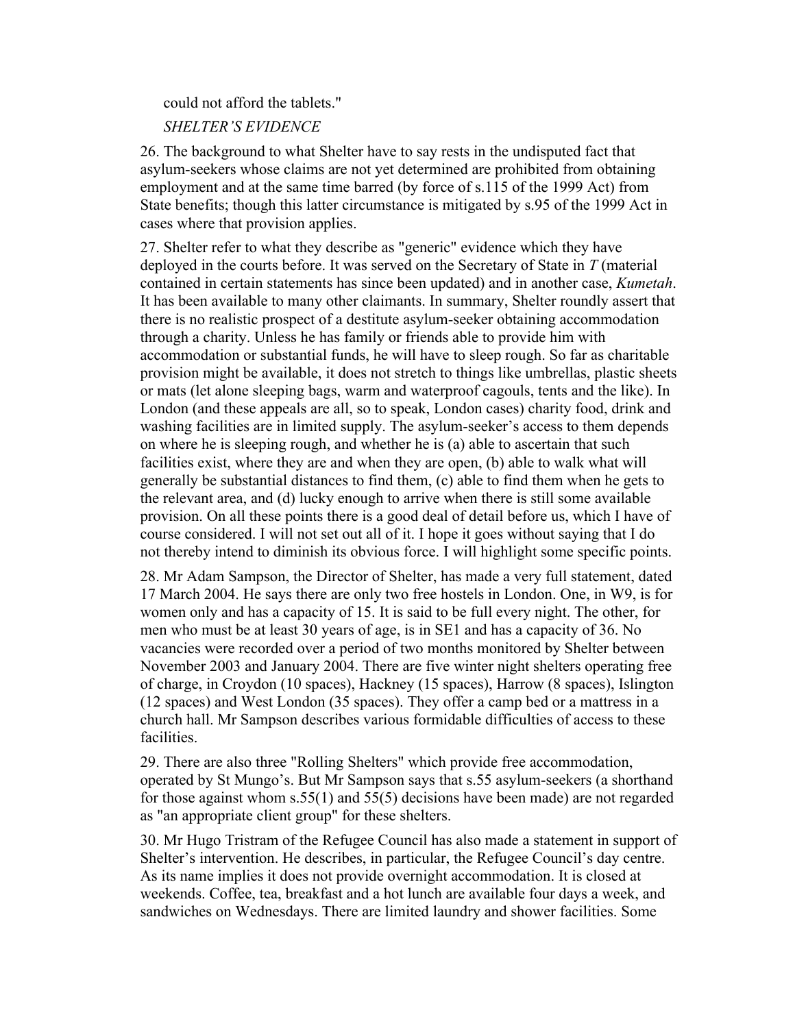could not afford the tablets."

*SHELTER'S EVIDENCE*

26. The background to what Shelter have to say rests in the undisputed fact that asylum-seekers whose claims are not yet determined are prohibited from obtaining employment and at the same time barred (by force of s.115 of the 1999 Act) from State benefits; though this latter circumstance is mitigated by s.95 of the 1999 Act in cases where that provision applies.

27. Shelter refer to what they describe as "generic" evidence which they have deployed in the courts before. It was served on the Secretary of State in *T* (material contained in certain statements has since been updated) and in another case, *Kumetah*. It has been available to many other claimants. In summary, Shelter roundly assert that there is no realistic prospect of a destitute asylum-seeker obtaining accommodation through a charity. Unless he has family or friends able to provide him with accommodation or substantial funds, he will have to sleep rough. So far as charitable provision might be available, it does not stretch to things like umbrellas, plastic sheets or mats (let alone sleeping bags, warm and waterproof cagouls, tents and the like). In London (and these appeals are all, so to speak, London cases) charity food, drink and washing facilities are in limited supply. The asylum-seeker's access to them depends on where he is sleeping rough, and whether he is (a) able to ascertain that such facilities exist, where they are and when they are open, (b) able to walk what will generally be substantial distances to find them, (c) able to find them when he gets to the relevant area, and (d) lucky enough to arrive when there is still some available provision. On all these points there is a good deal of detail before us, which I have of course considered. I will not set out all of it. I hope it goes without saying that I do not thereby intend to diminish its obvious force. I will highlight some specific points.

28. Mr Adam Sampson, the Director of Shelter, has made a very full statement, dated 17 March 2004. He says there are only two free hostels in London. One, in W9, is for women only and has a capacity of 15. It is said to be full every night. The other, for men who must be at least 30 years of age, is in SE1 and has a capacity of 36. No vacancies were recorded over a period of two months monitored by Shelter between November 2003 and January 2004. There are five winter night shelters operating free of charge, in Croydon (10 spaces), Hackney (15 spaces), Harrow (8 spaces), Islington (12 spaces) and West London (35 spaces). They offer a camp bed or a mattress in a church hall. Mr Sampson describes various formidable difficulties of access to these facilities.

29. There are also three "Rolling Shelters" which provide free accommodation, operated by St Mungo's. But Mr Sampson says that s.55 asylum-seekers (a shorthand for those against whom s.55(1) and 55(5) decisions have been made) are not regarded as "an appropriate client group" for these shelters.

30. Mr Hugo Tristram of the Refugee Council has also made a statement in support of Shelter's intervention. He describes, in particular, the Refugee Council's day centre. As its name implies it does not provide overnight accommodation. It is closed at weekends. Coffee, tea, breakfast and a hot lunch are available four days a week, and sandwiches on Wednesdays. There are limited laundry and shower facilities. Some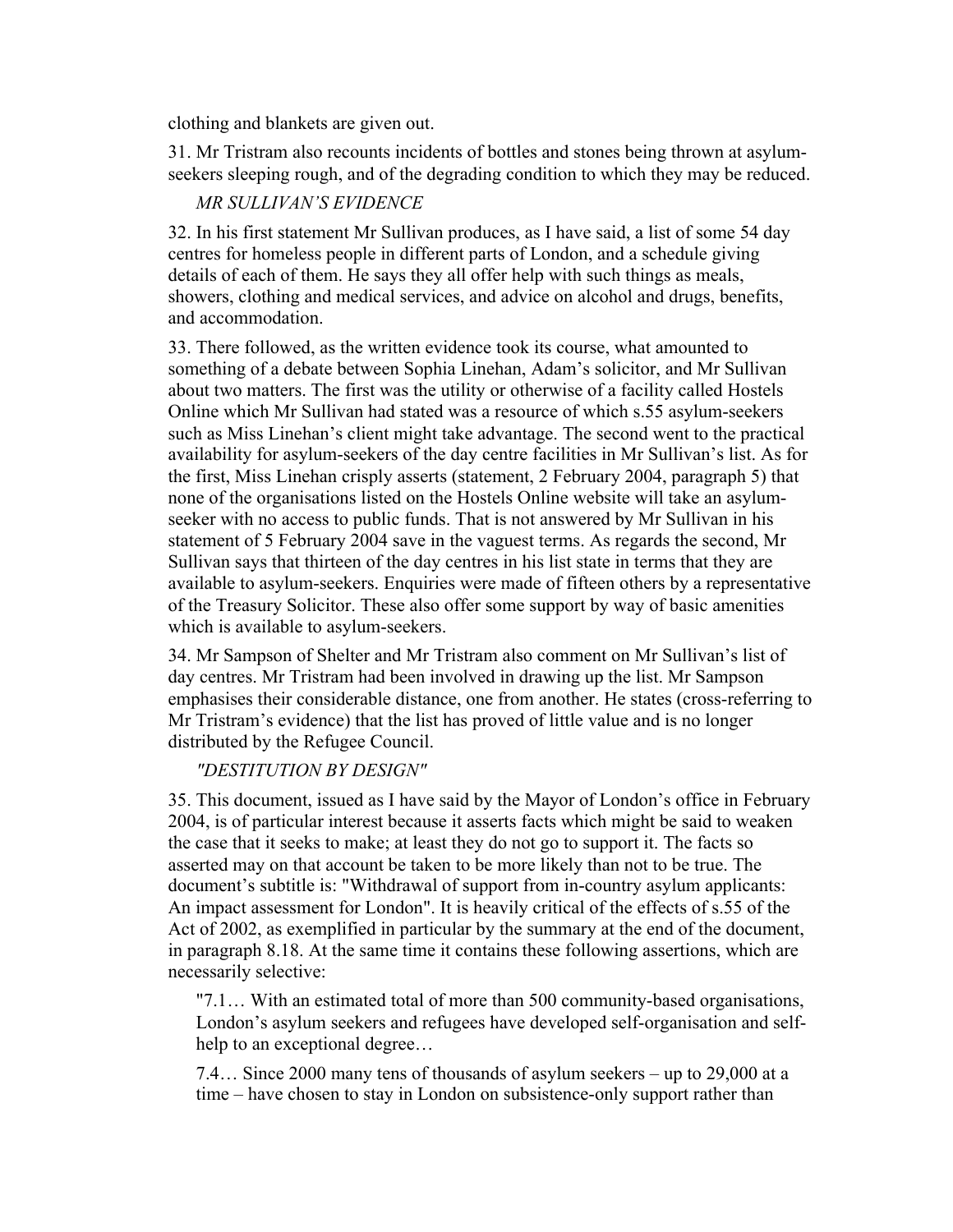clothing and blankets are given out.

31. Mr Tristram also recounts incidents of bottles and stones being thrown at asylum-seekers sleeping rough, and of the degrading condition to which they may be reduced.

*MR SULLIVAN'S EVIDENCE*

32. In his first statement Mr Sullivan produces, as I have said, a list of some 54 day centres for homeless people in different parts of London, and a schedule giving details of each of them. He says they all offer help with such things as meals, showers, clothing and medical services, and advice on alcohol and drugs, benefits, and accommodation.

33. There followed, as the written evidence took its course, what amounted to something of a debate between Sophia Linehan, Adam's solicitor, and Mr Sullivan about two matters. The first was the utility or otherwise of a facility called Hostels Online which Mr Sullivan had stated was a resource of which s.55 asylum-seekers such as Miss Linehan's client might take advantage. The second went to the practical availability for asylum-seekers of the day centre facilities in Mr Sullivan's list. As for the first, Miss Linehan crisply asserts (statement, 2 February 2004, paragraph 5) that none of the organisations listed on the Hostels Online website will take an asylum-seeker with no access to public funds. That is not answered by Mr Sullivan in his statement of 5 February 2004 save in the vaguest terms. As regards the second, Mr Sullivan says that thirteen of the day centres in his list state in terms that they are available to asylum-seekers. Enquiries were made of fifteen others by a representative of the Treasury Solicitor. These also offer some support by way of basic amenities which is available to asylum-seekers.

34. Mr Sampson of Shelter and Mr Tristram also comment on Mr Sullivan's list of day centres. Mr Tristram had been involved in drawing up the list. Mr Sampson emphasises their considerable distance, one from another. He states (cross-referring to Mr Tristram's evidence) that the list has proved of little value and is no longer distributed by the Refugee Council.

*"DESTITUTION BY DESIGN"*

35. This document, issued as I have said by the Mayor of London's office in February 2004, is of particular interest because it asserts facts which might be said to weaken the case that it seeks to make; at least they do not go to support it. The facts so asserted may on that account be taken to be more likely than not to be true. The document's subtitle is: "Withdrawal of support from in-country asylum applicants: An impact assessment for London". It is heavily critical of the effects of s.55 of the Act of 2002, as exemplified in particular by the summary at the end of the document, in paragraph 8.18. At the same time it contains these following assertions, which are necessarily selective:

> "7.1… With an estimated total of more than 500 community-based organisations, London's asylum seekers and refugees have developed self-organisation and self-help to an exceptional degree…
>
> 7.4… Since 2000 many tens of thousands of asylum seekers – up to 29,000 at a time – have chosen to stay in London on subsistence-only support rather than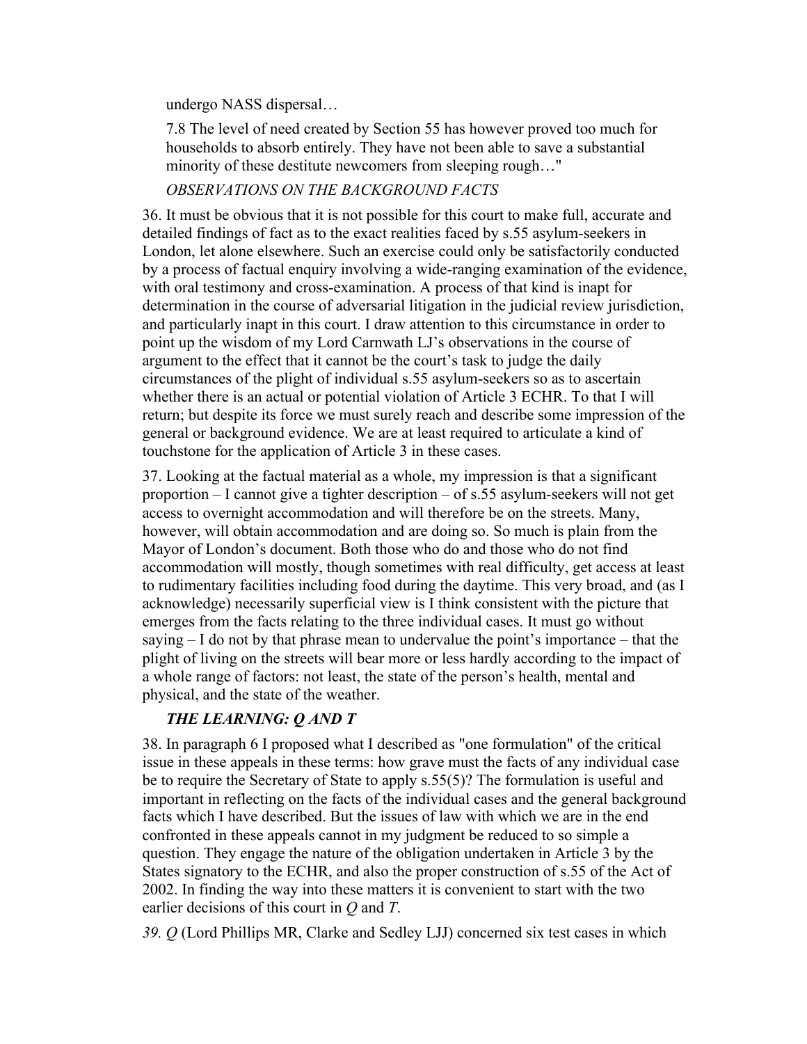undergo NASS dispersal…

7.8 The level of need created by Section 55 has however proved too much for households to absorb entirely. They have not been able to save a substantial minority of these destitute newcomers from sleeping rough…"

*OBSERVATIONS ON THE BACKGROUND FACTS*

36. It must be obvious that it is not possible for this court to make full, accurate and detailed findings of fact as to the exact realities faced by s.55 asylum-seekers in London, let alone elsewhere. Such an exercise could only be satisfactorily conducted by a process of factual enquiry involving a wide-ranging examination of the evidence, with oral testimony and cross-examination. A process of that kind is inapt for determination in the course of adversarial litigation in the judicial review jurisdiction, and particularly inapt in this court. I draw attention to this circumstance in order to point up the wisdom of my Lord Carnwath LJ's observations in the course of argument to the effect that it cannot be the court's task to judge the daily circumstances of the plight of individual s.55 asylum-seekers so as to ascertain whether there is an actual or potential violation of Article 3 ECHR. To that I will return; but despite its force we must surely reach and describe some impression of the general or background evidence. We are at least required to articulate a kind of touchstone for the application of Article 3 in these cases.

37. Looking at the factual material as a whole, my impression is that a significant proportion – I cannot give a tighter description – of s.55 asylum-seekers will not get access to overnight accommodation and will therefore be on the streets. Many, however, will obtain accommodation and are doing so. So much is plain from the Mayor of London's document. Both those who do and those who do not find accommodation will mostly, though sometimes with real difficulty, get access at least to rudimentary facilities including food during the daytime. This very broad, and (as I acknowledge) necessarily superficial view is I think consistent with the picture that emerges from the facts relating to the three individual cases. It must go without saying – I do not by that phrase mean to undervalue the point's importance – that the plight of living on the streets will bear more or less hardly according to the impact of a whole range of factors: not least, the state of the person's health, mental and physical, and the state of the weather.

***THE LEARNING: Q AND T***

38. In paragraph 6 I proposed what I described as "one formulation" of the critical issue in these appeals in these terms: how grave must the facts of any individual case be to require the Secretary of State to apply s.55(5)? The formulation is useful and important in reflecting on the facts of the individual cases and the general background facts which I have described. But the issues of law with which we are in the end confronted in these appeals cannot in my judgment be reduced to so simple a question. They engage the nature of the obligation undertaken in Article 3 by the States signatory to the ECHR, and also the proper construction of s.55 of the Act of 2002. In finding the way into these matters it is convenient to start with the two earlier decisions of this court in *Q* and *T*.

*39. Q* (Lord Phillips MR, Clarke and Sedley LJJ) concerned six test cases in which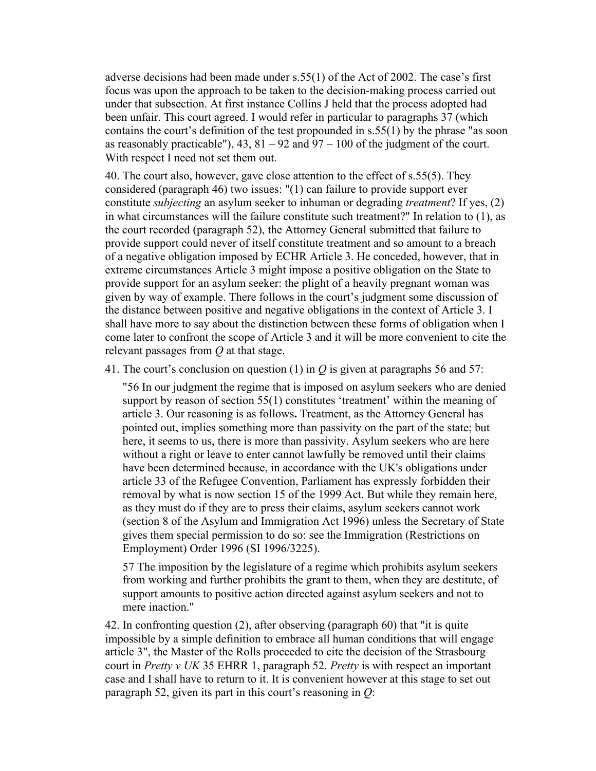adverse decisions had been made under s.55(1) of the Act of 2002. The case's first focus was upon the approach to be taken to the decision-making process carried out under that subsection. At first instance Collins J held that the process adopted had been unfair. This court agreed. I would refer in particular to paragraphs 37 (which contains the court's definition of the test propounded in s.55(1) by the phrase "as soon as reasonably practicable"), 43, 81 – 92 and 97 – 100 of the judgment of the court. With respect I need not set them out.

40. The court also, however, gave close attention to the effect of s.55(5). They considered (paragraph 46) two issues: "(1) can failure to provide support ever constitute *subjecting* an asylum seeker to inhuman or degrading *treatment*? If yes, (2) in what circumstances will the failure constitute such treatment?" In relation to (1), as the court recorded (paragraph 52), the Attorney General submitted that failure to provide support could never of itself constitute treatment and so amount to a breach of a negative obligation imposed by ECHR Article 3. He conceded, however, that in extreme circumstances Article 3 might impose a positive obligation on the State to provide support for an asylum seeker: the plight of a heavily pregnant woman was given by way of example. There follows in the court's judgment some discussion of the distance between positive and negative obligations in the context of Article 3. I shall have more to say about the distinction between these forms of obligation when I come later to confront the scope of Article 3 and it will be more convenient to cite the relevant passages from *Q* at that stage.

41. The court's conclusion on question (1) in *Q* is given at paragraphs 56 and 57:

> "56 In our judgment the regime that is imposed on asylum seekers who are denied support by reason of section 55(1) constitutes 'treatment' within the meaning of article 3. Our reasoning is as follows**.** Treatment, as the Attorney General has pointed out, implies something more than passivity on the part of the state; but here, it seems to us, there is more than passivity. Asylum seekers who are here without a right or leave to enter cannot lawfully be removed until their claims have been determined because, in accordance with the UK's obligations under article 33 of the Refugee Convention, Parliament has expressly forbidden their removal by what is now section 15 of the 1999 Act. But while they remain here, as they must do if they are to press their claims, asylum seekers cannot work (section 8 of the Asylum and Immigration Act 1996) unless the Secretary of State gives them special permission to do so: see the Immigration (Restrictions on Employment) Order 1996 (SI 1996/3225).
>
> 57 The imposition by the legislature of a regime which prohibits asylum seekers from working and further prohibits the grant to them, when they are destitute, of support amounts to positive action directed against asylum seekers and not to mere inaction."

42. In confronting question (2), after observing (paragraph 60) that "it is quite impossible by a simple definition to embrace all human conditions that will engage article 3", the Master of the Rolls proceeded to cite the decision of the Strasbourg court in *Pretty v UK* 35 EHRR 1, paragraph 52. *Pretty* is with respect an important case and I shall have to return to it. It is convenient however at this stage to set out paragraph 52, given its part in this court's reasoning in *Q*: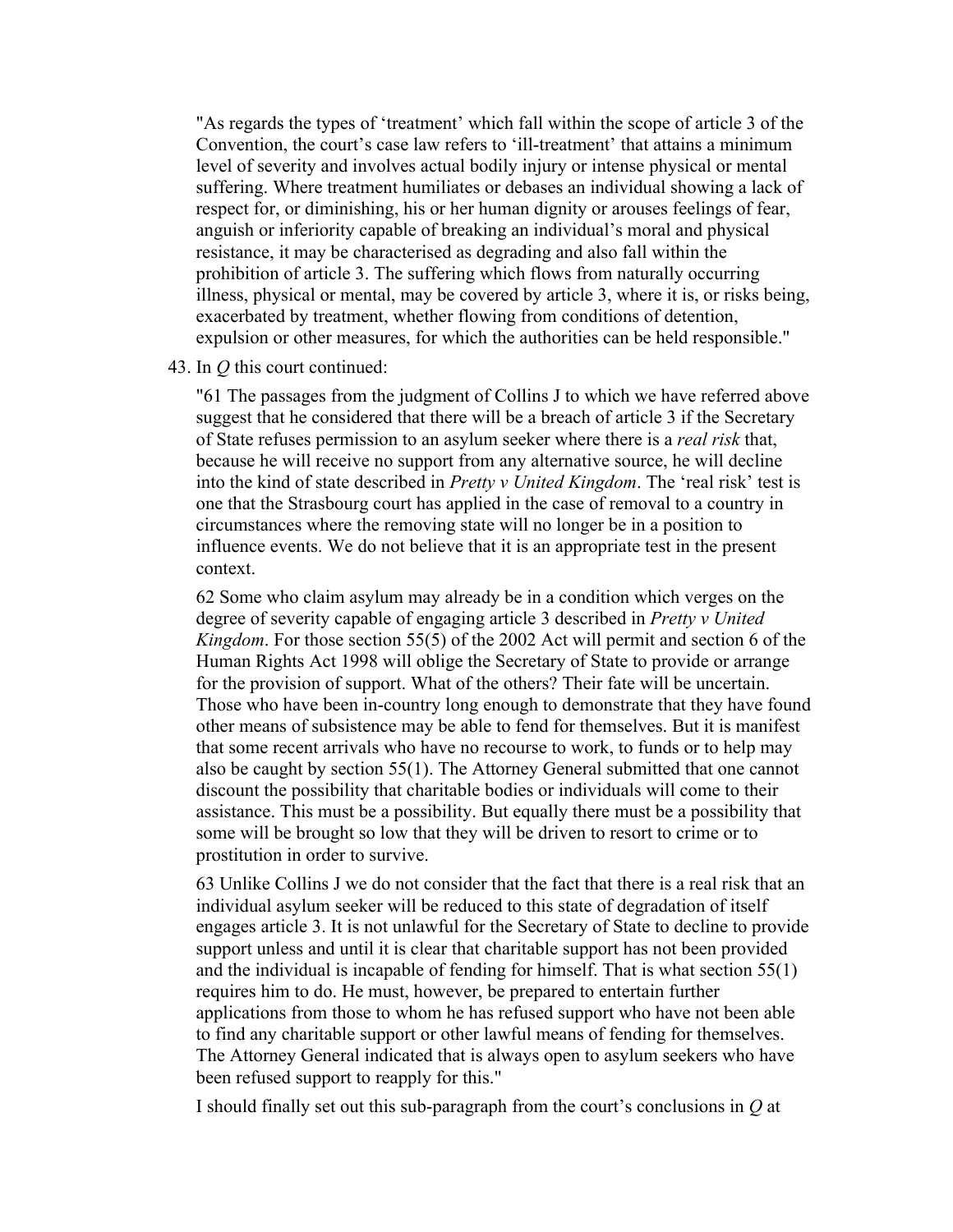"As regards the types of 'treatment' which fall within the scope of article 3 of the Convention, the court's case law refers to 'ill-treatment' that attains a minimum level of severity and involves actual bodily injury or intense physical or mental suffering. Where treatment humiliates or debases an individual showing a lack of respect for, or diminishing, his or her human dignity or arouses feelings of fear, anguish or inferiority capable of breaking an individual's moral and physical resistance, it may be characterised as degrading and also fall within the prohibition of article 3. The suffering which flows from naturally occurring illness, physical or mental, may be covered by article 3, where it is, or risks being, exacerbated by treatment, whether flowing from conditions of detention, expulsion or other measures, for which the authorities can be held responsible."

43. In *Q* this court continued:

"61 The passages from the judgment of Collins J to which we have referred above suggest that he considered that there will be a breach of article 3 if the Secretary of State refuses permission to an asylum seeker where there is a *real risk* that, because he will receive no support from any alternative source, he will decline into the kind of state described in *Pretty v United Kingdom*. The 'real risk' test is one that the Strasbourg court has applied in the case of removal to a country in circumstances where the removing state will no longer be in a position to influence events. We do not believe that it is an appropriate test in the present context.

62 Some who claim asylum may already be in a condition which verges on the degree of severity capable of engaging article 3 described in *Pretty v United Kingdom*. For those section 55(5) of the 2002 Act will permit and section 6 of the Human Rights Act 1998 will oblige the Secretary of State to provide or arrange for the provision of support. What of the others? Their fate will be uncertain. Those who have been in-country long enough to demonstrate that they have found other means of subsistence may be able to fend for themselves. But it is manifest that some recent arrivals who have no recourse to work, to funds or to help may also be caught by section 55(1). The Attorney General submitted that one cannot discount the possibility that charitable bodies or individuals will come to their assistance. This must be a possibility. But equally there must be a possibility that some will be brought so low that they will be driven to resort to crime or to prostitution in order to survive.

63 Unlike Collins J we do not consider that the fact that there is a real risk that an individual asylum seeker will be reduced to this state of degradation of itself engages article 3. It is not unlawful for the Secretary of State to decline to provide support unless and until it is clear that charitable support has not been provided and the individual is incapable of fending for himself. That is what section 55(1) requires him to do. He must, however, be prepared to entertain further applications from those to whom he has refused support who have not been able to find any charitable support or other lawful means of fending for themselves. The Attorney General indicated that is always open to asylum seekers who have been refused support to reapply for this."

I should finally set out this sub-paragraph from the court's conclusions in *Q* at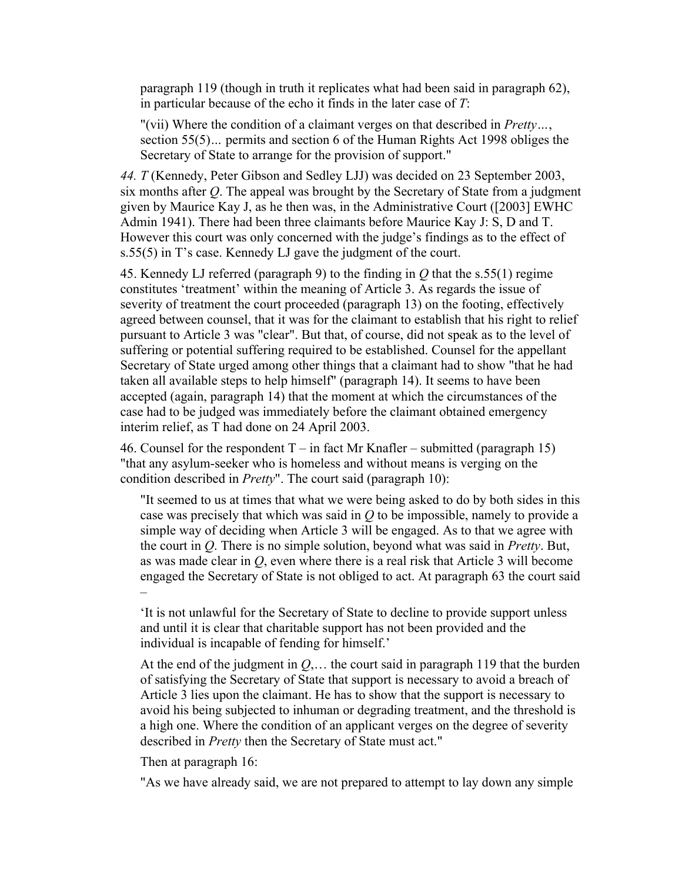paragraph 119 (though in truth it replicates what had been said in paragraph 62), in particular because of the echo it finds in the later case of *T*:

> "(vii) Where the condition of a claimant verges on that described in *Pretty…*, section 55(5)... permits and section 6 of the Human Rights Act 1998 obliges the Secretary of State to arrange for the provision of support."

*44. T* (Kennedy, Peter Gibson and Sedley LJJ) was decided on 23 September 2003, six months after *Q*. The appeal was brought by the Secretary of State from a judgment given by Maurice Kay J, as he then was, in the Administrative Court ([2003] EWHC Admin 1941). There had been three claimants before Maurice Kay J: S, D and T. However this court was only concerned with the judge's findings as to the effect of s.55(5) in T's case. Kennedy LJ gave the judgment of the court.

45. Kennedy LJ referred (paragraph 9) to the finding in *Q* that the s.55(1) regime constitutes 'treatment' within the meaning of Article 3. As regards the issue of severity of treatment the court proceeded (paragraph 13) on the footing, effectively agreed between counsel, that it was for the claimant to establish that his right to relief pursuant to Article 3 was "clear". But that, of course, did not speak as to the level of suffering or potential suffering required to be established. Counsel for the appellant Secretary of State urged among other things that a claimant had to show "that he had taken all available steps to help himself" (paragraph 14). It seems to have been accepted (again, paragraph 14) that the moment at which the circumstances of the case had to be judged was immediately before the claimant obtained emergency interim relief, as T had done on 24 April 2003.

46. Counsel for the respondent T – in fact Mr Knafler – submitted (paragraph 15) "that any asylum-seeker who is homeless and without means is verging on the condition described in *Pretty*". The court said (paragraph 10):

> "It seemed to us at times that what we were being asked to do by both sides in this case was precisely that which was said in *Q* to be impossible, namely to provide a simple way of deciding when Article 3 will be engaged. As to that we agree with the court in *Q*. There is no simple solution, beyond what was said in *Pretty*. But, as was made clear in *Q*, even where there is a real risk that Article 3 will become engaged the Secretary of State is not obliged to act. At paragraph 63 the court said –
>
> 'It is not unlawful for the Secretary of State to decline to provide support unless and until it is clear that charitable support has not been provided and the individual is incapable of fending for himself.'
>
> At the end of the judgment in *Q*,… the court said in paragraph 119 that the burden of satisfying the Secretary of State that support is necessary to avoid a breach of Article 3 lies upon the claimant. He has to show that the support is necessary to avoid his being subjected to inhuman or degrading treatment, and the threshold is a high one. Where the condition of an applicant verges on the degree of severity described in *Pretty* then the Secretary of State must act."
>
> Then at paragraph 16:
>
> "As we have already said, we are not prepared to attempt to lay down any simple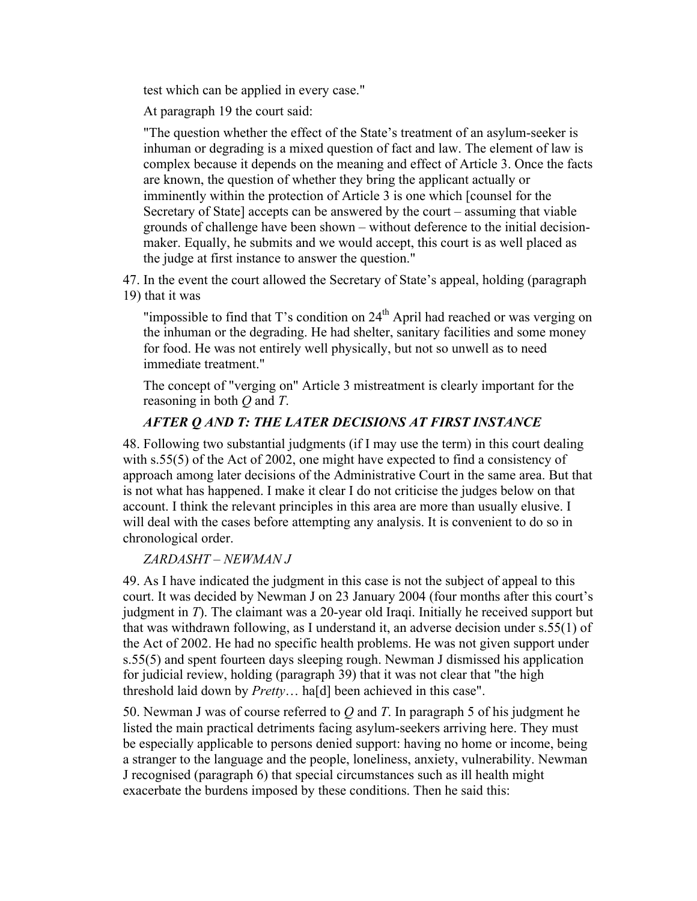test which can be applied in every case."

At paragraph 19 the court said:

"The question whether the effect of the State's treatment of an asylum-seeker is inhuman or degrading is a mixed question of fact and law. The element of law is complex because it depends on the meaning and effect of Article 3. Once the facts are known, the question of whether they bring the applicant actually or imminently within the protection of Article 3 is one which [counsel for the Secretary of State] accepts can be answered by the court – assuming that viable grounds of challenge have been shown – without deference to the initial decision-maker. Equally, he submits and we would accept, this court is as well placed as the judge at first instance to answer the question."

47. In the event the court allowed the Secretary of State's appeal, holding (paragraph 19) that it was

"impossible to find that T's condition on 24th April had reached or was verging on the inhuman or the degrading. He had shelter, sanitary facilities and some money for food. He was not entirely well physically, but not so unwell as to need immediate treatment."

The concept of "verging on" Article 3 mistreatment is clearly important for the reasoning in both *Q* and *T*.

### *AFTER Q AND T: THE LATER DECISIONS AT FIRST INSTANCE*

48. Following two substantial judgments (if I may use the term) in this court dealing with s.55(5) of the Act of 2002, one might have expected to find a consistency of approach among later decisions of the Administrative Court in the same area. But that is not what has happened. I make it clear I do not criticise the judges below on that account. I think the relevant principles in this area are more than usually elusive. I will deal with the cases before attempting any analysis. It is convenient to do so in chronological order.

*ZARDASHT – NEWMAN J*

49. As I have indicated the judgment in this case is not the subject of appeal to this court. It was decided by Newman J on 23 January 2004 (four months after this court's judgment in *T*). The claimant was a 20-year old Iraqi. Initially he received support but that was withdrawn following, as I understand it, an adverse decision under s.55(1) of the Act of 2002. He had no specific health problems. He was not given support under s.55(5) and spent fourteen days sleeping rough. Newman J dismissed his application for judicial review, holding (paragraph 39) that it was not clear that "the high threshold laid down by *Pretty*… ha[d] been achieved in this case".

50. Newman J was of course referred to *Q* and *T*. In paragraph 5 of his judgment he listed the main practical detriments facing asylum-seekers arriving here. They must be especially applicable to persons denied support: having no home or income, being a stranger to the language and the people, loneliness, anxiety, vulnerability. Newman J recognised (paragraph 6) that special circumstances such as ill health might exacerbate the burdens imposed by these conditions. Then he said this: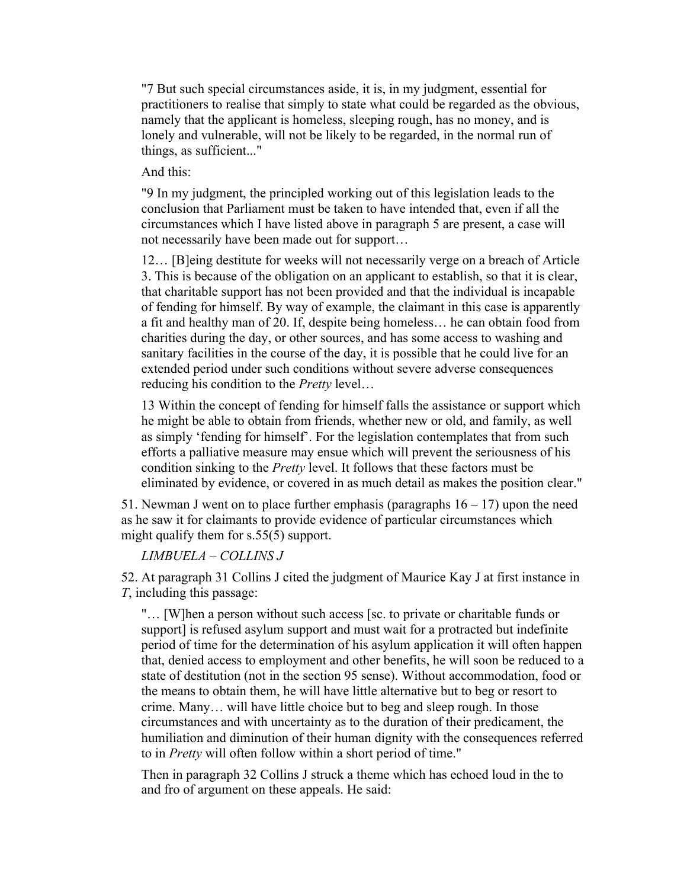> "7 But such special circumstances aside, it is, in my judgment, essential for practitioners to realise that simply to state what could be regarded as the obvious, namely that the applicant is homeless, sleeping rough, has no money, and is lonely and vulnerable, will not be likely to be regarded, in the normal run of things, as sufficient..."
>
> And this:
>
> "9 In my judgment, the principled working out of this legislation leads to the conclusion that Parliament must be taken to have intended that, even if all the circumstances which I have listed above in paragraph 5 are present, a case will not necessarily have been made out for support…
>
> 12… [B]eing destitute for weeks will not necessarily verge on a breach of Article 3. This is because of the obligation on an applicant to establish, so that it is clear, that charitable support has not been provided and that the individual is incapable of fending for himself. By way of example, the claimant in this case is apparently a fit and healthy man of 20. If, despite being homeless… he can obtain food from charities during the day, or other sources, and has some access to washing and sanitary facilities in the course of the day, it is possible that he could live for an extended period under such conditions without severe adverse consequences reducing his condition to the *Pretty* level…
>
> 13 Within the concept of fending for himself falls the assistance or support which he might be able to obtain from friends, whether new or old, and family, as well as simply 'fending for himself'. For the legislation contemplates that from such efforts a palliative measure may ensue which will prevent the seriousness of his condition sinking to the *Pretty* level. It follows that these factors must be eliminated by evidence, or covered in as much detail as makes the position clear."

51. Newman J went on to place further emphasis (paragraphs 16 – 17) upon the need as he saw it for claimants to provide evidence of particular circumstances which might qualify them for s.55(5) support.

*LIMBUELA – COLLINS J*

52. At paragraph 31 Collins J cited the judgment of Maurice Kay J at first instance in *T*, including this passage:

> "… [W]hen a person without such access [sc. to private or charitable funds or support] is refused asylum support and must wait for a protracted but indefinite period of time for the determination of his asylum application it will often happen that, denied access to employment and other benefits, he will soon be reduced to a state of destitution (not in the section 95 sense). Without accommodation, food or the means to obtain them, he will have little alternative but to beg or resort to crime. Many… will have little choice but to beg and sleep rough. In those circumstances and with uncertainty as to the duration of their predicament, the humiliation and diminution of their human dignity with the consequences referred to in *Pretty* will often follow within a short period of time."
>
> Then in paragraph 32 Collins J struck a theme which has echoed loud in the to and fro of argument on these appeals. He said: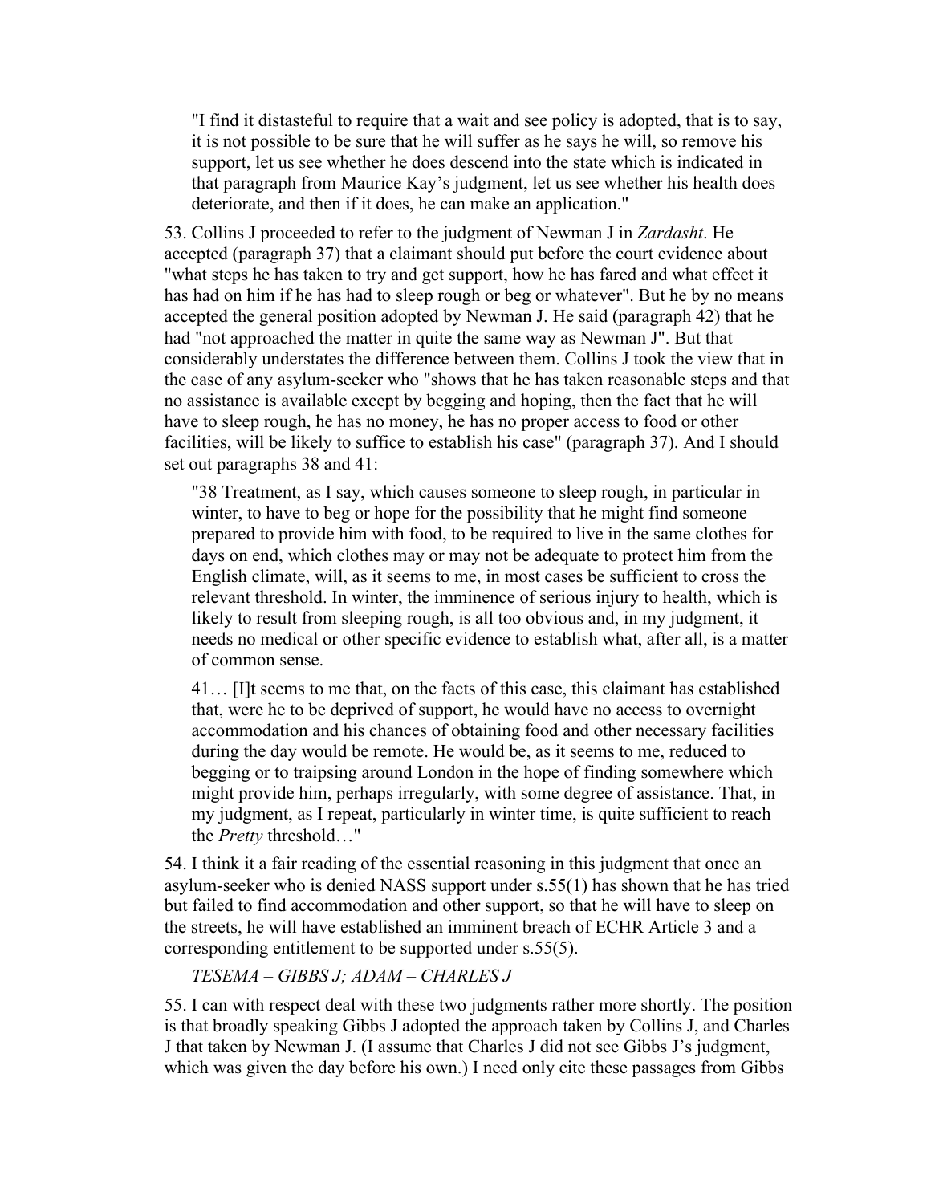> "I find it distasteful to require that a wait and see policy is adopted, that is to say, it is not possible to be sure that he will suffer as he says he will, so remove his support, let us see whether he does descend into the state which is indicated in that paragraph from Maurice Kay's judgment, let us see whether his health does deteriorate, and then if it does, he can make an application."

53. Collins J proceeded to refer to the judgment of Newman J in *Zardasht*. He accepted (paragraph 37) that a claimant should put before the court evidence about "what steps he has taken to try and get support, how he has fared and what effect it has had on him if he has had to sleep rough or beg or whatever". But he by no means accepted the general position adopted by Newman J. He said (paragraph 42) that he had "not approached the matter in quite the same way as Newman J". But that considerably understates the difference between them. Collins J took the view that in the case of any asylum-seeker who "shows that he has taken reasonable steps and that no assistance is available except by begging and hoping, then the fact that he will have to sleep rough, he has no money, he has no proper access to food or other facilities, will be likely to suffice to establish his case" (paragraph 37). And I should set out paragraphs 38 and 41:

> "38 Treatment, as I say, which causes someone to sleep rough, in particular in winter, to have to beg or hope for the possibility that he might find someone prepared to provide him with food, to be required to live in the same clothes for days on end, which clothes may or may not be adequate to protect him from the English climate, will, as it seems to me, in most cases be sufficient to cross the relevant threshold. In winter, the imminence of serious injury to health, which is likely to result from sleeping rough, is all too obvious and, in my judgment, it needs no medical or other specific evidence to establish what, after all, is a matter of common sense.
>
> 41… [I]t seems to me that, on the facts of this case, this claimant has established that, were he to be deprived of support, he would have no access to overnight accommodation and his chances of obtaining food and other necessary facilities during the day would be remote. He would be, as it seems to me, reduced to begging or to traipsing around London in the hope of finding somewhere which might provide him, perhaps irregularly, with some degree of assistance. That, in my judgment, as I repeat, particularly in winter time, is quite sufficient to reach the *Pretty* threshold…"

54. I think it a fair reading of the essential reasoning in this judgment that once an asylum-seeker who is denied NASS support under s.55(1) has shown that he has tried but failed to find accommodation and other support, so that he will have to sleep on the streets, he will have established an imminent breach of ECHR Article 3 and a corresponding entitlement to be supported under s.55(5).

*TESEMA – GIBBS J; ADAM – CHARLES J*

55. I can with respect deal with these two judgments rather more shortly. The position is that broadly speaking Gibbs J adopted the approach taken by Collins J, and Charles J that taken by Newman J. (I assume that Charles J did not see Gibbs J's judgment, which was given the day before his own.) I need only cite these passages from Gibbs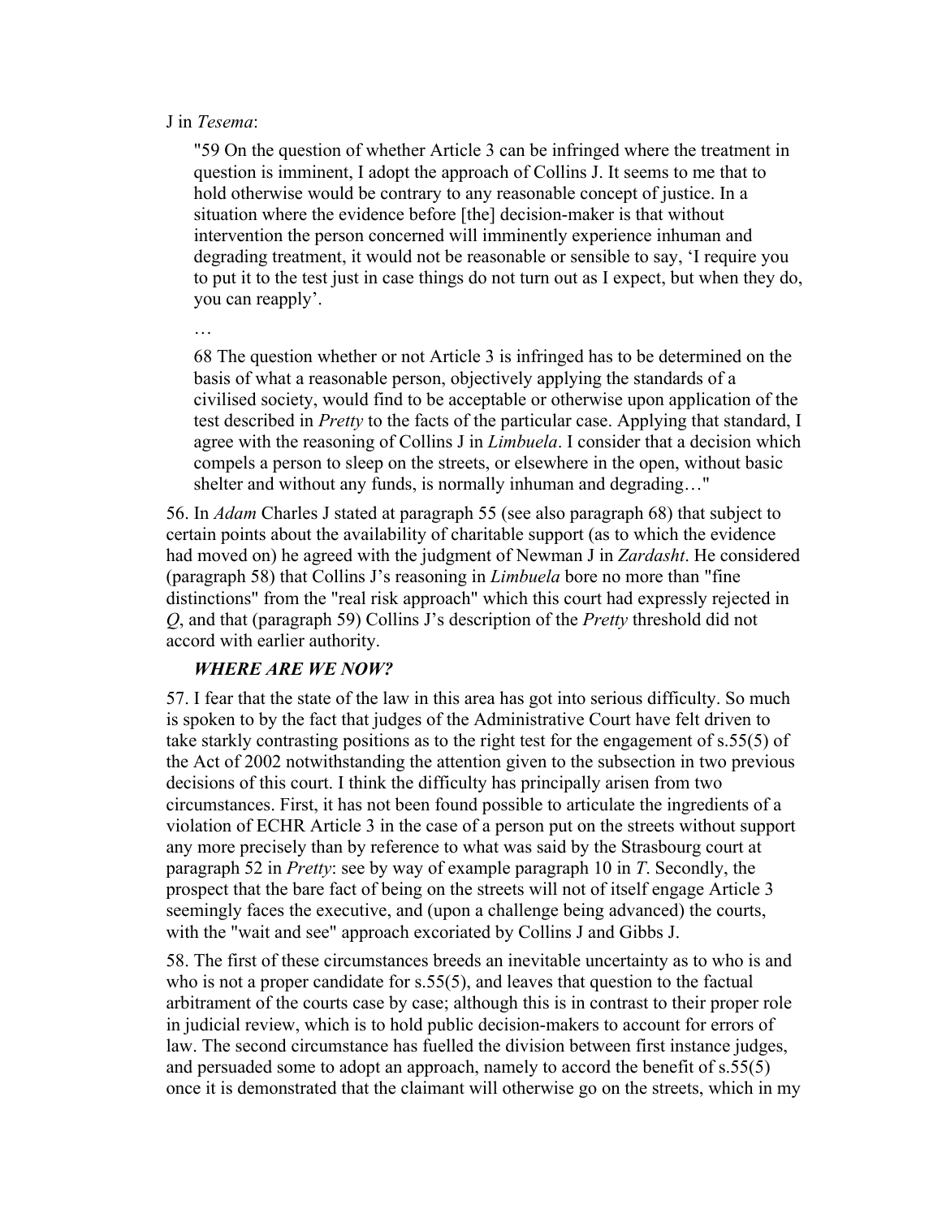J in *Tesema*:

> "59 On the question of whether Article 3 can be infringed where the treatment in question is imminent, I adopt the approach of Collins J. It seems to me that to hold otherwise would be contrary to any reasonable concept of justice. In a situation where the evidence before [the] decision-maker is that without intervention the person concerned will imminently experience inhuman and degrading treatment, it would not be reasonable or sensible to say, 'I require you to put it to the test just in case things do not turn out as I expect, but when they do, you can reapply'.
>
> …
>
> 68 The question whether or not Article 3 is infringed has to be determined on the basis of what a reasonable person, objectively applying the standards of a civilised society, would find to be acceptable or otherwise upon application of the test described in *Pretty* to the facts of the particular case. Applying that standard, I agree with the reasoning of Collins J in *Limbuela*. I consider that a decision which compels a person to sleep on the streets, or elsewhere in the open, without basic shelter and without any funds, is normally inhuman and degrading…"

56. In *Adam* Charles J stated at paragraph 55 (see also paragraph 68) that subject to certain points about the availability of charitable support (as to which the evidence had moved on) he agreed with the judgment of Newman J in *Zardasht*. He considered (paragraph 58) that Collins J's reasoning in *Limbuela* bore no more than "fine distinctions" from the "real risk approach" which this court had expressly rejected in *Q*, and that (paragraph 59) Collins J's description of the *Pretty* threshold did not accord with earlier authority.

### *WHERE ARE WE NOW?*

57. I fear that the state of the law in this area has got into serious difficulty. So much is spoken to by the fact that judges of the Administrative Court have felt driven to take starkly contrasting positions as to the right test for the engagement of s.55(5) of the Act of 2002 notwithstanding the attention given to the subsection in two previous decisions of this court. I think the difficulty has principally arisen from two circumstances. First, it has not been found possible to articulate the ingredients of a violation of ECHR Article 3 in the case of a person put on the streets without support any more precisely than by reference to what was said by the Strasbourg court at paragraph 52 in *Pretty*: see by way of example paragraph 10 in *T*. Secondly, the prospect that the bare fact of being on the streets will not of itself engage Article 3 seemingly faces the executive, and (upon a challenge being advanced) the courts, with the "wait and see" approach excoriated by Collins J and Gibbs J.

58. The first of these circumstances breeds an inevitable uncertainty as to who is and who is not a proper candidate for s.55(5), and leaves that question to the factual arbitrament of the courts case by case; although this is in contrast to their proper role in judicial review, which is to hold public decision-makers to account for errors of law. The second circumstance has fuelled the division between first instance judges, and persuaded some to adopt an approach, namely to accord the benefit of s.55(5) once it is demonstrated that the claimant will otherwise go on the streets, which in my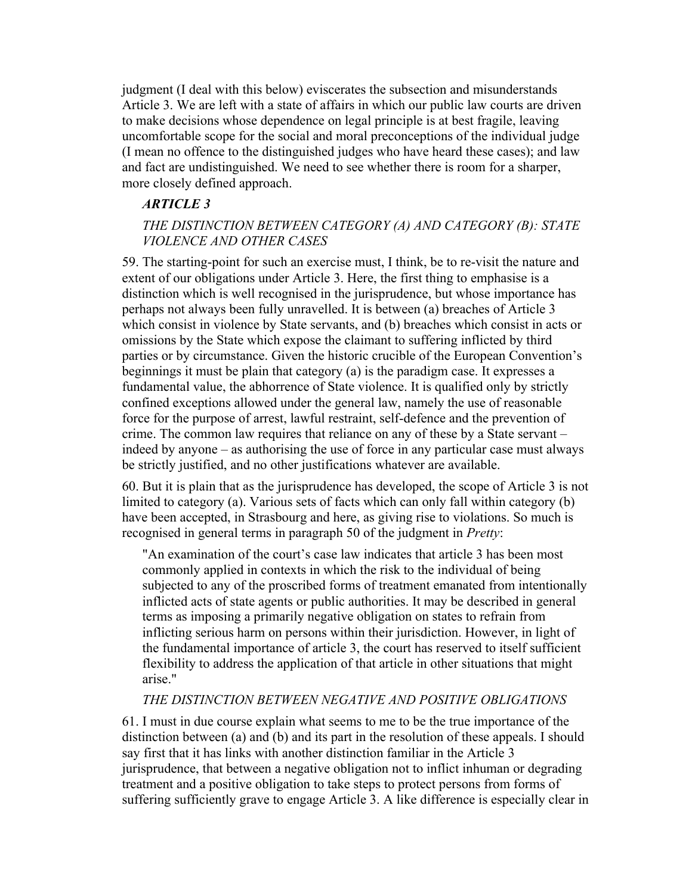judgment (I deal with this below) eviscerates the subsection and misunderstands Article 3. We are left with a state of affairs in which our public law courts are driven to make decisions whose dependence on legal principle is at best fragile, leaving uncomfortable scope for the social and moral preconceptions of the individual judge (I mean no offence to the distinguished judges who have heard these cases); and law and fact are undistinguished. We need to see whether there is room for a sharper, more closely defined approach.

### *ARTICLE 3*

#### *THE DISTINCTION BETWEEN CATEGORY (A) AND CATEGORY (B): STATE VIOLENCE AND OTHER CASES*

59. The starting-point for such an exercise must, I think, be to re-visit the nature and extent of our obligations under Article 3. Here, the first thing to emphasise is a distinction which is well recognised in the jurisprudence, but whose importance has perhaps not always been fully unravelled. It is between (a) breaches of Article 3 which consist in violence by State servants, and (b) breaches which consist in acts or omissions by the State which expose the claimant to suffering inflicted by third parties or by circumstance. Given the historic crucible of the European Convention's beginnings it must be plain that category (a) is the paradigm case. It expresses a fundamental value, the abhorrence of State violence. It is qualified only by strictly confined exceptions allowed under the general law, namely the use of reasonable force for the purpose of arrest, lawful restraint, self-defence and the prevention of crime. The common law requires that reliance on any of these by a State servant – indeed by anyone – as authorising the use of force in any particular case must always be strictly justified, and no other justifications whatever are available.

60. But it is plain that as the jurisprudence has developed, the scope of Article 3 is not limited to category (a). Various sets of facts which can only fall within category (b) have been accepted, in Strasbourg and here, as giving rise to violations. So much is recognised in general terms in paragraph 50 of the judgment in *Pretty*:

> "An examination of the court's case law indicates that article 3 has been most commonly applied in contexts in which the risk to the individual of being subjected to any of the proscribed forms of treatment emanated from intentionally inflicted acts of state agents or public authorities. It may be described in general terms as imposing a primarily negative obligation on states to refrain from inflicting serious harm on persons within their jurisdiction. However, in light of the fundamental importance of article 3, the court has reserved to itself sufficient flexibility to address the application of that article in other situations that might arise."

#### *THE DISTINCTION BETWEEN NEGATIVE AND POSITIVE OBLIGATIONS*

61. I must in due course explain what seems to me to be the true importance of the distinction between (a) and (b) and its part in the resolution of these appeals. I should say first that it has links with another distinction familiar in the Article 3 jurisprudence, that between a negative obligation not to inflict inhuman or degrading treatment and a positive obligation to take steps to protect persons from forms of suffering sufficiently grave to engage Article 3. A like difference is especially clear in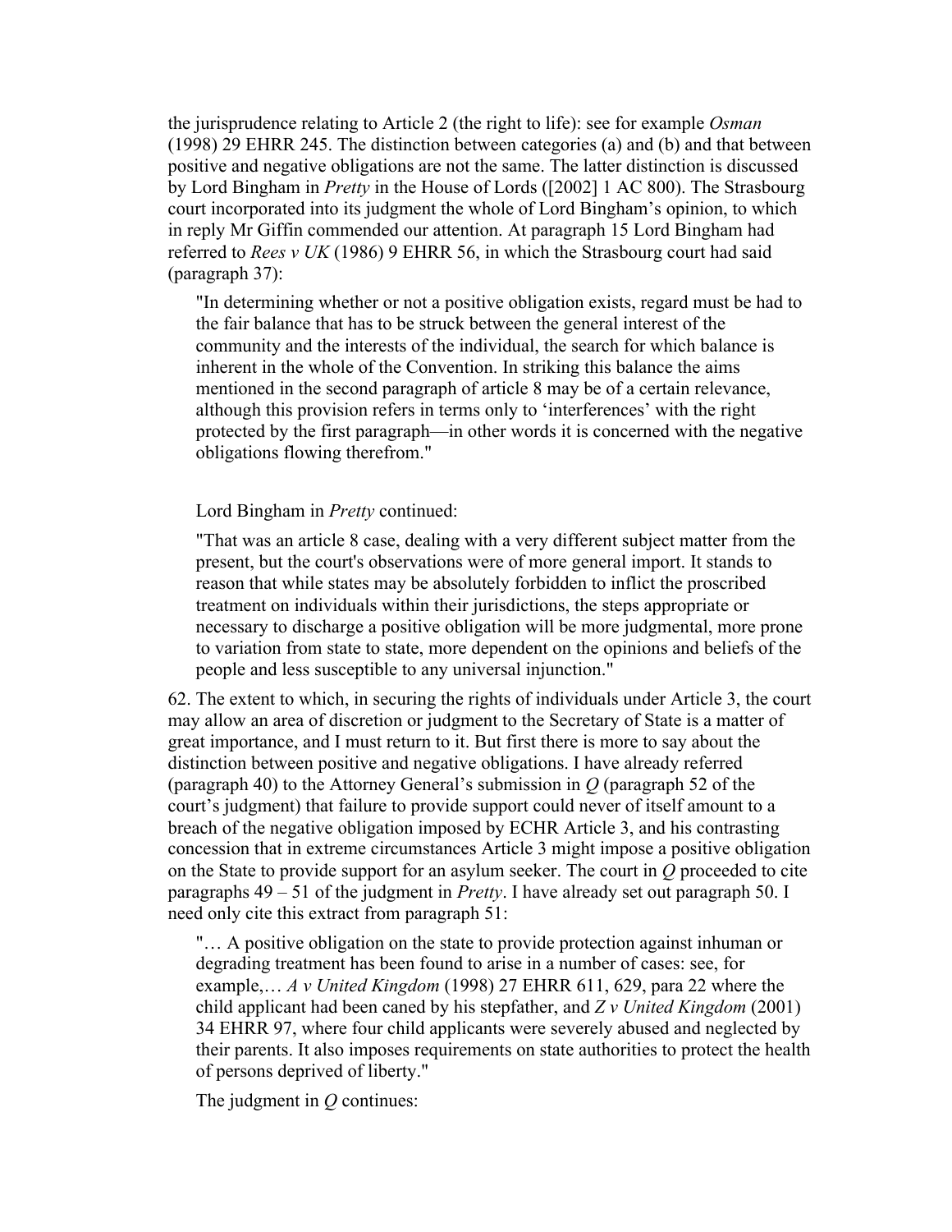the jurisprudence relating to Article 2 (the right to life): see for example *Osman* (1998) 29 EHRR 245. The distinction between categories (a) and (b) and that between positive and negative obligations are not the same. The latter distinction is discussed by Lord Bingham in *Pretty* in the House of Lords ([2002] 1 AC 800). The Strasbourg court incorporated into its judgment the whole of Lord Bingham's opinion, to which in reply Mr Giffin commended our attention. At paragraph 15 Lord Bingham had referred to *Rees v UK* (1986) 9 EHRR 56, in which the Strasbourg court had said (paragraph 37):

> "In determining whether or not a positive obligation exists, regard must be had to the fair balance that has to be struck between the general interest of the community and the interests of the individual, the search for which balance is inherent in the whole of the Convention. In striking this balance the aims mentioned in the second paragraph of article 8 may be of a certain relevance, although this provision refers in terms only to 'interferences' with the right protected by the first paragraph—in other words it is concerned with the negative obligations flowing therefrom."

Lord Bingham in *Pretty* continued:

> "That was an article 8 case, dealing with a very different subject matter from the present, but the court's observations were of more general import. It stands to reason that while states may be absolutely forbidden to inflict the proscribed treatment on individuals within their jurisdictions, the steps appropriate or necessary to discharge a positive obligation will be more judgmental, more prone to variation from state to state, more dependent on the opinions and beliefs of the people and less susceptible to any universal injunction."

62. The extent to which, in securing the rights of individuals under Article 3, the court may allow an area of discretion or judgment to the Secretary of State is a matter of great importance, and I must return to it. But first there is more to say about the distinction between positive and negative obligations. I have already referred (paragraph 40) to the Attorney General's submission in *Q* (paragraph 52 of the court's judgment) that failure to provide support could never of itself amount to a breach of the negative obligation imposed by ECHR Article 3, and his contrasting concession that in extreme circumstances Article 3 might impose a positive obligation on the State to provide support for an asylum seeker. The court in *Q* proceeded to cite paragraphs 49 – 51 of the judgment in *Pretty*. I have already set out paragraph 50. I need only cite this extract from paragraph 51:

> "… A positive obligation on the state to provide protection against inhuman or degrading treatment has been found to arise in a number of cases: see, for example,… *A v United Kingdom* (1998) 27 EHRR 611, 629, para 22 where the child applicant had been caned by his stepfather, and *Z v United Kingdom* (2001) 34 EHRR 97, where four child applicants were severely abused and neglected by their parents. It also imposes requirements on state authorities to protect the health of persons deprived of liberty."

The judgment in *Q* continues: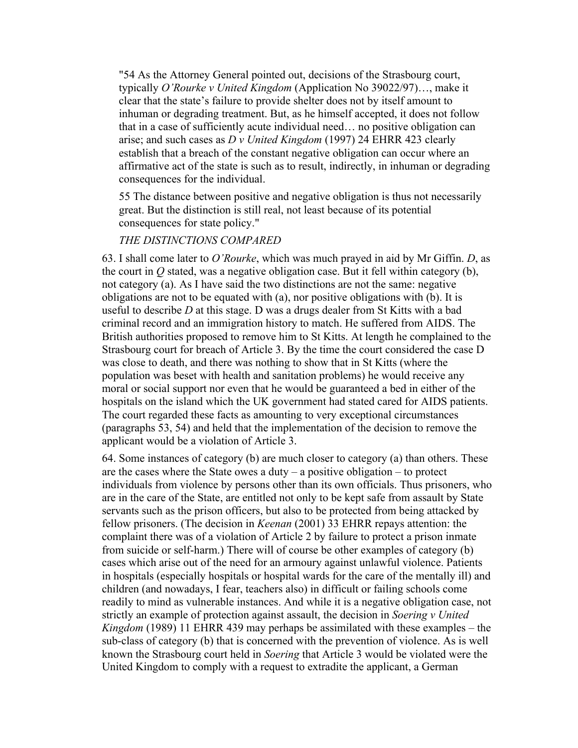> "54 As the Attorney General pointed out, decisions of the Strasbourg court, typically *O'Rourke v United Kingdom* (Application No 39022/97)…, make it clear that the state's failure to provide shelter does not by itself amount to inhuman or degrading treatment. But, as he himself accepted, it does not follow that in a case of sufficiently acute individual need… no positive obligation can arise; and such cases as *D v United Kingdom* (1997) 24 EHRR 423 clearly establish that a breach of the constant negative obligation can occur where an affirmative act of the state is such as to result, indirectly, in inhuman or degrading consequences for the individual.
>
> 55 The distance between positive and negative obligation is thus not necessarily great. But the distinction is still real, not least because of its potential consequences for state policy."

*THE DISTINCTIONS COMPARED*

63. I shall come later to *O'Rourke*, which was much prayed in aid by Mr Giffin. *D*, as the court in *Q* stated, was a negative obligation case. But it fell within category (b), not category (a). As I have said the two distinctions are not the same: negative obligations are not to be equated with (a), nor positive obligations with (b). It is useful to describe *D* at this stage. D was a drugs dealer from St Kitts with a bad criminal record and an immigration history to match. He suffered from AIDS. The British authorities proposed to remove him to St Kitts. At length he complained to the Strasbourg court for breach of Article 3. By the time the court considered the case D was close to death, and there was nothing to show that in St Kitts (where the population was beset with health and sanitation problems) he would receive any moral or social support nor even that he would be guaranteed a bed in either of the hospitals on the island which the UK government had stated cared for AIDS patients. The court regarded these facts as amounting to very exceptional circumstances (paragraphs 53, 54) and held that the implementation of the decision to remove the applicant would be a violation of Article 3.

64. Some instances of category (b) are much closer to category (a) than others. These are the cases where the State owes a duty – a positive obligation – to protect individuals from violence by persons other than its own officials. Thus prisoners, who are in the care of the State, are entitled not only to be kept safe from assault by State servants such as the prison officers, but also to be protected from being attacked by fellow prisoners. (The decision in *Keenan* (2001) 33 EHRR repays attention: the complaint there was of a violation of Article 2 by failure to protect a prison inmate from suicide or self-harm.) There will of course be other examples of category (b) cases which arise out of the need for an armoury against unlawful violence. Patients in hospitals (especially hospitals or hospital wards for the care of the mentally ill) and children (and nowadays, I fear, teachers also) in difficult or failing schools come readily to mind as vulnerable instances. And while it is a negative obligation case, not strictly an example of protection against assault, the decision in *Soering v United Kingdom* (1989) 11 EHRR 439 may perhaps be assimilated with these examples – the sub-class of category (b) that is concerned with the prevention of violence. As is well known the Strasbourg court held in *Soering* that Article 3 would be violated were the United Kingdom to comply with a request to extradite the applicant, a German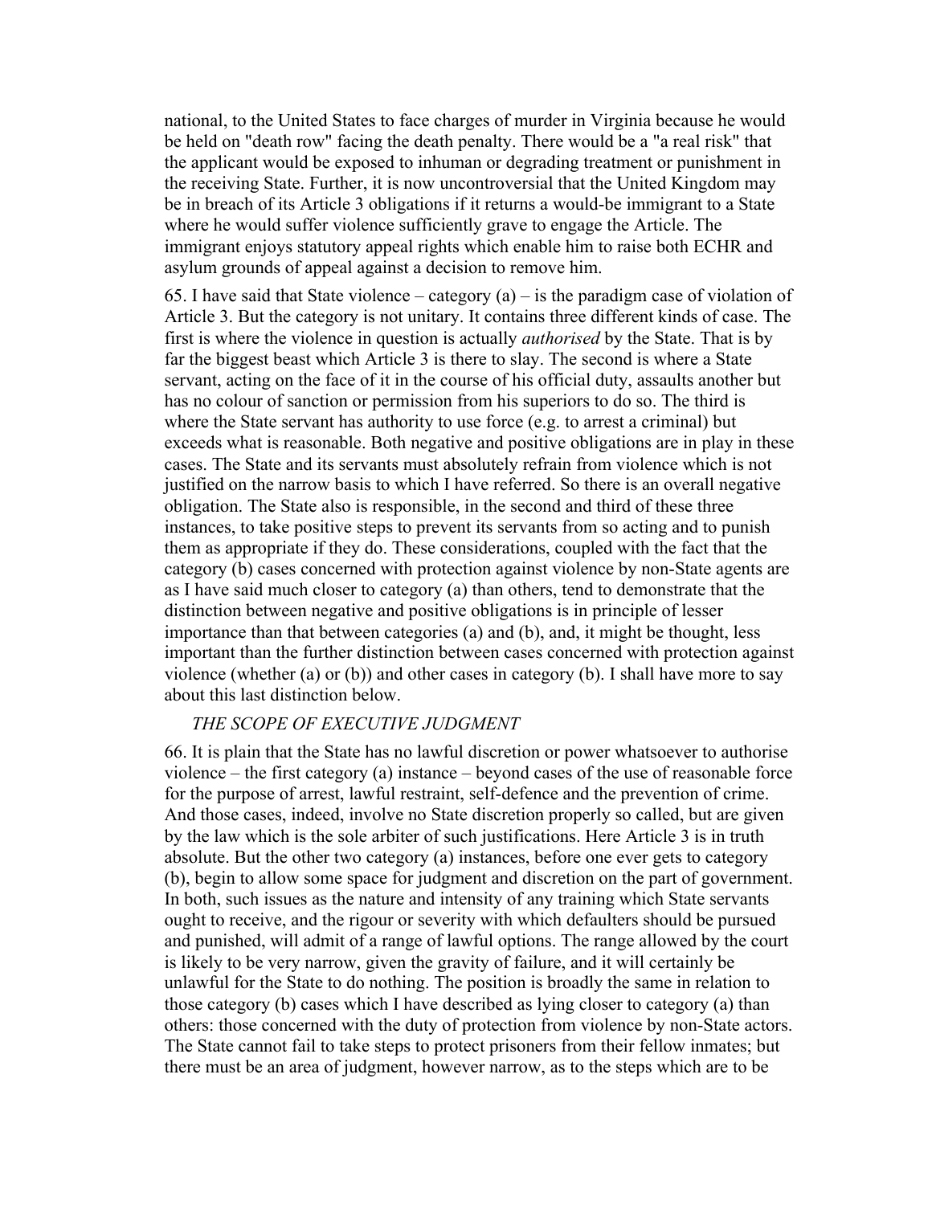national, to the United States to face charges of murder in Virginia because he would be held on "death row" facing the death penalty. There would be a "a real risk" that the applicant would be exposed to inhuman or degrading treatment or punishment in the receiving State. Further, it is now uncontroversial that the United Kingdom may be in breach of its Article 3 obligations if it returns a would-be immigrant to a State where he would suffer violence sufficiently grave to engage the Article. The immigrant enjoys statutory appeal rights which enable him to raise both ECHR and asylum grounds of appeal against a decision to remove him.

65. I have said that State violence – category (a) – is the paradigm case of violation of Article 3. But the category is not unitary. It contains three different kinds of case. The first is where the violence in question is actually *authorised* by the State. That is by far the biggest beast which Article 3 is there to slay. The second is where a State servant, acting on the face of it in the course of his official duty, assaults another but has no colour of sanction or permission from his superiors to do so. The third is where the State servant has authority to use force (e.g. to arrest a criminal) but exceeds what is reasonable. Both negative and positive obligations are in play in these cases. The State and its servants must absolutely refrain from violence which is not justified on the narrow basis to which I have referred. So there is an overall negative obligation. The State also is responsible, in the second and third of these three instances, to take positive steps to prevent its servants from so acting and to punish them as appropriate if they do. These considerations, coupled with the fact that the category (b) cases concerned with protection against violence by non-State agents are as I have said much closer to category (a) than others, tend to demonstrate that the distinction between negative and positive obligations is in principle of lesser importance than that between categories (a) and (b), and, it might be thought, less important than the further distinction between cases concerned with protection against violence (whether (a) or (b)) and other cases in category (b). I shall have more to say about this last distinction below.

*THE SCOPE OF EXECUTIVE JUDGMENT*

66. It is plain that the State has no lawful discretion or power whatsoever to authorise violence – the first category (a) instance – beyond cases of the use of reasonable force for the purpose of arrest, lawful restraint, self-defence and the prevention of crime. And those cases, indeed, involve no State discretion properly so called, but are given by the law which is the sole arbiter of such justifications. Here Article 3 is in truth absolute. But the other two category (a) instances, before one ever gets to category (b), begin to allow some space for judgment and discretion on the part of government. In both, such issues as the nature and intensity of any training which State servants ought to receive, and the rigour or severity with which defaulters should be pursued and punished, will admit of a range of lawful options. The range allowed by the court is likely to be very narrow, given the gravity of failure, and it will certainly be unlawful for the State to do nothing. The position is broadly the same in relation to those category (b) cases which I have described as lying closer to category (a) than others: those concerned with the duty of protection from violence by non-State actors. The State cannot fail to take steps to protect prisoners from their fellow inmates; but there must be an area of judgment, however narrow, as to the steps which are to be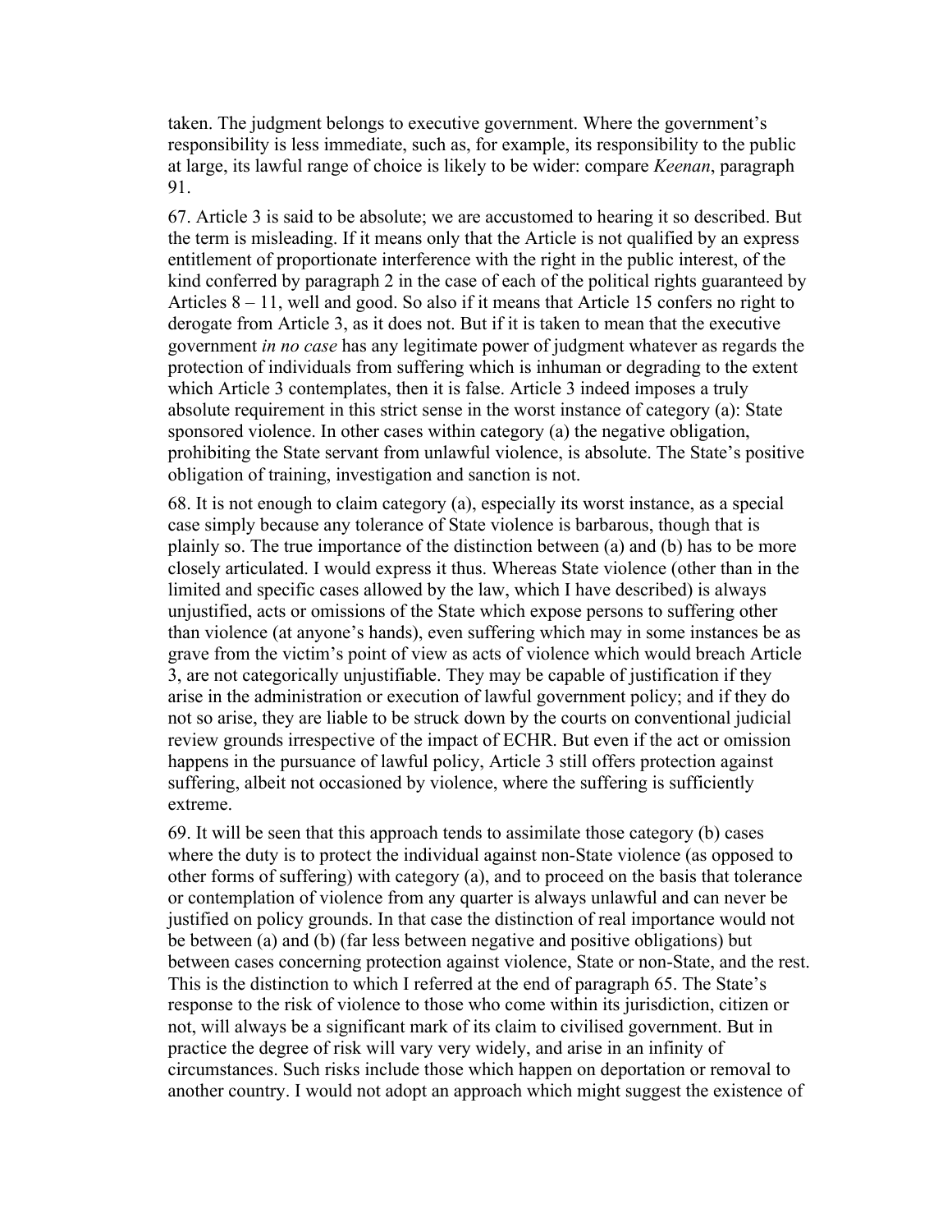taken. The judgment belongs to executive government. Where the government's responsibility is less immediate, such as, for example, its responsibility to the public at large, its lawful range of choice is likely to be wider: compare *Keenan*, paragraph 91.

67. Article 3 is said to be absolute; we are accustomed to hearing it so described. But the term is misleading. If it means only that the Article is not qualified by an express entitlement of proportionate interference with the right in the public interest, of the kind conferred by paragraph 2 in the case of each of the political rights guaranteed by Articles 8 – 11, well and good. So also if it means that Article 15 confers no right to derogate from Article 3, as it does not. But if it is taken to mean that the executive government *in no case* has any legitimate power of judgment whatever as regards the protection of individuals from suffering which is inhuman or degrading to the extent which Article 3 contemplates, then it is false. Article 3 indeed imposes a truly absolute requirement in this strict sense in the worst instance of category (a): State sponsored violence. In other cases within category (a) the negative obligation, prohibiting the State servant from unlawful violence, is absolute. The State's positive obligation of training, investigation and sanction is not.

68. It is not enough to claim category (a), especially its worst instance, as a special case simply because any tolerance of State violence is barbarous, though that is plainly so. The true importance of the distinction between (a) and (b) has to be more closely articulated. I would express it thus. Whereas State violence (other than in the limited and specific cases allowed by the law, which I have described) is always unjustified, acts or omissions of the State which expose persons to suffering other than violence (at anyone's hands), even suffering which may in some instances be as grave from the victim's point of view as acts of violence which would breach Article 3, are not categorically unjustifiable. They may be capable of justification if they arise in the administration or execution of lawful government policy; and if they do not so arise, they are liable to be struck down by the courts on conventional judicial review grounds irrespective of the impact of ECHR. But even if the act or omission happens in the pursuance of lawful policy, Article 3 still offers protection against suffering, albeit not occasioned by violence, where the suffering is sufficiently extreme.

69. It will be seen that this approach tends to assimilate those category (b) cases where the duty is to protect the individual against non-State violence (as opposed to other forms of suffering) with category (a), and to proceed on the basis that tolerance or contemplation of violence from any quarter is always unlawful and can never be justified on policy grounds. In that case the distinction of real importance would not be between (a) and (b) (far less between negative and positive obligations) but between cases concerning protection against violence, State or non-State, and the rest. This is the distinction to which I referred at the end of paragraph 65. The State's response to the risk of violence to those who come within its jurisdiction, citizen or not, will always be a significant mark of its claim to civilised government. But in practice the degree of risk will vary very widely, and arise in an infinity of circumstances. Such risks include those which happen on deportation or removal to another country. I would not adopt an approach which might suggest the existence of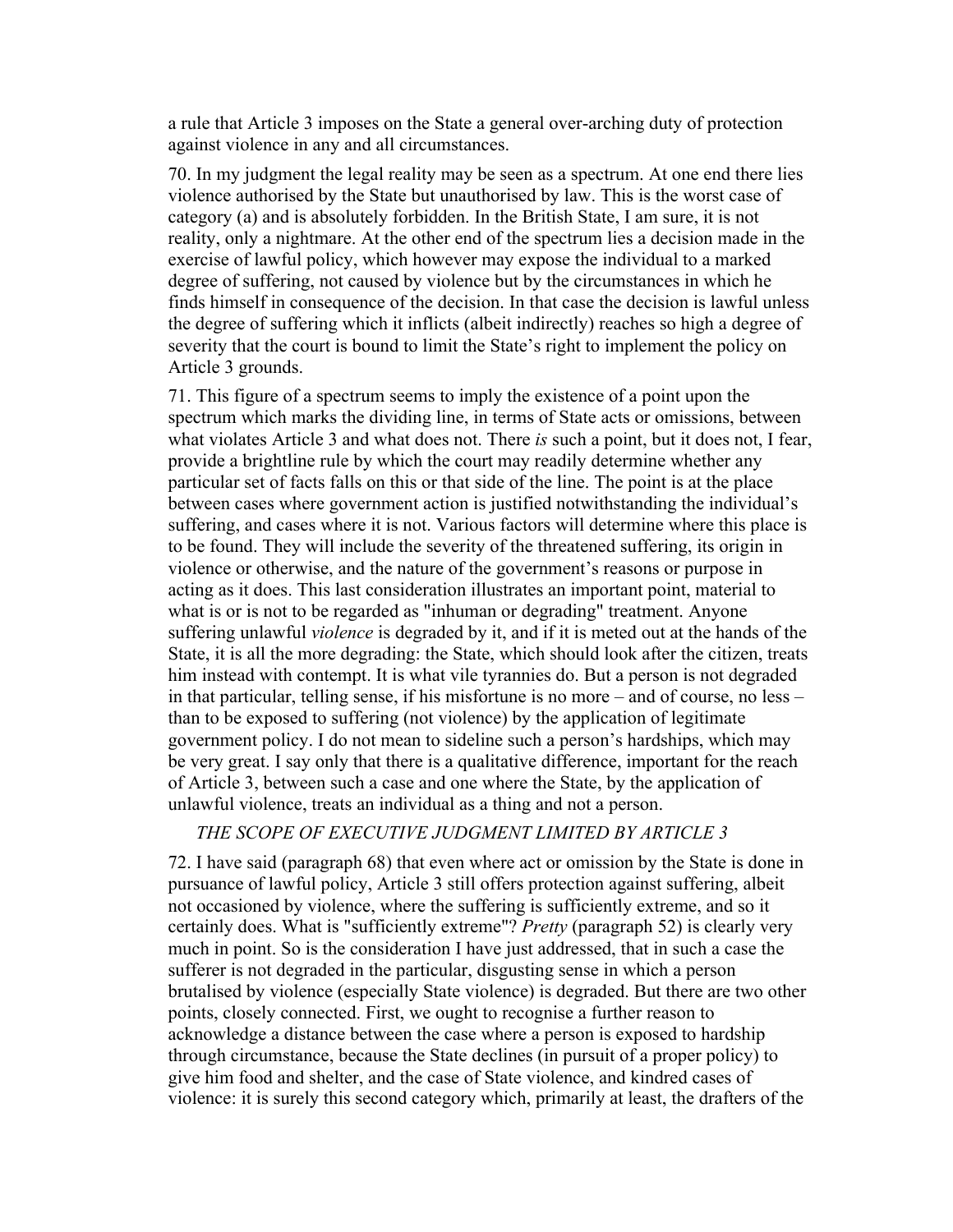a rule that Article 3 imposes on the State a general over-arching duty of protection against violence in any and all circumstances.

70. In my judgment the legal reality may be seen as a spectrum. At one end there lies violence authorised by the State but unauthorised by law. This is the worst case of category (a) and is absolutely forbidden. In the British State, I am sure, it is not reality, only a nightmare. At the other end of the spectrum lies a decision made in the exercise of lawful policy, which however may expose the individual to a marked degree of suffering, not caused by violence but by the circumstances in which he finds himself in consequence of the decision. In that case the decision is lawful unless the degree of suffering which it inflicts (albeit indirectly) reaches so high a degree of severity that the court is bound to limit the State's right to implement the policy on Article 3 grounds.

71. This figure of a spectrum seems to imply the existence of a point upon the spectrum which marks the dividing line, in terms of State acts or omissions, between what violates Article 3 and what does not. There *is* such a point, but it does not, I fear, provide a brightline rule by which the court may readily determine whether any particular set of facts falls on this or that side of the line. The point is at the place between cases where government action is justified notwithstanding the individual's suffering, and cases where it is not. Various factors will determine where this place is to be found. They will include the severity of the threatened suffering, its origin in violence or otherwise, and the nature of the government's reasons or purpose in acting as it does. This last consideration illustrates an important point, material to what is or is not to be regarded as "inhuman or degrading" treatment. Anyone suffering unlawful *violence* is degraded by it, and if it is meted out at the hands of the State, it is all the more degrading: the State, which should look after the citizen, treats him instead with contempt. It is what vile tyrannies do. But a person is not degraded in that particular, telling sense, if his misfortune is no more – and of course, no less – than to be exposed to suffering (not violence) by the application of legitimate government policy. I do not mean to sideline such a person's hardships, which may be very great. I say only that there is a qualitative difference, important for the reach of Article 3, between such a case and one where the State, by the application of unlawful violence, treats an individual as a thing and not a person.

*THE SCOPE OF EXECUTIVE JUDGMENT LIMITED BY ARTICLE 3*

72. I have said (paragraph 68) that even where act or omission by the State is done in pursuance of lawful policy, Article 3 still offers protection against suffering, albeit not occasioned by violence, where the suffering is sufficiently extreme, and so it certainly does. What is "sufficiently extreme"? *Pretty* (paragraph 52) is clearly very much in point. So is the consideration I have just addressed, that in such a case the sufferer is not degraded in the particular, disgusting sense in which a person brutalised by violence (especially State violence) is degraded. But there are two other points, closely connected. First, we ought to recognise a further reason to acknowledge a distance between the case where a person is exposed to hardship through circumstance, because the State declines (in pursuit of a proper policy) to give him food and shelter, and the case of State violence, and kindred cases of violence: it is surely this second category which, primarily at least, the drafters of the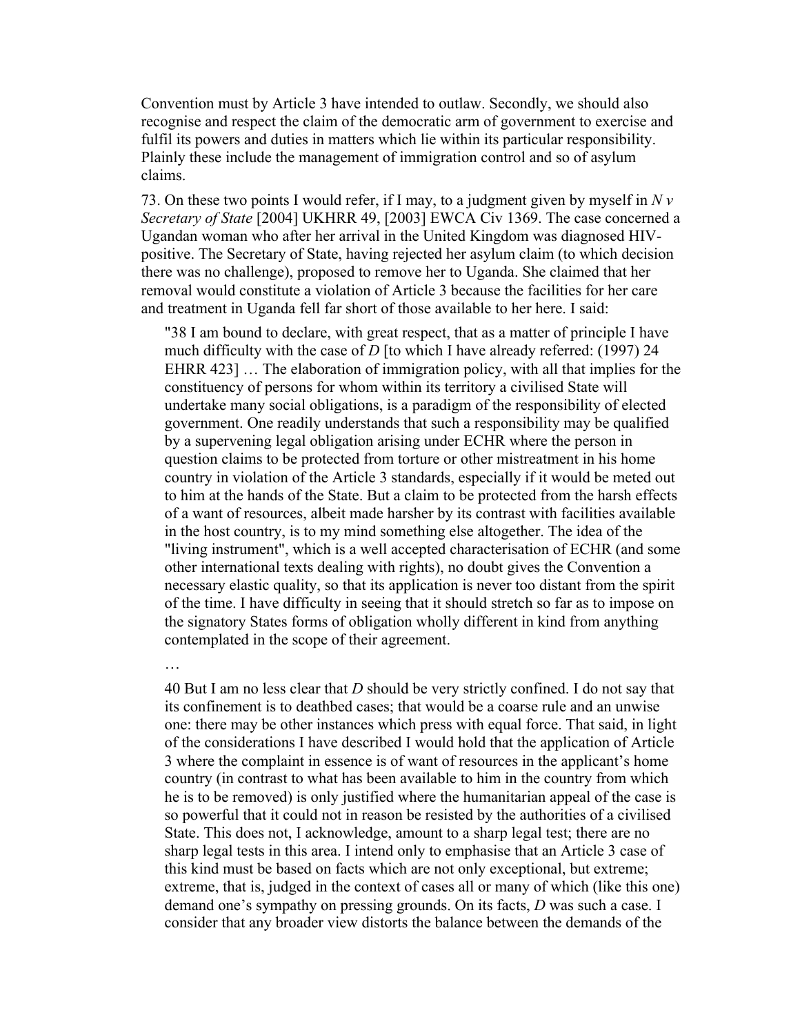Convention must by Article 3 have intended to outlaw. Secondly, we should also recognise and respect the claim of the democratic arm of government to exercise and fulfil its powers and duties in matters which lie within its particular responsibility. Plainly these include the management of immigration control and so of asylum claims.

73. On these two points I would refer, if I may, to a judgment given by myself in *N v Secretary of State* [2004] UKHRR 49, [2003] EWCA Civ 1369. The case concerned a Ugandan woman who after her arrival in the United Kingdom was diagnosed HIV-positive. The Secretary of State, having rejected her asylum claim (to which decision there was no challenge), proposed to remove her to Uganda. She claimed that her removal would constitute a violation of Article 3 because the facilities for her care and treatment in Uganda fell far short of those available to her here. I said:

> "38 I am bound to declare, with great respect, that as a matter of principle I have much difficulty with the case of *D* [to which I have already referred: (1997) 24 EHRR 423] … The elaboration of immigration policy, with all that implies for the constituency of persons for whom within its territory a civilised State will undertake many social obligations, is a paradigm of the responsibility of elected government. One readily understands that such a responsibility may be qualified by a supervening legal obligation arising under ECHR where the person in question claims to be protected from torture or other mistreatment in his home country in violation of the Article 3 standards, especially if it would be meted out to him at the hands of the State. But a claim to be protected from the harsh effects of a want of resources, albeit made harsher by its contrast with facilities available in the host country, is to my mind something else altogether. The idea of the "living instrument", which is a well accepted characterisation of ECHR (and some other international texts dealing with rights), no doubt gives the Convention a necessary elastic quality, so that its application is never too distant from the spirit of the time. I have difficulty in seeing that it should stretch so far as to impose on the signatory States forms of obligation wholly different in kind from anything contemplated in the scope of their agreement.
>
> …
>
> 40 But I am no less clear that *D* should be very strictly confined. I do not say that its confinement is to deathbed cases; that would be a coarse rule and an unwise one: there may be other instances which press with equal force. That said, in light of the considerations I have described I would hold that the application of Article 3 where the complaint in essence is of want of resources in the applicant's home country (in contrast to what has been available to him in the country from which he is to be removed) is only justified where the humanitarian appeal of the case is so powerful that it could not in reason be resisted by the authorities of a civilised State. This does not, I acknowledge, amount to a sharp legal test; there are no sharp legal tests in this area. I intend only to emphasise that an Article 3 case of this kind must be based on facts which are not only exceptional, but extreme; extreme, that is, judged in the context of cases all or many of which (like this one) demand one's sympathy on pressing grounds. On its facts, *D* was such a case. I consider that any broader view distorts the balance between the demands of the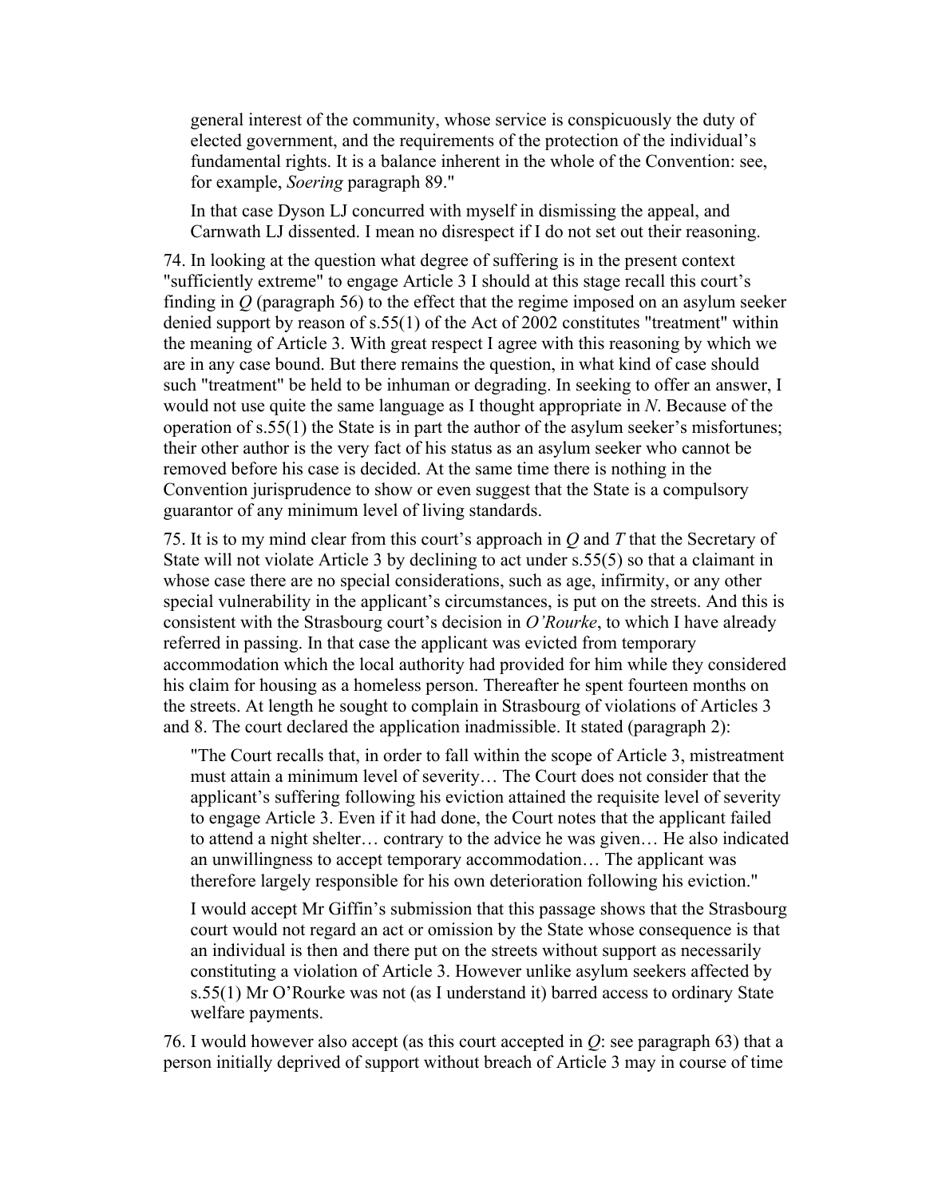> general interest of the community, whose service is conspicuously the duty of elected government, and the requirements of the protection of the individual's fundamental rights. It is a balance inherent in the whole of the Convention: see, for example, *Soering* paragraph 89."
>
> In that case Dyson LJ concurred with myself in dismissing the appeal, and Carnwath LJ dissented. I mean no disrespect if I do not set out their reasoning.

74. In looking at the question what degree of suffering is in the present context "sufficiently extreme" to engage Article 3 I should at this stage recall this court's finding in *Q* (paragraph 56) to the effect that the regime imposed on an asylum seeker denied support by reason of s.55(1) of the Act of 2002 constitutes "treatment" within the meaning of Article 3. With great respect I agree with this reasoning by which we are in any case bound. But there remains the question, in what kind of case should such "treatment" be held to be inhuman or degrading. In seeking to offer an answer, I would not use quite the same language as I thought appropriate in *N*. Because of the operation of s.55(1) the State is in part the author of the asylum seeker's misfortunes; their other author is the very fact of his status as an asylum seeker who cannot be removed before his case is decided. At the same time there is nothing in the Convention jurisprudence to show or even suggest that the State is a compulsory guarantor of any minimum level of living standards.

75. It is to my mind clear from this court's approach in *Q* and *T* that the Secretary of State will not violate Article 3 by declining to act under s.55(5) so that a claimant in whose case there are no special considerations, such as age, infirmity, or any other special vulnerability in the applicant's circumstances, is put on the streets. And this is consistent with the Strasbourg court's decision in *O'Rourke*, to which I have already referred in passing. In that case the applicant was evicted from temporary accommodation which the local authority had provided for him while they considered his claim for housing as a homeless person. Thereafter he spent fourteen months on the streets. At length he sought to complain in Strasbourg of violations of Articles 3 and 8. The court declared the application inadmissible. It stated (paragraph 2):

> "The Court recalls that, in order to fall within the scope of Article 3, mistreatment must attain a minimum level of severity… The Court does not consider that the applicant's suffering following his eviction attained the requisite level of severity to engage Article 3. Even if it had done, the Court notes that the applicant failed to attend a night shelter… contrary to the advice he was given… He also indicated an unwillingness to accept temporary accommodation… The applicant was therefore largely responsible for his own deterioration following his eviction."
>
> I would accept Mr Giffin's submission that this passage shows that the Strasbourg court would not regard an act or omission by the State whose consequence is that an individual is then and there put on the streets without support as necessarily constituting a violation of Article 3. However unlike asylum seekers affected by s.55(1) Mr O'Rourke was not (as I understand it) barred access to ordinary State welfare payments.

76. I would however also accept (as this court accepted in *Q*: see paragraph 63) that a person initially deprived of support without breach of Article 3 may in course of time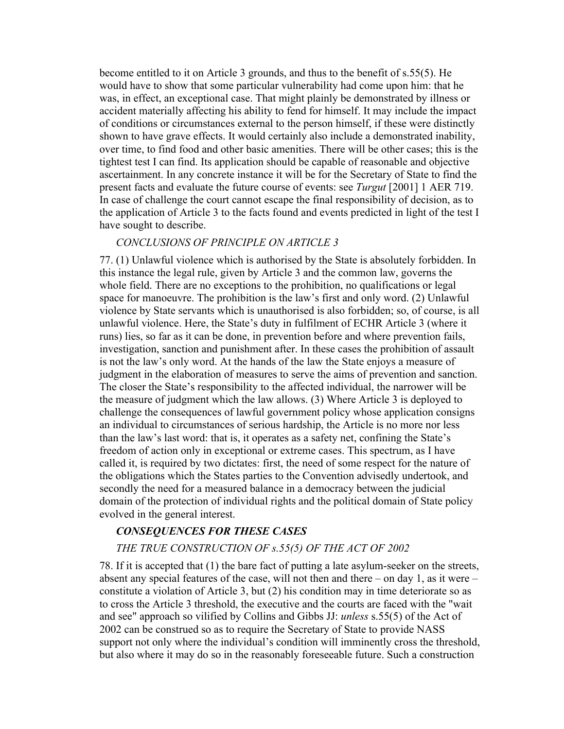become entitled to it on Article 3 grounds, and thus to the benefit of s.55(5). He would have to show that some particular vulnerability had come upon him: that he was, in effect, an exceptional case. That might plainly be demonstrated by illness or accident materially affecting his ability to fend for himself. It may include the impact of conditions or circumstances external to the person himself, if these were distinctly shown to have grave effects. It would certainly also include a demonstrated inability, over time, to find food and other basic amenities. There will be other cases; this is the tightest test I can find. Its application should be capable of reasonable and objective ascertainment. In any concrete instance it will be for the Secretary of State to find the present facts and evaluate the future course of events: see *Turgut* [2001] 1 AER 719. In case of challenge the court cannot escape the final responsibility of decision, as to the application of Article 3 to the facts found and events predicted in light of the test I have sought to describe.

*CONCLUSIONS OF PRINCIPLE ON ARTICLE 3*

77. (1) Unlawful violence which is authorised by the State is absolutely forbidden. In this instance the legal rule, given by Article 3 and the common law, governs the whole field. There are no exceptions to the prohibition, no qualifications or legal space for manoeuvre. The prohibition is the law's first and only word. (2) Unlawful violence by State servants which is unauthorised is also forbidden; so, of course, is all unlawful violence. Here, the State's duty in fulfilment of ECHR Article 3 (where it runs) lies, so far as it can be done, in prevention before and where prevention fails, investigation, sanction and punishment after. In these cases the prohibition of assault is not the law's only word. At the hands of the law the State enjoys a measure of judgment in the elaboration of measures to serve the aims of prevention and sanction. The closer the State's responsibility to the affected individual, the narrower will be the measure of judgment which the law allows. (3) Where Article 3 is deployed to challenge the consequences of lawful government policy whose application consigns an individual to circumstances of serious hardship, the Article is no more nor less than the law's last word: that is, it operates as a safety net, confining the State's freedom of action only in exceptional or extreme cases. This spectrum, as I have called it, is required by two dictates: first, the need of some respect for the nature of the obligations which the States parties to the Convention advisedly undertook, and secondly the need for a measured balance in a democracy between the judicial domain of the protection of individual rights and the political domain of State policy evolved in the general interest.

***CONSEQUENCES FOR THESE CASES***

*THE TRUE CONSTRUCTION OF s.55(5) OF THE ACT OF 2002*

78. If it is accepted that (1) the bare fact of putting a late asylum-seeker on the streets, absent any special features of the case, will not then and there – on day 1, as it were – constitute a violation of Article 3, but (2) his condition may in time deteriorate so as to cross the Article 3 threshold, the executive and the courts are faced with the "wait and see" approach so vilified by Collins and Gibbs JJ: *unless* s.55(5) of the Act of 2002 can be construed so as to require the Secretary of State to provide NASS support not only where the individual's condition will imminently cross the threshold, but also where it may do so in the reasonably foreseeable future. Such a construction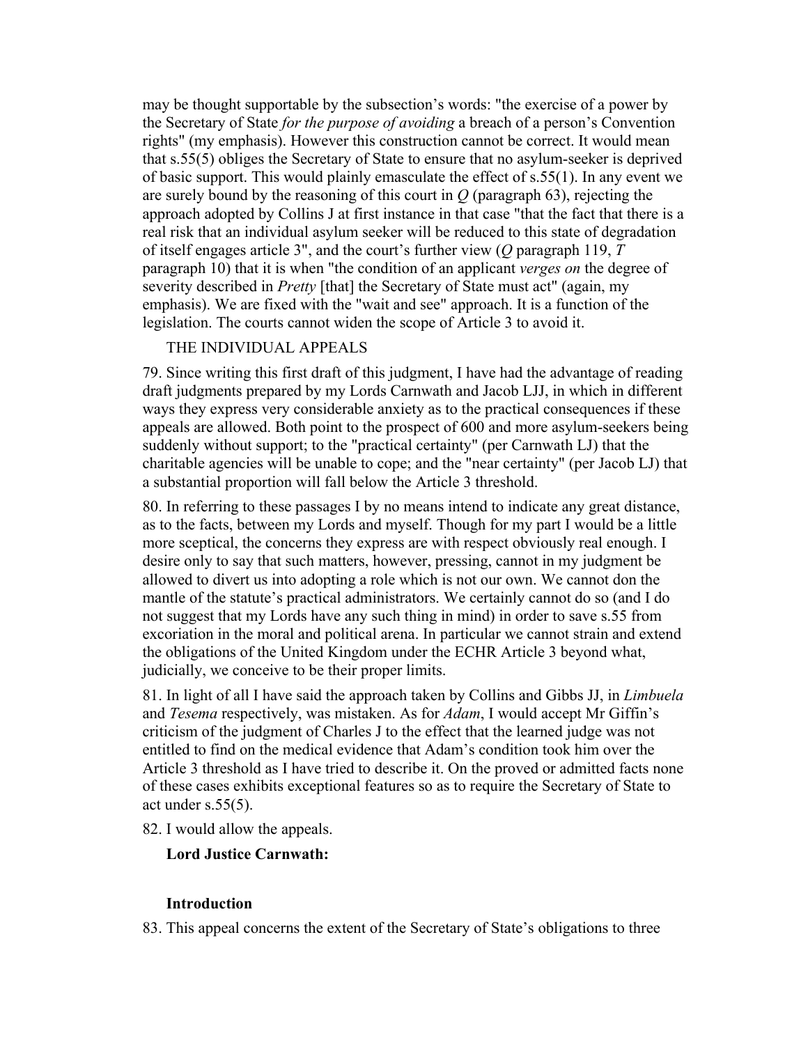may be thought supportable by the subsection's words: "the exercise of a power by the Secretary of State *for the purpose of avoiding* a breach of a person's Convention rights" (my emphasis). However this construction cannot be correct. It would mean that s.55(5) obliges the Secretary of State to ensure that no asylum-seeker is deprived of basic support. This would plainly emasculate the effect of s.55(1). In any event we are surely bound by the reasoning of this court in *Q* (paragraph 63), rejecting the approach adopted by Collins J at first instance in that case "that the fact that there is a real risk that an individual asylum seeker will be reduced to this state of degradation of itself engages article 3", and the court's further view (*Q* paragraph 119, *T* paragraph 10) that it is when "the condition of an applicant *verges on* the degree of severity described in *Pretty* [that] the Secretary of State must act" (again, my emphasis). We are fixed with the "wait and see" approach. It is a function of the legislation. The courts cannot widen the scope of Article 3 to avoid it.

THE INDIVIDUAL APPEALS

79. Since writing this first draft of this judgment, I have had the advantage of reading draft judgments prepared by my Lords Carnwath and Jacob LJJ, in which in different ways they express very considerable anxiety as to the practical consequences if these appeals are allowed. Both point to the prospect of 600 and more asylum-seekers being suddenly without support; to the "practical certainty" (per Carnwath LJ) that the charitable agencies will be unable to cope; and the "near certainty" (per Jacob LJ) that a substantial proportion will fall below the Article 3 threshold.

80. In referring to these passages I by no means intend to indicate any great distance, as to the facts, between my Lords and myself. Though for my part I would be a little more sceptical, the concerns they express are with respect obviously real enough. I desire only to say that such matters, however, pressing, cannot in my judgment be allowed to divert us into adopting a role which is not our own. We cannot don the mantle of the statute's practical administrators. We certainly cannot do so (and I do not suggest that my Lords have any such thing in mind) in order to save s.55 from excoriation in the moral and political arena. In particular we cannot strain and extend the obligations of the United Kingdom under the ECHR Article 3 beyond what, judicially, we conceive to be their proper limits.

81. In light of all I have said the approach taken by Collins and Gibbs JJ, in *Limbuela* and *Tesema* respectively, was mistaken. As for *Adam*, I would accept Mr Giffin's criticism of the judgment of Charles J to the effect that the learned judge was not entitled to find on the medical evidence that Adam's condition took him over the Article 3 threshold as I have tried to describe it. On the proved or admitted facts none of these cases exhibits exceptional features so as to require the Secretary of State to act under s.55(5).

82. I would allow the appeals.

**Lord Justice Carnwath:**

**Introduction**

83. This appeal concerns the extent of the Secretary of State's obligations to three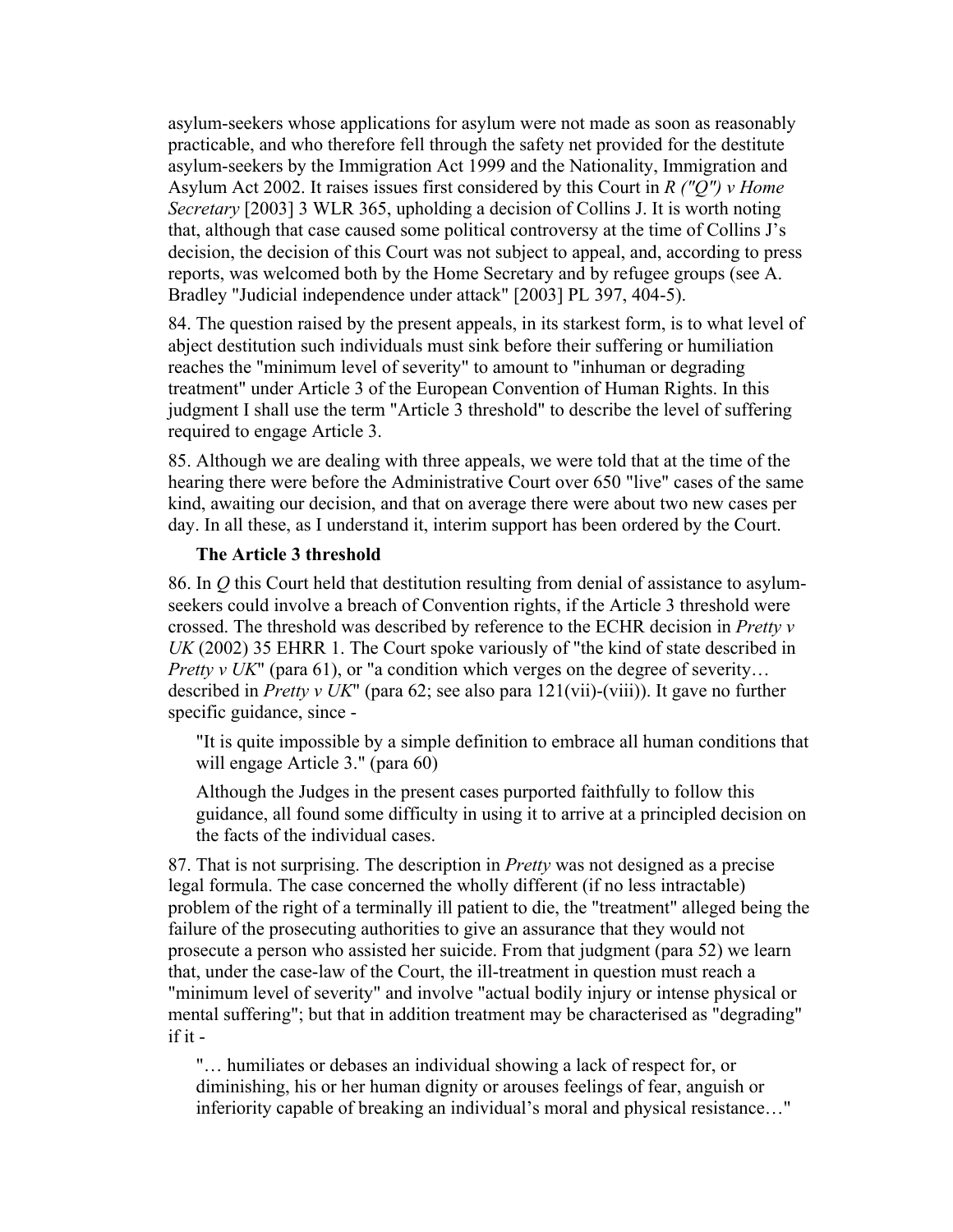asylum-seekers whose applications for asylum were not made as soon as reasonably practicable, and who therefore fell through the safety net provided for the destitute asylum-seekers by the Immigration Act 1999 and the Nationality, Immigration and Asylum Act 2002. It raises issues first considered by this Court in *R ("Q") v Home Secretary* [2003] 3 WLR 365, upholding a decision of Collins J. It is worth noting that, although that case caused some political controversy at the time of Collins J's decision, the decision of this Court was not subject to appeal, and, according to press reports, was welcomed both by the Home Secretary and by refugee groups (see A. Bradley "Judicial independence under attack" [2003] PL 397, 404-5).

84. The question raised by the present appeals, in its starkest form, is to what level of abject destitution such individuals must sink before their suffering or humiliation reaches the "minimum level of severity" to amount to "inhuman or degrading treatment" under Article 3 of the European Convention of Human Rights. In this judgment I shall use the term "Article 3 threshold" to describe the level of suffering required to engage Article 3.

85. Although we are dealing with three appeals, we were told that at the time of the hearing there were before the Administrative Court over 650 "live" cases of the same kind, awaiting our decision, and that on average there were about two new cases per day. In all these, as I understand it, interim support has been ordered by the Court.

**The Article 3 threshold**

86. In *Q* this Court held that destitution resulting from denial of assistance to asylum-seekers could involve a breach of Convention rights, if the Article 3 threshold were crossed. The threshold was described by reference to the ECHR decision in *Pretty v UK* (2002) 35 EHRR 1. The Court spoke variously of "the kind of state described in *Pretty v UK*" (para 61), or "a condition which verges on the degree of severity… described in *Pretty v UK*" (para 62; see also para 121(vii)-(viii)). It gave no further specific guidance, since -

> "It is quite impossible by a simple definition to embrace all human conditions that will engage Article 3." (para 60)
>
> Although the Judges in the present cases purported faithfully to follow this guidance, all found some difficulty in using it to arrive at a principled decision on the facts of the individual cases.

87. That is not surprising. The description in *Pretty* was not designed as a precise legal formula. The case concerned the wholly different (if no less intractable) problem of the right of a terminally ill patient to die, the "treatment" alleged being the failure of the prosecuting authorities to give an assurance that they would not prosecute a person who assisted her suicide. From that judgment (para 52) we learn that, under the case-law of the Court, the ill-treatment in question must reach a "minimum level of severity" and involve "actual bodily injury or intense physical or mental suffering"; but that in addition treatment may be characterised as "degrading" if it -

> "… humiliates or debases an individual showing a lack of respect for, or diminishing, his or her human dignity or arouses feelings of fear, anguish or inferiority capable of breaking an individual's moral and physical resistance…"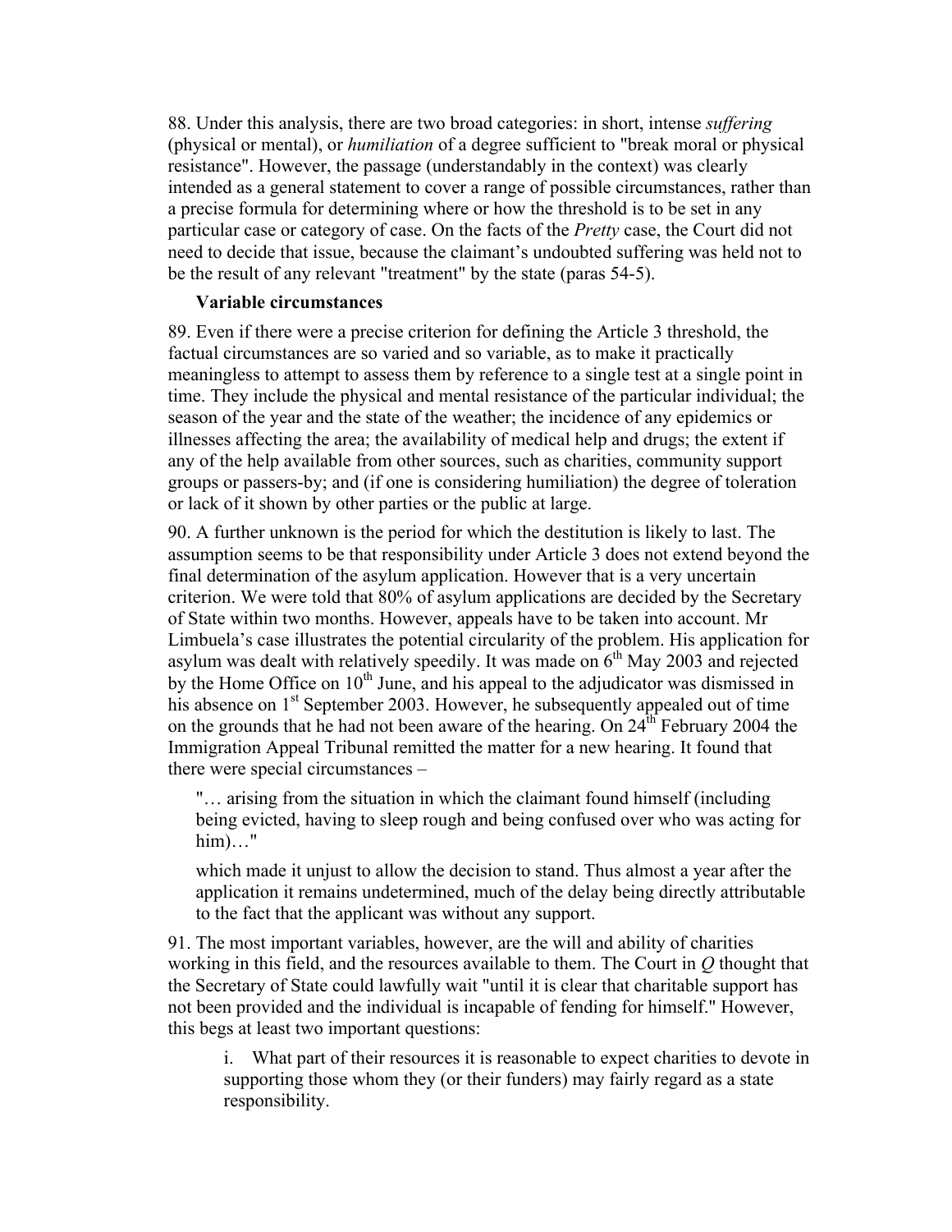88. Under this analysis, there are two broad categories: in short, intense *suffering* (physical or mental), or *humiliation* of a degree sufficient to "break moral or physical resistance". However, the passage (understandably in the context) was clearly intended as a general statement to cover a range of possible circumstances, rather than a precise formula for determining where or how the threshold is to be set in any particular case or category of case. On the facts of the *Pretty* case, the Court did not need to decide that issue, because the claimant's undoubted suffering was held not to be the result of any relevant "treatment" by the state (paras 54-5).

**Variable circumstances**

89. Even if there were a precise criterion for defining the Article 3 threshold, the factual circumstances are so varied and so variable, as to make it practically meaningless to attempt to assess them by reference to a single test at a single point in time. They include the physical and mental resistance of the particular individual; the season of the year and the state of the weather; the incidence of any epidemics or illnesses affecting the area; the availability of medical help and drugs; the extent if any of the help available from other sources, such as charities, community support groups or passers-by; and (if one is considering humiliation) the degree of toleration or lack of it shown by other parties or the public at large.

90. A further unknown is the period for which the destitution is likely to last. The assumption seems to be that responsibility under Article 3 does not extend beyond the final determination of the asylum application. However that is a very uncertain criterion. We were told that 80% of asylum applications are decided by the Secretary of State within two months. However, appeals have to be taken into account. Mr Limbuela's case illustrates the potential circularity of the problem. His application for asylum was dealt with relatively speedily. It was made on 6th May 2003 and rejected by the Home Office on 10th June, and his appeal to the adjudicator was dismissed in his absence on 1st September 2003. However, he subsequently appealed out of time on the grounds that he had not been aware of the hearing. On 24th February 2004 the Immigration Appeal Tribunal remitted the matter for a new hearing. It found that there were special circumstances –

> "… arising from the situation in which the claimant found himself (including being evicted, having to sleep rough and being confused over who was acting for him)…"
>
> which made it unjust to allow the decision to stand. Thus almost a year after the application it remains undetermined, much of the delay being directly attributable to the fact that the applicant was without any support.

91. The most important variables, however, are the will and ability of charities working in this field, and the resources available to them. The Court in *Q* thought that the Secretary of State could lawfully wait "until it is clear that charitable support has not been provided and the individual is incapable of fending for himself." However, this begs at least two important questions:

> i. What part of their resources it is reasonable to expect charities to devote in supporting those whom they (or their funders) may fairly regard as a state responsibility.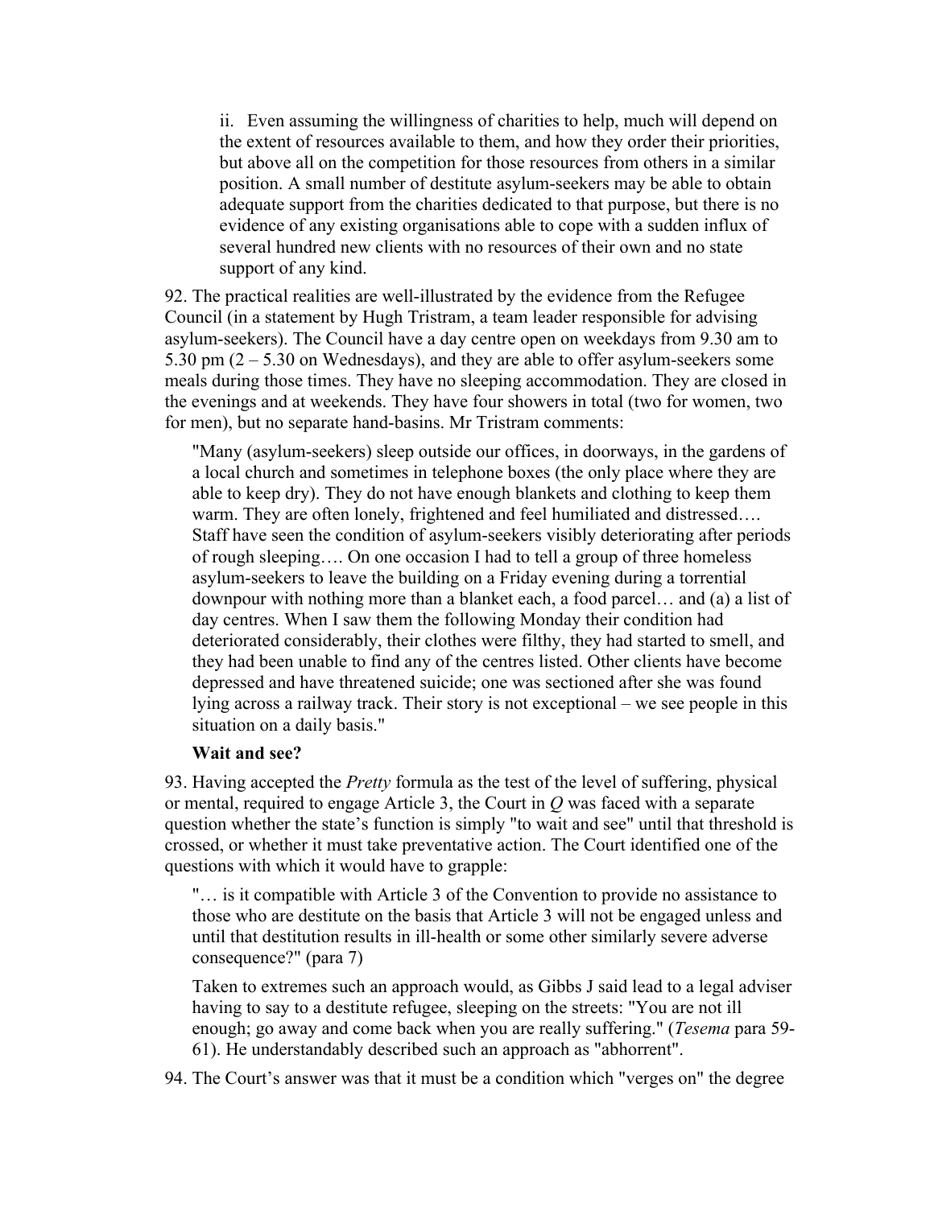ii. Even assuming the willingness of charities to help, much will depend on the extent of resources available to them, and how they order their priorities, but above all on the competition for those resources from others in a similar position. A small number of destitute asylum-seekers may be able to obtain adequate support from the charities dedicated to that purpose, but there is no evidence of any existing organisations able to cope with a sudden influx of several hundred new clients with no resources of their own and no state support of any kind.

92. The practical realities are well-illustrated by the evidence from the Refugee Council (in a statement by Hugh Tristram, a team leader responsible for advising asylum-seekers). The Council have a day centre open on weekdays from 9.30 am to 5.30 pm (2 – 5.30 on Wednesdays), and they are able to offer asylum-seekers some meals during those times. They have no sleeping accommodation. They are closed in the evenings and at weekends. They have four showers in total (two for women, two for men), but no separate hand-basins. Mr Tristram comments:

> "Many (asylum-seekers) sleep outside our offices, in doorways, in the gardens of a local church and sometimes in telephone boxes (the only place where they are able to keep dry). They do not have enough blankets and clothing to keep them warm. They are often lonely, frightened and feel humiliated and distressed…. Staff have seen the condition of asylum-seekers visibly deteriorating after periods of rough sleeping…. On one occasion I had to tell a group of three homeless asylum-seekers to leave the building on a Friday evening during a torrential downpour with nothing more than a blanket each, a food parcel… and (a) a list of day centres. When I saw them the following Monday their condition had deteriorated considerably, their clothes were filthy, they had started to smell, and they had been unable to find any of the centres listed. Other clients have become depressed and have threatened suicide; one was sectioned after she was found lying across a railway track. Their story is not exceptional – we see people in this situation on a daily basis."

**Wait and see?**

93. Having accepted the *Pretty* formula as the test of the level of suffering, physical or mental, required to engage Article 3, the Court in *Q* was faced with a separate question whether the state's function is simply "to wait and see" until that threshold is crossed, or whether it must take preventative action. The Court identified one of the questions with which it would have to grapple:

> "… is it compatible with Article 3 of the Convention to provide no assistance to those who are destitute on the basis that Article 3 will not be engaged unless and until that destitution results in ill-health or some other similarly severe adverse consequence?" (para 7)

> Taken to extremes such an approach would, as Gibbs J said lead to a legal adviser having to say to a destitute refugee, sleeping on the streets: "You are not ill enough; go away and come back when you are really suffering." (*Tesema* para 59-61). He understandably described such an approach as "abhorrent".

94. The Court's answer was that it must be a condition which "verges on" the degree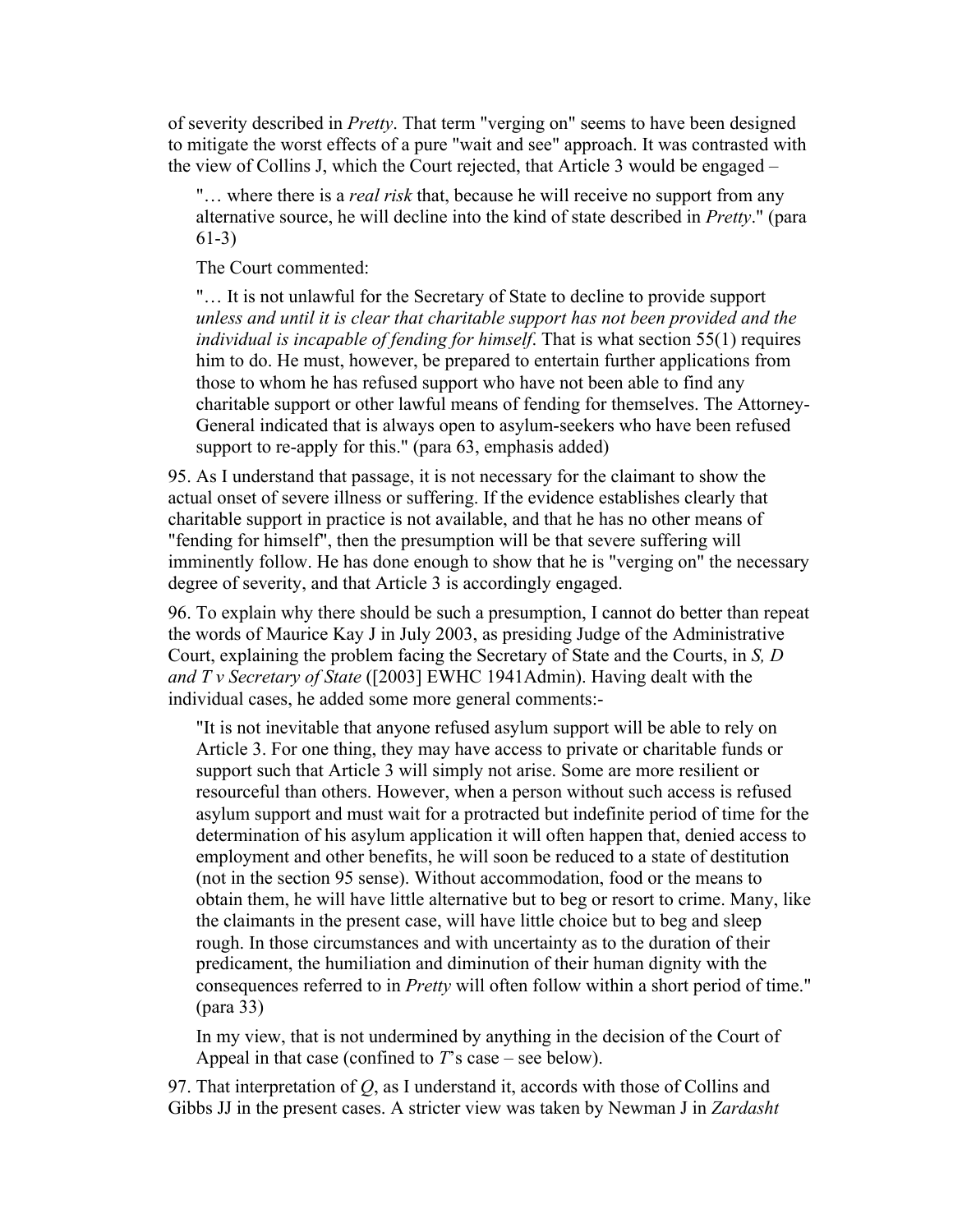of severity described in *Pretty*. That term "verging on" seems to have been designed to mitigate the worst effects of a pure "wait and see" approach. It was contrasted with the view of Collins J, which the Court rejected, that Article 3 would be engaged –

> "… where there is a *real risk* that, because he will receive no support from any alternative source, he will decline into the kind of state described in *Pretty*." (para 61-3)
>
> The Court commented:
>
> "… It is not unlawful for the Secretary of State to decline to provide support *unless and until it is clear that charitable support has not been provided and the individual is incapable of fending for himself*. That is what section 55(1) requires him to do. He must, however, be prepared to entertain further applications from those to whom he has refused support who have not been able to find any charitable support or other lawful means of fending for themselves. The Attorney-General indicated that is always open to asylum-seekers who have been refused support to re-apply for this." (para 63, emphasis added)

95. As I understand that passage, it is not necessary for the claimant to show the actual onset of severe illness or suffering. If the evidence establishes clearly that charitable support in practice is not available, and that he has no other means of "fending for himself", then the presumption will be that severe suffering will imminently follow. He has done enough to show that he is "verging on" the necessary degree of severity, and that Article 3 is accordingly engaged.

96. To explain why there should be such a presumption, I cannot do better than repeat the words of Maurice Kay J in July 2003, as presiding Judge of the Administrative Court, explaining the problem facing the Secretary of State and the Courts, in *S, D and T v Secretary of State* ([2003] EWHC 1941Admin). Having dealt with the individual cases, he added some more general comments:-

> "It is not inevitable that anyone refused asylum support will be able to rely on Article 3. For one thing, they may have access to private or charitable funds or support such that Article 3 will simply not arise. Some are more resilient or resourceful than others. However, when a person without such access is refused asylum support and must wait for a protracted but indefinite period of time for the determination of his asylum application it will often happen that, denied access to employment and other benefits, he will soon be reduced to a state of destitution (not in the section 95 sense). Without accommodation, food or the means to obtain them, he will have little alternative but to beg or resort to crime. Many, like the claimants in the present case, will have little choice but to beg and sleep rough. In those circumstances and with uncertainty as to the duration of their predicament, the humiliation and diminution of their human dignity with the consequences referred to in *Pretty* will often follow within a short period of time." (para 33)
>
> In my view, that is not undermined by anything in the decision of the Court of Appeal in that case (confined to *T*'s case – see below).

97. That interpretation of *Q*, as I understand it, accords with those of Collins and Gibbs JJ in the present cases. A stricter view was taken by Newman J in *Zardasht*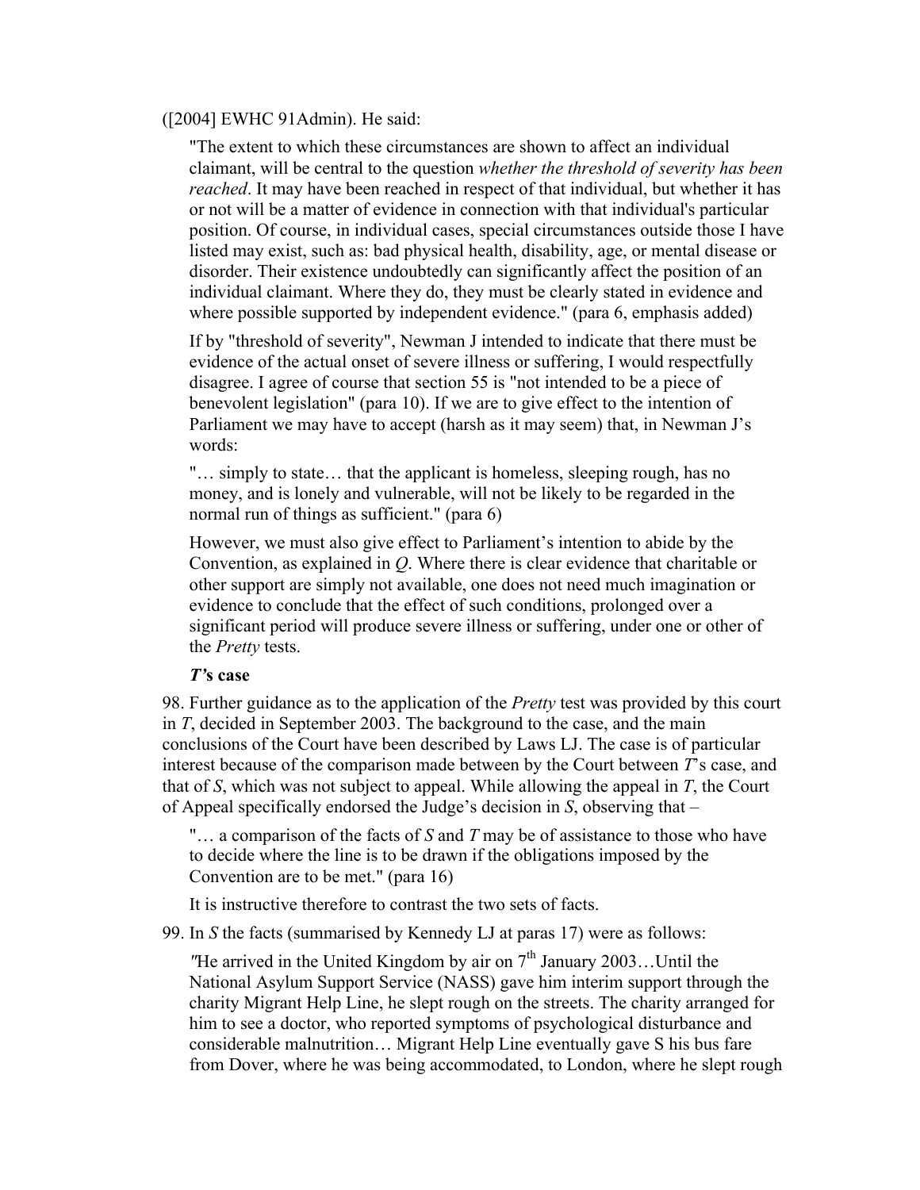([2004] EWHC 91Admin). He said:

> "The extent to which these circumstances are shown to affect an individual claimant, will be central to the question *whether the threshold of severity has been reached*. It may have been reached in respect of that individual, but whether it has or not will be a matter of evidence in connection with that individual's particular position. Of course, in individual cases, special circumstances outside those I have listed may exist, such as: bad physical health, disability, age, or mental disease or disorder. Their existence undoubtedly can significantly affect the position of an individual claimant. Where they do, they must be clearly stated in evidence and where possible supported by independent evidence." (para 6, emphasis added)

If by "threshold of severity", Newman J intended to indicate that there must be evidence of the actual onset of severe illness or suffering, I would respectfully disagree. I agree of course that section 55 is "not intended to be a piece of benevolent legislation" (para 10). If we are to give effect to the intention of Parliament we may have to accept (harsh as it may seem) that, in Newman J's words:

> "… simply to state… that the applicant is homeless, sleeping rough, has no money, and is lonely and vulnerable, will not be likely to be regarded in the normal run of things as sufficient." (para 6)

However, we must also give effect to Parliament's intention to abide by the Convention, as explained in *Q*. Where there is clear evidence that charitable or other support are simply not available, one does not need much imagination or evidence to conclude that the effect of such conditions, prolonged over a significant period will produce severe illness or suffering, under one or other of the *Pretty* tests.

***T's* case**

98. Further guidance as to the application of the *Pretty* test was provided by this court in *T*, decided in September 2003. The background to the case, and the main conclusions of the Court have been described by Laws LJ. The case is of particular interest because of the comparison made between by the Court between *T*'s case, and that of *S*, which was not subject to appeal. While allowing the appeal in *T*, the Court of Appeal specifically endorsed the Judge's decision in *S*, observing that –

> "… a comparison of the facts of *S* and *T* may be of assistance to those who have to decide where the line is to be drawn if the obligations imposed by the Convention are to be met." (para 16)

It is instructive therefore to contrast the two sets of facts.

99. In *S* the facts (summarised by Kennedy LJ at paras 17) were as follows:

> *"*He arrived in the United Kingdom by air on 7th January 2003…Until the National Asylum Support Service (NASS) gave him interim support through the charity Migrant Help Line, he slept rough on the streets. The charity arranged for him to see a doctor, who reported symptoms of psychological disturbance and considerable malnutrition… Migrant Help Line eventually gave S his bus fare from Dover, where he was being accommodated, to London, where he slept rough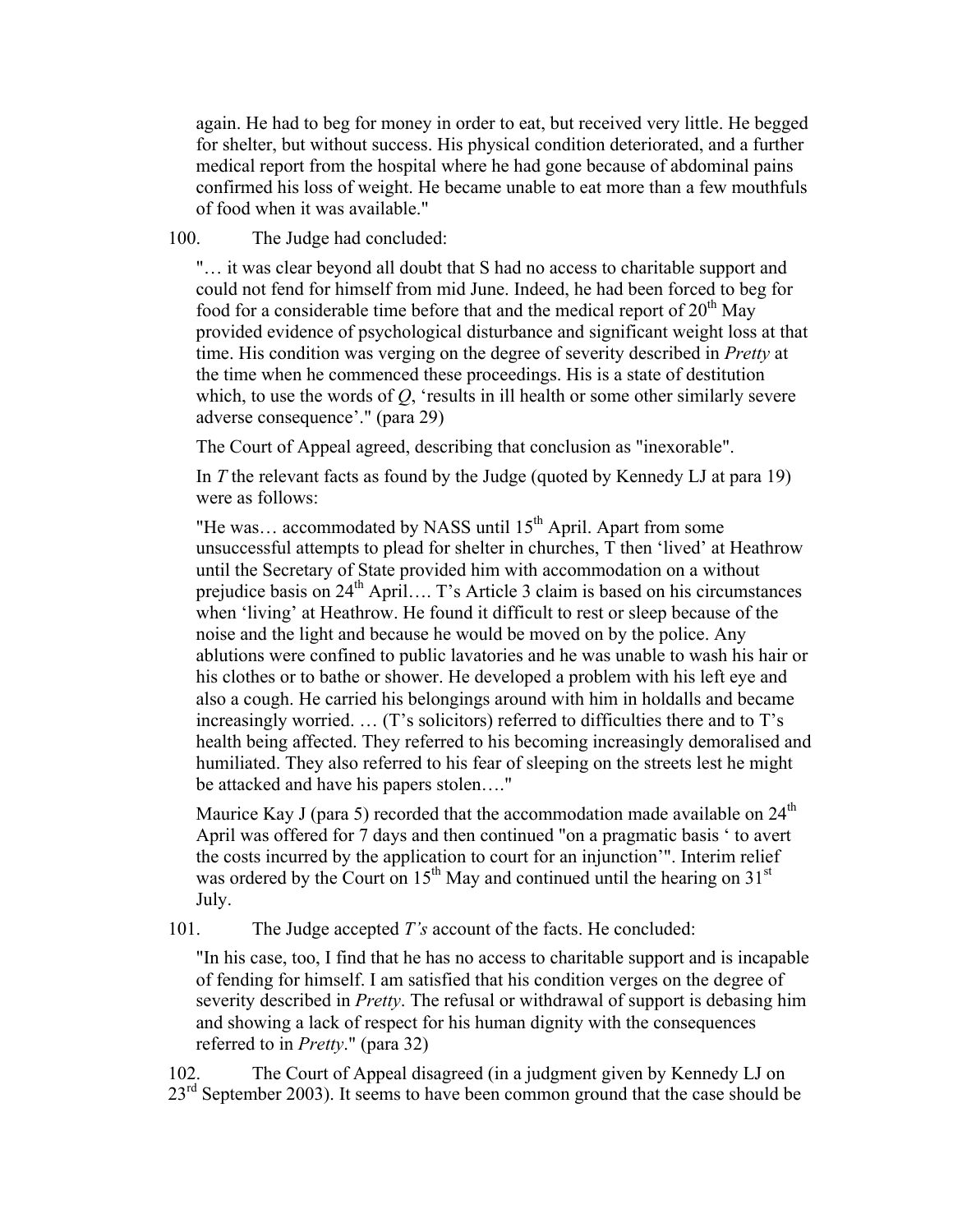again. He had to beg for money in order to eat, but received very little. He begged for shelter, but without success. His physical condition deteriorated, and a further medical report from the hospital where he had gone because of abdominal pains confirmed his loss of weight. He became unable to eat more than a few mouthfuls of food when it was available."

100. The Judge had concluded:

> "… it was clear beyond all doubt that S had no access to charitable support and could not fend for himself from mid June. Indeed, he had been forced to beg for food for a considerable time before that and the medical report of 20th May provided evidence of psychological disturbance and significant weight loss at that time. His condition was verging on the degree of severity described in *Pretty* at the time when he commenced these proceedings. His is a state of destitution which, to use the words of *Q*, 'results in ill health or some other similarly severe adverse consequence'." (para 29)

The Court of Appeal agreed, describing that conclusion as "inexorable".

In *T* the relevant facts as found by the Judge (quoted by Kennedy LJ at para 19) were as follows:

> "He was… accommodated by NASS until 15th April. Apart from some unsuccessful attempts to plead for shelter in churches, T then 'lived' at Heathrow until the Secretary of State provided him with accommodation on a without prejudice basis on 24th April…. T's Article 3 claim is based on his circumstances when 'living' at Heathrow. He found it difficult to rest or sleep because of the noise and the light and because he would be moved on by the police. Any ablutions were confined to public lavatories and he was unable to wash his hair or his clothes or to bathe or shower. He developed a problem with his left eye and also a cough. He carried his belongings around with him in holdalls and became increasingly worried. … (T's solicitors) referred to difficulties there and to T's health being affected. They referred to his becoming increasingly demoralised and humiliated. They also referred to his fear of sleeping on the streets lest he might be attacked and have his papers stolen…."

Maurice Kay J (para 5) recorded that the accommodation made available on 24th April was offered for 7 days and then continued "on a pragmatic basis ' to avert the costs incurred by the application to court for an injunction'". Interim relief was ordered by the Court on 15th May and continued until the hearing on 31st July.

101. The Judge accepted *T's* account of the facts. He concluded:

> "In his case, too, I find that he has no access to charitable support and is incapable of fending for himself. I am satisfied that his condition verges on the degree of severity described in *Pretty*. The refusal or withdrawal of support is debasing him and showing a lack of respect for his human dignity with the consequences referred to in *Pretty*." (para 32)

102. The Court of Appeal disagreed (in a judgment given by Kennedy LJ on 23rd September 2003). It seems to have been common ground that the case should be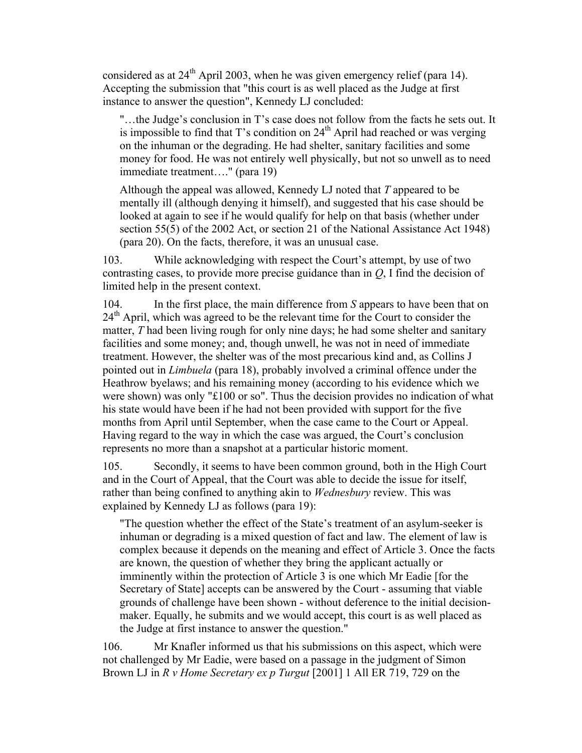considered as at 24th April 2003, when he was given emergency relief (para 14). Accepting the submission that "this court is as well placed as the Judge at first instance to answer the question", Kennedy LJ concluded:

> "…the Judge's conclusion in T's case does not follow from the facts he sets out. It is impossible to find that T's condition on 24th April had reached or was verging on the inhuman or the degrading. He had shelter, sanitary facilities and some money for food. He was not entirely well physically, but not so unwell as to need immediate treatment…." (para 19)
>
> Although the appeal was allowed, Kennedy LJ noted that *T* appeared to be mentally ill (although denying it himself), and suggested that his case should be looked at again to see if he would qualify for help on that basis (whether under section 55(5) of the 2002 Act, or section 21 of the National Assistance Act 1948) (para 20). On the facts, therefore, it was an unusual case.

103. While acknowledging with respect the Court's attempt, by use of two contrasting cases, to provide more precise guidance than in *Q*, I find the decision of limited help in the present context.

104. In the first place, the main difference from *S* appears to have been that on 24th April, which was agreed to be the relevant time for the Court to consider the matter, *T* had been living rough for only nine days; he had some shelter and sanitary facilities and some money; and, though unwell, he was not in need of immediate treatment. However, the shelter was of the most precarious kind and, as Collins J pointed out in *Limbuela* (para 18), probably involved a criminal offence under the Heathrow byelaws; and his remaining money (according to his evidence which we were shown) was only "£100 or so". Thus the decision provides no indication of what his state would have been if he had not been provided with support for the five months from April until September, when the case came to the Court or Appeal. Having regard to the way in which the case was argued, the Court's conclusion represents no more than a snapshot at a particular historic moment.

105. Secondly, it seems to have been common ground, both in the High Court and in the Court of Appeal, that the Court was able to decide the issue for itself, rather than being confined to anything akin to *Wednesbury* review. This was explained by Kennedy LJ as follows (para 19):

> "The question whether the effect of the State's treatment of an asylum-seeker is inhuman or degrading is a mixed question of fact and law. The element of law is complex because it depends on the meaning and effect of Article 3. Once the facts are known, the question of whether they bring the applicant actually or imminently within the protection of Article 3 is one which Mr Eadie [for the Secretary of State] accepts can be answered by the Court - assuming that viable grounds of challenge have been shown - without deference to the initial decision-maker. Equally, he submits and we would accept, this court is as well placed as the Judge at first instance to answer the question."

106. Mr Knafler informed us that his submissions on this aspect, which were not challenged by Mr Eadie, were based on a passage in the judgment of Simon Brown LJ in *R v Home Secretary ex p Turgut* [2001] 1 All ER 719, 729 on the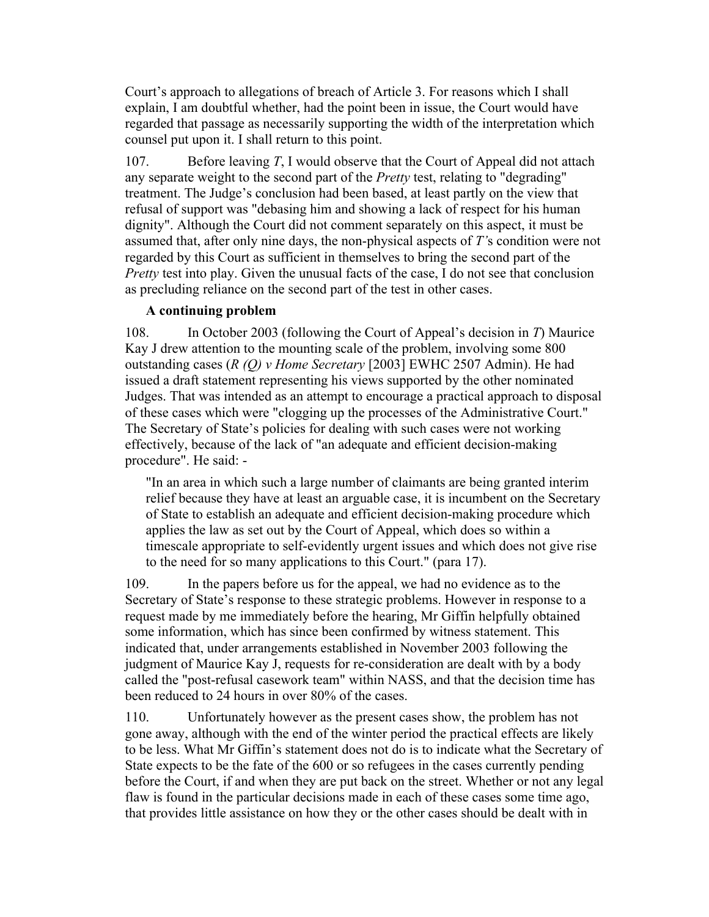Court's approach to allegations of breach of Article 3. For reasons which I shall explain, I am doubtful whether, had the point been in issue, the Court would have regarded that passage as necessarily supporting the width of the interpretation which counsel put upon it. I shall return to this point.

107. Before leaving *T*, I would observe that the Court of Appeal did not attach any separate weight to the second part of the *Pretty* test, relating to "degrading" treatment. The Judge's conclusion had been based, at least partly on the view that refusal of support was "debasing him and showing a lack of respect for his human dignity". Although the Court did not comment separately on this aspect, it must be assumed that, after only nine days, the non-physical aspects of *T's* condition were not regarded by this Court as sufficient in themselves to bring the second part of the *Pretty* test into play. Given the unusual facts of the case, I do not see that conclusion as precluding reliance on the second part of the test in other cases.

**A continuing problem**

108. In October 2003 (following the Court of Appeal's decision in *T*) Maurice Kay J drew attention to the mounting scale of the problem, involving some 800 outstanding cases (*R (Q) v Home Secretary* [2003] EWHC 2507 Admin). He had issued a draft statement representing his views supported by the other nominated Judges. That was intended as an attempt to encourage a practical approach to disposal of these cases which were "clogging up the processes of the Administrative Court." The Secretary of State's policies for dealing with such cases were not working effectively, because of the lack of "an adequate and efficient decision-making procedure". He said: -

> "In an area in which such a large number of claimants are being granted interim relief because they have at least an arguable case, it is incumbent on the Secretary of State to establish an adequate and efficient decision-making procedure which applies the law as set out by the Court of Appeal, which does so within a timescale appropriate to self-evidently urgent issues and which does not give rise to the need for so many applications to this Court." (para 17).

109. In the papers before us for the appeal, we had no evidence as to the Secretary of State's response to these strategic problems. However in response to a request made by me immediately before the hearing, Mr Giffin helpfully obtained some information, which has since been confirmed by witness statement. This indicated that, under arrangements established in November 2003 following the judgment of Maurice Kay J, requests for re-consideration are dealt with by a body called the "post-refusal casework team" within NASS, and that the decision time has been reduced to 24 hours in over 80% of the cases.

110. Unfortunately however as the present cases show, the problem has not gone away, although with the end of the winter period the practical effects are likely to be less. What Mr Giffin's statement does not do is to indicate what the Secretary of State expects to be the fate of the 600 or so refugees in the cases currently pending before the Court, if and when they are put back on the street. Whether or not any legal flaw is found in the particular decisions made in each of these cases some time ago, that provides little assistance on how they or the other cases should be dealt with in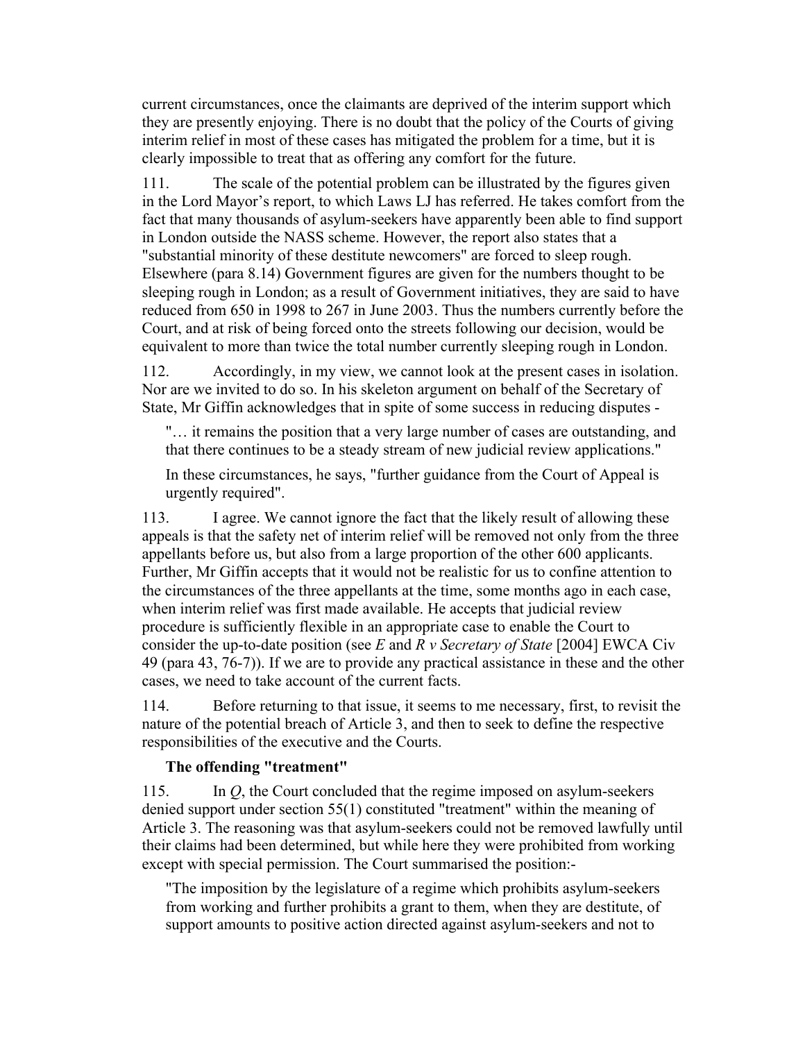current circumstances, once the claimants are deprived of the interim support which they are presently enjoying. There is no doubt that the policy of the Courts of giving interim relief in most of these cases has mitigated the problem for a time, but it is clearly impossible to treat that as offering any comfort for the future.

111. The scale of the potential problem can be illustrated by the figures given in the Lord Mayor's report, to which Laws LJ has referred. He takes comfort from the fact that many thousands of asylum-seekers have apparently been able to find support in London outside the NASS scheme. However, the report also states that a "substantial minority of these destitute newcomers" are forced to sleep rough. Elsewhere (para 8.14) Government figures are given for the numbers thought to be sleeping rough in London; as a result of Government initiatives, they are said to have reduced from 650 in 1998 to 267 in June 2003. Thus the numbers currently before the Court, and at risk of being forced onto the streets following our decision, would be equivalent to more than twice the total number currently sleeping rough in London.

112. Accordingly, in my view, we cannot look at the present cases in isolation. Nor are we invited to do so. In his skeleton argument on behalf of the Secretary of State, Mr Giffin acknowledges that in spite of some success in reducing disputes -

> "… it remains the position that a very large number of cases are outstanding, and that there continues to be a steady stream of new judicial review applications."
>
> In these circumstances, he says, "further guidance from the Court of Appeal is urgently required".

113. I agree. We cannot ignore the fact that the likely result of allowing these appeals is that the safety net of interim relief will be removed not only from the three appellants before us, but also from a large proportion of the other 600 applicants. Further, Mr Giffin accepts that it would not be realistic for us to confine attention to the circumstances of the three appellants at the time, some months ago in each case, when interim relief was first made available. He accepts that judicial review procedure is sufficiently flexible in an appropriate case to enable the Court to consider the up-to-date position (see *E* and *R v Secretary of State* [2004] EWCA Civ 49 (para 43, 76-7)). If we are to provide any practical assistance in these and the other cases, we need to take account of the current facts.

114. Before returning to that issue, it seems to me necessary, first, to revisit the nature of the potential breach of Article 3, and then to seek to define the respective responsibilities of the executive and the Courts.

**The offending "treatment"**

115. In *Q*, the Court concluded that the regime imposed on asylum-seekers denied support under section 55(1) constituted "treatment" within the meaning of Article 3. The reasoning was that asylum-seekers could not be removed lawfully until their claims had been determined, but while here they were prohibited from working except with special permission. The Court summarised the position:-

> "The imposition by the legislature of a regime which prohibits asylum-seekers from working and further prohibits a grant to them, when they are destitute, of support amounts to positive action directed against asylum-seekers and not to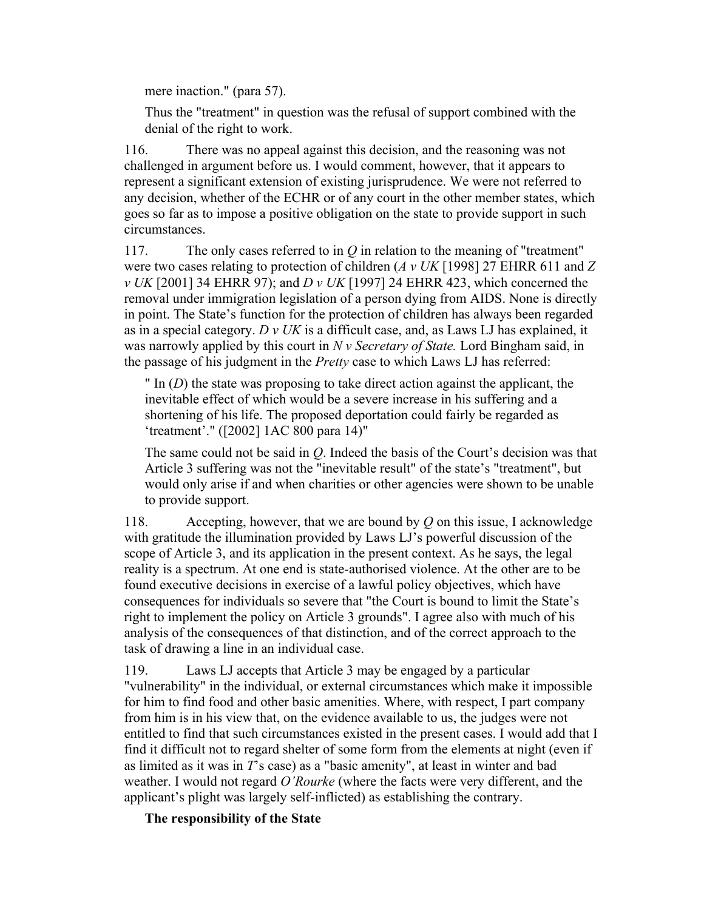mere inaction." (para 57).

Thus the "treatment" in question was the refusal of support combined with the denial of the right to work.

116. There was no appeal against this decision, and the reasoning was not challenged in argument before us. I would comment, however, that it appears to represent a significant extension of existing jurisprudence. We were not referred to any decision, whether of the ECHR or of any court in the other member states, which goes so far as to impose a positive obligation on the state to provide support in such circumstances.

117. The only cases referred to in *Q* in relation to the meaning of "treatment" were two cases relating to protection of children (*A v UK* [1998] 27 EHRR 611 and *Z v UK* [2001] 34 EHRR 97); and *D v UK* [1997] 24 EHRR 423, which concerned the removal under immigration legislation of a person dying from AIDS. None is directly in point. The State's function for the protection of children has always been regarded as in a special category. *D v UK* is a difficult case, and, as Laws LJ has explained, it was narrowly applied by this court in *N v Secretary of State.* Lord Bingham said, in the passage of his judgment in the *Pretty* case to which Laws LJ has referred:

" In (*D*) the state was proposing to take direct action against the applicant, the inevitable effect of which would be a severe increase in his suffering and a shortening of his life. The proposed deportation could fairly be regarded as 'treatment'." ([2002] 1AC 800 para 14)"

The same could not be said in *Q*. Indeed the basis of the Court's decision was that Article 3 suffering was not the "inevitable result" of the state's "treatment", but would only arise if and when charities or other agencies were shown to be unable to provide support.

118. Accepting, however, that we are bound by *Q* on this issue, I acknowledge with gratitude the illumination provided by Laws LJ's powerful discussion of the scope of Article 3, and its application in the present context. As he says, the legal reality is a spectrum. At one end is state-authorised violence. At the other are to be found executive decisions in exercise of a lawful policy objectives, which have consequences for individuals so severe that "the Court is bound to limit the State's right to implement the policy on Article 3 grounds". I agree also with much of his analysis of the consequences of that distinction, and of the correct approach to the task of drawing a line in an individual case.

119. Laws LJ accepts that Article 3 may be engaged by a particular "vulnerability" in the individual, or external circumstances which make it impossible for him to find food and other basic amenities. Where, with respect, I part company from him is in his view that, on the evidence available to us, the judges were not entitled to find that such circumstances existed in the present cases. I would add that I find it difficult not to regard shelter of some form from the elements at night (even if as limited as it was in *T*'s case) as a "basic amenity", at least in winter and bad weather. I would not regard *O'Rourke* (where the facts were very different, and the applicant's plight was largely self-inflicted) as establishing the contrary.

**The responsibility of the State**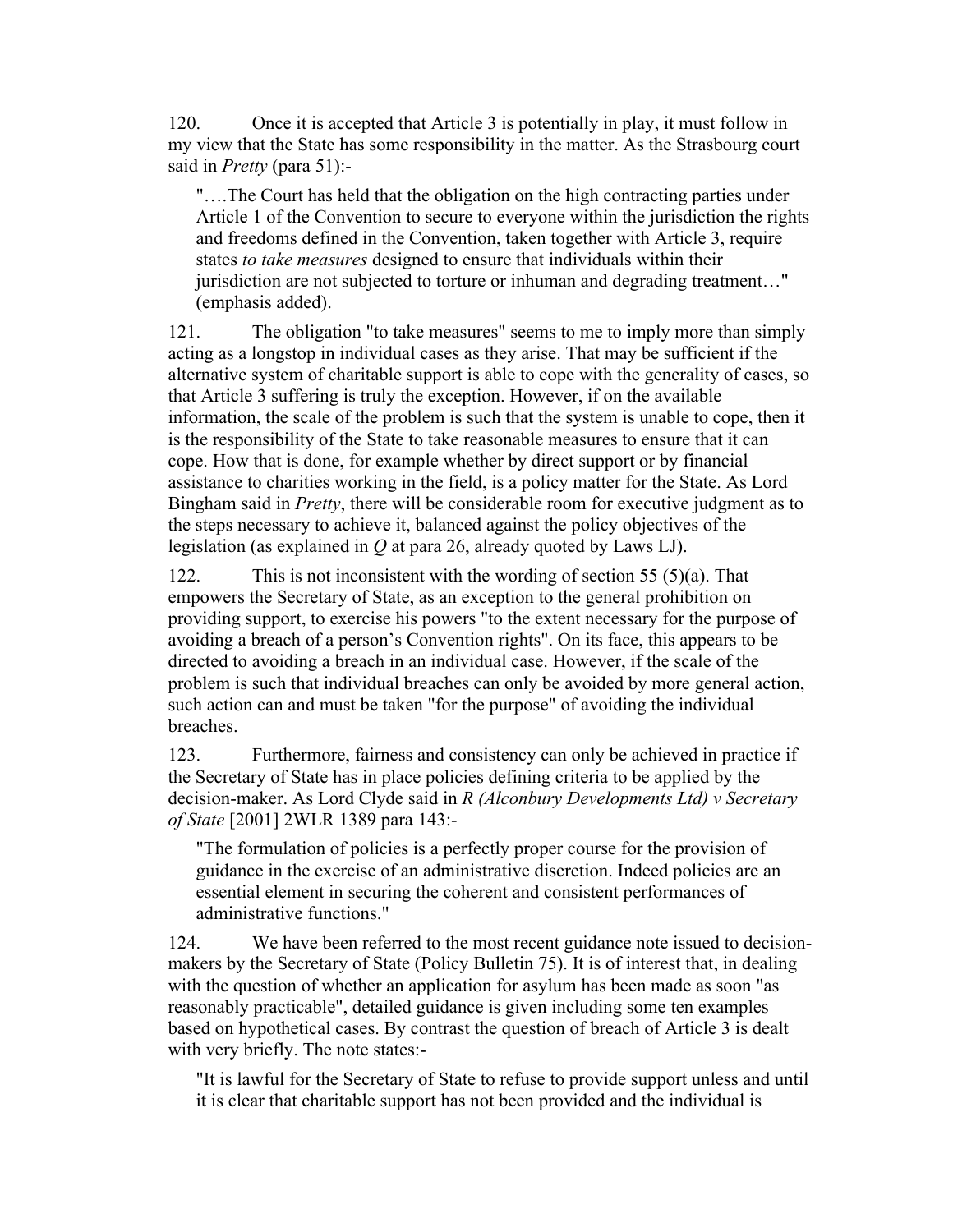120. Once it is accepted that Article 3 is potentially in play, it must follow in my view that the State has some responsibility in the matter. As the Strasbourg court said in *Pretty* (para 51):-

> "….The Court has held that the obligation on the high contracting parties under Article 1 of the Convention to secure to everyone within the jurisdiction the rights and freedoms defined in the Convention, taken together with Article 3, require states *to take measures* designed to ensure that individuals within their jurisdiction are not subjected to torture or inhuman and degrading treatment…" (emphasis added).

121. The obligation "to take measures" seems to me to imply more than simply acting as a longstop in individual cases as they arise. That may be sufficient if the alternative system of charitable support is able to cope with the generality of cases, so that Article 3 suffering is truly the exception. However, if on the available information, the scale of the problem is such that the system is unable to cope, then it is the responsibility of the State to take reasonable measures to ensure that it can cope. How that is done, for example whether by direct support or by financial assistance to charities working in the field, is a policy matter for the State. As Lord Bingham said in *Pretty*, there will be considerable room for executive judgment as to the steps necessary to achieve it, balanced against the policy objectives of the legislation (as explained in *Q* at para 26, already quoted by Laws LJ).

122. This is not inconsistent with the wording of section 55 (5)(a). That empowers the Secretary of State, as an exception to the general prohibition on providing support, to exercise his powers "to the extent necessary for the purpose of avoiding a breach of a person's Convention rights". On its face, this appears to be directed to avoiding a breach in an individual case. However, if the scale of the problem is such that individual breaches can only be avoided by more general action, such action can and must be taken "for the purpose" of avoiding the individual breaches.

123. Furthermore, fairness and consistency can only be achieved in practice if the Secretary of State has in place policies defining criteria to be applied by the decision-maker. As Lord Clyde said in *R (Alconbury Developments Ltd) v Secretary of State* [2001] 2WLR 1389 para 143:-

> "The formulation of policies is a perfectly proper course for the provision of guidance in the exercise of an administrative discretion. Indeed policies are an essential element in securing the coherent and consistent performances of administrative functions."

124. We have been referred to the most recent guidance note issued to decision-makers by the Secretary of State (Policy Bulletin 75). It is of interest that, in dealing with the question of whether an application for asylum has been made as soon "as reasonably practicable", detailed guidance is given including some ten examples based on hypothetical cases. By contrast the question of breach of Article 3 is dealt with very briefly. The note states:-

> "It is lawful for the Secretary of State to refuse to provide support unless and until it is clear that charitable support has not been provided and the individual is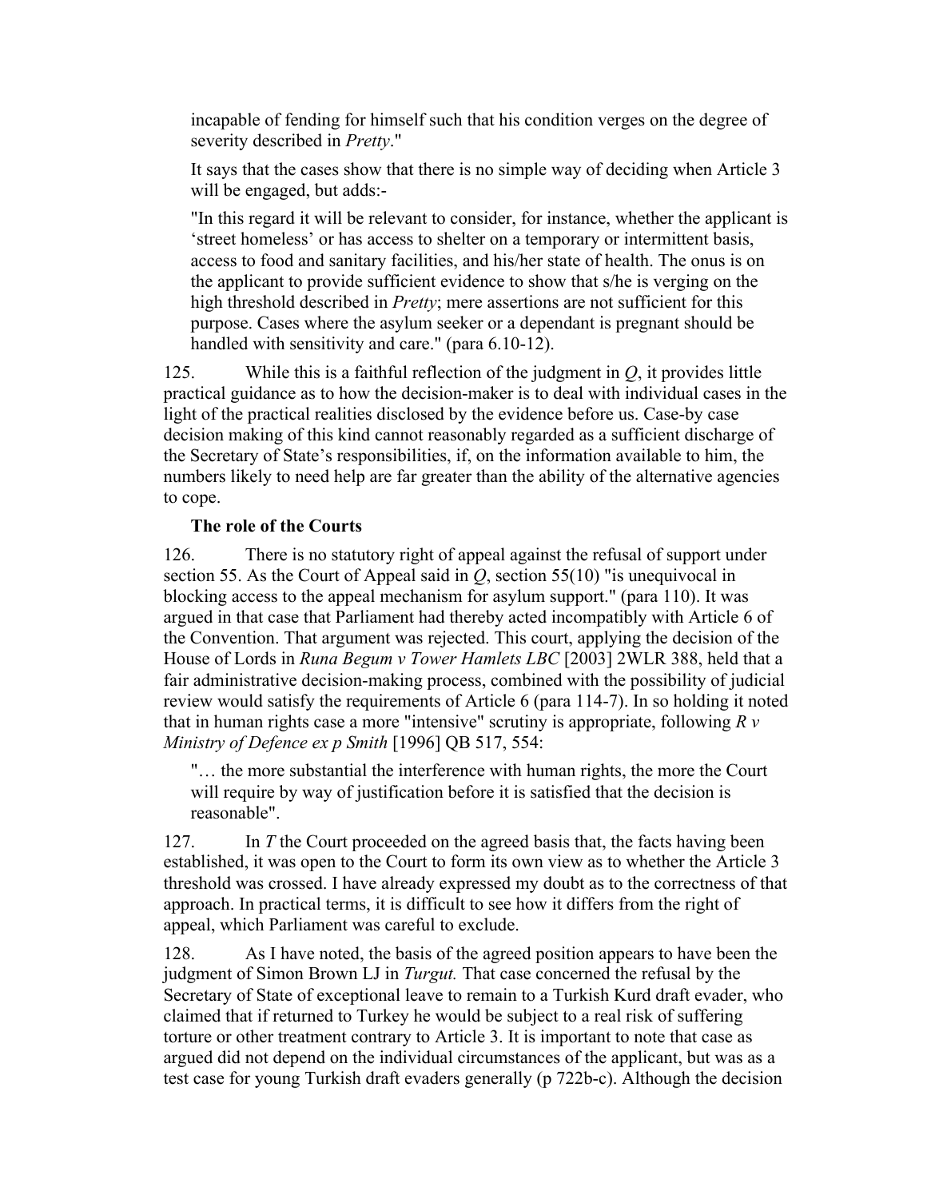incapable of fending for himself such that his condition verges on the degree of severity described in *Pretty*."

It says that the cases show that there is no simple way of deciding when Article 3 will be engaged, but adds:-

"In this regard it will be relevant to consider, for instance, whether the applicant is 'street homeless' or has access to shelter on a temporary or intermittent basis, access to food and sanitary facilities, and his/her state of health. The onus is on the applicant to provide sufficient evidence to show that s/he is verging on the high threshold described in *Pretty*; mere assertions are not sufficient for this purpose. Cases where the asylum seeker or a dependant is pregnant should be handled with sensitivity and care." (para 6.10-12).

125. While this is a faithful reflection of the judgment in *Q*, it provides little practical guidance as to how the decision-maker is to deal with individual cases in the light of the practical realities disclosed by the evidence before us. Case-by case decision making of this kind cannot reasonably regarded as a sufficient discharge of the Secretary of State's responsibilities, if, on the information available to him, the numbers likely to need help are far greater than the ability of the alternative agencies to cope.

**The role of the Courts**

126. There is no statutory right of appeal against the refusal of support under section 55. As the Court of Appeal said in *Q*, section 55(10) "is unequivocal in blocking access to the appeal mechanism for asylum support." (para 110). It was argued in that case that Parliament had thereby acted incompatibly with Article 6 of the Convention. That argument was rejected. This court, applying the decision of the House of Lords in *Runa Begum v Tower Hamlets LBC* [2003] 2WLR 388, held that a fair administrative decision-making process, combined with the possibility of judicial review would satisfy the requirements of Article 6 (para 114-7). In so holding it noted that in human rights case a more "intensive" scrutiny is appropriate, following *R v Ministry of Defence ex p Smith* [1996] QB 517, 554:

"… the more substantial the interference with human rights, the more the Court will require by way of justification before it is satisfied that the decision is reasonable".

127. In *T* the Court proceeded on the agreed basis that, the facts having been established, it was open to the Court to form its own view as to whether the Article 3 threshold was crossed. I have already expressed my doubt as to the correctness of that approach. In practical terms, it is difficult to see how it differs from the right of appeal, which Parliament was careful to exclude.

128. As I have noted, the basis of the agreed position appears to have been the judgment of Simon Brown LJ in *Turgut.* That case concerned the refusal by the Secretary of State of exceptional leave to remain to a Turkish Kurd draft evader, who claimed that if returned to Turkey he would be subject to a real risk of suffering torture or other treatment contrary to Article 3. It is important to note that case as argued did not depend on the individual circumstances of the applicant, but was as a test case for young Turkish draft evaders generally (p 722b-c). Although the decision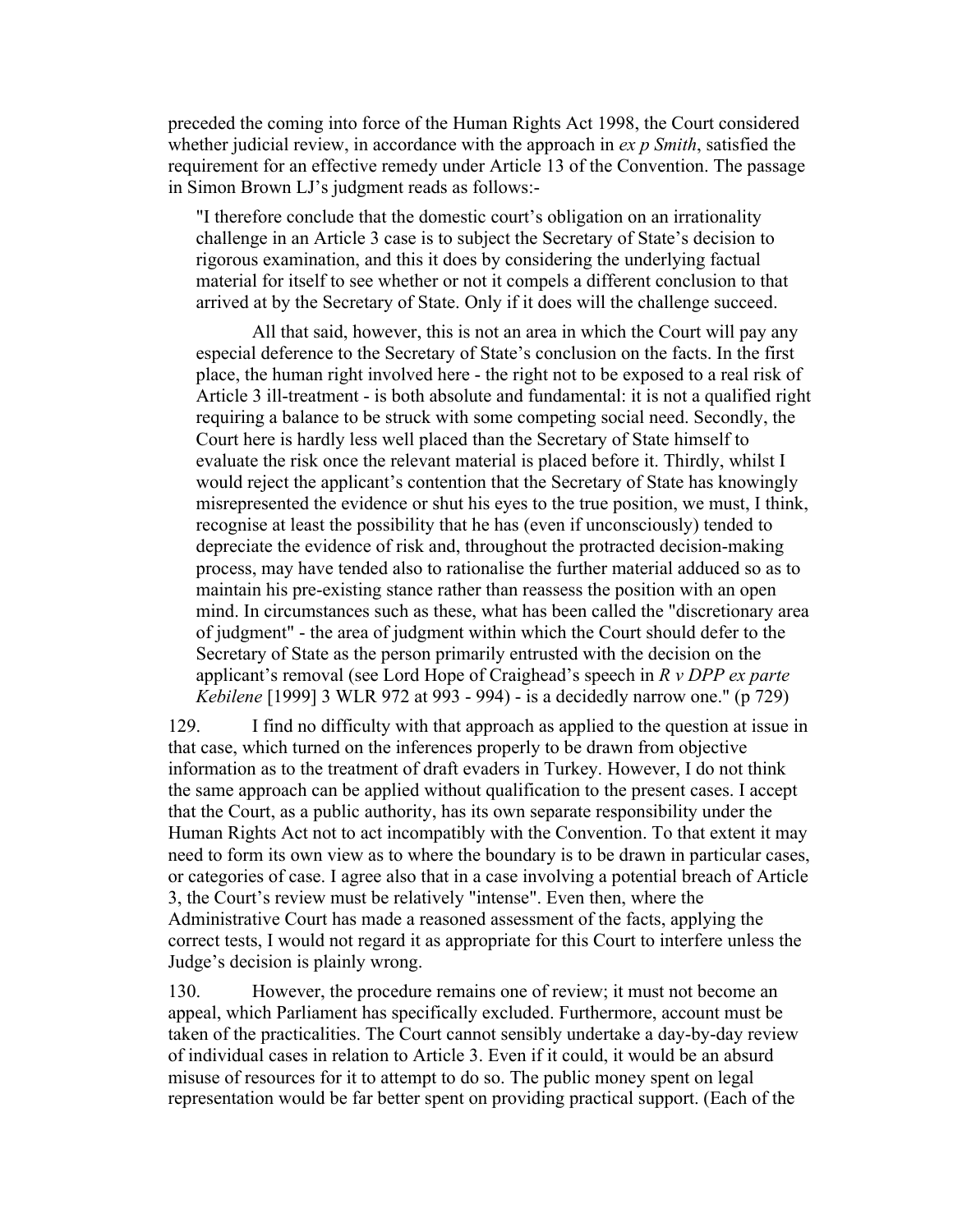preceded the coming into force of the Human Rights Act 1998, the Court considered whether judicial review, in accordance with the approach in *ex p Smith*, satisfied the requirement for an effective remedy under Article 13 of the Convention. The passage in Simon Brown LJ's judgment reads as follows:-

> "I therefore conclude that the domestic court's obligation on an irrationality challenge in an Article 3 case is to subject the Secretary of State's decision to rigorous examination, and this it does by considering the underlying factual material for itself to see whether or not it compels a different conclusion to that arrived at by the Secretary of State. Only if it does will the challenge succeed.
>
> All that said, however, this is not an area in which the Court will pay any especial deference to the Secretary of State's conclusion on the facts. In the first place, the human right involved here - the right not to be exposed to a real risk of Article 3 ill-treatment - is both absolute and fundamental: it is not a qualified right requiring a balance to be struck with some competing social need. Secondly, the Court here is hardly less well placed than the Secretary of State himself to evaluate the risk once the relevant material is placed before it. Thirdly, whilst I would reject the applicant's contention that the Secretary of State has knowingly misrepresented the evidence or shut his eyes to the true position, we must, I think, recognise at least the possibility that he has (even if unconsciously) tended to depreciate the evidence of risk and, throughout the protracted decision-making process, may have tended also to rationalise the further material adduced so as to maintain his pre-existing stance rather than reassess the position with an open mind. In circumstances such as these, what has been called the "discretionary area of judgment" - the area of judgment within which the Court should defer to the Secretary of State as the person primarily entrusted with the decision on the applicant's removal (see Lord Hope of Craighead's speech in *R v DPP ex parte Kebilene* [1999] 3 WLR 972 at 993 - 994) - is a decidedly narrow one." (p 729)

129. I find no difficulty with that approach as applied to the question at issue in that case, which turned on the inferences properly to be drawn from objective information as to the treatment of draft evaders in Turkey. However, I do not think the same approach can be applied without qualification to the present cases. I accept that the Court, as a public authority, has its own separate responsibility under the Human Rights Act not to act incompatibly with the Convention. To that extent it may need to form its own view as to where the boundary is to be drawn in particular cases, or categories of case. I agree also that in a case involving a potential breach of Article 3, the Court's review must be relatively "intense". Even then, where the Administrative Court has made a reasoned assessment of the facts, applying the correct tests, I would not regard it as appropriate for this Court to interfere unless the Judge's decision is plainly wrong.

130. However, the procedure remains one of review; it must not become an appeal, which Parliament has specifically excluded. Furthermore, account must be taken of the practicalities. The Court cannot sensibly undertake a day-by-day review of individual cases in relation to Article 3. Even if it could, it would be an absurd misuse of resources for it to attempt to do so. The public money spent on legal representation would be far better spent on providing practical support. (Each of the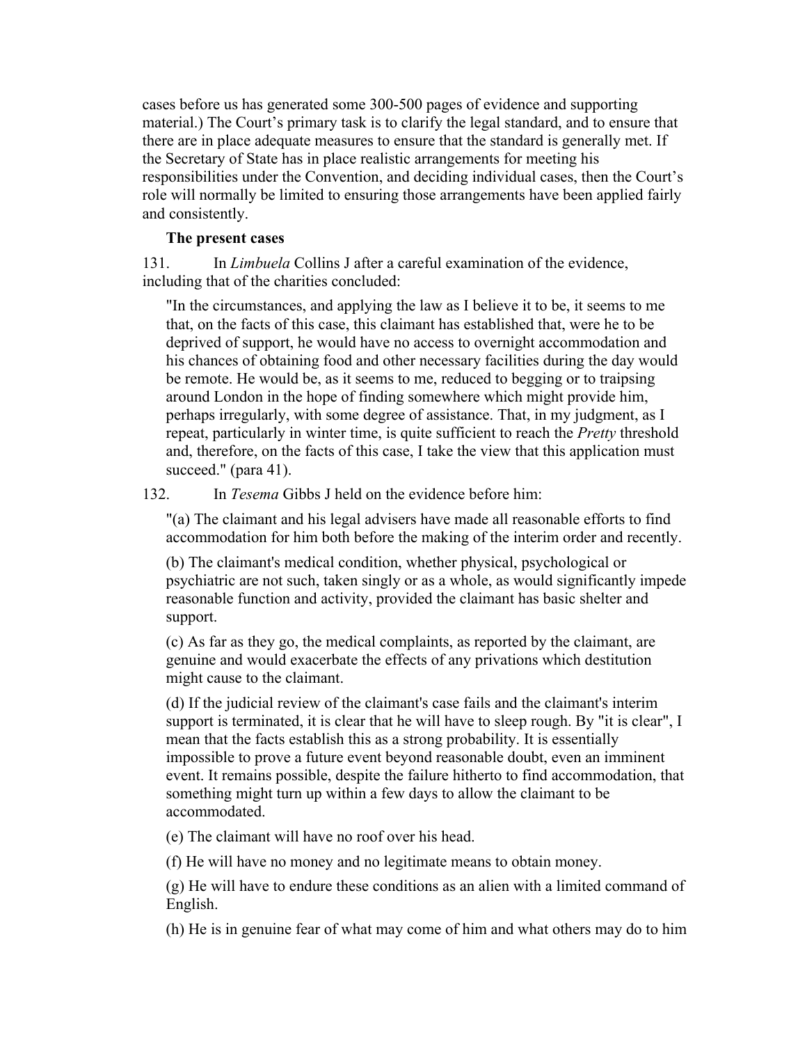cases before us has generated some 300-500 pages of evidence and supporting material.) The Court's primary task is to clarify the legal standard, and to ensure that there are in place adequate measures to ensure that the standard is generally met. If the Secretary of State has in place realistic arrangements for meeting his responsibilities under the Convention, and deciding individual cases, then the Court's role will normally be limited to ensuring those arrangements have been applied fairly and consistently.

**The present cases**

131. In *Limbuela* Collins J after a careful examination of the evidence, including that of the charities concluded:

> "In the circumstances, and applying the law as I believe it to be, it seems to me that, on the facts of this case, this claimant has established that, were he to be deprived of support, he would have no access to overnight accommodation and his chances of obtaining food and other necessary facilities during the day would be remote. He would be, as it seems to me, reduced to begging or to traipsing around London in the hope of finding somewhere which might provide him, perhaps irregularly, with some degree of assistance. That, in my judgment, as I repeat, particularly in winter time, is quite sufficient to reach the *Pretty* threshold and, therefore, on the facts of this case, I take the view that this application must succeed." (para 41).

132. In *Tesema* Gibbs J held on the evidence before him:

> "(a) The claimant and his legal advisers have made all reasonable efforts to find accommodation for him both before the making of the interim order and recently.
>
> (b) The claimant's medical condition, whether physical, psychological or psychiatric are not such, taken singly or as a whole, as would significantly impede reasonable function and activity, provided the claimant has basic shelter and support.
>
> (c) As far as they go, the medical complaints, as reported by the claimant, are genuine and would exacerbate the effects of any privations which destitution might cause to the claimant.
>
> (d) If the judicial review of the claimant's case fails and the claimant's interim support is terminated, it is clear that he will have to sleep rough. By "it is clear", I mean that the facts establish this as a strong probability. It is essentially impossible to prove a future event beyond reasonable doubt, even an imminent event. It remains possible, despite the failure hitherto to find accommodation, that something might turn up within a few days to allow the claimant to be accommodated.
>
> (e) The claimant will have no roof over his head.
>
> (f) He will have no money and no legitimate means to obtain money.
>
> (g) He will have to endure these conditions as an alien with a limited command of English.
>
> (h) He is in genuine fear of what may come of him and what others may do to him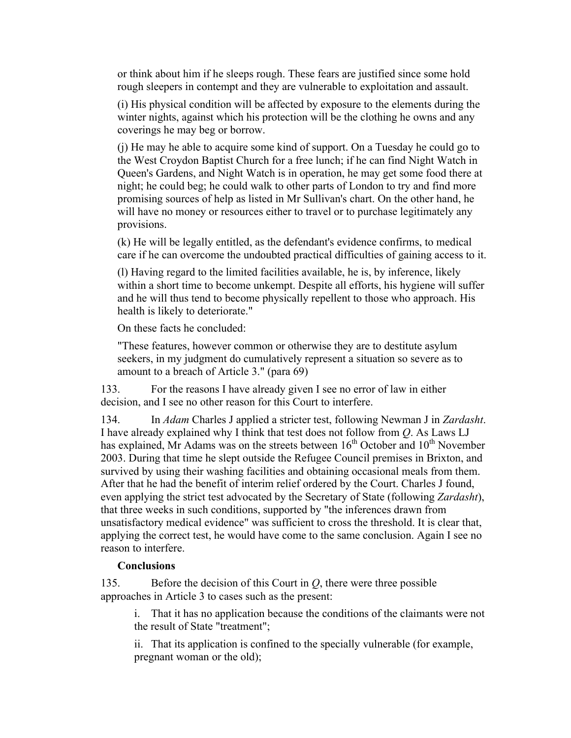or think about him if he sleeps rough. These fears are justified since some hold rough sleepers in contempt and they are vulnerable to exploitation and assault.

(i) His physical condition will be affected by exposure to the elements during the winter nights, against which his protection will be the clothing he owns and any coverings he may beg or borrow.

(j) He may he able to acquire some kind of support. On a Tuesday he could go to the West Croydon Baptist Church for a free lunch; if he can find Night Watch in Queen's Gardens, and Night Watch is in operation, he may get some food there at night; he could beg; he could walk to other parts of London to try and find more promising sources of help as listed in Mr Sullivan's chart. On the other hand, he will have no money or resources either to travel or to purchase legitimately any provisions.

(k) He will be legally entitled, as the defendant's evidence confirms, to medical care if he can overcome the undoubted practical difficulties of gaining access to it.

(l) Having regard to the limited facilities available, he is, by inference, likely within a short time to become unkempt. Despite all efforts, his hygiene will suffer and he will thus tend to become physically repellent to those who approach. His health is likely to deteriorate."

On these facts he concluded:

"These features, however common or otherwise they are to destitute asylum seekers, in my judgment do cumulatively represent a situation so severe as to amount to a breach of Article 3." (para 69)

133. For the reasons I have already given I see no error of law in either decision, and I see no other reason for this Court to interfere.

134. In *Adam* Charles J applied a stricter test, following Newman J in *Zardasht*. I have already explained why I think that test does not follow from *Q*. As Laws LJ has explained, Mr Adams was on the streets between 16th October and 10th November 2003. During that time he slept outside the Refugee Council premises in Brixton, and survived by using their washing facilities and obtaining occasional meals from them. After that he had the benefit of interim relief ordered by the Court. Charles J found, even applying the strict test advocated by the Secretary of State (following *Zardasht*), that three weeks in such conditions, supported by "the inferences drawn from unsatisfactory medical evidence" was sufficient to cross the threshold. It is clear that, applying the correct test, he would have come to the same conclusion. Again I see no reason to interfere.

**Conclusions**

135. Before the decision of this Court in *Q*, there were three possible approaches in Article 3 to cases such as the present:

i. That it has no application because the conditions of the claimants were not the result of State "treatment";

ii. That its application is confined to the specially vulnerable (for example, pregnant woman or the old);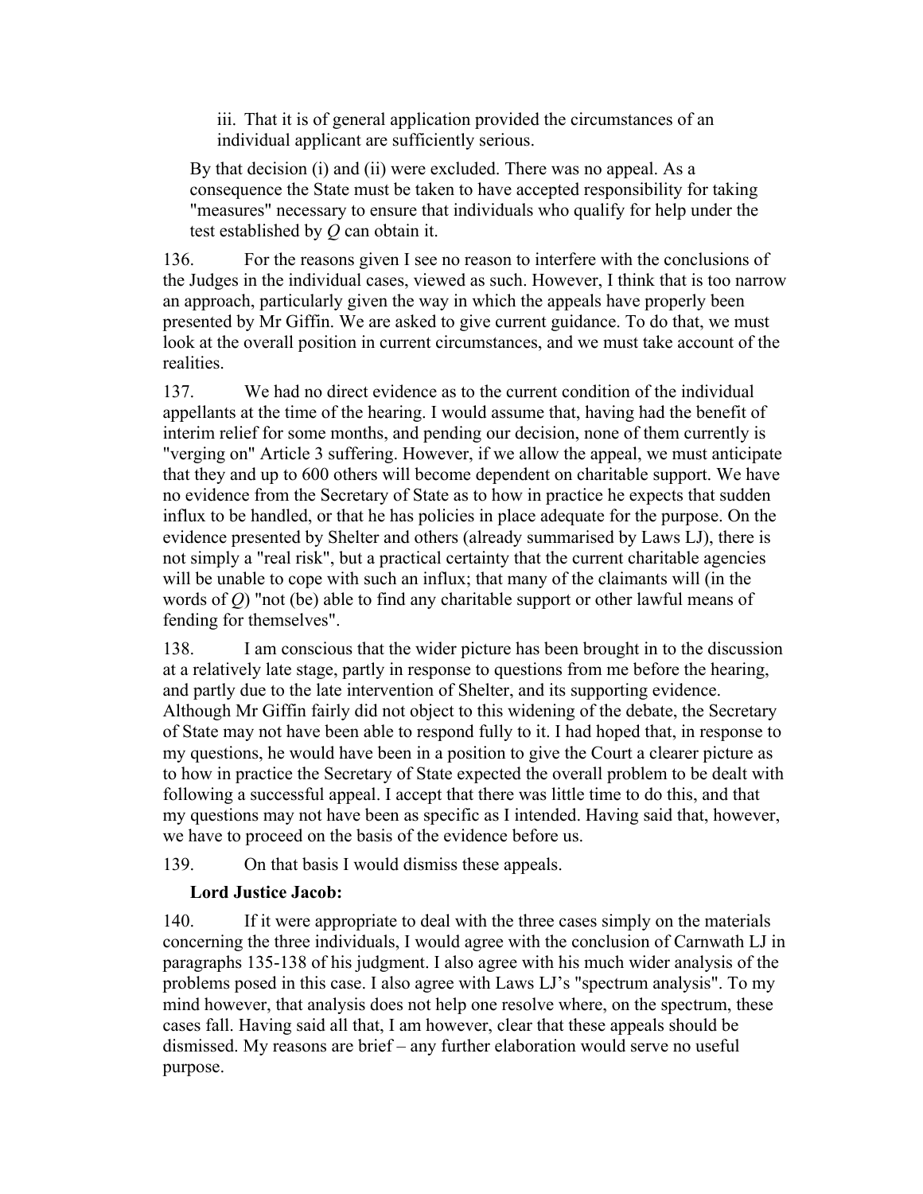iii. That it is of general application provided the circumstances of an individual applicant are sufficiently serious.

By that decision (i) and (ii) were excluded. There was no appeal. As a consequence the State must be taken to have accepted responsibility for taking "measures" necessary to ensure that individuals who qualify for help under the test established by *Q* can obtain it.

136. For the reasons given I see no reason to interfere with the conclusions of the Judges in the individual cases, viewed as such. However, I think that is too narrow an approach, particularly given the way in which the appeals have properly been presented by Mr Giffin. We are asked to give current guidance. To do that, we must look at the overall position in current circumstances, and we must take account of the realities.

137. We had no direct evidence as to the current condition of the individual appellants at the time of the hearing. I would assume that, having had the benefit of interim relief for some months, and pending our decision, none of them currently is "verging on" Article 3 suffering. However, if we allow the appeal, we must anticipate that they and up to 600 others will become dependent on charitable support. We have no evidence from the Secretary of State as to how in practice he expects that sudden influx to be handled, or that he has policies in place adequate for the purpose. On the evidence presented by Shelter and others (already summarised by Laws LJ), there is not simply a "real risk", but a practical certainty that the current charitable agencies will be unable to cope with such an influx; that many of the claimants will (in the words of *Q*) "not (be) able to find any charitable support or other lawful means of fending for themselves".

138. I am conscious that the wider picture has been brought in to the discussion at a relatively late stage, partly in response to questions from me before the hearing, and partly due to the late intervention of Shelter, and its supporting evidence. Although Mr Giffin fairly did not object to this widening of the debate, the Secretary of State may not have been able to respond fully to it. I had hoped that, in response to my questions, he would have been in a position to give the Court a clearer picture as to how in practice the Secretary of State expected the overall problem to be dealt with following a successful appeal. I accept that there was little time to do this, and that my questions may not have been as specific as I intended. Having said that, however, we have to proceed on the basis of the evidence before us.

139. On that basis I would dismiss these appeals.

**Lord Justice Jacob:**

140. If it were appropriate to deal with the three cases simply on the materials concerning the three individuals, I would agree with the conclusion of Carnwath LJ in paragraphs 135-138 of his judgment. I also agree with his much wider analysis of the problems posed in this case. I also agree with Laws LJ's "spectrum analysis". To my mind however, that analysis does not help one resolve where, on the spectrum, these cases fall. Having said all that, I am however, clear that these appeals should be dismissed. My reasons are brief – any further elaboration would serve no useful purpose.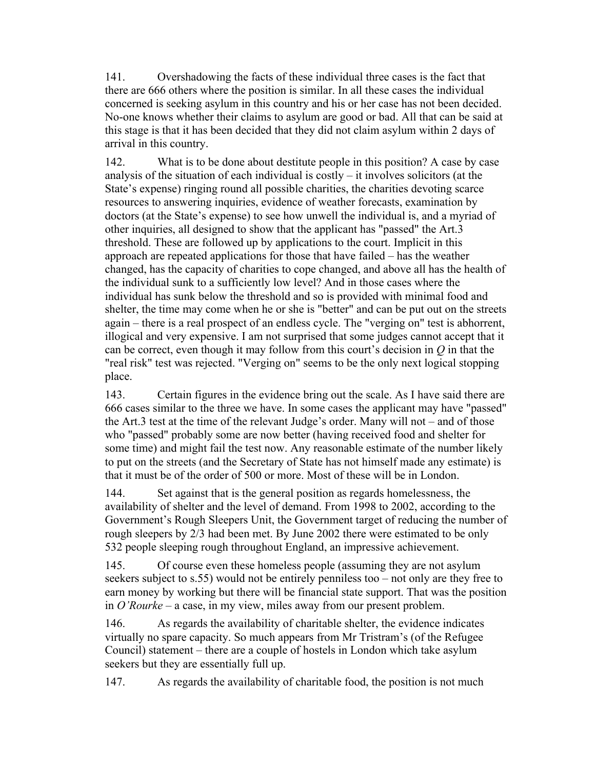141. Overshadowing the facts of these individual three cases is the fact that there are 666 others where the position is similar. In all these cases the individual concerned is seeking asylum in this country and his or her case has not been decided. No-one knows whether their claims to asylum are good or bad. All that can be said at this stage is that it has been decided that they did not claim asylum within 2 days of arrival in this country.

142. What is to be done about destitute people in this position? A case by case analysis of the situation of each individual is costly – it involves solicitors (at the State's expense) ringing round all possible charities, the charities devoting scarce resources to answering inquiries, evidence of weather forecasts, examination by doctors (at the State's expense) to see how unwell the individual is, and a myriad of other inquiries, all designed to show that the applicant has "passed" the Art.3 threshold. These are followed up by applications to the court. Implicit in this approach are repeated applications for those that have failed – has the weather changed, has the capacity of charities to cope changed, and above all has the health of the individual sunk to a sufficiently low level? And in those cases where the individual has sunk below the threshold and so is provided with minimal food and shelter, the time may come when he or she is "better" and can be put out on the streets again – there is a real prospect of an endless cycle. The "verging on" test is abhorrent, illogical and very expensive. I am not surprised that some judges cannot accept that it can be correct, even though it may follow from this court's decision in *Q* in that the "real risk" test was rejected. "Verging on" seems to be the only next logical stopping place.

143. Certain figures in the evidence bring out the scale. As I have said there are 666 cases similar to the three we have. In some cases the applicant may have "passed" the Art.3 test at the time of the relevant Judge's order. Many will not – and of those who "passed" probably some are now better (having received food and shelter for some time) and might fail the test now. Any reasonable estimate of the number likely to put on the streets (and the Secretary of State has not himself made any estimate) is that it must be of the order of 500 or more. Most of these will be in London.

144. Set against that is the general position as regards homelessness, the availability of shelter and the level of demand. From 1998 to 2002, according to the Government's Rough Sleepers Unit, the Government target of reducing the number of rough sleepers by 2/3 had been met. By June 2002 there were estimated to be only 532 people sleeping rough throughout England, an impressive achievement.

145. Of course even these homeless people (assuming they are not asylum seekers subject to s.55) would not be entirely penniless too – not only are they free to earn money by working but there will be financial state support. That was the position in *O'Rourke* – a case, in my view, miles away from our present problem.

146. As regards the availability of charitable shelter, the evidence indicates virtually no spare capacity. So much appears from Mr Tristram's (of the Refugee Council) statement – there are a couple of hostels in London which take asylum seekers but they are essentially full up.

147. As regards the availability of charitable food, the position is not much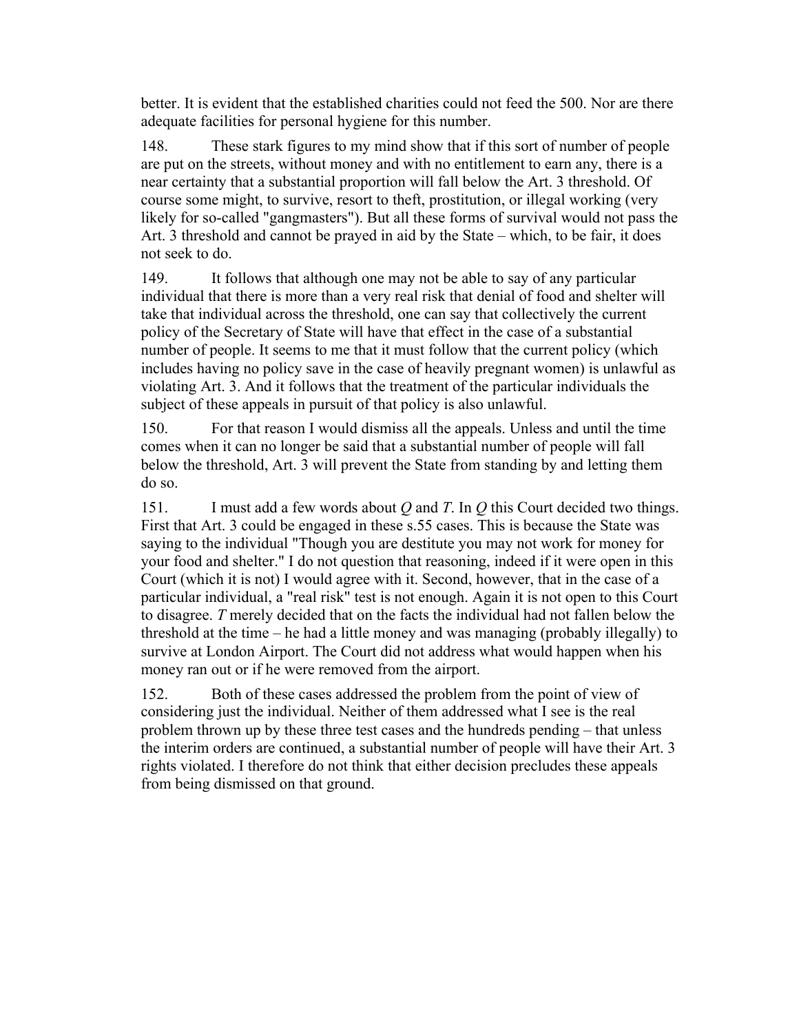better. It is evident that the established charities could not feed the 500. Nor are there adequate facilities for personal hygiene for this number.

148. These stark figures to my mind show that if this sort of number of people are put on the streets, without money and with no entitlement to earn any, there is a near certainty that a substantial proportion will fall below the Art. 3 threshold. Of course some might, to survive, resort to theft, prostitution, or illegal working (very likely for so-called "gangmasters"). But all these forms of survival would not pass the Art. 3 threshold and cannot be prayed in aid by the State – which, to be fair, it does not seek to do.

149. It follows that although one may not be able to say of any particular individual that there is more than a very real risk that denial of food and shelter will take that individual across the threshold, one can say that collectively the current policy of the Secretary of State will have that effect in the case of a substantial number of people. It seems to me that it must follow that the current policy (which includes having no policy save in the case of heavily pregnant women) is unlawful as violating Art. 3. And it follows that the treatment of the particular individuals the subject of these appeals in pursuit of that policy is also unlawful.

150. For that reason I would dismiss all the appeals. Unless and until the time comes when it can no longer be said that a substantial number of people will fall below the threshold, Art. 3 will prevent the State from standing by and letting them do so.

151. I must add a few words about *Q* and *T*. In *Q* this Court decided two things. First that Art. 3 could be engaged in these s.55 cases. This is because the State was saying to the individual "Though you are destitute you may not work for money for your food and shelter." I do not question that reasoning, indeed if it were open in this Court (which it is not) I would agree with it. Second, however, that in the case of a particular individual, a "real risk" test is not enough. Again it is not open to this Court to disagree. *T* merely decided that on the facts the individual had not fallen below the threshold at the time – he had a little money and was managing (probably illegally) to survive at London Airport. The Court did not address what would happen when his money ran out or if he were removed from the airport.

152. Both of these cases addressed the problem from the point of view of considering just the individual. Neither of them addressed what I see is the real problem thrown up by these three test cases and the hundreds pending – that unless the interim orders are continued, a substantial number of people will have their Art. 3 rights violated. I therefore do not think that either decision precludes these appeals from being dismissed on that ground.